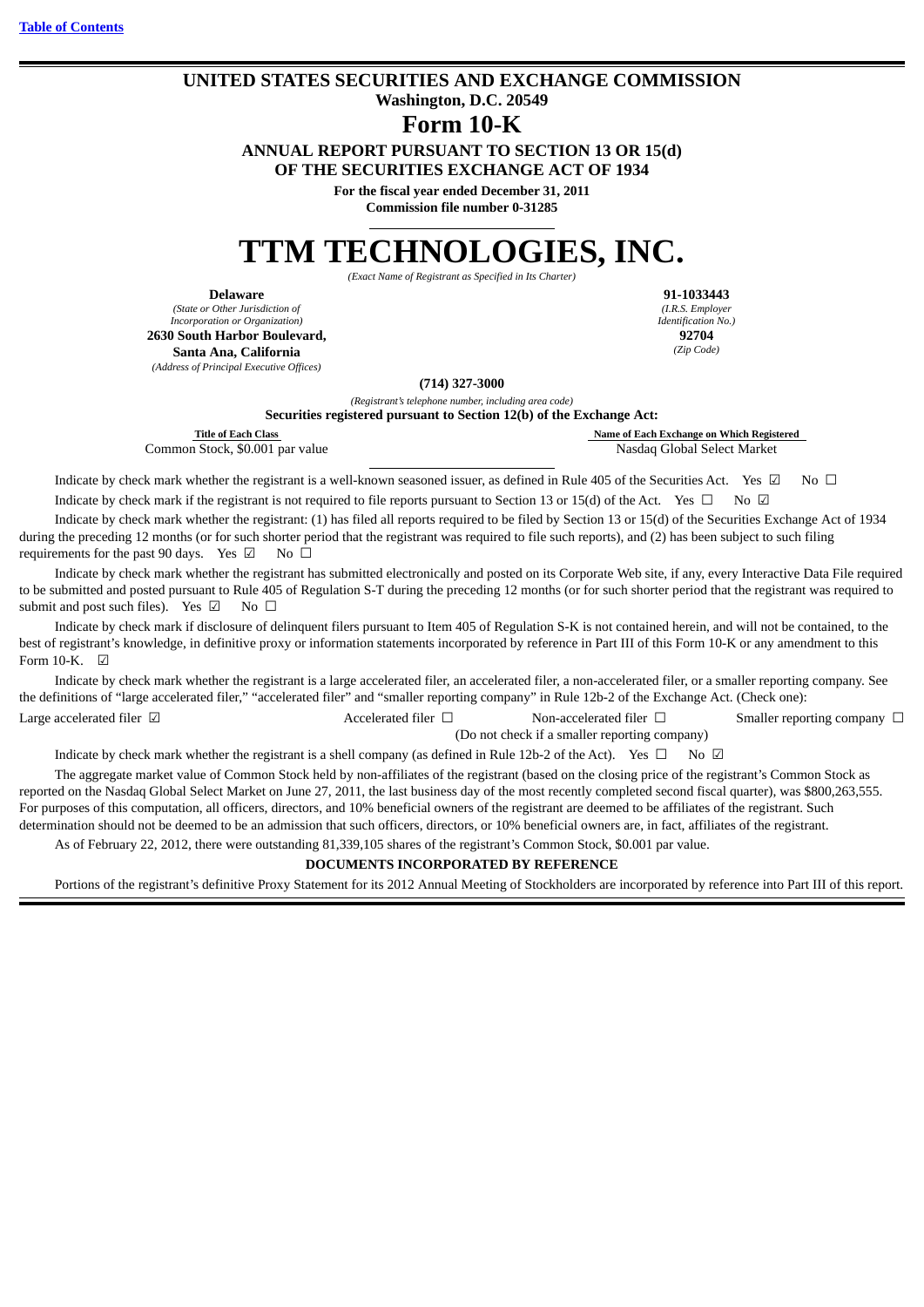[Table of Contents](#)

# UNITED STATES SECURITIES AND EXCHANGE COMMISSION

**Washington, D.C. 20549**

# Form 10-K

**ANNUAL REPORT PURSUANT TO SECTION 13 OR 15(d) OF THE SECURITIES EXCHANGE ACT OF 1934**

**For the fiscal year ended December 31, 2011**

**Commission file number 0-31285**

# TTM TECHNOLOGIES, INC.

*(Exact Name of Registrant as Specified in Its Charter)*

| | |
|---|---|
| **Delaware** | **91-1033443** |
| *(State or Other Jurisdiction of Incorporation or Organization)* | *(I.R.S. Employer Identification No.)* |
| **2630 South Harbor Boulevard, Santa Ana, California** | **92704** |
| *(Address of Principal Executive Offices)* | *(Zip Code)* |

**(714) 327-3000**

*(Registrant's telephone number, including area code)*

**Securities registered pursuant to Section 12(b) of the Exchange Act:**

| Title of Each Class | Name of Each Exchange on Which Registered |
|---|---|
| Common Stock, $0.001 par value | Nasdaq Global Select Market |

Indicate by check mark whether the registrant is a well-known seasoned issuer, as defined in Rule 405 of the Securities Act. Yes ☑ No ☐

Indicate by check mark if the registrant is not required to file reports pursuant to Section 13 or 15(d) of the Act. Yes ☐ No ☑

Indicate by check mark whether the registrant: (1) has filed all reports required to be filed by Section 13 or 15(d) of the Securities Exchange Act of 1934 during the preceding 12 months (or for such shorter period that the registrant was required to file such reports), and (2) has been subject to such filing requirements for the past 90 days. Yes ☑ No ☐

Indicate by check mark whether the registrant has submitted electronically and posted on its Corporate Web site, if any, every Interactive Data File required to be submitted and posted pursuant to Rule 405 of Regulation S-T during the preceding 12 months (or for such shorter period that the registrant was required to submit and post such files). Yes ☑ No ☐

Indicate by check mark if disclosure of delinquent filers pursuant to Item 405 of Regulation S-K is not contained herein, and will not be contained, to the best of registrant's knowledge, in definitive proxy or information statements incorporated by reference in Part III of this Form 10-K or any amendment to this Form 10-K. ☑

Indicate by check mark whether the registrant is a large accelerated filer, an accelerated filer, a non-accelerated filer, or a smaller reporting company. See the definitions of "large accelerated filer," "accelerated filer" and "smaller reporting company" in Rule 12b-2 of the Exchange Act. (Check one):

| | | | |
|---|---|---|---|
| Large accelerated filer ☑ | Accelerated filer ☐ | Non-accelerated filer ☐ (Do not check if a smaller reporting company) | Smaller reporting company ☐ |

Indicate by check mark whether the registrant is a shell company (as defined in Rule 12b-2 of the Act). Yes ☐ No ☑

The aggregate market value of Common Stock held by non-affiliates of the registrant (based on the closing price of the registrant's Common Stock as reported on the Nasdaq Global Select Market on June 27, 2011, the last business day of the most recently completed second fiscal quarter), was $800,263,555. For purposes of this computation, all officers, directors, and 10% beneficial owners of the registrant are deemed to be affiliates of the registrant. Such determination should not be deemed to be an admission that such officers, directors, or 10% beneficial owners are, in fact, affiliates of the registrant.

As of February 22, 2012, there were outstanding 81,339,105 shares of the registrant's Common Stock, $0.001 par value.

**DOCUMENTS INCORPORATED BY REFERENCE**

Portions of the registrant's definitive Proxy Statement for its 2012 Annual Meeting of Stockholders are incorporated by reference into Part III of this report.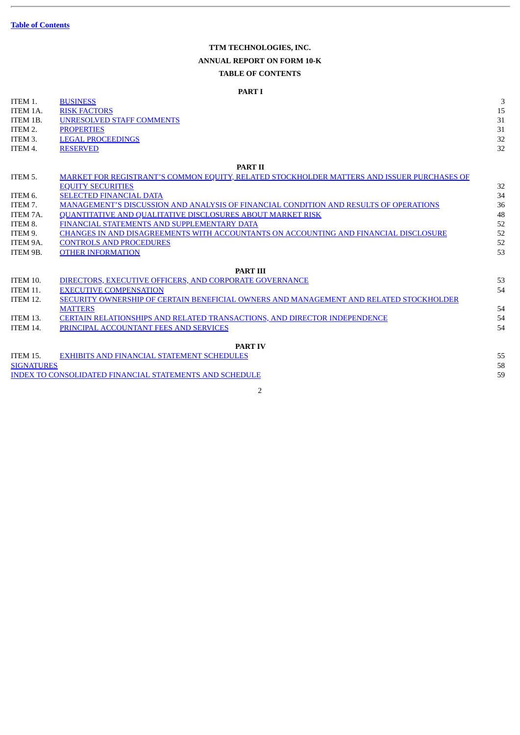Table of Contents

**TTM TECHNOLOGIES, INC.**

**ANNUAL REPORT ON FORM 10-K**

**TABLE OF CONTENTS**

**PART I**

| | | |
|---|---|---|
| ITEM 1. | BUSINESS | 3 |
| ITEM 1A. | RISK FACTORS | 15 |
| ITEM 1B. | UNRESOLVED STAFF COMMENTS | 31 |
| ITEM 2. | PROPERTIES | 31 |
| ITEM 3. | LEGAL PROCEEDINGS | 32 |
| ITEM 4. | RESERVED | 32 |

**PART II**

| | | |
|---|---|---|
| ITEM 5. | MARKET FOR REGISTRANT'S COMMON EQUITY, RELATED STOCKHOLDER MATTERS AND ISSUER PURCHASES OF EQUITY SECURITIES | 32 |
| ITEM 6. | SELECTED FINANCIAL DATA | 34 |
| ITEM 7. | MANAGEMENT'S DISCUSSION AND ANALYSIS OF FINANCIAL CONDITION AND RESULTS OF OPERATIONS | 36 |
| ITEM 7A. | QUANTITATIVE AND QUALITATIVE DISCLOSURES ABOUT MARKET RISK | 48 |
| ITEM 8. | FINANCIAL STATEMENTS AND SUPPLEMENTARY DATA | 52 |
| ITEM 9. | CHANGES IN AND DISAGREEMENTS WITH ACCOUNTANTS ON ACCOUNTING AND FINANCIAL DISCLOSURE | 52 |
| ITEM 9A. | CONTROLS AND PROCEDURES | 52 |
| ITEM 9B. | OTHER INFORMATION | 53 |

**PART III**

| | | |
|---|---|---|
| ITEM 10. | DIRECTORS, EXECUTIVE OFFICERS, AND CORPORATE GOVERNANCE | 53 |
| ITEM 11. | EXECUTIVE COMPENSATION | 54 |
| ITEM 12. | SECURITY OWNERSHIP OF CERTAIN BENEFICIAL OWNERS AND MANAGEMENT AND RELATED STOCKHOLDER MATTERS | 54 |
| ITEM 13. | CERTAIN RELATIONSHIPS AND RELATED TRANSACTIONS, AND DIRECTOR INDEPENDENCE | 54 |
| ITEM 14. | PRINCIPAL ACCOUNTANT FEES AND SERVICES | 54 |

**PART IV**

| | | |
|---|---|---|
| ITEM 15. | EXHIBITS AND FINANCIAL STATEMENT SCHEDULES | 55 |
| SIGNATURES | | 58 |
| INDEX TO CONSOLIDATED FINANCIAL STATEMENTS AND SCHEDULE | | 59 |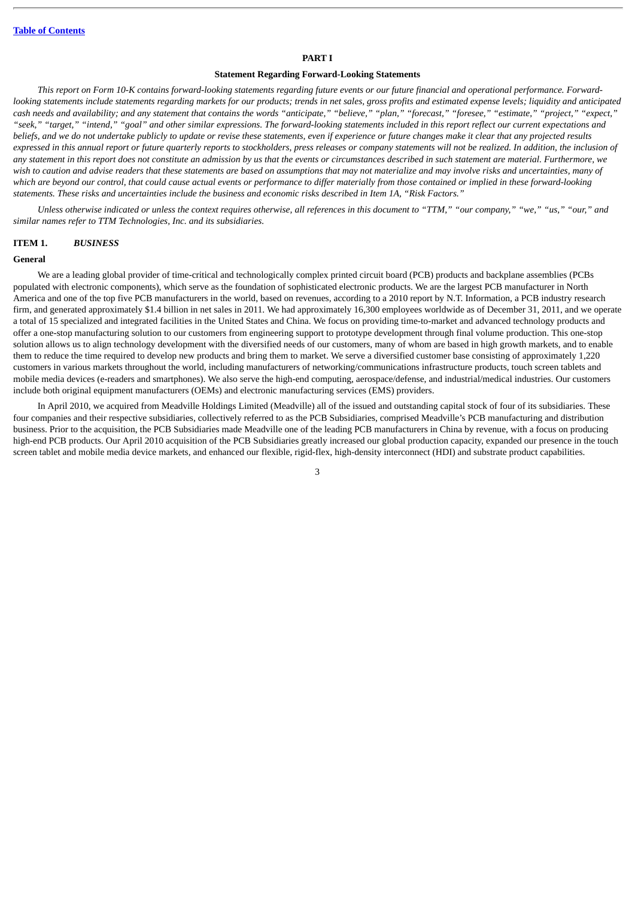[Table of Contents](#)

# PART I

## Statement Regarding Forward-Looking Statements

*This report on Form 10-K contains forward-looking statements regarding future events or our future financial and operational performance. Forward-looking statements include statements regarding markets for our products; trends in net sales, gross profits and estimated expense levels; liquidity and anticipated cash needs and availability; and any statement that contains the words "anticipate," "believe," "plan," "forecast," "foresee," "estimate," "project," "expect," "seek," "target," "intend," "goal" and other similar expressions. The forward-looking statements included in this report reflect our current expectations and beliefs, and we do not undertake publicly to update or revise these statements, even if experience or future changes make it clear that any projected results expressed in this annual report or future quarterly reports to stockholders, press releases or company statements will not be realized. In addition, the inclusion of any statement in this report does not constitute an admission by us that the events or circumstances described in such statement are material. Furthermore, we wish to caution and advise readers that these statements are based on assumptions that may not materialize and may involve risks and uncertainties, many of which are beyond our control, that could cause actual events or performance to differ materially from those contained or implied in these forward-looking statements. These risks and uncertainties include the business and economic risks described in Item 1A, "Risk Factors."*

*Unless otherwise indicated or unless the context requires otherwise, all references in this document to "TTM," "our company," "we," "us," "our," and similar names refer to TTM Technologies, Inc. and its subsidiaries.*

## ITEM 1. *BUSINESS*

### General

We are a leading global provider of time-critical and technologically complex printed circuit board (PCB) products and backplane assemblies (PCBs populated with electronic components), which serve as the foundation of sophisticated electronic products. We are the largest PCB manufacturer in North America and one of the top five PCB manufacturers in the world, based on revenues, according to a 2010 report by N.T. Information, a PCB industry research firm, and generated approximately $1.4 billion in net sales in 2011. We had approximately 16,300 employees worldwide as of December 31, 2011, and we operate a total of 15 specialized and integrated facilities in the United States and China. We focus on providing time-to-market and advanced technology products and offer a one-stop manufacturing solution to our customers from engineering support to prototype development through final volume production. This one-stop solution allows us to align technology development with the diversified needs of our customers, many of whom are based in high growth markets, and to enable them to reduce the time required to develop new products and bring them to market. We serve a diversified customer base consisting of approximately 1,220 customers in various markets throughout the world, including manufacturers of networking/communications infrastructure products, touch screen tablets and mobile media devices (e-readers and smartphones). We also serve the high-end computing, aerospace/defense, and industrial/medical industries. Our customers include both original equipment manufacturers (OEMs) and electronic manufacturing services (EMS) providers.

In April 2010, we acquired from Meadville Holdings Limited (Meadville) all of the issued and outstanding capital stock of four of its subsidiaries. These four companies and their respective subsidiaries, collectively referred to as the PCB Subsidiaries, comprised Meadville's PCB manufacturing and distribution business. Prior to the acquisition, the PCB Subsidiaries made Meadville one of the leading PCB manufacturers in China by revenue, with a focus on producing high-end PCB products. Our April 2010 acquisition of the PCB Subsidiaries greatly increased our global production capacity, expanded our presence in the touch screen tablet and mobile media device markets, and enhanced our flexible, rigid-flex, high-density interconnect (HDI) and substrate product capabilities.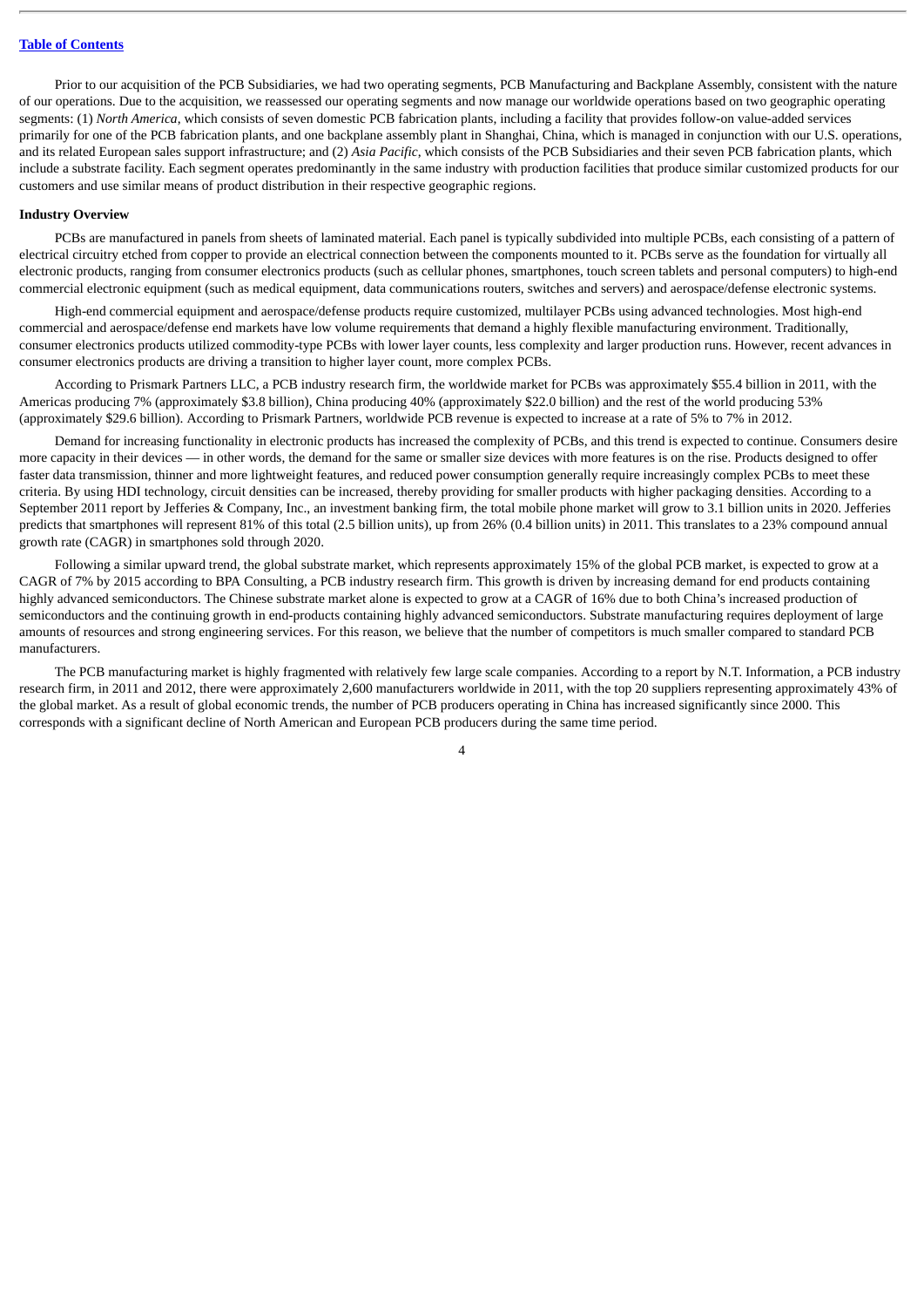Prior to our acquisition of the PCB Subsidiaries, we had two operating segments, PCB Manufacturing and Backplane Assembly, consistent with the nature of our operations. Due to the acquisition, we reassessed our operating segments and now manage our worldwide operations based on two geographic operating segments: (1) *North America*, which consists of seven domestic PCB fabrication plants, including a facility that provides follow-on value-added services primarily for one of the PCB fabrication plants, and one backplane assembly plant in Shanghai, China, which is managed in conjunction with our U.S. operations, and its related European sales support infrastructure; and (2) *Asia Pacific*, which consists of the PCB Subsidiaries and their seven PCB fabrication plants, which include a substrate facility. Each segment operates predominantly in the same industry with production facilities that produce similar customized products for our customers and use similar means of product distribution in their respective geographic regions.

**Industry Overview**

PCBs are manufactured in panels from sheets of laminated material. Each panel is typically subdivided into multiple PCBs, each consisting of a pattern of electrical circuitry etched from copper to provide an electrical connection between the components mounted to it. PCBs serve as the foundation for virtually all electronic products, ranging from consumer electronics products (such as cellular phones, smartphones, touch screen tablets and personal computers) to high-end commercial electronic equipment (such as medical equipment, data communications routers, switches and servers) and aerospace/defense electronic systems.

High-end commercial equipment and aerospace/defense products require customized, multilayer PCBs using advanced technologies. Most high-end commercial and aerospace/defense end markets have low volume requirements that demand a highly flexible manufacturing environment. Traditionally, consumer electronics products utilized commodity-type PCBs with lower layer counts, less complexity and larger production runs. However, recent advances in consumer electronics products are driving a transition to higher layer count, more complex PCBs.

According to Prismark Partners LLC, a PCB industry research firm, the worldwide market for PCBs was approximately $55.4 billion in 2011, with the Americas producing 7% (approximately $3.8 billion), China producing 40% (approximately $22.0 billion) and the rest of the world producing 53% (approximately $29.6 billion). According to Prismark Partners, worldwide PCB revenue is expected to increase at a rate of 5% to 7% in 2012.

Demand for increasing functionality in electronic products has increased the complexity of PCBs, and this trend is expected to continue. Consumers desire more capacity in their devices — in other words, the demand for the same or smaller size devices with more features is on the rise. Products designed to offer faster data transmission, thinner and more lightweight features, and reduced power consumption generally require increasingly complex PCBs to meet these criteria. By using HDI technology, circuit densities can be increased, thereby providing for smaller products with higher packaging densities. According to a September 2011 report by Jefferies & Company, Inc., an investment banking firm, the total mobile phone market will grow to 3.1 billion units in 2020. Jefferies predicts that smartphones will represent 81% of this total (2.5 billion units), up from 26% (0.4 billion units) in 2011. This translates to a 23% compound annual growth rate (CAGR) in smartphones sold through 2020.

Following a similar upward trend, the global substrate market, which represents approximately 15% of the global PCB market, is expected to grow at a CAGR of 7% by 2015 according to BPA Consulting, a PCB industry research firm. This growth is driven by increasing demand for end products containing highly advanced semiconductors. The Chinese substrate market alone is expected to grow at a CAGR of 16% due to both China's increased production of semiconductors and the continuing growth in end-products containing highly advanced semiconductors. Substrate manufacturing requires deployment of large amounts of resources and strong engineering services. For this reason, we believe that the number of competitors is much smaller compared to standard PCB manufacturers.

The PCB manufacturing market is highly fragmented with relatively few large scale companies. According to a report by N.T. Information, a PCB industry research firm, in 2011 and 2012, there were approximately 2,600 manufacturers worldwide in 2011, with the top 20 suppliers representing approximately 43% of the global market. As a result of global economic trends, the number of PCB producers operating in China has increased significantly since 2000. This corresponds with a significant decline of North American and European PCB producers during the same time period.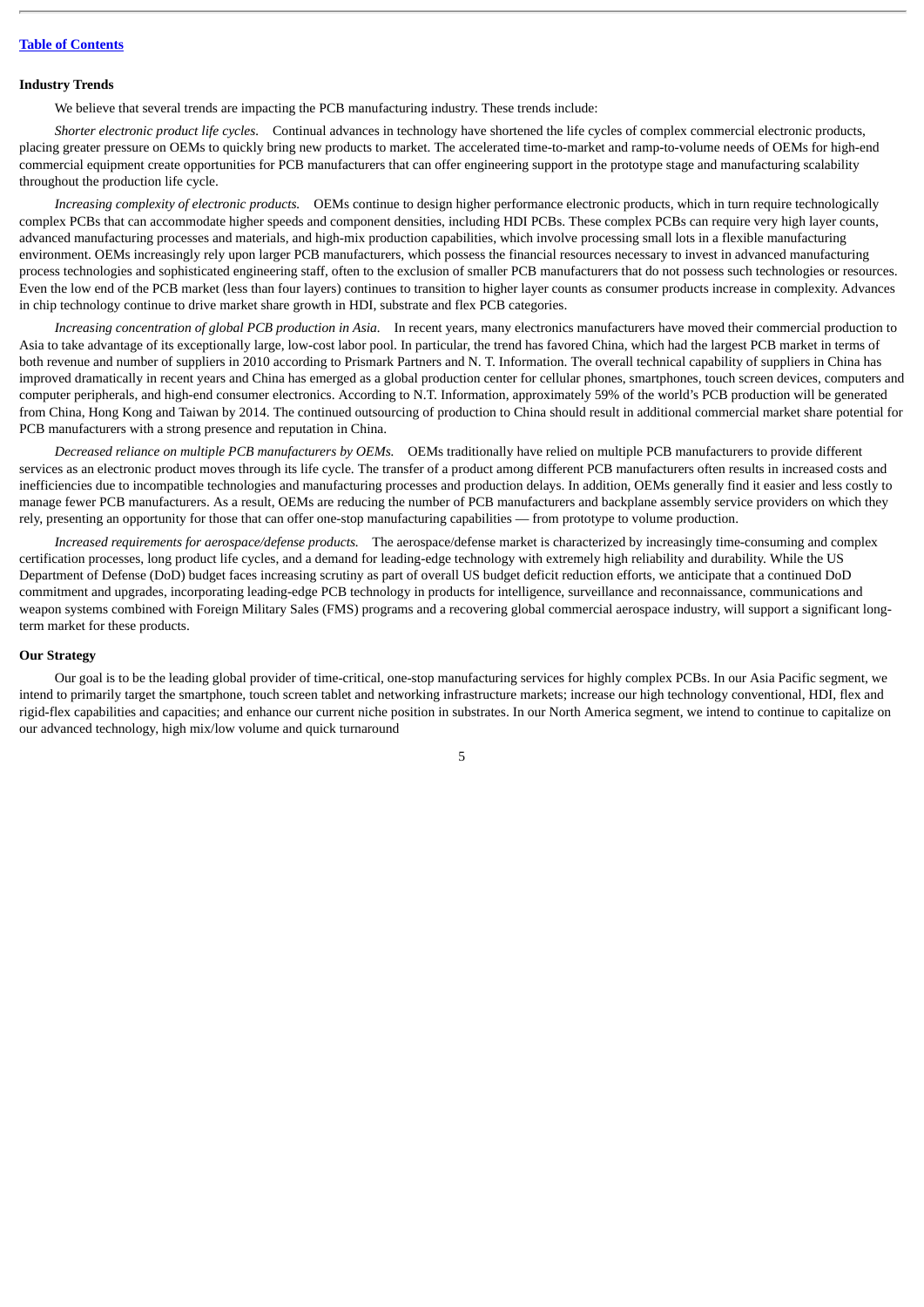## Industry Trends

We believe that several trends are impacting the PCB manufacturing industry. These trends include:

*Shorter electronic product life cycles.* Continual advances in technology have shortened the life cycles of complex commercial electronic products, placing greater pressure on OEMs to quickly bring new products to market. The accelerated time-to-market and ramp-to-volume needs of OEMs for high-end commercial equipment create opportunities for PCB manufacturers that can offer engineering support in the prototype stage and manufacturing scalability throughout the production life cycle.

*Increasing complexity of electronic products.* OEMs continue to design higher performance electronic products, which in turn require technologically complex PCBs that can accommodate higher speeds and component densities, including HDI PCBs. These complex PCBs can require very high layer counts, advanced manufacturing processes and materials, and high-mix production capabilities, which involve processing small lots in a flexible manufacturing environment. OEMs increasingly rely upon larger PCB manufacturers, which possess the financial resources necessary to invest in advanced manufacturing process technologies and sophisticated engineering staff, often to the exclusion of smaller PCB manufacturers that do not possess such technologies or resources. Even the low end of the PCB market (less than four layers) continues to transition to higher layer counts as consumer products increase in complexity. Advances in chip technology continue to drive market share growth in HDI, substrate and flex PCB categories.

*Increasing concentration of global PCB production in Asia.* In recent years, many electronics manufacturers have moved their commercial production to Asia to take advantage of its exceptionally large, low-cost labor pool. In particular, the trend has favored China, which had the largest PCB market in terms of both revenue and number of suppliers in 2010 according to Prismark Partners and N. T. Information. The overall technical capability of suppliers in China has improved dramatically in recent years and China has emerged as a global production center for cellular phones, smartphones, touch screen devices, computers and computer peripherals, and high-end consumer electronics. According to N.T. Information, approximately 59% of the world's PCB production will be generated from China, Hong Kong and Taiwan by 2014. The continued outsourcing of production to China should result in additional commercial market share potential for PCB manufacturers with a strong presence and reputation in China.

*Decreased reliance on multiple PCB manufacturers by OEMs.* OEMs traditionally have relied on multiple PCB manufacturers to provide different services as an electronic product moves through its life cycle. The transfer of a product among different PCB manufacturers often results in increased costs and inefficiencies due to incompatible technologies and manufacturing processes and production delays. In addition, OEMs generally find it easier and less costly to manage fewer PCB manufacturers. As a result, OEMs are reducing the number of PCB manufacturers and backplane assembly service providers on which they rely, presenting an opportunity for those that can offer one-stop manufacturing capabilities — from prototype to volume production.

*Increased requirements for aerospace/defense products.* The aerospace/defense market is characterized by increasingly time-consuming and complex certification processes, long product life cycles, and a demand for leading-edge technology with extremely high reliability and durability. While the US Department of Defense (DoD) budget faces increasing scrutiny as part of overall US budget deficit reduction efforts, we anticipate that a continued DoD commitment and upgrades, incorporating leading-edge PCB technology in products for intelligence, surveillance and reconnaissance, communications and weapon systems combined with Foreign Military Sales (FMS) programs and a recovering global commercial aerospace industry, will support a significant long-term market for these products.

## Our Strategy

Our goal is to be the leading global provider of time-critical, one-stop manufacturing services for highly complex PCBs. In our Asia Pacific segment, we intend to primarily target the smartphone, touch screen tablet and networking infrastructure markets; increase our high technology conventional, HDI, flex and rigid-flex capabilities and capacities; and enhance our current niche position in substrates. In our North America segment, we intend to continue to capitalize on our advanced technology, high mix/low volume and quick turnaround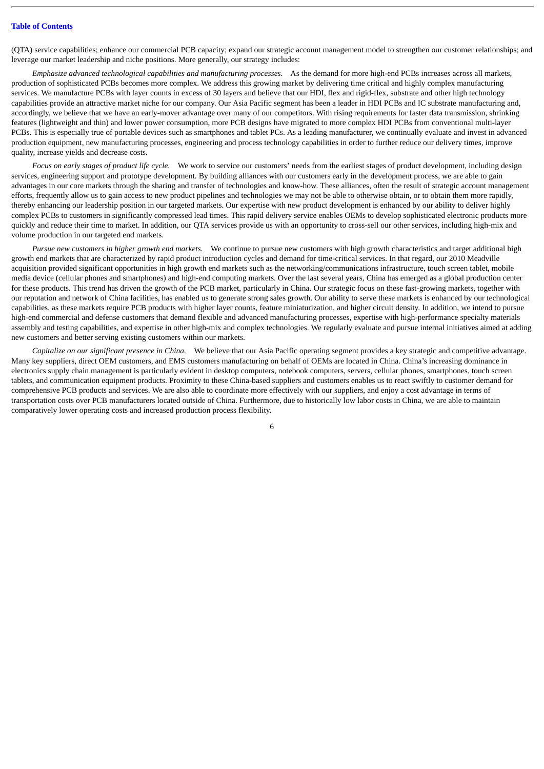(QTA) service capabilities; enhance our commercial PCB capacity; expand our strategic account management model to strengthen our customer relationships; and leverage our market leadership and niche positions. More generally, our strategy includes:

*Emphasize advanced technological capabilities and manufacturing processes.* As the demand for more high-end PCBs increases across all markets, production of sophisticated PCBs becomes more complex. We address this growing market by delivering time critical and highly complex manufacturing services. We manufacture PCBs with layer counts in excess of 30 layers and believe that our HDI, flex and rigid-flex, substrate and other high technology capabilities provide an attractive market niche for our company. Our Asia Pacific segment has been a leader in HDI PCBs and IC substrate manufacturing and, accordingly, we believe that we have an early-mover advantage over many of our competitors. With rising requirements for faster data transmission, shrinking features (lightweight and thin) and lower power consumption, more PCB designs have migrated to more complex HDI PCBs from conventional multi-layer PCBs. This is especially true of portable devices such as smartphones and tablet PCs. As a leading manufacturer, we continually evaluate and invest in advanced production equipment, new manufacturing processes, engineering and process technology capabilities in order to further reduce our delivery times, improve quality, increase yields and decrease costs.

*Focus on early stages of product life cycle.* We work to service our customers' needs from the earliest stages of product development, including design services, engineering support and prototype development. By building alliances with our customers early in the development process, we are able to gain advantages in our core markets through the sharing and transfer of technologies and know-how. These alliances, often the result of strategic account management efforts, frequently allow us to gain access to new product pipelines and technologies we may not be able to otherwise obtain, or to obtain them more rapidly, thereby enhancing our leadership position in our targeted markets. Our expertise with new product development is enhanced by our ability to deliver highly complex PCBs to customers in significantly compressed lead times. This rapid delivery service enables OEMs to develop sophisticated electronic products more quickly and reduce their time to market. In addition, our QTA services provide us with an opportunity to cross-sell our other services, including high-mix and volume production in our targeted end markets.

*Pursue new customers in higher growth end markets.* We continue to pursue new customers with high growth characteristics and target additional high growth end markets that are characterized by rapid product introduction cycles and demand for time-critical services. In that regard, our 2010 Meadville acquisition provided significant opportunities in high growth end markets such as the networking/communications infrastructure, touch screen tablet, mobile media device (cellular phones and smartphones) and high-end computing markets. Over the last several years, China has emerged as a global production center for these products. This trend has driven the growth of the PCB market, particularly in China. Our strategic focus on these fast-growing markets, together with our reputation and network of China facilities, has enabled us to generate strong sales growth. Our ability to serve these markets is enhanced by our technological capabilities, as these markets require PCB products with higher layer counts, feature miniaturization, and higher circuit density. In addition, we intend to pursue high-end commercial and defense customers that demand flexible and advanced manufacturing processes, expertise with high-performance specialty materials assembly and testing capabilities, and expertise in other high-mix and complex technologies. We regularly evaluate and pursue internal initiatives aimed at adding new customers and better serving existing customers within our markets.

*Capitalize on our significant presence in China.* We believe that our Asia Pacific operating segment provides a key strategic and competitive advantage. Many key suppliers, direct OEM customers, and EMS customers manufacturing on behalf of OEMs are located in China. China's increasing dominance in electronics supply chain management is particularly evident in desktop computers, notebook computers, servers, cellular phones, smartphones, touch screen tablets, and communication equipment products. Proximity to these China-based suppliers and customers enables us to react swiftly to customer demand for comprehensive PCB products and services. We are also able to coordinate more effectively with our suppliers, and enjoy a cost advantage in terms of transportation costs over PCB manufacturers located outside of China. Furthermore, due to historically low labor costs in China, we are able to maintain comparatively lower operating costs and increased production process flexibility.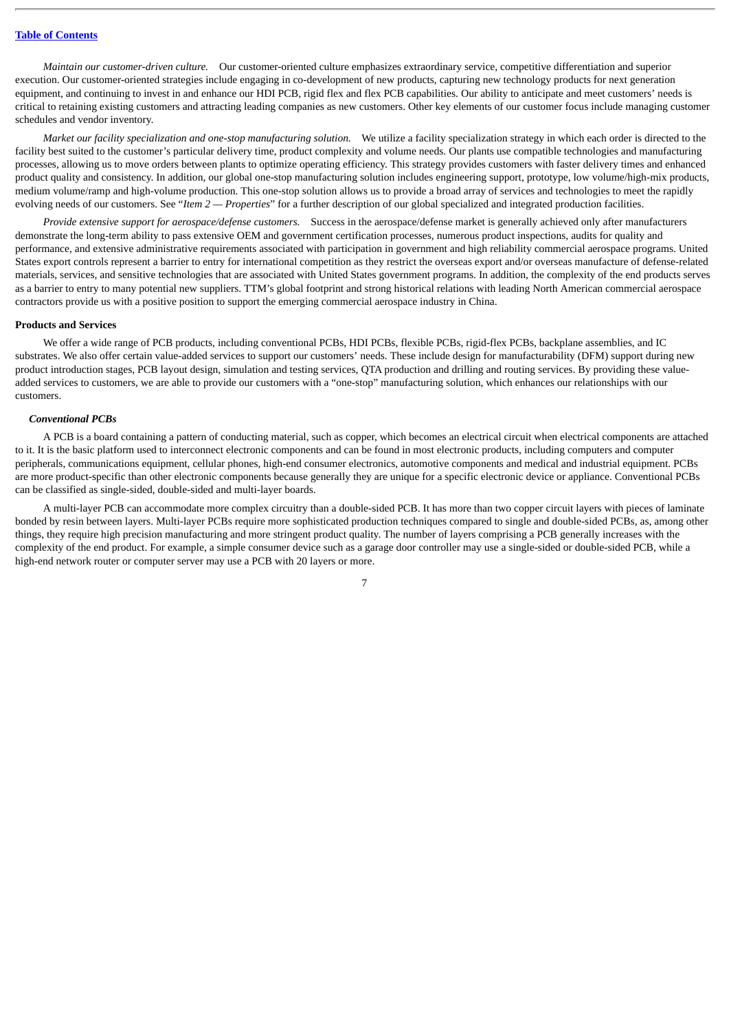*Maintain our customer-driven culture.* Our customer-oriented culture emphasizes extraordinary service, competitive differentiation and superior execution. Our customer-oriented strategies include engaging in co-development of new products, capturing new technology products for next generation equipment, and continuing to invest in and enhance our HDI PCB, rigid flex and flex PCB capabilities. Our ability to anticipate and meet customers' needs is critical to retaining existing customers and attracting leading companies as new customers. Other key elements of our customer focus include managing customer schedules and vendor inventory.

*Market our facility specialization and one-stop manufacturing solution.* We utilize a facility specialization strategy in which each order is directed to the facility best suited to the customer's particular delivery time, product complexity and volume needs. Our plants use compatible technologies and manufacturing processes, allowing us to move orders between plants to optimize operating efficiency. This strategy provides customers with faster delivery times and enhanced product quality and consistency. In addition, our global one-stop manufacturing solution includes engineering support, prototype, low volume/high-mix products, medium volume/ramp and high-volume production. This one-stop solution allows us to provide a broad array of services and technologies to meet the rapidly evolving needs of our customers. See "*Item 2 — Properties*" for a further description of our global specialized and integrated production facilities.

*Provide extensive support for aerospace/defense customers.* Success in the aerospace/defense market is generally achieved only after manufacturers demonstrate the long-term ability to pass extensive OEM and government certification processes, numerous product inspections, audits for quality and performance, and extensive administrative requirements associated with participation in government and high reliability commercial aerospace programs. United States export controls represent a barrier to entry for international competition as they restrict the overseas export and/or overseas manufacture of defense-related materials, services, and sensitive technologies that are associated with United States government programs. In addition, the complexity of the end products serves as a barrier to entry to many potential new suppliers. TTM's global footprint and strong historical relations with leading North American commercial aerospace contractors provide us with a positive position to support the emerging commercial aerospace industry in China.

## Products and Services

We offer a wide range of PCB products, including conventional PCBs, HDI PCBs, flexible PCBs, rigid-flex PCBs, backplane assemblies, and IC substrates. We also offer certain value-added services to support our customers' needs. These include design for manufacturability (DFM) support during new product introduction stages, PCB layout design, simulation and testing services, QTA production and drilling and routing services. By providing these value-added services to customers, we are able to provide our customers with a "one-stop" manufacturing solution, which enhances our relationships with our customers.

### *Conventional PCBs*

A PCB is a board containing a pattern of conducting material, such as copper, which becomes an electrical circuit when electrical components are attached to it. It is the basic platform used to interconnect electronic components and can be found in most electronic products, including computers and computer peripherals, communications equipment, cellular phones, high-end consumer electronics, automotive components and medical and industrial equipment. PCBs are more product-specific than other electronic components because generally they are unique for a specific electronic device or appliance. Conventional PCBs can be classified as single-sided, double-sided and multi-layer boards.

A multi-layer PCB can accommodate more complex circuitry than a double-sided PCB. It has more than two copper circuit layers with pieces of laminate bonded by resin between layers. Multi-layer PCBs require more sophisticated production techniques compared to single and double-sided PCBs, as, among other things, they require high precision manufacturing and more stringent product quality. The number of layers comprising a PCB generally increases with the complexity of the end product. For example, a simple consumer device such as a garage door controller may use a single-sided or double-sided PCB, while a high-end network router or computer server may use a PCB with 20 layers or more.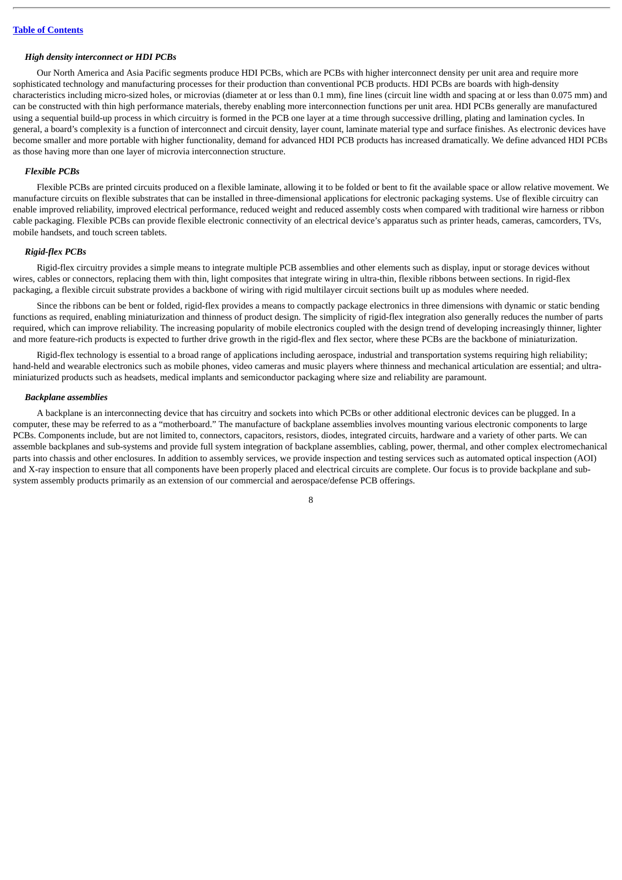### *High density interconnect or HDI PCBs*

Our North America and Asia Pacific segments produce HDI PCBs, which are PCBs with higher interconnect density per unit area and require more sophisticated technology and manufacturing processes for their production than conventional PCB products. HDI PCBs are boards with high-density characteristics including micro-sized holes, or microvias (diameter at or less than 0.1 mm), fine lines (circuit line width and spacing at or less than 0.075 mm) and can be constructed with thin high performance materials, thereby enabling more interconnection functions per unit area. HDI PCBs generally are manufactured using a sequential build-up process in which circuitry is formed in the PCB one layer at a time through successive drilling, plating and lamination cycles. In general, a board's complexity is a function of interconnect and circuit density, layer count, laminate material type and surface finishes. As electronic devices have become smaller and more portable with higher functionality, demand for advanced HDI PCB products has increased dramatically. We define advanced HDI PCBs as those having more than one layer of microvia interconnection structure.

### *Flexible PCBs*

Flexible PCBs are printed circuits produced on a flexible laminate, allowing it to be folded or bent to fit the available space or allow relative movement. We manufacture circuits on flexible substrates that can be installed in three-dimensional applications for electronic packaging systems. Use of flexible circuitry can enable improved reliability, improved electrical performance, reduced weight and reduced assembly costs when compared with traditional wire harness or ribbon cable packaging. Flexible PCBs can provide flexible electronic connectivity of an electrical device's apparatus such as printer heads, cameras, camcorders, TVs, mobile handsets, and touch screen tablets.

### *Rigid-flex PCBs*

Rigid-flex circuitry provides a simple means to integrate multiple PCB assemblies and other elements such as display, input or storage devices without wires, cables or connectors, replacing them with thin, light composites that integrate wiring in ultra-thin, flexible ribbons between sections. In rigid-flex packaging, a flexible circuit substrate provides a backbone of wiring with rigid multilayer circuit sections built up as modules where needed.

Since the ribbons can be bent or folded, rigid-flex provides a means to compactly package electronics in three dimensions with dynamic or static bending functions as required, enabling miniaturization and thinness of product design. The simplicity of rigid-flex integration also generally reduces the number of parts required, which can improve reliability. The increasing popularity of mobile electronics coupled with the design trend of developing increasingly thinner, lighter and more feature-rich products is expected to further drive growth in the rigid-flex and flex sector, where these PCBs are the backbone of miniaturization.

Rigid-flex technology is essential to a broad range of applications including aerospace, industrial and transportation systems requiring high reliability; hand-held and wearable electronics such as mobile phones, video cameras and music players where thinness and mechanical articulation are essential; and ultra-miniaturized products such as headsets, medical implants and semiconductor packaging where size and reliability are paramount.

### *Backplane assemblies*

A backplane is an interconnecting device that has circuitry and sockets into which PCBs or other additional electronic devices can be plugged. In a computer, these may be referred to as a "motherboard." The manufacture of backplane assemblies involves mounting various electronic components to large PCBs. Components include, but are not limited to, connectors, capacitors, resistors, diodes, integrated circuits, hardware and a variety of other parts. We can assemble backplanes and sub-systems and provide full system integration of backplane assemblies, cabling, power, thermal, and other complex electromechanical parts into chassis and other enclosures. In addition to assembly services, we provide inspection and testing services such as automated optical inspection (AOI) and X-ray inspection to ensure that all components have been properly placed and electrical circuits are complete. Our focus is to provide backplane and sub-system assembly products primarily as an extension of our commercial and aerospace/defense PCB offerings.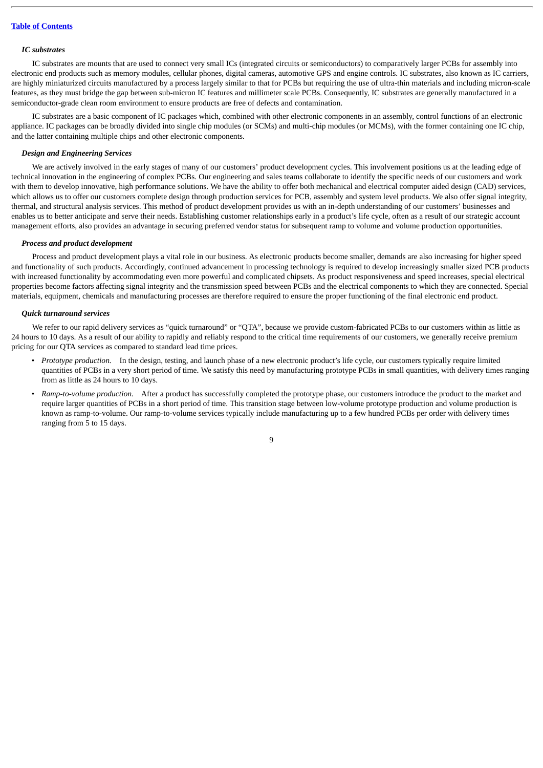*IC substrates*

IC substrates are mounts that are used to connect very small ICs (integrated circuits or semiconductors) to comparatively larger PCBs for assembly into electronic end products such as memory modules, cellular phones, digital cameras, automotive GPS and engine controls. IC substrates, also known as IC carriers, are highly miniaturized circuits manufactured by a process largely similar to that for PCBs but requiring the use of ultra-thin materials and including micron-scale features, as they must bridge the gap between sub-micron IC features and millimeter scale PCBs. Consequently, IC substrates are generally manufactured in a semiconductor-grade clean room environment to ensure products are free of defects and contamination.

IC substrates are a basic component of IC packages which, combined with other electronic components in an assembly, control functions of an electronic appliance. IC packages can be broadly divided into single chip modules (or SCMs) and multi-chip modules (or MCMs), with the former containing one IC chip, and the latter containing multiple chips and other electronic components.

*Design and Engineering Services*

We are actively involved in the early stages of many of our customers' product development cycles. This involvement positions us at the leading edge of technical innovation in the engineering of complex PCBs. Our engineering and sales teams collaborate to identify the specific needs of our customers and work with them to develop innovative, high performance solutions. We have the ability to offer both mechanical and electrical computer aided design (CAD) services, which allows us to offer our customers complete design through production services for PCB, assembly and system level products. We also offer signal integrity, thermal, and structural analysis services. This method of product development provides us with an in-depth understanding of our customers' businesses and enables us to better anticipate and serve their needs. Establishing customer relationships early in a product's life cycle, often as a result of our strategic account management efforts, also provides an advantage in securing preferred vendor status for subsequent ramp to volume and volume production opportunities.

*Process and product development*

Process and product development plays a vital role in our business. As electronic products become smaller, demands are also increasing for higher speed and functionality of such products. Accordingly, continued advancement in processing technology is required to develop increasingly smaller sized PCB products with increased functionality by accommodating even more powerful and complicated chipsets. As product responsiveness and speed increases, special electrical properties become factors affecting signal integrity and the transmission speed between PCBs and the electrical components to which they are connected. Special materials, equipment, chemicals and manufacturing processes are therefore required to ensure the proper functioning of the final electronic end product.

*Quick turnaround services*

We refer to our rapid delivery services as "quick turnaround" or "QTA", because we provide custom-fabricated PCBs to our customers within as little as 24 hours to 10 days. As a result of our ability to rapidly and reliably respond to the critical time requirements of our customers, we generally receive premium pricing for our QTA services as compared to standard lead time prices.

- *Prototype production.* In the design, testing, and launch phase of a new electronic product's life cycle, our customers typically require limited quantities of PCBs in a very short period of time. We satisfy this need by manufacturing prototype PCBs in small quantities, with delivery times ranging from as little as 24 hours to 10 days.
- *Ramp-to-volume production.* After a product has successfully completed the prototype phase, our customers introduce the product to the market and require larger quantities of PCBs in a short period of time. This transition stage between low-volume prototype production and volume production is known as ramp-to-volume. Our ramp-to-volume services typically include manufacturing up to a few hundred PCBs per order with delivery times ranging from 5 to 15 days.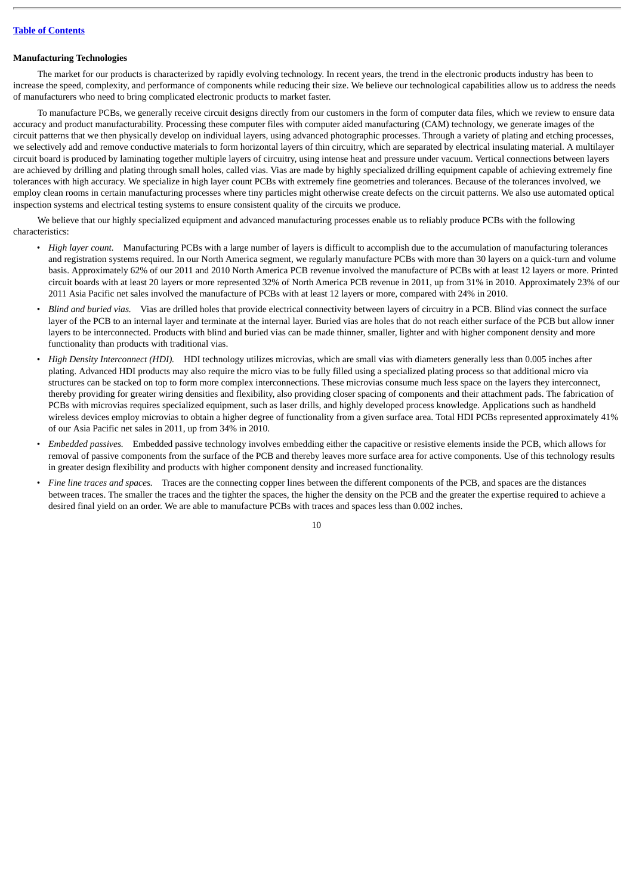[Table of Contents](#)

**Manufacturing Technologies**

The market for our products is characterized by rapidly evolving technology. In recent years, the trend in the electronic products industry has been to increase the speed, complexity, and performance of components while reducing their size. We believe our technological capabilities allow us to address the needs of manufacturers who need to bring complicated electronic products to market faster.

To manufacture PCBs, we generally receive circuit designs directly from our customers in the form of computer data files, which we review to ensure data accuracy and product manufacturability. Processing these computer files with computer aided manufacturing (CAM) technology, we generate images of the circuit patterns that we then physically develop on individual layers, using advanced photographic processes. Through a variety of plating and etching processes, we selectively add and remove conductive materials to form horizontal layers of thin circuitry, which are separated by electrical insulating material. A multilayer circuit board is produced by laminating together multiple layers of circuitry, using intense heat and pressure under vacuum. Vertical connections between layers are achieved by drilling and plating through small holes, called vias. Vias are made by highly specialized drilling equipment capable of achieving extremely fine tolerances with high accuracy. We specialize in high layer count PCBs with extremely fine geometries and tolerances. Because of the tolerances involved, we employ clean rooms in certain manufacturing processes where tiny particles might otherwise create defects on the circuit patterns. We also use automated optical inspection systems and electrical testing systems to ensure consistent quality of the circuits we produce.

We believe that our highly specialized equipment and advanced manufacturing processes enable us to reliably produce PCBs with the following characteristics:

- *High layer count.* Manufacturing PCBs with a large number of layers is difficult to accomplish due to the accumulation of manufacturing tolerances and registration systems required. In our North America segment, we regularly manufacture PCBs with more than 30 layers on a quick-turn and volume basis. Approximately 62% of our 2011 and 2010 North America PCB revenue involved the manufacture of PCBs with at least 12 layers or more. Printed circuit boards with at least 20 layers or more represented 32% of North America PCB revenue in 2011, up from 31% in 2010. Approximately 23% of our 2011 Asia Pacific net sales involved the manufacture of PCBs with at least 12 layers or more, compared with 24% in 2010.
- *Blind and buried vias.* Vias are drilled holes that provide electrical connectivity between layers of circuitry in a PCB. Blind vias connect the surface layer of the PCB to an internal layer and terminate at the internal layer. Buried vias are holes that do not reach either surface of the PCB but allow inner layers to be interconnected. Products with blind and buried vias can be made thinner, smaller, lighter and with higher component density and more functionality than products with traditional vias.
- *High Density Interconnect (HDI).* HDI technology utilizes microvias, which are small vias with diameters generally less than 0.005 inches after plating. Advanced HDI products may also require the micro vias to be fully filled using a specialized plating process so that additional micro via structures can be stacked on top to form more complex interconnections. These microvias consume much less space on the layers they interconnect, thereby providing for greater wiring densities and flexibility, also providing closer spacing of components and their attachment pads. The fabrication of PCBs with microvias requires specialized equipment, such as laser drills, and highly developed process knowledge. Applications such as handheld wireless devices employ microvias to obtain a higher degree of functionality from a given surface area. Total HDI PCBs represented approximately 41% of our Asia Pacific net sales in 2011, up from 34% in 2010.
- *Embedded passives.* Embedded passive technology involves embedding either the capacitive or resistive elements inside the PCB, which allows for removal of passive components from the surface of the PCB and thereby leaves more surface area for active components. Use of this technology results in greater design flexibility and products with higher component density and increased functionality.
- *Fine line traces and spaces.* Traces are the connecting copper lines between the different components of the PCB, and spaces are the distances between traces. The smaller the traces and the tighter the spaces, the higher the density on the PCB and the greater the expertise required to achieve a desired final yield on an order. We are able to manufacture PCBs with traces and spaces less than 0.002 inches.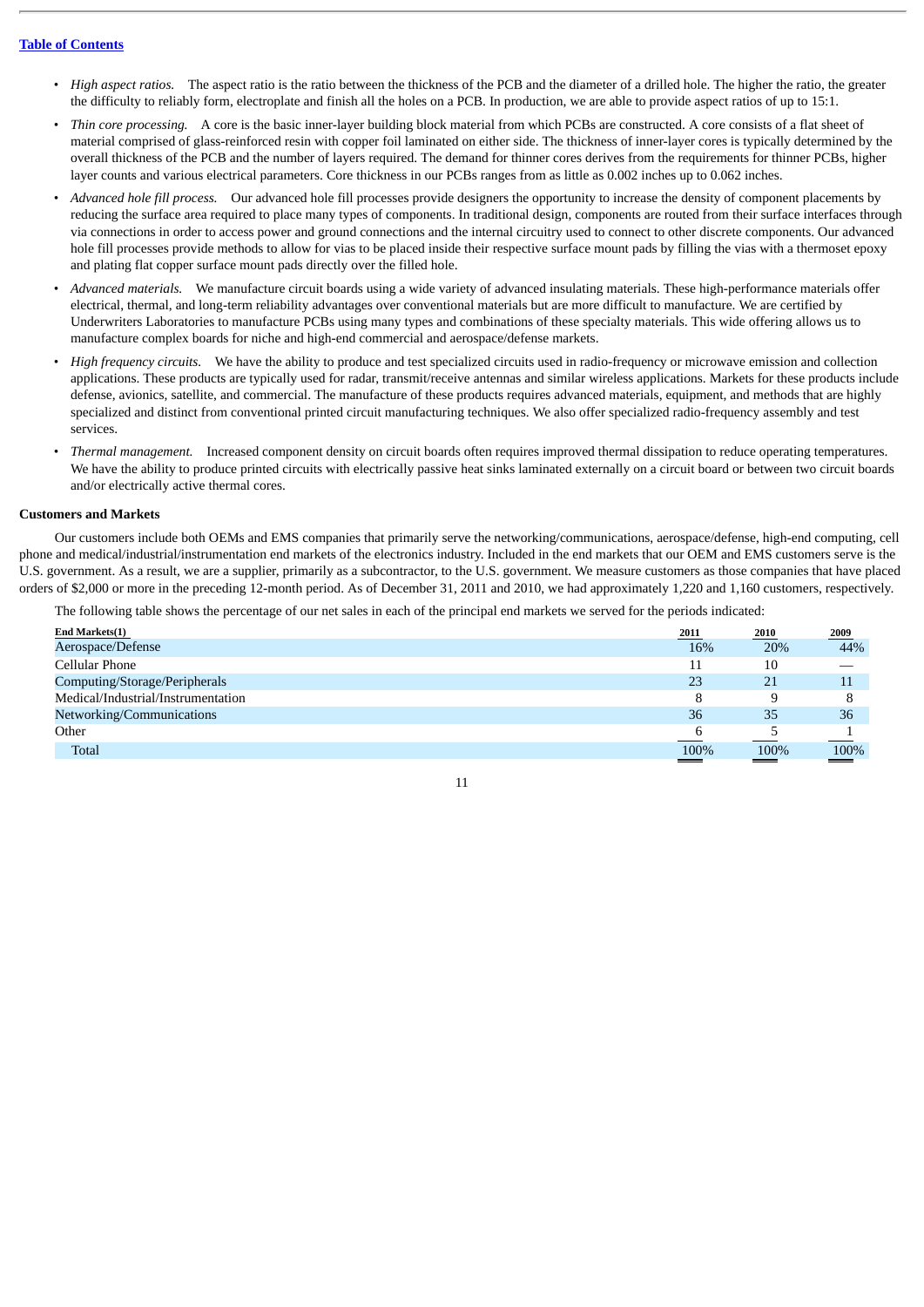[Table of Contents](#)

- *High aspect ratios.* The aspect ratio is the ratio between the thickness of the PCB and the diameter of a drilled hole. The higher the ratio, the greater the difficulty to reliably form, electroplate and finish all the holes on a PCB. In production, we are able to provide aspect ratios of up to 15:1.
- *Thin core processing.* A core is the basic inner-layer building block material from which PCBs are constructed. A core consists of a flat sheet of material comprised of glass-reinforced resin with copper foil laminated on either side. The thickness of inner-layer cores is typically determined by the overall thickness of the PCB and the number of layers required. The demand for thinner cores derives from the requirements for thinner PCBs, higher layer counts and various electrical parameters. Core thickness in our PCBs ranges from as little as 0.002 inches up to 0.062 inches.
- *Advanced hole fill process.* Our advanced hole fill processes provide designers the opportunity to increase the density of component placements by reducing the surface area required to place many types of components. In traditional design, components are routed from their surface interfaces through via connections in order to access power and ground connections and the internal circuitry used to connect to other discrete components. Our advanced hole fill processes provide methods to allow for vias to be placed inside their respective surface mount pads by filling the vias with a thermoset epoxy and plating flat copper surface mount pads directly over the filled hole.
- *Advanced materials.* We manufacture circuit boards using a wide variety of advanced insulating materials. These high-performance materials offer electrical, thermal, and long-term reliability advantages over conventional materials but are more difficult to manufacture. We are certified by Underwriters Laboratories to manufacture PCBs using many types and combinations of these specialty materials. This wide offering allows us to manufacture complex boards for niche and high-end commercial and aerospace/defense markets.
- *High frequency circuits.* We have the ability to produce and test specialized circuits used in radio-frequency or microwave emission and collection applications. These products are typically used for radar, transmit/receive antennas and similar wireless applications. Markets for these products include defense, avionics, satellite, and commercial. The manufacture of these products requires advanced materials, equipment, and methods that are highly specialized and distinct from conventional printed circuit manufacturing techniques. We also offer specialized radio-frequency assembly and test services.
- *Thermal management.* Increased component density on circuit boards often requires improved thermal dissipation to reduce operating temperatures. We have the ability to produce printed circuits with electrically passive heat sinks laminated externally on a circuit board or between two circuit boards and/or electrically active thermal cores.

**Customers and Markets**

Our customers include both OEMs and EMS companies that primarily serve the networking/communications, aerospace/defense, high-end computing, cell phone and medical/industrial/instrumentation end markets of the electronics industry. Included in the end markets that our OEM and EMS customers serve is the U.S. government. As a result, we are a supplier, primarily as a subcontractor, to the U.S. government. We measure customers as those companies that have placed orders of $2,000 or more in the preceding 12-month period. As of December 31, 2011 and 2010, we had approximately 1,220 and 1,160 customers, respectively.

The following table shows the percentage of our net sales in each of the principal end markets we served for the periods indicated:

| End Markets(1) | 2011 | 2010 | 2009 |
|---|---|---|---|
| Aerospace/Defense | 16% | 20% | 44% |
| Cellular Phone | 11 | 10 | — |
| Computing/Storage/Peripherals | 23 | 21 | 11 |
| Medical/Industrial/Instrumentation | 8 | 9 | 8 |
| Networking/Communications | 36 | 35 | 36 |
| Other | 6 | 5 | 1 |
| Total | 100% | 100% | 100% |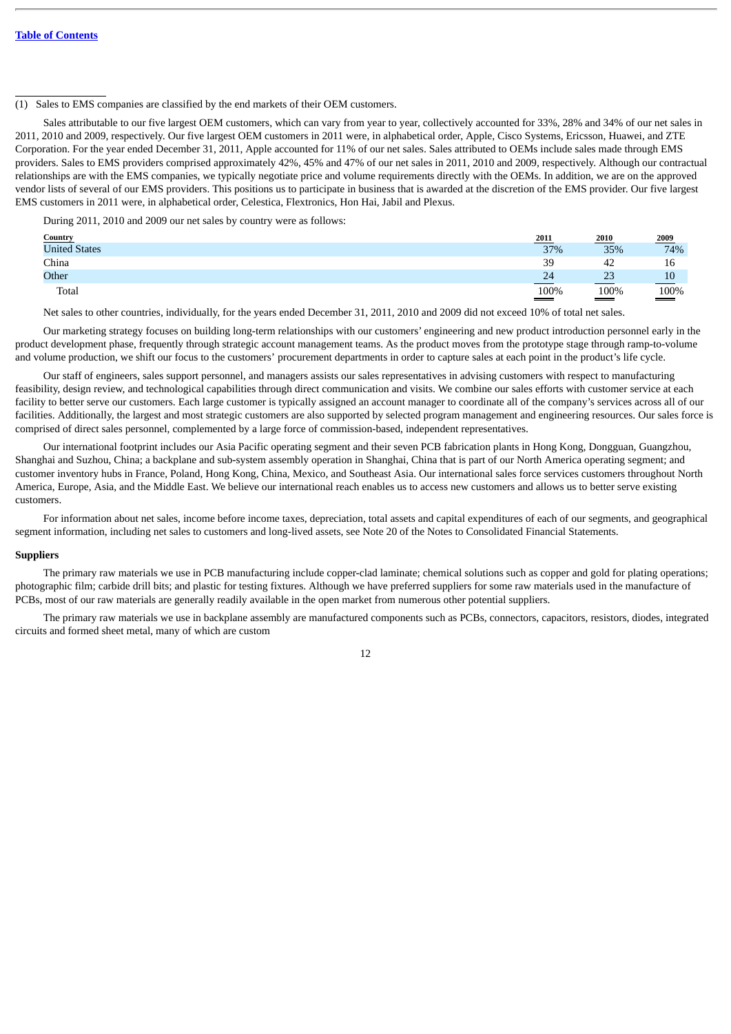(1) Sales to EMS companies are classified by the end markets of their OEM customers.

Sales attributable to our five largest OEM customers, which can vary from year to year, collectively accounted for 33%, 28% and 34% of our net sales in 2011, 2010 and 2009, respectively. Our five largest OEM customers in 2011 were, in alphabetical order, Apple, Cisco Systems, Ericsson, Huawei, and ZTE Corporation. For the year ended December 31, 2011, Apple accounted for 11% of our net sales. Sales attributed to OEMs include sales made through EMS providers. Sales to EMS providers comprised approximately 42%, 45% and 47% of our net sales in 2011, 2010 and 2009, respectively. Although our contractual relationships are with the EMS companies, we typically negotiate price and volume requirements directly with the OEMs. In addition, we are on the approved vendor lists of several of our EMS providers. This positions us to participate in business that is awarded at the discretion of the EMS provider. Our five largest EMS customers in 2011 were, in alphabetical order, Celestica, Flextronics, Hon Hai, Jabil and Plexus.

During 2011, 2010 and 2009 our net sales by country were as follows:

| Country | 2011 | 2010 | 2009 |
|---|---|---|---|
| United States | 37% | 35% | 74% |
| China | 39 | 42 | 16 |
| Other | 24 | 23 | 10 |
| Total | 100% | 100% | 100% |

Net sales to other countries, individually, for the years ended December 31, 2011, 2010 and 2009 did not exceed 10% of total net sales.

Our marketing strategy focuses on building long-term relationships with our customers' engineering and new product introduction personnel early in the product development phase, frequently through strategic account management teams. As the product moves from the prototype stage through ramp-to-volume and volume production, we shift our focus to the customers' procurement departments in order to capture sales at each point in the product's life cycle.

Our staff of engineers, sales support personnel, and managers assists our sales representatives in advising customers with respect to manufacturing feasibility, design review, and technological capabilities through direct communication and visits. We combine our sales efforts with customer service at each facility to better serve our customers. Each large customer is typically assigned an account manager to coordinate all of the company's services across all of our facilities. Additionally, the largest and most strategic customers are also supported by selected program management and engineering resources. Our sales force is comprised of direct sales personnel, complemented by a large force of commission-based, independent representatives.

Our international footprint includes our Asia Pacific operating segment and their seven PCB fabrication plants in Hong Kong, Dongguan, Guangzhou, Shanghai and Suzhou, China; a backplane and sub-system assembly operation in Shanghai, China that is part of our North America operating segment; and customer inventory hubs in France, Poland, Hong Kong, China, Mexico, and Southeast Asia. Our international sales force services customers throughout North America, Europe, Asia, and the Middle East. We believe our international reach enables us to access new customers and allows us to better serve existing customers.

For information about net sales, income before income taxes, depreciation, total assets and capital expenditures of each of our segments, and geographical segment information, including net sales to customers and long-lived assets, see Note 20 of the Notes to Consolidated Financial Statements.

**Suppliers**

The primary raw materials we use in PCB manufacturing include copper-clad laminate; chemical solutions such as copper and gold for plating operations; photographic film; carbide drill bits; and plastic for testing fixtures. Although we have preferred suppliers for some raw materials used in the manufacture of PCBs, most of our raw materials are generally readily available in the open market from numerous other potential suppliers.

The primary raw materials we use in backplane assembly are manufactured components such as PCBs, connectors, capacitors, resistors, diodes, integrated circuits and formed sheet metal, many of which are custom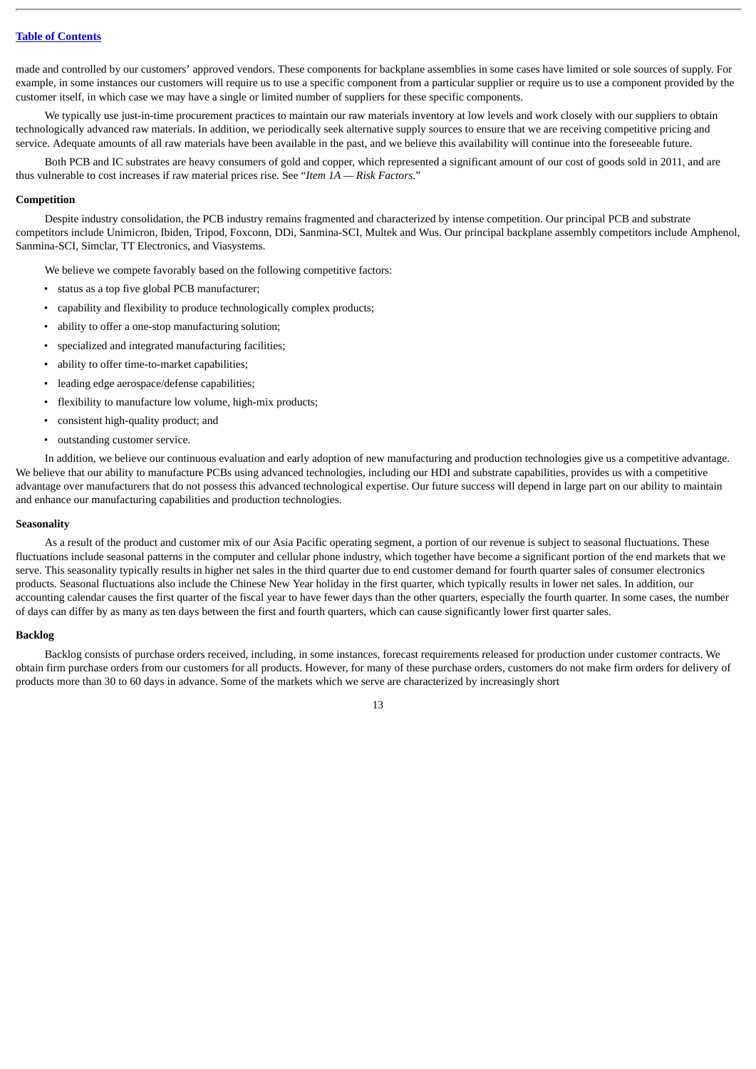made and controlled by our customers' approved vendors. These components for backplane assemblies in some cases have limited or sole sources of supply. For example, in some instances our customers will require us to use a specific component from a particular supplier or require us to use a component provided by the customer itself, in which case we may have a single or limited number of suppliers for these specific components.

We typically use just-in-time procurement practices to maintain our raw materials inventory at low levels and work closely with our suppliers to obtain technologically advanced raw materials. In addition, we periodically seek alternative supply sources to ensure that we are receiving competitive pricing and service. Adequate amounts of all raw materials have been available in the past, and we believe this availability will continue into the foreseeable future.

Both PCB and IC substrates are heavy consumers of gold and copper, which represented a significant amount of our cost of goods sold in 2011, and are thus vulnerable to cost increases if raw material prices rise. See "*Item 1A — Risk Factors*."

**Competition**

Despite industry consolidation, the PCB industry remains fragmented and characterized by intense competition. Our principal PCB and substrate competitors include Unimicron, Ibiden, Tripod, Foxconn, DDi, Sanmina-SCI, Multek and Wus. Our principal backplane assembly competitors include Amphenol, Sanmina-SCI, Simclar, TT Electronics, and Viasystems.

We believe we compete favorably based on the following competitive factors:

- status as a top five global PCB manufacturer;
- capability and flexibility to produce technologically complex products;
- ability to offer a one-stop manufacturing solution;
- specialized and integrated manufacturing facilities;
- ability to offer time-to-market capabilities;
- leading edge aerospace/defense capabilities;
- flexibility to manufacture low volume, high-mix products;
- consistent high-quality product; and
- outstanding customer service.

In addition, we believe our continuous evaluation and early adoption of new manufacturing and production technologies give us a competitive advantage. We believe that our ability to manufacture PCBs using advanced technologies, including our HDI and substrate capabilities, provides us with a competitive advantage over manufacturers that do not possess this advanced technological expertise. Our future success will depend in large part on our ability to maintain and enhance our manufacturing capabilities and production technologies.

**Seasonality**

As a result of the product and customer mix of our Asia Pacific operating segment, a portion of our revenue is subject to seasonal fluctuations. These fluctuations include seasonal patterns in the computer and cellular phone industry, which together have become a significant portion of the end markets that we serve. This seasonality typically results in higher net sales in the third quarter due to end customer demand for fourth quarter sales of consumer electronics products. Seasonal fluctuations also include the Chinese New Year holiday in the first quarter, which typically results in lower net sales. In addition, our accounting calendar causes the first quarter of the fiscal year to have fewer days than the other quarters, especially the fourth quarter. In some cases, the number of days can differ by as many as ten days between the first and fourth quarters, which can cause significantly lower first quarter sales.

**Backlog**

Backlog consists of purchase orders received, including, in some instances, forecast requirements released for production under customer contracts. We obtain firm purchase orders from our customers for all products. However, for many of these purchase orders, customers do not make firm orders for delivery of products more than 30 to 60 days in advance. Some of the markets which we serve are characterized by increasingly short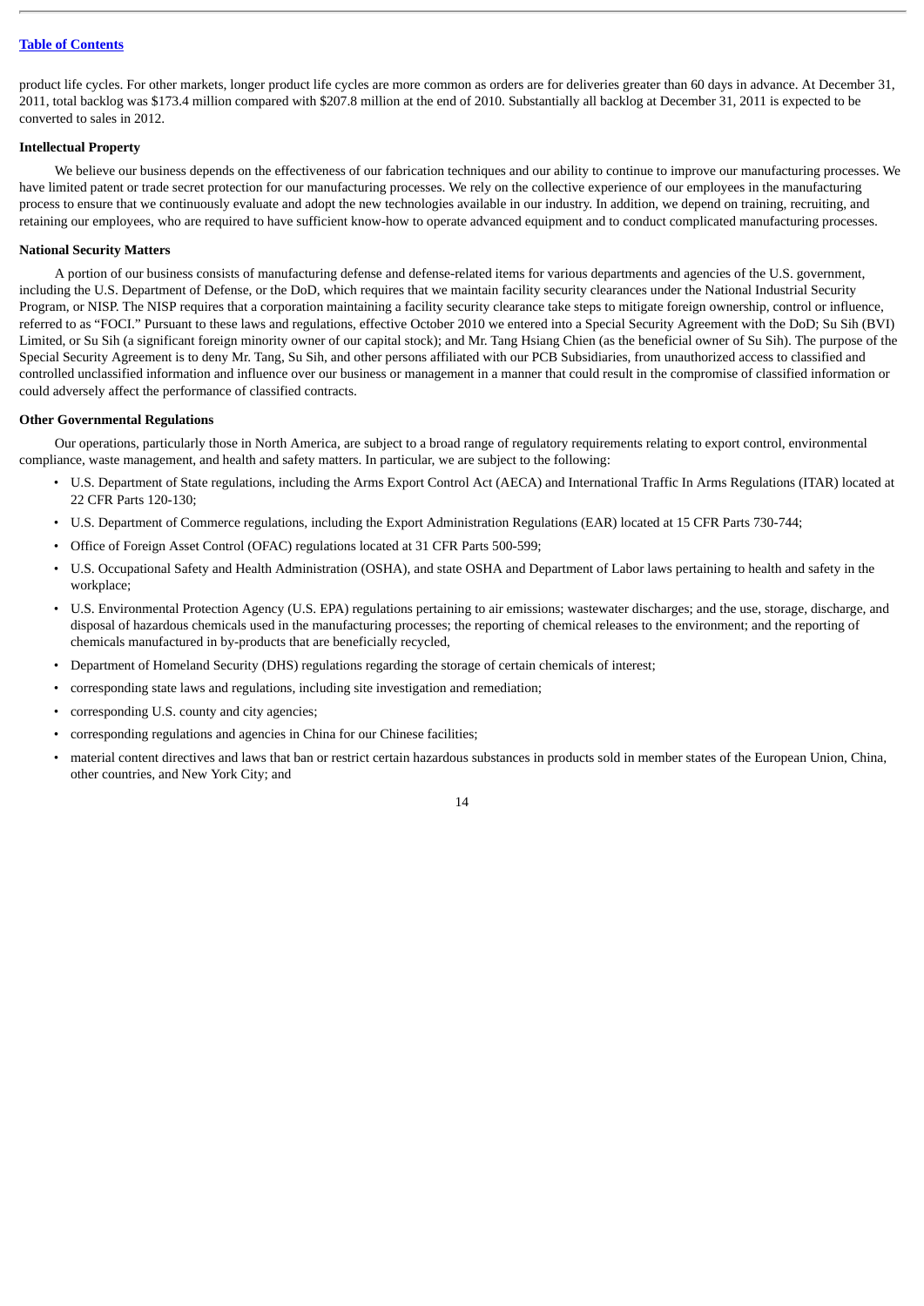product life cycles. For other markets, longer product life cycles are more common as orders are for deliveries greater than 60 days in advance. At December 31, 2011, total backlog was $173.4 million compared with $207.8 million at the end of 2010. Substantially all backlog at December 31, 2011 is expected to be converted to sales in 2012.

**Intellectual Property**

We believe our business depends on the effectiveness of our fabrication techniques and our ability to continue to improve our manufacturing processes. We have limited patent or trade secret protection for our manufacturing processes. We rely on the collective experience of our employees in the manufacturing process to ensure that we continuously evaluate and adopt the new technologies available in our industry. In addition, we depend on training, recruiting, and retaining our employees, who are required to have sufficient know-how to operate advanced equipment and to conduct complicated manufacturing processes.

**National Security Matters**

A portion of our business consists of manufacturing defense and defense-related items for various departments and agencies of the U.S. government, including the U.S. Department of Defense, or the DoD, which requires that we maintain facility security clearances under the National Industrial Security Program, or NISP. The NISP requires that a corporation maintaining a facility security clearance take steps to mitigate foreign ownership, control or influence, referred to as "FOCI." Pursuant to these laws and regulations, effective October 2010 we entered into a Special Security Agreement with the DoD; Su Sih (BVI) Limited, or Su Sih (a significant foreign minority owner of our capital stock); and Mr. Tang Hsiang Chien (as the beneficial owner of Su Sih). The purpose of the Special Security Agreement is to deny Mr. Tang, Su Sih, and other persons affiliated with our PCB Subsidiaries, from unauthorized access to classified and controlled unclassified information and influence over our business or management in a manner that could result in the compromise of classified information or could adversely affect the performance of classified contracts.

**Other Governmental Regulations**

Our operations, particularly those in North America, are subject to a broad range of regulatory requirements relating to export control, environmental compliance, waste management, and health and safety matters. In particular, we are subject to the following:

- U.S. Department of State regulations, including the Arms Export Control Act (AECA) and International Traffic In Arms Regulations (ITAR) located at 22 CFR Parts 120-130;
- U.S. Department of Commerce regulations, including the Export Administration Regulations (EAR) located at 15 CFR Parts 730-744;
- Office of Foreign Asset Control (OFAC) regulations located at 31 CFR Parts 500-599;
- U.S. Occupational Safety and Health Administration (OSHA), and state OSHA and Department of Labor laws pertaining to health and safety in the workplace;
- U.S. Environmental Protection Agency (U.S. EPA) regulations pertaining to air emissions; wastewater discharges; and the use, storage, discharge, and disposal of hazardous chemicals used in the manufacturing processes; the reporting of chemical releases to the environment; and the reporting of chemicals manufactured in by-products that are beneficially recycled,
- Department of Homeland Security (DHS) regulations regarding the storage of certain chemicals of interest;
- corresponding state laws and regulations, including site investigation and remediation;
- corresponding U.S. county and city agencies;
- corresponding regulations and agencies in China for our Chinese facilities;
- material content directives and laws that ban or restrict certain hazardous substances in products sold in member states of the European Union, China, other countries, and New York City; and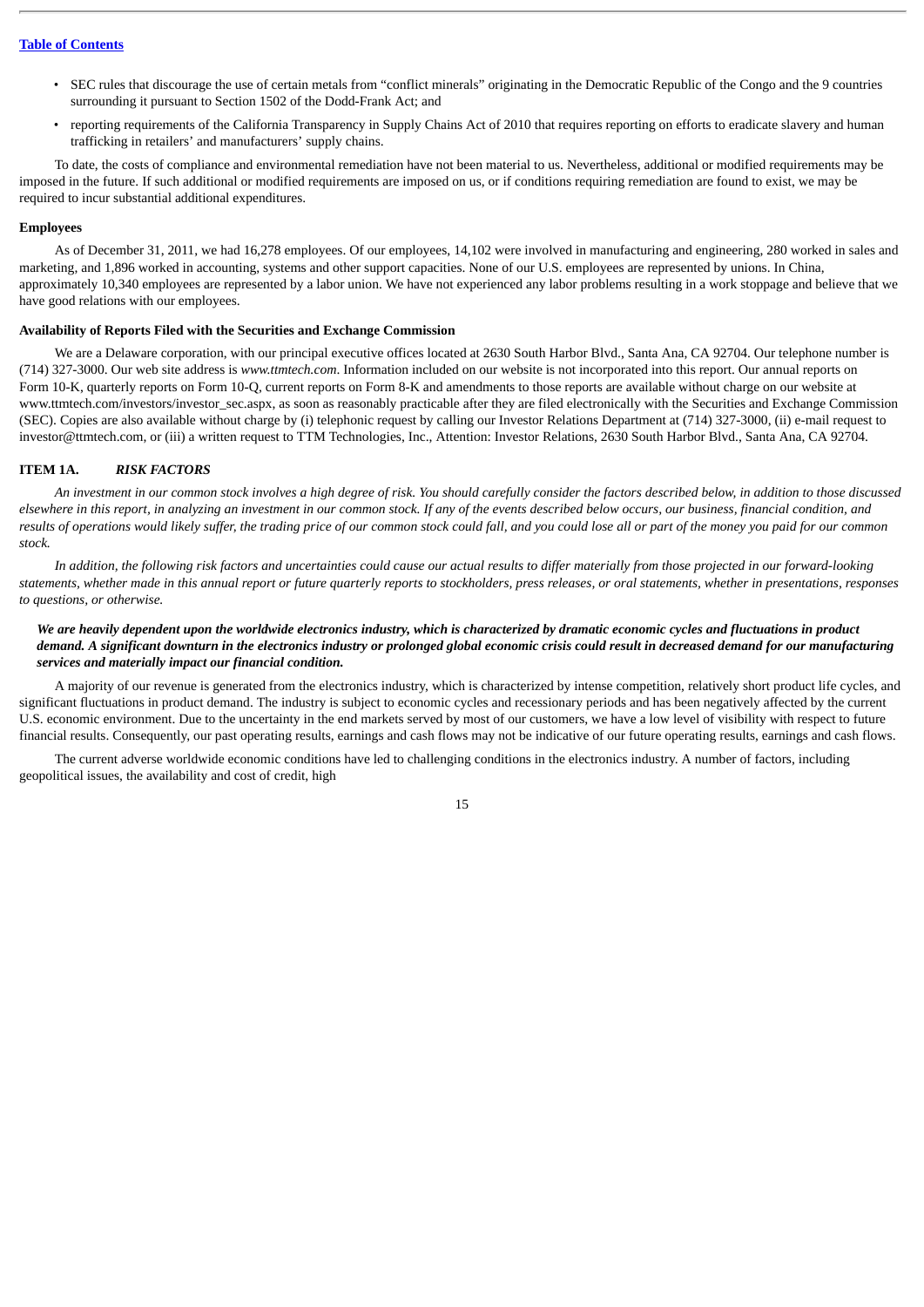- SEC rules that discourage the use of certain metals from "conflict minerals" originating in the Democratic Republic of the Congo and the 9 countries surrounding it pursuant to Section 1502 of the Dodd-Frank Act; and
- reporting requirements of the California Transparency in Supply Chains Act of 2010 that requires reporting on efforts to eradicate slavery and human trafficking in retailers' and manufacturers' supply chains.

To date, the costs of compliance and environmental remediation have not been material to us. Nevertheless, additional or modified requirements may be imposed in the future. If such additional or modified requirements are imposed on us, or if conditions requiring remediation are found to exist, we may be required to incur substantial additional expenditures.

**Employees**

As of December 31, 2011, we had 16,278 employees. Of our employees, 14,102 were involved in manufacturing and engineering, 280 worked in sales and marketing, and 1,896 worked in accounting, systems and other support capacities. None of our U.S. employees are represented by unions. In China, approximately 10,340 employees are represented by a labor union. We have not experienced any labor problems resulting in a work stoppage and believe that we have good relations with our employees.

**Availability of Reports Filed with the Securities and Exchange Commission**

We are a Delaware corporation, with our principal executive offices located at 2630 South Harbor Blvd., Santa Ana, CA 92704. Our telephone number is (714) 327-3000. Our web site address is *www.ttmtech.com*. Information included on our website is not incorporated into this report. Our annual reports on Form 10-K, quarterly reports on Form 10-Q, current reports on Form 8-K and amendments to those reports are available without charge on our website at www.ttmtech.com/investors/investor_sec.aspx, as soon as reasonably practicable after they are filed electronically with the Securities and Exchange Commission (SEC). Copies are also available without charge by (i) telephonic request by calling our Investor Relations Department at (714) 327-3000, (ii) e-mail request to investor@ttmtech.com, or (iii) a written request to TTM Technologies, Inc., Attention: Investor Relations, 2630 South Harbor Blvd., Santa Ana, CA 92704.

## ITEM 1A. *RISK FACTORS*

*An investment in our common stock involves a high degree of risk. You should carefully consider the factors described below, in addition to those discussed elsewhere in this report, in analyzing an investment in our common stock. If any of the events described below occurs, our business, financial condition, and results of operations would likely suffer, the trading price of our common stock could fall, and you could lose all or part of the money you paid for our common stock.*

*In addition, the following risk factors and uncertainties could cause our actual results to differ materially from those projected in our forward-looking statements, whether made in this annual report or future quarterly reports to stockholders, press releases, or oral statements, whether in presentations, responses to questions, or otherwise.*

***We are heavily dependent upon the worldwide electronics industry, which is characterized by dramatic economic cycles and fluctuations in product demand. A significant downturn in the electronics industry or prolonged global economic crisis could result in decreased demand for our manufacturing services and materially impact our financial condition.***

A majority of our revenue is generated from the electronics industry, which is characterized by intense competition, relatively short product life cycles, and significant fluctuations in product demand. The industry is subject to economic cycles and recessionary periods and has been negatively affected by the current U.S. economic environment. Due to the uncertainty in the end markets served by most of our customers, we have a low level of visibility with respect to future financial results. Consequently, our past operating results, earnings and cash flows may not be indicative of our future operating results, earnings and cash flows.

The current adverse worldwide economic conditions have led to challenging conditions in the electronics industry. A number of factors, including geopolitical issues, the availability and cost of credit, high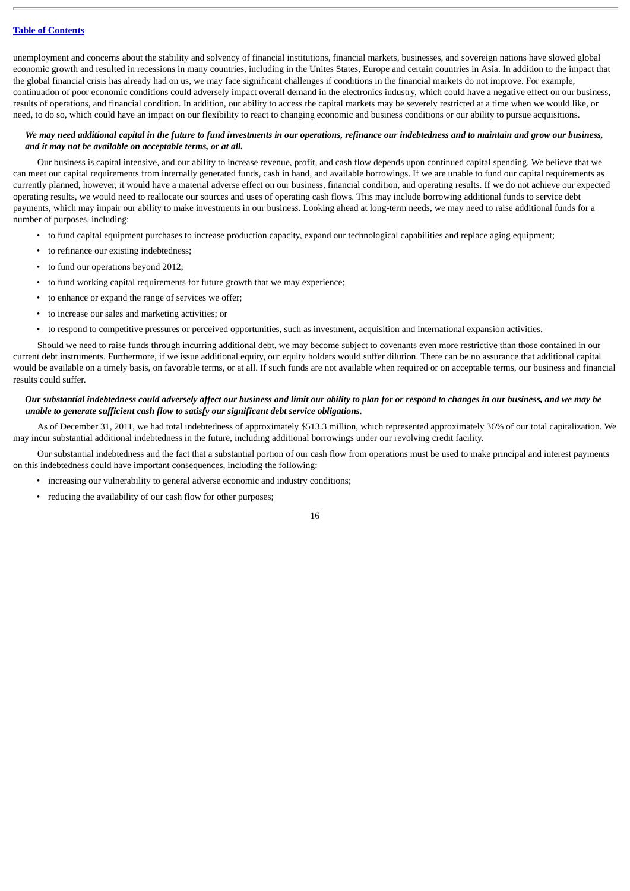unemployment and concerns about the stability and solvency of financial institutions, financial markets, businesses, and sovereign nations have slowed global economic growth and resulted in recessions in many countries, including in the Unites States, Europe and certain countries in Asia. In addition to the impact that the global financial crisis has already had on us, we may face significant challenges if conditions in the financial markets do not improve. For example, continuation of poor economic conditions could adversely impact overall demand in the electronics industry, which could have a negative effect on our business, results of operations, and financial condition. In addition, our ability to access the capital markets may be severely restricted at a time when we would like, or need, to do so, which could have an impact on our flexibility to react to changing economic and business conditions or our ability to pursue acquisitions.

***We may need additional capital in the future to fund investments in our operations, refinance our indebtedness and to maintain and grow our business, and it may not be available on acceptable terms, or at all.***

Our business is capital intensive, and our ability to increase revenue, profit, and cash flow depends upon continued capital spending. We believe that we can meet our capital requirements from internally generated funds, cash in hand, and available borrowings. If we are unable to fund our capital requirements as currently planned, however, it would have a material adverse effect on our business, financial condition, and operating results. If we do not achieve our expected operating results, we would need to reallocate our sources and uses of operating cash flows. This may include borrowing additional funds to service debt payments, which may impair our ability to make investments in our business. Looking ahead at long-term needs, we may need to raise additional funds for a number of purposes, including:

- to fund capital equipment purchases to increase production capacity, expand our technological capabilities and replace aging equipment;
- to refinance our existing indebtedness;
- to fund our operations beyond 2012;
- to fund working capital requirements for future growth that we may experience;
- to enhance or expand the range of services we offer;
- to increase our sales and marketing activities; or
- to respond to competitive pressures or perceived opportunities, such as investment, acquisition and international expansion activities.

Should we need to raise funds through incurring additional debt, we may become subject to covenants even more restrictive than those contained in our current debt instruments. Furthermore, if we issue additional equity, our equity holders would suffer dilution. There can be no assurance that additional capital would be available on a timely basis, on favorable terms, or at all. If such funds are not available when required or on acceptable terms, our business and financial results could suffer.

***Our substantial indebtedness could adversely affect our business and limit our ability to plan for or respond to changes in our business, and we may be unable to generate sufficient cash flow to satisfy our significant debt service obligations.***

As of December 31, 2011, we had total indebtedness of approximately $513.3 million, which represented approximately 36% of our total capitalization. We may incur substantial additional indebtedness in the future, including additional borrowings under our revolving credit facility.

Our substantial indebtedness and the fact that a substantial portion of our cash flow from operations must be used to make principal and interest payments on this indebtedness could have important consequences, including the following:

- increasing our vulnerability to general adverse economic and industry conditions;
- reducing the availability of our cash flow for other purposes;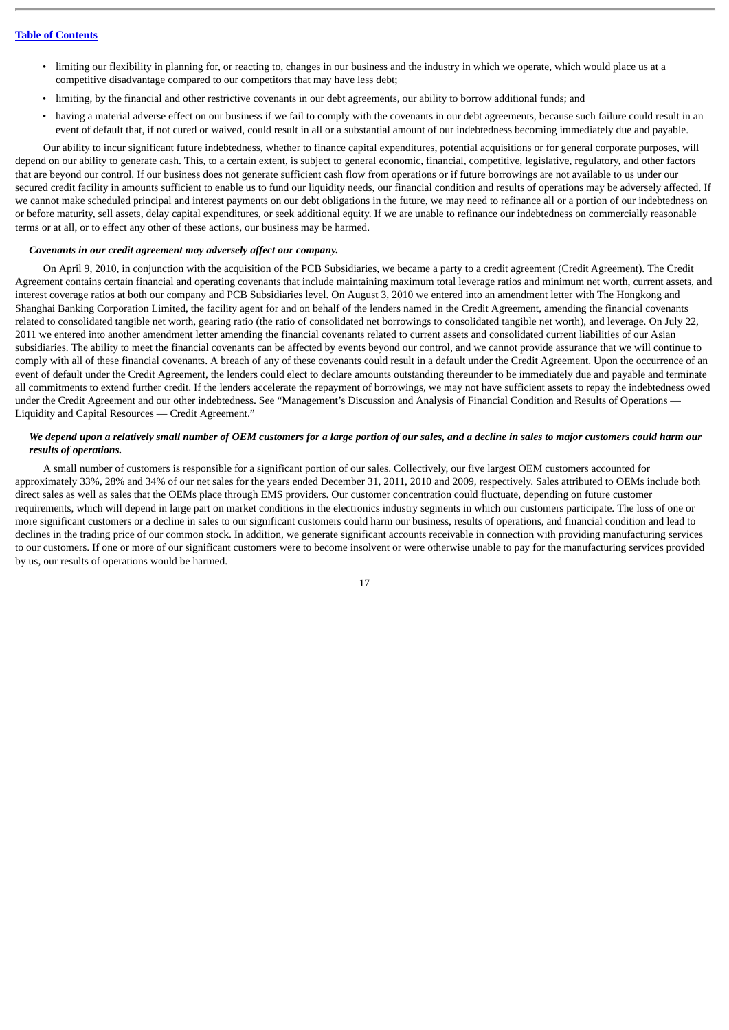- limiting our flexibility in planning for, or reacting to, changes in our business and the industry in which we operate, which would place us at a competitive disadvantage compared to our competitors that may have less debt;
- limiting, by the financial and other restrictive covenants in our debt agreements, our ability to borrow additional funds; and
- having a material adverse effect on our business if we fail to comply with the covenants in our debt agreements, because such failure could result in an event of default that, if not cured or waived, could result in all or a substantial amount of our indebtedness becoming immediately due and payable.

Our ability to incur significant future indebtedness, whether to finance capital expenditures, potential acquisitions or for general corporate purposes, will depend on our ability to generate cash. This, to a certain extent, is subject to general economic, financial, competitive, legislative, regulatory, and other factors that are beyond our control. If our business does not generate sufficient cash flow from operations or if future borrowings are not available to us under our secured credit facility in amounts sufficient to enable us to fund our liquidity needs, our financial condition and results of operations may be adversely affected. If we cannot make scheduled principal and interest payments on our debt obligations in the future, we may need to refinance all or a portion of our indebtedness on or before maturity, sell assets, delay capital expenditures, or seek additional equity. If we are unable to refinance our indebtedness on commercially reasonable terms or at all, or to effect any other of these actions, our business may be harmed.

***Covenants in our credit agreement may adversely affect our company.***

On April 9, 2010, in conjunction with the acquisition of the PCB Subsidiaries, we became a party to a credit agreement (Credit Agreement). The Credit Agreement contains certain financial and operating covenants that include maintaining maximum total leverage ratios and minimum net worth, current assets, and interest coverage ratios at both our company and PCB Subsidiaries level. On August 3, 2010 we entered into an amendment letter with The Hongkong and Shanghai Banking Corporation Limited, the facility agent for and on behalf of the lenders named in the Credit Agreement, amending the financial covenants related to consolidated tangible net worth, gearing ratio (the ratio of consolidated net borrowings to consolidated tangible net worth), and leverage. On July 22, 2011 we entered into another amendment letter amending the financial covenants related to current assets and consolidated current liabilities of our Asian subsidiaries. The ability to meet the financial covenants can be affected by events beyond our control, and we cannot provide assurance that we will continue to comply with all of these financial covenants. A breach of any of these covenants could result in a default under the Credit Agreement. Upon the occurrence of an event of default under the Credit Agreement, the lenders could elect to declare amounts outstanding thereunder to be immediately due and payable and terminate all commitments to extend further credit. If the lenders accelerate the repayment of borrowings, we may not have sufficient assets to repay the indebtedness owed under the Credit Agreement and our other indebtedness. See "Management's Discussion and Analysis of Financial Condition and Results of Operations — Liquidity and Capital Resources — Credit Agreement."

***We depend upon a relatively small number of OEM customers for a large portion of our sales, and a decline in sales to major customers could harm our results of operations.***

A small number of customers is responsible for a significant portion of our sales. Collectively, our five largest OEM customers accounted for approximately 33%, 28% and 34% of our net sales for the years ended December 31, 2011, 2010 and 2009, respectively. Sales attributed to OEMs include both direct sales as well as sales that the OEMs place through EMS providers. Our customer concentration could fluctuate, depending on future customer requirements, which will depend in large part on market conditions in the electronics industry segments in which our customers participate. The loss of one or more significant customers or a decline in sales to our significant customers could harm our business, results of operations, and financial condition and lead to declines in the trading price of our common stock. In addition, we generate significant accounts receivable in connection with providing manufacturing services to our customers. If one or more of our significant customers were to become insolvent or were otherwise unable to pay for the manufacturing services provided by us, our results of operations would be harmed.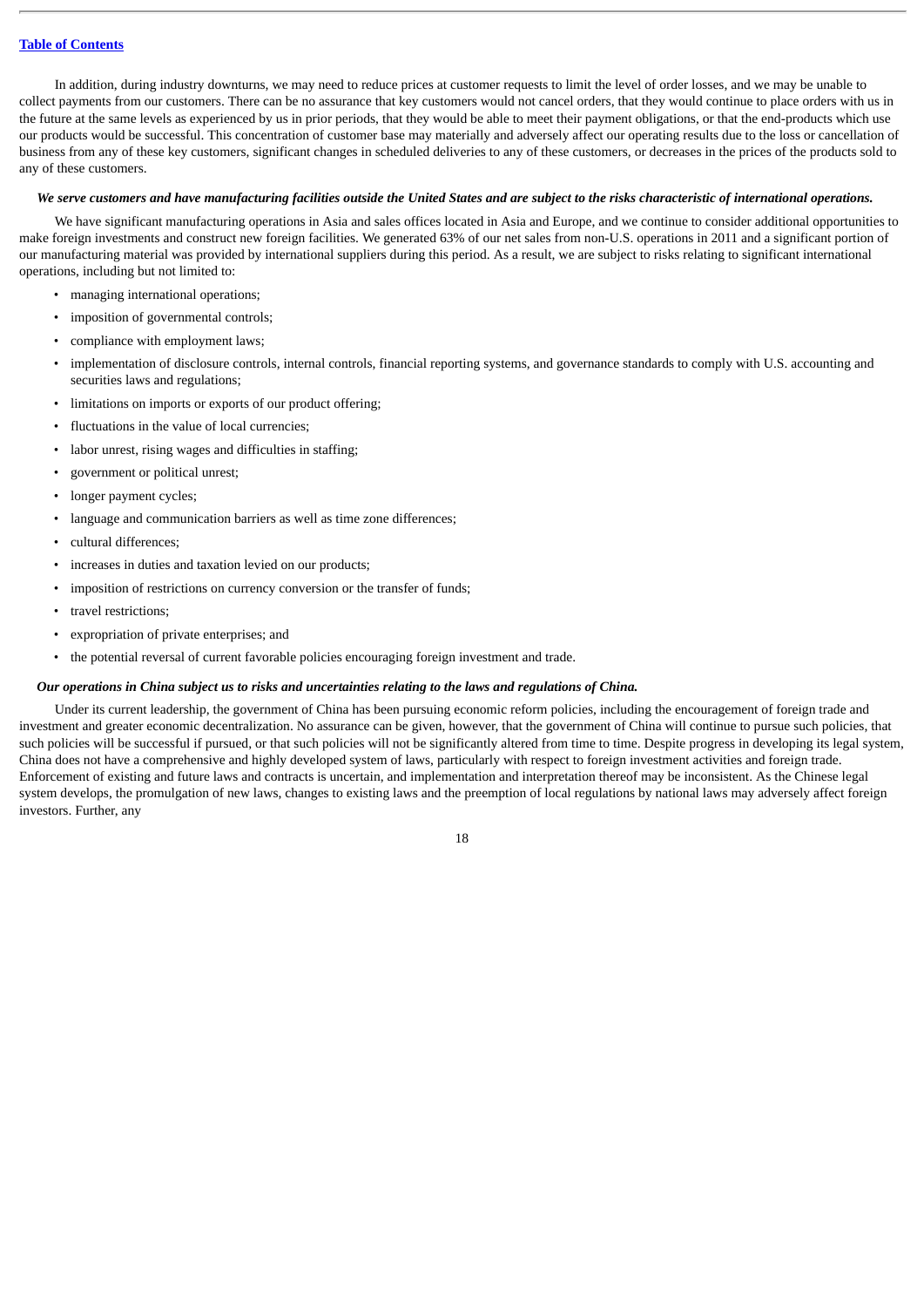In addition, during industry downturns, we may need to reduce prices at customer requests to limit the level of order losses, and we may be unable to collect payments from our customers. There can be no assurance that key customers would not cancel orders, that they would continue to place orders with us in the future at the same levels as experienced by us in prior periods, that they would be able to meet their payment obligations, or that the end-products which use our products would be successful. This concentration of customer base may materially and adversely affect our operating results due to the loss or cancellation of business from any of these key customers, significant changes in scheduled deliveries to any of these customers, or decreases in the prices of the products sold to any of these customers.

***We serve customers and have manufacturing facilities outside the United States and are subject to the risks characteristic of international operations.***

We have significant manufacturing operations in Asia and sales offices located in Asia and Europe, and we continue to consider additional opportunities to make foreign investments and construct new foreign facilities. We generated 63% of our net sales from non-U.S. operations in 2011 and a significant portion of our manufacturing material was provided by international suppliers during this period. As a result, we are subject to risks relating to significant international operations, including but not limited to:

- managing international operations;
- imposition of governmental controls;
- compliance with employment laws;
- implementation of disclosure controls, internal controls, financial reporting systems, and governance standards to comply with U.S. accounting and securities laws and regulations;
- limitations on imports or exports of our product offering;
- fluctuations in the value of local currencies;
- labor unrest, rising wages and difficulties in staffing;
- government or political unrest;
- longer payment cycles;
- language and communication barriers as well as time zone differences;
- cultural differences;
- increases in duties and taxation levied on our products;
- imposition of restrictions on currency conversion or the transfer of funds;
- travel restrictions;
- expropriation of private enterprises; and
- the potential reversal of current favorable policies encouraging foreign investment and trade.

***Our operations in China subject us to risks and uncertainties relating to the laws and regulations of China.***

Under its current leadership, the government of China has been pursuing economic reform policies, including the encouragement of foreign trade and investment and greater economic decentralization. No assurance can be given, however, that the government of China will continue to pursue such policies, that such policies will be successful if pursued, or that such policies will not be significantly altered from time to time. Despite progress in developing its legal system, China does not have a comprehensive and highly developed system of laws, particularly with respect to foreign investment activities and foreign trade. Enforcement of existing and future laws and contracts is uncertain, and implementation and interpretation thereof may be inconsistent. As the Chinese legal system develops, the promulgation of new laws, changes to existing laws and the preemption of local regulations by national laws may adversely affect foreign investors. Further, any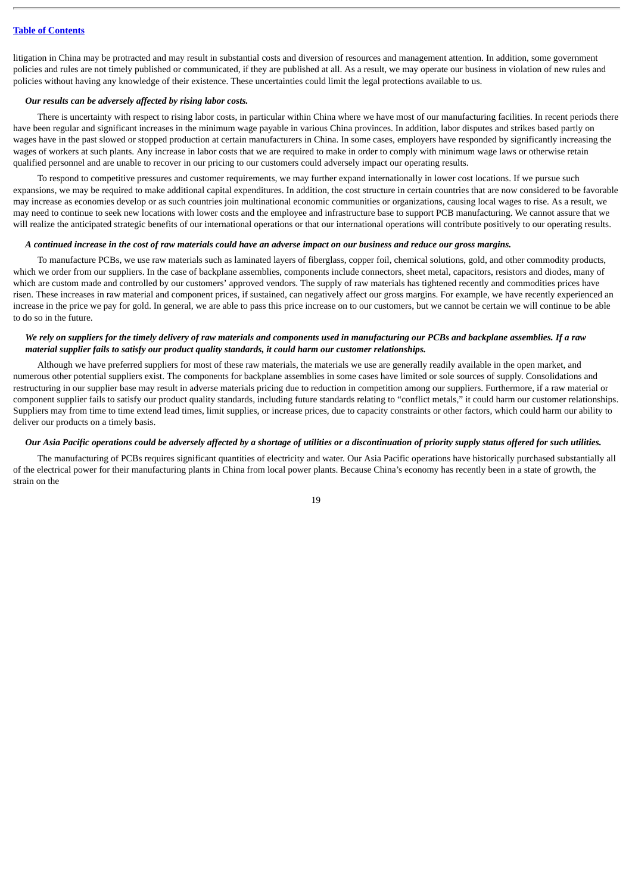litigation in China may be protracted and may result in substantial costs and diversion of resources and management attention. In addition, some government policies and rules are not timely published or communicated, if they are published at all. As a result, we may operate our business in violation of new rules and policies without having any knowledge of their existence. These uncertainties could limit the legal protections available to us.

***Our results can be adversely affected by rising labor costs.***

There is uncertainty with respect to rising labor costs, in particular within China where we have most of our manufacturing facilities. In recent periods there have been regular and significant increases in the minimum wage payable in various China provinces. In addition, labor disputes and strikes based partly on wages have in the past slowed or stopped production at certain manufacturers in China. In some cases, employers have responded by significantly increasing the wages of workers at such plants. Any increase in labor costs that we are required to make in order to comply with minimum wage laws or otherwise retain qualified personnel and are unable to recover in our pricing to our customers could adversely impact our operating results.

To respond to competitive pressures and customer requirements, we may further expand internationally in lower cost locations. If we pursue such expansions, we may be required to make additional capital expenditures. In addition, the cost structure in certain countries that are now considered to be favorable may increase as economies develop or as such countries join multinational economic communities or organizations, causing local wages to rise. As a result, we may need to continue to seek new locations with lower costs and the employee and infrastructure base to support PCB manufacturing. We cannot assure that we will realize the anticipated strategic benefits of our international operations or that our international operations will contribute positively to our operating results.

***A continued increase in the cost of raw materials could have an adverse impact on our business and reduce our gross margins.***

To manufacture PCBs, we use raw materials such as laminated layers of fiberglass, copper foil, chemical solutions, gold, and other commodity products, which we order from our suppliers. In the case of backplane assemblies, components include connectors, sheet metal, capacitors, resistors and diodes, many of which are custom made and controlled by our customers' approved vendors. The supply of raw materials has tightened recently and commodities prices have risen. These increases in raw material and component prices, if sustained, can negatively affect our gross margins. For example, we have recently experienced an increase in the price we pay for gold. In general, we are able to pass this price increase on to our customers, but we cannot be certain we will continue to be able to do so in the future.

***We rely on suppliers for the timely delivery of raw materials and components used in manufacturing our PCBs and backplane assemblies. If a raw material supplier fails to satisfy our product quality standards, it could harm our customer relationships.***

Although we have preferred suppliers for most of these raw materials, the materials we use are generally readily available in the open market, and numerous other potential suppliers exist. The components for backplane assemblies in some cases have limited or sole sources of supply. Consolidations and restructuring in our supplier base may result in adverse materials pricing due to reduction in competition among our suppliers. Furthermore, if a raw material or component supplier fails to satisfy our product quality standards, including future standards relating to "conflict metals," it could harm our customer relationships. Suppliers may from time to time extend lead times, limit supplies, or increase prices, due to capacity constraints or other factors, which could harm our ability to deliver our products on a timely basis.

***Our Asia Pacific operations could be adversely affected by a shortage of utilities or a discontinuation of priority supply status offered for such utilities.***

The manufacturing of PCBs requires significant quantities of electricity and water. Our Asia Pacific operations have historically purchased substantially all of the electrical power for their manufacturing plants in China from local power plants. Because China's economy has recently been in a state of growth, the strain on the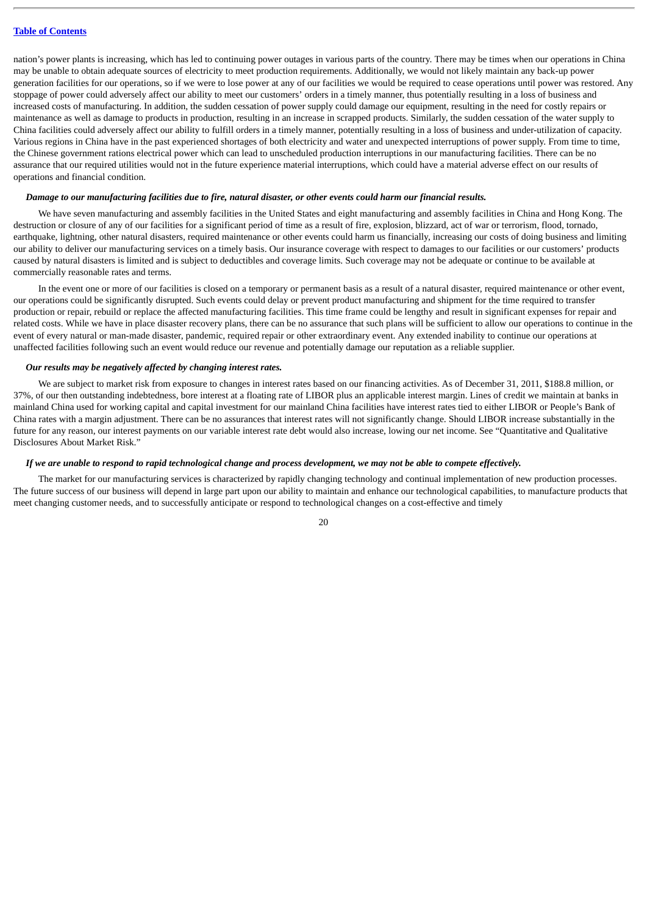nation's power plants is increasing, which has led to continuing power outages in various parts of the country. There may be times when our operations in China may be unable to obtain adequate sources of electricity to meet production requirements. Additionally, we would not likely maintain any back-up power generation facilities for our operations, so if we were to lose power at any of our facilities we would be required to cease operations until power was restored. Any stoppage of power could adversely affect our ability to meet our customers' orders in a timely manner, thus potentially resulting in a loss of business and increased costs of manufacturing. In addition, the sudden cessation of power supply could damage our equipment, resulting in the need for costly repairs or maintenance as well as damage to products in production, resulting in an increase in scrapped products. Similarly, the sudden cessation of the water supply to China facilities could adversely affect our ability to fulfill orders in a timely manner, potentially resulting in a loss of business and under-utilization of capacity. Various regions in China have in the past experienced shortages of both electricity and water and unexpected interruptions of power supply. From time to time, the Chinese government rations electrical power which can lead to unscheduled production interruptions in our manufacturing facilities. There can be no assurance that our required utilities would not in the future experience material interruptions, which could have a material adverse effect on our results of operations and financial condition.

***Damage to our manufacturing facilities due to fire, natural disaster, or other events could harm our financial results.***

We have seven manufacturing and assembly facilities in the United States and eight manufacturing and assembly facilities in China and Hong Kong. The destruction or closure of any of our facilities for a significant period of time as a result of fire, explosion, blizzard, act of war or terrorism, flood, tornado, earthquake, lightning, other natural disasters, required maintenance or other events could harm us financially, increasing our costs of doing business and limiting our ability to deliver our manufacturing services on a timely basis. Our insurance coverage with respect to damages to our facilities or our customers' products caused by natural disasters is limited and is subject to deductibles and coverage limits. Such coverage may not be adequate or continue to be available at commercially reasonable rates and terms.

In the event one or more of our facilities is closed on a temporary or permanent basis as a result of a natural disaster, required maintenance or other event, our operations could be significantly disrupted. Such events could delay or prevent product manufacturing and shipment for the time required to transfer production or repair, rebuild or replace the affected manufacturing facilities. This time frame could be lengthy and result in significant expenses for repair and related costs. While we have in place disaster recovery plans, there can be no assurance that such plans will be sufficient to allow our operations to continue in the event of every natural or man-made disaster, pandemic, required repair or other extraordinary event. Any extended inability to continue our operations at unaffected facilities following such an event would reduce our revenue and potentially damage our reputation as a reliable supplier.

***Our results may be negatively affected by changing interest rates.***

We are subject to market risk from exposure to changes in interest rates based on our financing activities. As of December 31, 2011, $188.8 million, or 37%, of our then outstanding indebtedness, bore interest at a floating rate of LIBOR plus an applicable interest margin. Lines of credit we maintain at banks in mainland China used for working capital and capital investment for our mainland China facilities have interest rates tied to either LIBOR or People's Bank of China rates with a margin adjustment. There can be no assurances that interest rates will not significantly change. Should LIBOR increase substantially in the future for any reason, our interest payments on our variable interest rate debt would also increase, lowing our net income. See "Quantitative and Qualitative Disclosures About Market Risk."

***If we are unable to respond to rapid technological change and process development, we may not be able to compete effectively.***

The market for our manufacturing services is characterized by rapidly changing technology and continual implementation of new production processes. The future success of our business will depend in large part upon our ability to maintain and enhance our technological capabilities, to manufacture products that meet changing customer needs, and to successfully anticipate or respond to technological changes on a cost-effective and timely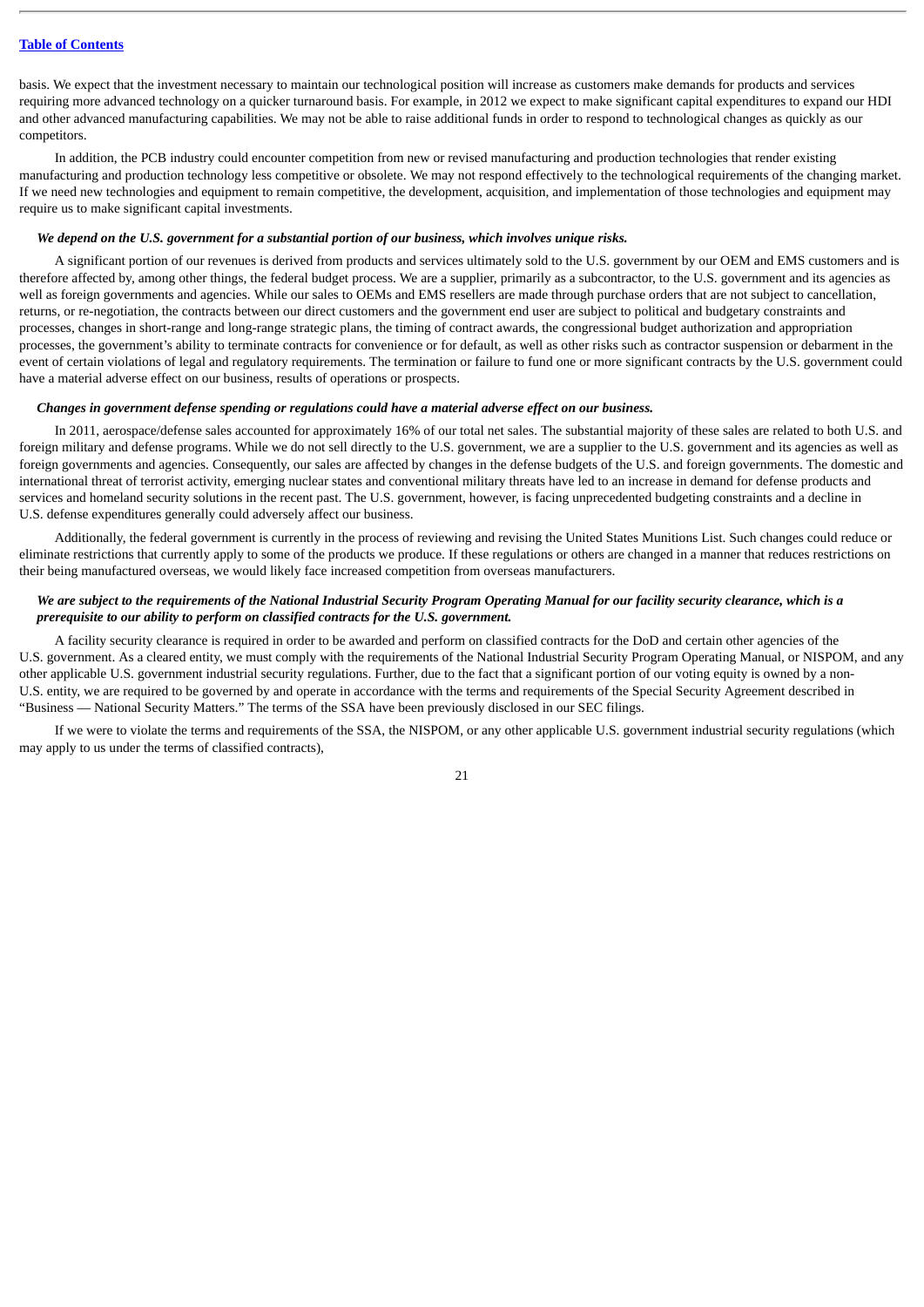basis. We expect that the investment necessary to maintain our technological position will increase as customers make demands for products and services requiring more advanced technology on a quicker turnaround basis. For example, in 2012 we expect to make significant capital expenditures to expand our HDI and other advanced manufacturing capabilities. We may not be able to raise additional funds in order to respond to technological changes as quickly as our competitors.

In addition, the PCB industry could encounter competition from new or revised manufacturing and production technologies that render existing manufacturing and production technology less competitive or obsolete. We may not respond effectively to the technological requirements of the changing market. If we need new technologies and equipment to remain competitive, the development, acquisition, and implementation of those technologies and equipment may require us to make significant capital investments.

***We depend on the U.S. government for a substantial portion of our business, which involves unique risks.***

A significant portion of our revenues is derived from products and services ultimately sold to the U.S. government by our OEM and EMS customers and is therefore affected by, among other things, the federal budget process. We are a supplier, primarily as a subcontractor, to the U.S. government and its agencies as well as foreign governments and agencies. While our sales to OEMs and EMS resellers are made through purchase orders that are not subject to cancellation, returns, or re-negotiation, the contracts between our direct customers and the government end user are subject to political and budgetary constraints and processes, changes in short-range and long-range strategic plans, the timing of contract awards, the congressional budget authorization and appropriation processes, the government's ability to terminate contracts for convenience or for default, as well as other risks such as contractor suspension or debarment in the event of certain violations of legal and regulatory requirements. The termination or failure to fund one or more significant contracts by the U.S. government could have a material adverse effect on our business, results of operations or prospects.

***Changes in government defense spending or regulations could have a material adverse effect on our business.***

In 2011, aerospace/defense sales accounted for approximately 16% of our total net sales. The substantial majority of these sales are related to both U.S. and foreign military and defense programs. While we do not sell directly to the U.S. government, we are a supplier to the U.S. government and its agencies as well as foreign governments and agencies. Consequently, our sales are affected by changes in the defense budgets of the U.S. and foreign governments. The domestic and international threat of terrorist activity, emerging nuclear states and conventional military threats have led to an increase in demand for defense products and services and homeland security solutions in the recent past. The U.S. government, however, is facing unprecedented budgeting constraints and a decline in U.S. defense expenditures generally could adversely affect our business.

Additionally, the federal government is currently in the process of reviewing and revising the United States Munitions List. Such changes could reduce or eliminate restrictions that currently apply to some of the products we produce. If these regulations or others are changed in a manner that reduces restrictions on their being manufactured overseas, we would likely face increased competition from overseas manufacturers.

***We are subject to the requirements of the National Industrial Security Program Operating Manual for our facility security clearance, which is a prerequisite to our ability to perform on classified contracts for the U.S. government.***

A facility security clearance is required in order to be awarded and perform on classified contracts for the DoD and certain other agencies of the U.S. government. As a cleared entity, we must comply with the requirements of the National Industrial Security Program Operating Manual, or NISPOM, and any other applicable U.S. government industrial security regulations. Further, due to the fact that a significant portion of our voting equity is owned by a non-U.S. entity, we are required to be governed by and operate in accordance with the terms and requirements of the Special Security Agreement described in "Business — National Security Matters." The terms of the SSA have been previously disclosed in our SEC filings.

If we were to violate the terms and requirements of the SSA, the NISPOM, or any other applicable U.S. government industrial security regulations (which may apply to us under the terms of classified contracts),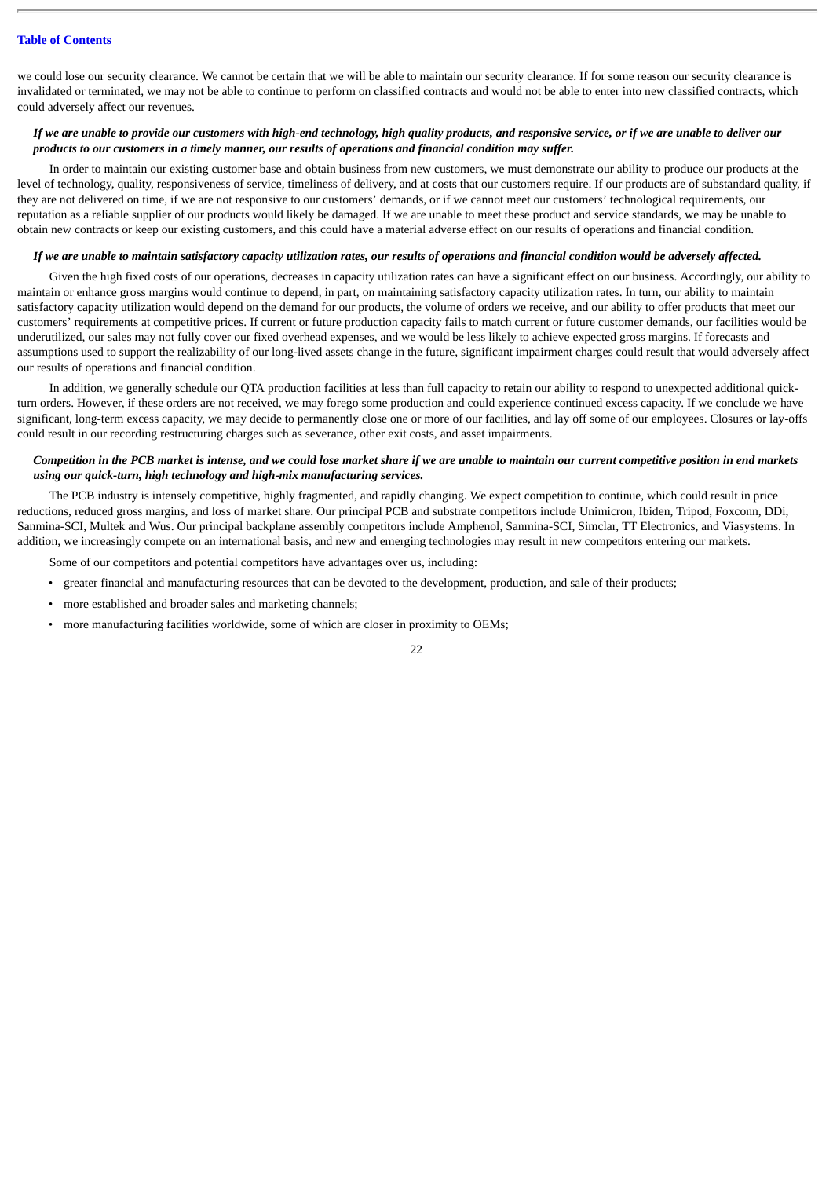we could lose our security clearance. We cannot be certain that we will be able to maintain our security clearance. If for some reason our security clearance is invalidated or terminated, we may not be able to continue to perform on classified contracts and would not be able to enter into new classified contracts, which could adversely affect our revenues.

***If we are unable to provide our customers with high-end technology, high quality products, and responsive service, or if we are unable to deliver our products to our customers in a timely manner, our results of operations and financial condition may suffer.***

In order to maintain our existing customer base and obtain business from new customers, we must demonstrate our ability to produce our products at the level of technology, quality, responsiveness of service, timeliness of delivery, and at costs that our customers require. If our products are of substandard quality, if they are not delivered on time, if we are not responsive to our customers' demands, or if we cannot meet our customers' technological requirements, our reputation as a reliable supplier of our products would likely be damaged. If we are unable to meet these product and service standards, we may be unable to obtain new contracts or keep our existing customers, and this could have a material adverse effect on our results of operations and financial condition.

***If we are unable to maintain satisfactory capacity utilization rates, our results of operations and financial condition would be adversely affected.***

Given the high fixed costs of our operations, decreases in capacity utilization rates can have a significant effect on our business. Accordingly, our ability to maintain or enhance gross margins would continue to depend, in part, on maintaining satisfactory capacity utilization rates. In turn, our ability to maintain satisfactory capacity utilization would depend on the demand for our products, the volume of orders we receive, and our ability to offer products that meet our customers' requirements at competitive prices. If current or future production capacity fails to match current or future customer demands, our facilities would be underutilized, our sales may not fully cover our fixed overhead expenses, and we would be less likely to achieve expected gross margins. If forecasts and assumptions used to support the realizability of our long-lived assets change in the future, significant impairment charges could result that would adversely affect our results of operations and financial condition.

In addition, we generally schedule our QTA production facilities at less than full capacity to retain our ability to respond to unexpected additional quick-turn orders. However, if these orders are not received, we may forego some production and could experience continued excess capacity. If we conclude we have significant, long-term excess capacity, we may decide to permanently close one or more of our facilities, and lay off some of our employees. Closures or lay-offs could result in our recording restructuring charges such as severance, other exit costs, and asset impairments.

***Competition in the PCB market is intense, and we could lose market share if we are unable to maintain our current competitive position in end markets using our quick-turn, high technology and high-mix manufacturing services.***

The PCB industry is intensely competitive, highly fragmented, and rapidly changing. We expect competition to continue, which could result in price reductions, reduced gross margins, and loss of market share. Our principal PCB and substrate competitors include Unimicron, Ibiden, Tripod, Foxconn, DDi, Sanmina-SCI, Multek and Wus. Our principal backplane assembly competitors include Amphenol, Sanmina-SCI, Simclar, TT Electronics, and Viasystems. In addition, we increasingly compete on an international basis, and new and emerging technologies may result in new competitors entering our markets.

Some of our competitors and potential competitors have advantages over us, including:

- greater financial and manufacturing resources that can be devoted to the development, production, and sale of their products;
- more established and broader sales and marketing channels;
- more manufacturing facilities worldwide, some of which are closer in proximity to OEMs;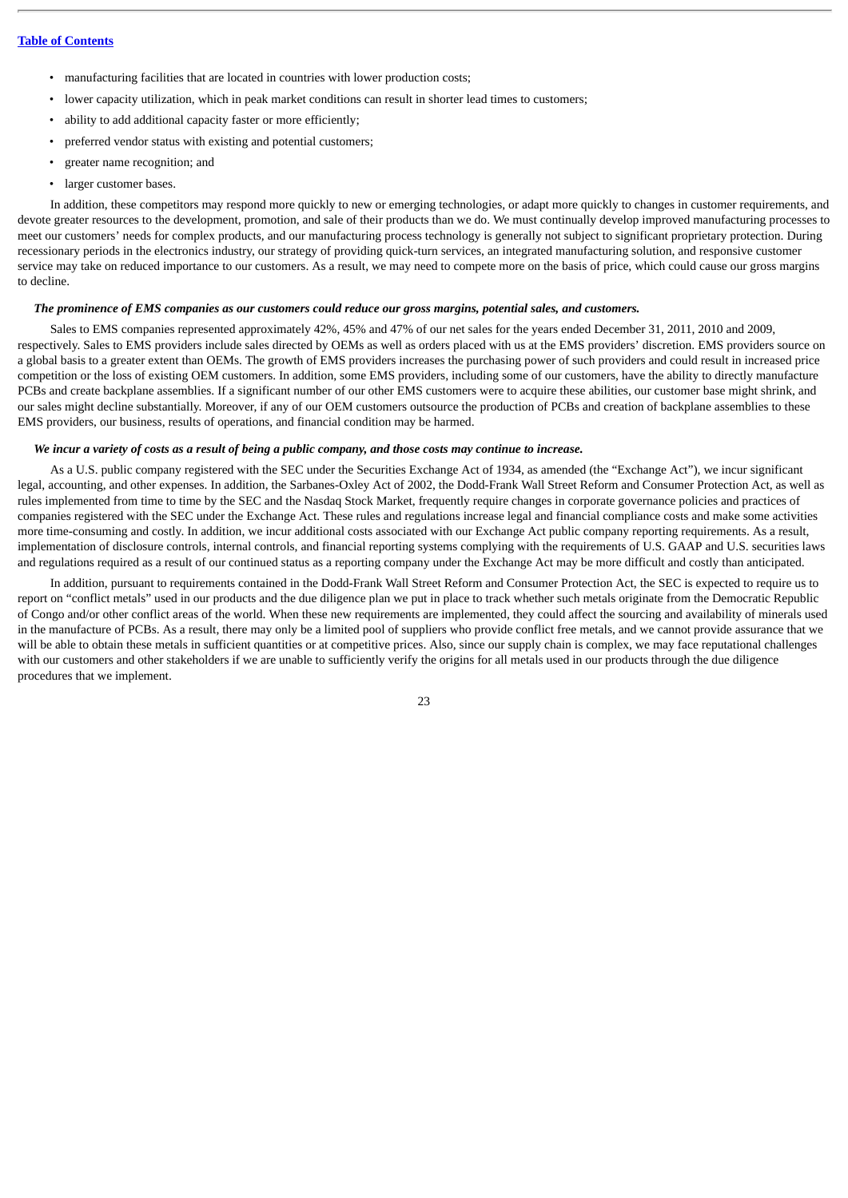- manufacturing facilities that are located in countries with lower production costs;
- lower capacity utilization, which in peak market conditions can result in shorter lead times to customers;
- ability to add additional capacity faster or more efficiently;
- preferred vendor status with existing and potential customers;
- greater name recognition; and
- larger customer bases.

In addition, these competitors may respond more quickly to new or emerging technologies, or adapt more quickly to changes in customer requirements, and devote greater resources to the development, promotion, and sale of their products than we do. We must continually develop improved manufacturing processes to meet our customers' needs for complex products, and our manufacturing process technology is generally not subject to significant proprietary protection. During recessionary periods in the electronics industry, our strategy of providing quick-turn services, an integrated manufacturing solution, and responsive customer service may take on reduced importance to our customers. As a result, we may need to compete more on the basis of price, which could cause our gross margins to decline.

***The prominence of EMS companies as our customers could reduce our gross margins, potential sales, and customers.***

Sales to EMS companies represented approximately 42%, 45% and 47% of our net sales for the years ended December 31, 2011, 2010 and 2009, respectively. Sales to EMS providers include sales directed by OEMs as well as orders placed with us at the EMS providers' discretion. EMS providers source on a global basis to a greater extent than OEMs. The growth of EMS providers increases the purchasing power of such providers and could result in increased price competition or the loss of existing OEM customers. In addition, some EMS providers, including some of our customers, have the ability to directly manufacture PCBs and create backplane assemblies. If a significant number of our other EMS customers were to acquire these abilities, our customer base might shrink, and our sales might decline substantially. Moreover, if any of our OEM customers outsource the production of PCBs and creation of backplane assemblies to these EMS providers, our business, results of operations, and financial condition may be harmed.

***We incur a variety of costs as a result of being a public company, and those costs may continue to increase.***

As a U.S. public company registered with the SEC under the Securities Exchange Act of 1934, as amended (the "Exchange Act"), we incur significant legal, accounting, and other expenses. In addition, the Sarbanes-Oxley Act of 2002, the Dodd-Frank Wall Street Reform and Consumer Protection Act, as well as rules implemented from time to time by the SEC and the Nasdaq Stock Market, frequently require changes in corporate governance policies and practices of companies registered with the SEC under the Exchange Act. These rules and regulations increase legal and financial compliance costs and make some activities more time-consuming and costly. In addition, we incur additional costs associated with our Exchange Act public company reporting requirements. As a result, implementation of disclosure controls, internal controls, and financial reporting systems complying with the requirements of U.S. GAAP and U.S. securities laws and regulations required as a result of our continued status as a reporting company under the Exchange Act may be more difficult and costly than anticipated.

In addition, pursuant to requirements contained in the Dodd-Frank Wall Street Reform and Consumer Protection Act, the SEC is expected to require us to report on "conflict metals" used in our products and the due diligence plan we put in place to track whether such metals originate from the Democratic Republic of Congo and/or other conflict areas of the world. When these new requirements are implemented, they could affect the sourcing and availability of minerals used in the manufacture of PCBs. As a result, there may only be a limited pool of suppliers who provide conflict free metals, and we cannot provide assurance that we will be able to obtain these metals in sufficient quantities or at competitive prices. Also, since our supply chain is complex, we may face reputational challenges with our customers and other stakeholders if we are unable to sufficiently verify the origins for all metals used in our products through the due diligence procedures that we implement.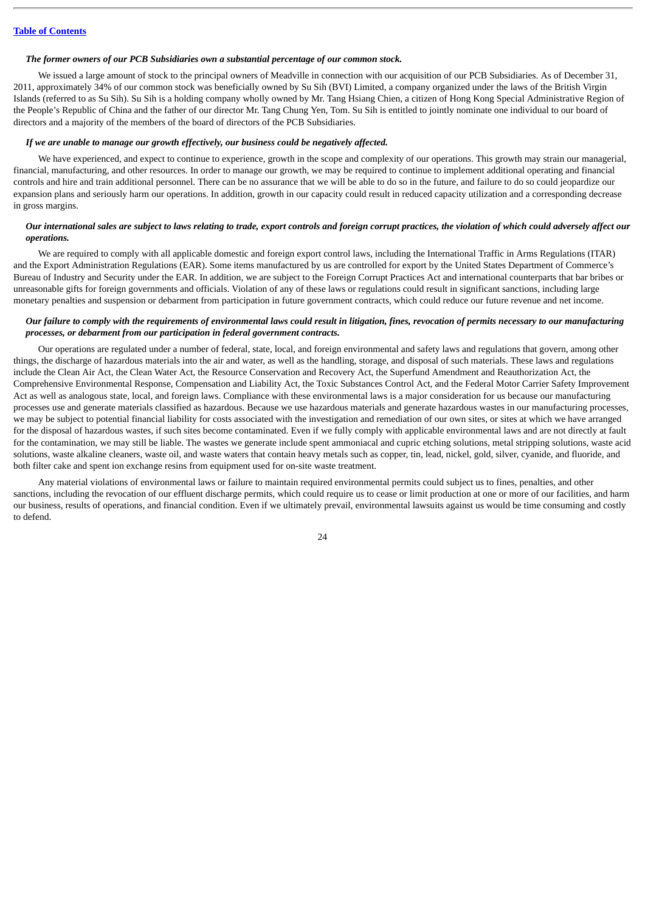*The former owners of our PCB Subsidiaries own a substantial percentage of our common stock.*

We issued a large amount of stock to the principal owners of Meadville in connection with our acquisition of our PCB Subsidiaries. As of December 31, 2011, approximately 34% of our common stock was beneficially owned by Su Sih (BVI) Limited, a company organized under the laws of the British Virgin Islands (referred to as Su Sih). Su Sih is a holding company wholly owned by Mr. Tang Hsiang Chien, a citizen of Hong Kong Special Administrative Region of the People's Republic of China and the father of our director Mr. Tang Chung Yen, Tom. Su Sih is entitled to jointly nominate one individual to our board of directors and a majority of the members of the board of directors of the PCB Subsidiaries.

*If we are unable to manage our growth effectively, our business could be negatively affected.*

We have experienced, and expect to continue to experience, growth in the scope and complexity of our operations. This growth may strain our managerial, financial, manufacturing, and other resources. In order to manage our growth, we may be required to continue to implement additional operating and financial controls and hire and train additional personnel. There can be no assurance that we will be able to do so in the future, and failure to do so could jeopardize our expansion plans and seriously harm our operations. In addition, growth in our capacity could result in reduced capacity utilization and a corresponding decrease in gross margins.

*Our international sales are subject to laws relating to trade, export controls and foreign corrupt practices, the violation of which could adversely affect our operations.*

We are required to comply with all applicable domestic and foreign export control laws, including the International Traffic in Arms Regulations (ITAR) and the Export Administration Regulations (EAR). Some items manufactured by us are controlled for export by the United States Department of Commerce's Bureau of Industry and Security under the EAR. In addition, we are subject to the Foreign Corrupt Practices Act and international counterparts that bar bribes or unreasonable gifts for foreign governments and officials. Violation of any of these laws or regulations could result in significant sanctions, including large monetary penalties and suspension or debarment from participation in future government contracts, which could reduce our future revenue and net income.

*Our failure to comply with the requirements of environmental laws could result in litigation, fines, revocation of permits necessary to our manufacturing processes, or debarment from our participation in federal government contracts.*

Our operations are regulated under a number of federal, state, local, and foreign environmental and safety laws and regulations that govern, among other things, the discharge of hazardous materials into the air and water, as well as the handling, storage, and disposal of such materials. These laws and regulations include the Clean Air Act, the Clean Water Act, the Resource Conservation and Recovery Act, the Superfund Amendment and Reauthorization Act, the Comprehensive Environmental Response, Compensation and Liability Act, the Toxic Substances Control Act, and the Federal Motor Carrier Safety Improvement Act as well as analogous state, local, and foreign laws. Compliance with these environmental laws is a major consideration for us because our manufacturing processes use and generate materials classified as hazardous. Because we use hazardous materials and generate hazardous wastes in our manufacturing processes, we may be subject to potential financial liability for costs associated with the investigation and remediation of our own sites, or sites at which we have arranged for the disposal of hazardous wastes, if such sites become contaminated. Even if we fully comply with applicable environmental laws and are not directly at fault for the contamination, we may still be liable. The wastes we generate include spent ammoniacal and cupric etching solutions, metal stripping solutions, waste acid solutions, waste alkaline cleaners, waste oil, and waste waters that contain heavy metals such as copper, tin, lead, nickel, gold, silver, cyanide, and fluoride, and both filter cake and spent ion exchange resins from equipment used for on-site waste treatment.

Any material violations of environmental laws or failure to maintain required environmental permits could subject us to fines, penalties, and other sanctions, including the revocation of our effluent discharge permits, which could require us to cease or limit production at one or more of our facilities, and harm our business, results of operations, and financial condition. Even if we ultimately prevail, environmental lawsuits against us would be time consuming and costly to defend.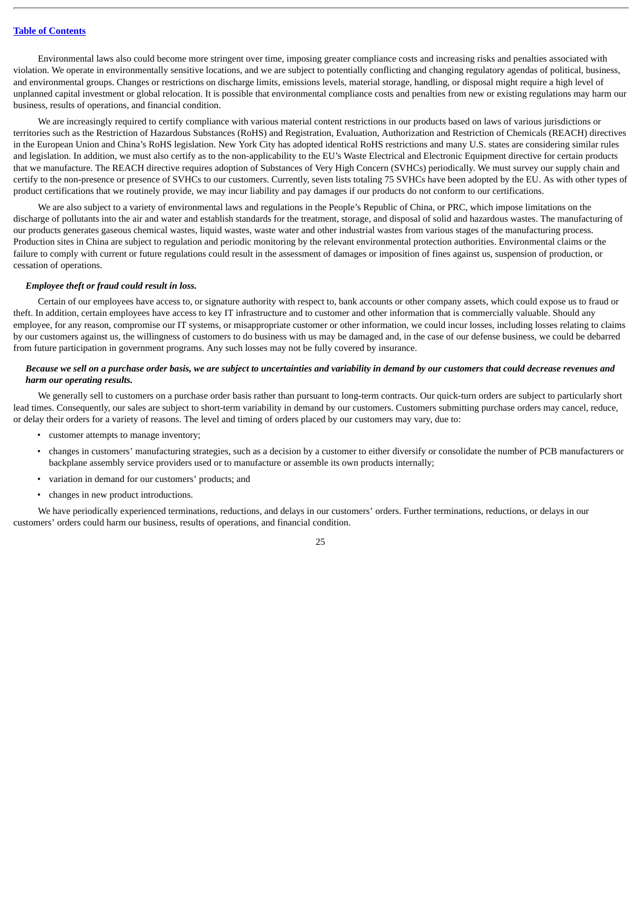Environmental laws also could become more stringent over time, imposing greater compliance costs and increasing risks and penalties associated with violation. We operate in environmentally sensitive locations, and we are subject to potentially conflicting and changing regulatory agendas of political, business, and environmental groups. Changes or restrictions on discharge limits, emissions levels, material storage, handling, or disposal might require a high level of unplanned capital investment or global relocation. It is possible that environmental compliance costs and penalties from new or existing regulations may harm our business, results of operations, and financial condition.

We are increasingly required to certify compliance with various material content restrictions in our products based on laws of various jurisdictions or territories such as the Restriction of Hazardous Substances (RoHS) and Registration, Evaluation, Authorization and Restriction of Chemicals (REACH) directives in the European Union and China's RoHS legislation. New York City has adopted identical RoHS restrictions and many U.S. states are considering similar rules and legislation. In addition, we must also certify as to the non-applicability to the EU's Waste Electrical and Electronic Equipment directive for certain products that we manufacture. The REACH directive requires adoption of Substances of Very High Concern (SVHCs) periodically. We must survey our supply chain and certify to the non-presence or presence of SVHCs to our customers. Currently, seven lists totaling 75 SVHCs have been adopted by the EU. As with other types of product certifications that we routinely provide, we may incur liability and pay damages if our products do not conform to our certifications.

We are also subject to a variety of environmental laws and regulations in the People's Republic of China, or PRC, which impose limitations on the discharge of pollutants into the air and water and establish standards for the treatment, storage, and disposal of solid and hazardous wastes. The manufacturing of our products generates gaseous chemical wastes, liquid wastes, waste water and other industrial wastes from various stages of the manufacturing process. Production sites in China are subject to regulation and periodic monitoring by the relevant environmental protection authorities. Environmental claims or the failure to comply with current or future regulations could result in the assessment of damages or imposition of fines against us, suspension of production, or cessation of operations.

***Employee theft or fraud could result in loss.***

Certain of our employees have access to, or signature authority with respect to, bank accounts or other company assets, which could expose us to fraud or theft. In addition, certain employees have access to key IT infrastructure and to customer and other information that is commercially valuable. Should any employee, for any reason, compromise our IT systems, or misappropriate customer or other information, we could incur losses, including losses relating to claims by our customers against us, the willingness of customers to do business with us may be damaged and, in the case of our defense business, we could be debarred from future participation in government programs. Any such losses may not be fully covered by insurance.

***Because we sell on a purchase order basis, we are subject to uncertainties and variability in demand by our customers that could decrease revenues and harm our operating results.***

We generally sell to customers on a purchase order basis rather than pursuant to long-term contracts. Our quick-turn orders are subject to particularly short lead times. Consequently, our sales are subject to short-term variability in demand by our customers. Customers submitting purchase orders may cancel, reduce, or delay their orders for a variety of reasons. The level and timing of orders placed by our customers may vary, due to:

- customer attempts to manage inventory;
- changes in customers' manufacturing strategies, such as a decision by a customer to either diversify or consolidate the number of PCB manufacturers or backplane assembly service providers used or to manufacture or assemble its own products internally;
- variation in demand for our customers' products; and
- changes in new product introductions.

We have periodically experienced terminations, reductions, and delays in our customers' orders. Further terminations, reductions, or delays in our customers' orders could harm our business, results of operations, and financial condition.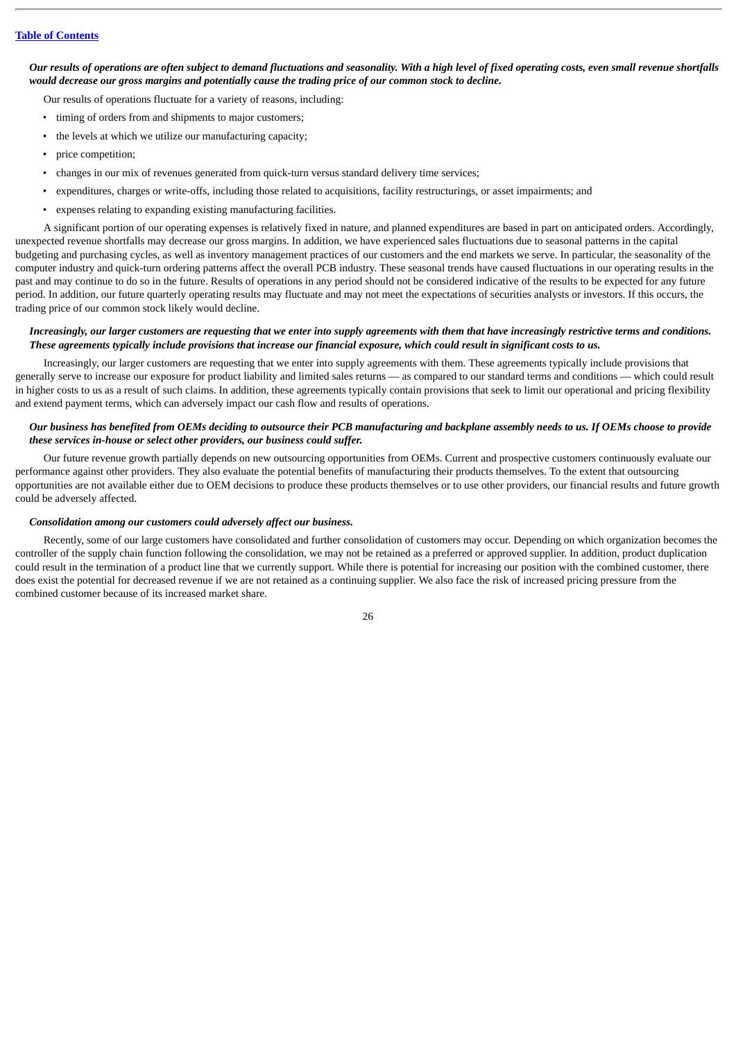***Our results of operations are often subject to demand fluctuations and seasonality. With a high level of fixed operating costs, even small revenue shortfalls would decrease our gross margins and potentially cause the trading price of our common stock to decline.***

Our results of operations fluctuate for a variety of reasons, including:

- timing of orders from and shipments to major customers;
- the levels at which we utilize our manufacturing capacity;
- price competition;
- changes in our mix of revenues generated from quick-turn versus standard delivery time services;
- expenditures, charges or write-offs, including those related to acquisitions, facility restructurings, or asset impairments; and
- expenses relating to expanding existing manufacturing facilities.

A significant portion of our operating expenses is relatively fixed in nature, and planned expenditures are based in part on anticipated orders. Accordingly, unexpected revenue shortfalls may decrease our gross margins. In addition, we have experienced sales fluctuations due to seasonal patterns in the capital budgeting and purchasing cycles, as well as inventory management practices of our customers and the end markets we serve. In particular, the seasonality of the computer industry and quick-turn ordering patterns affect the overall PCB industry. These seasonal trends have caused fluctuations in our operating results in the past and may continue to do so in the future. Results of operations in any period should not be considered indicative of the results to be expected for any future period. In addition, our future quarterly operating results may fluctuate and may not meet the expectations of securities analysts or investors. If this occurs, the trading price of our common stock likely would decline.

***Increasingly, our larger customers are requesting that we enter into supply agreements with them that have increasingly restrictive terms and conditions. These agreements typically include provisions that increase our financial exposure, which could result in significant costs to us.***

Increasingly, our larger customers are requesting that we enter into supply agreements with them. These agreements typically include provisions that generally serve to increase our exposure for product liability and limited sales returns — as compared to our standard terms and conditions — which could result in higher costs to us as a result of such claims. In addition, these agreements typically contain provisions that seek to limit our operational and pricing flexibility and extend payment terms, which can adversely impact our cash flow and results of operations.

***Our business has benefited from OEMs deciding to outsource their PCB manufacturing and backplane assembly needs to us. If OEMs choose to provide these services in-house or select other providers, our business could suffer.***

Our future revenue growth partially depends on new outsourcing opportunities from OEMs. Current and prospective customers continuously evaluate our performance against other providers. They also evaluate the potential benefits of manufacturing their products themselves. To the extent that outsourcing opportunities are not available either due to OEM decisions to produce these products themselves or to use other providers, our financial results and future growth could be adversely affected.

***Consolidation among our customers could adversely affect our business.***

Recently, some of our large customers have consolidated and further consolidation of customers may occur. Depending on which organization becomes the controller of the supply chain function following the consolidation, we may not be retained as a preferred or approved supplier. In addition, product duplication could result in the termination of a product line that we currently support. While there is potential for increasing our position with the combined customer, there does exist the potential for decreased revenue if we are not retained as a continuing supplier. We also face the risk of increased pricing pressure from the combined customer because of its increased market share.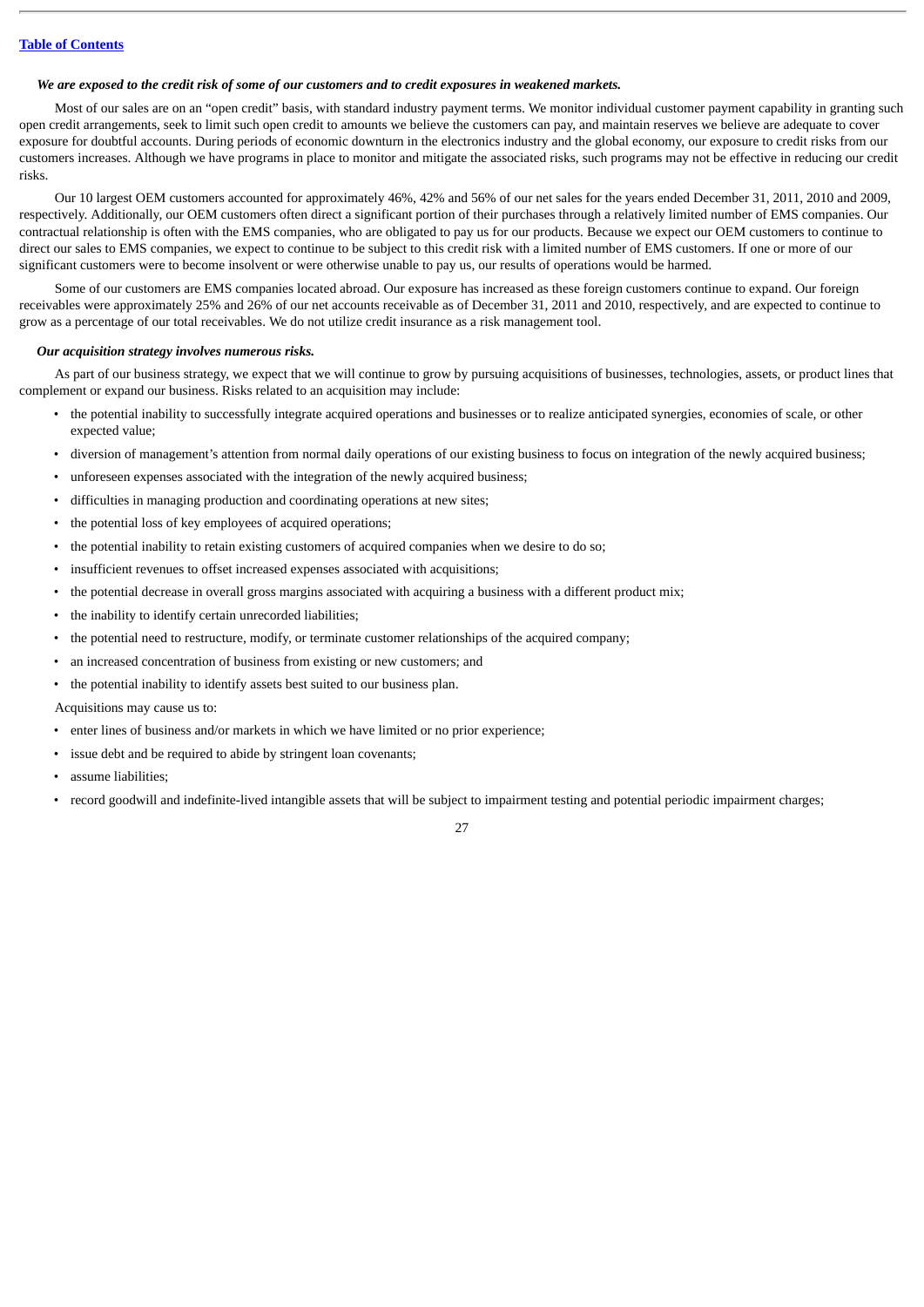***We are exposed to the credit risk of some of our customers and to credit exposures in weakened markets.***

Most of our sales are on an "open credit" basis, with standard industry payment terms. We monitor individual customer payment capability in granting such open credit arrangements, seek to limit such open credit to amounts we believe the customers can pay, and maintain reserves we believe are adequate to cover exposure for doubtful accounts. During periods of economic downturn in the electronics industry and the global economy, our exposure to credit risks from our customers increases. Although we have programs in place to monitor and mitigate the associated risks, such programs may not be effective in reducing our credit risks.

Our 10 largest OEM customers accounted for approximately 46%, 42% and 56% of our net sales for the years ended December 31, 2011, 2010 and 2009, respectively. Additionally, our OEM customers often direct a significant portion of their purchases through a relatively limited number of EMS companies. Our contractual relationship is often with the EMS companies, who are obligated to pay us for our products. Because we expect our OEM customers to continue to direct our sales to EMS companies, we expect to continue to be subject to this credit risk with a limited number of EMS customers. If one or more of our significant customers were to become insolvent or were otherwise unable to pay us, our results of operations would be harmed.

Some of our customers are EMS companies located abroad. Our exposure has increased as these foreign customers continue to expand. Our foreign receivables were approximately 25% and 26% of our net accounts receivable as of December 31, 2011 and 2010, respectively, and are expected to continue to grow as a percentage of our total receivables. We do not utilize credit insurance as a risk management tool.

***Our acquisition strategy involves numerous risks.***

As part of our business strategy, we expect that we will continue to grow by pursuing acquisitions of businesses, technologies, assets, or product lines that complement or expand our business. Risks related to an acquisition may include:

- the potential inability to successfully integrate acquired operations and businesses or to realize anticipated synergies, economies of scale, or other expected value;
- diversion of management's attention from normal daily operations of our existing business to focus on integration of the newly acquired business;
- unforeseen expenses associated with the integration of the newly acquired business;
- difficulties in managing production and coordinating operations at new sites;
- the potential loss of key employees of acquired operations;
- the potential inability to retain existing customers of acquired companies when we desire to do so;
- insufficient revenues to offset increased expenses associated with acquisitions;
- the potential decrease in overall gross margins associated with acquiring a business with a different product mix;
- the inability to identify certain unrecorded liabilities;
- the potential need to restructure, modify, or terminate customer relationships of the acquired company;
- an increased concentration of business from existing or new customers; and
- the potential inability to identify assets best suited to our business plan.

Acquisitions may cause us to:

- enter lines of business and/or markets in which we have limited or no prior experience;
- issue debt and be required to abide by stringent loan covenants;
- assume liabilities;
- record goodwill and indefinite-lived intangible assets that will be subject to impairment testing and potential periodic impairment charges;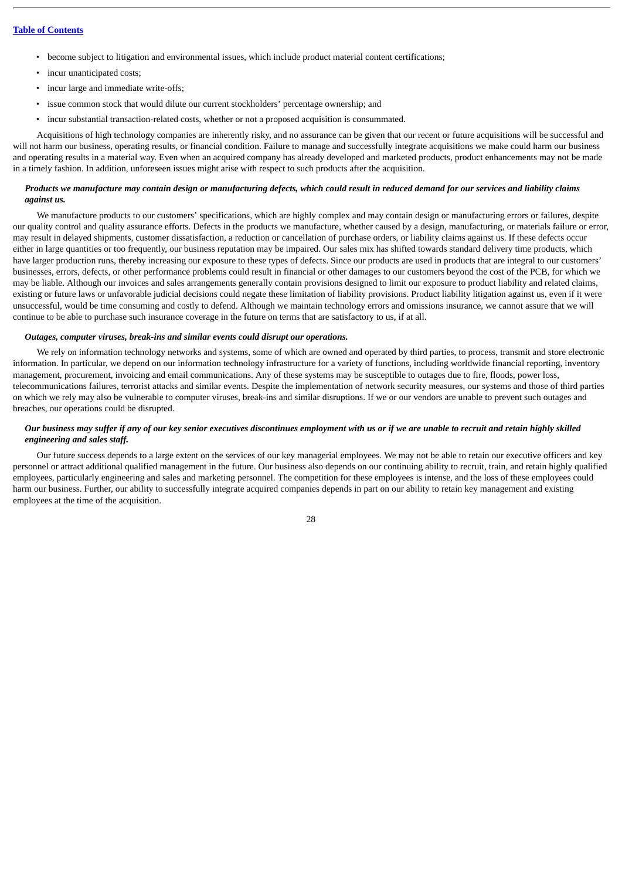- become subject to litigation and environmental issues, which include product material content certifications;
- incur unanticipated costs;
- incur large and immediate write-offs;
- issue common stock that would dilute our current stockholders' percentage ownership; and
- incur substantial transaction-related costs, whether or not a proposed acquisition is consummated.

Acquisitions of high technology companies are inherently risky, and no assurance can be given that our recent or future acquisitions will be successful and will not harm our business, operating results, or financial condition. Failure to manage and successfully integrate acquisitions we make could harm our business and operating results in a material way. Even when an acquired company has already developed and marketed products, product enhancements may not be made in a timely fashion. In addition, unforeseen issues might arise with respect to such products after the acquisition.

***Products we manufacture may contain design or manufacturing defects, which could result in reduced demand for our services and liability claims against us.***

We manufacture products to our customers' specifications, which are highly complex and may contain design or manufacturing errors or failures, despite our quality control and quality assurance efforts. Defects in the products we manufacture, whether caused by a design, manufacturing, or materials failure or error, may result in delayed shipments, customer dissatisfaction, a reduction or cancellation of purchase orders, or liability claims against us. If these defects occur either in large quantities or too frequently, our business reputation may be impaired. Our sales mix has shifted towards standard delivery time products, which have larger production runs, thereby increasing our exposure to these types of defects. Since our products are used in products that are integral to our customers' businesses, errors, defects, or other performance problems could result in financial or other damages to our customers beyond the cost of the PCB, for which we may be liable. Although our invoices and sales arrangements generally contain provisions designed to limit our exposure to product liability and related claims, existing or future laws or unfavorable judicial decisions could negate these limitation of liability provisions. Product liability litigation against us, even if it were unsuccessful, would be time consuming and costly to defend. Although we maintain technology errors and omissions insurance, we cannot assure that we will continue to be able to purchase such insurance coverage in the future on terms that are satisfactory to us, if at all.

***Outages, computer viruses, break-ins and similar events could disrupt our operations.***

We rely on information technology networks and systems, some of which are owned and operated by third parties, to process, transmit and store electronic information. In particular, we depend on our information technology infrastructure for a variety of functions, including worldwide financial reporting, inventory management, procurement, invoicing and email communications. Any of these systems may be susceptible to outages due to fire, floods, power loss, telecommunications failures, terrorist attacks and similar events. Despite the implementation of network security measures, our systems and those of third parties on which we rely may also be vulnerable to computer viruses, break-ins and similar disruptions. If we or our vendors are unable to prevent such outages and breaches, our operations could be disrupted.

***Our business may suffer if any of our key senior executives discontinues employment with us or if we are unable to recruit and retain highly skilled engineering and sales staff.***

Our future success depends to a large extent on the services of our key managerial employees. We may not be able to retain our executive officers and key personnel or attract additional qualified management in the future. Our business also depends on our continuing ability to recruit, train, and retain highly qualified employees, particularly engineering and sales and marketing personnel. The competition for these employees is intense, and the loss of these employees could harm our business. Further, our ability to successfully integrate acquired companies depends in part on our ability to retain key management and existing employees at the time of the acquisition.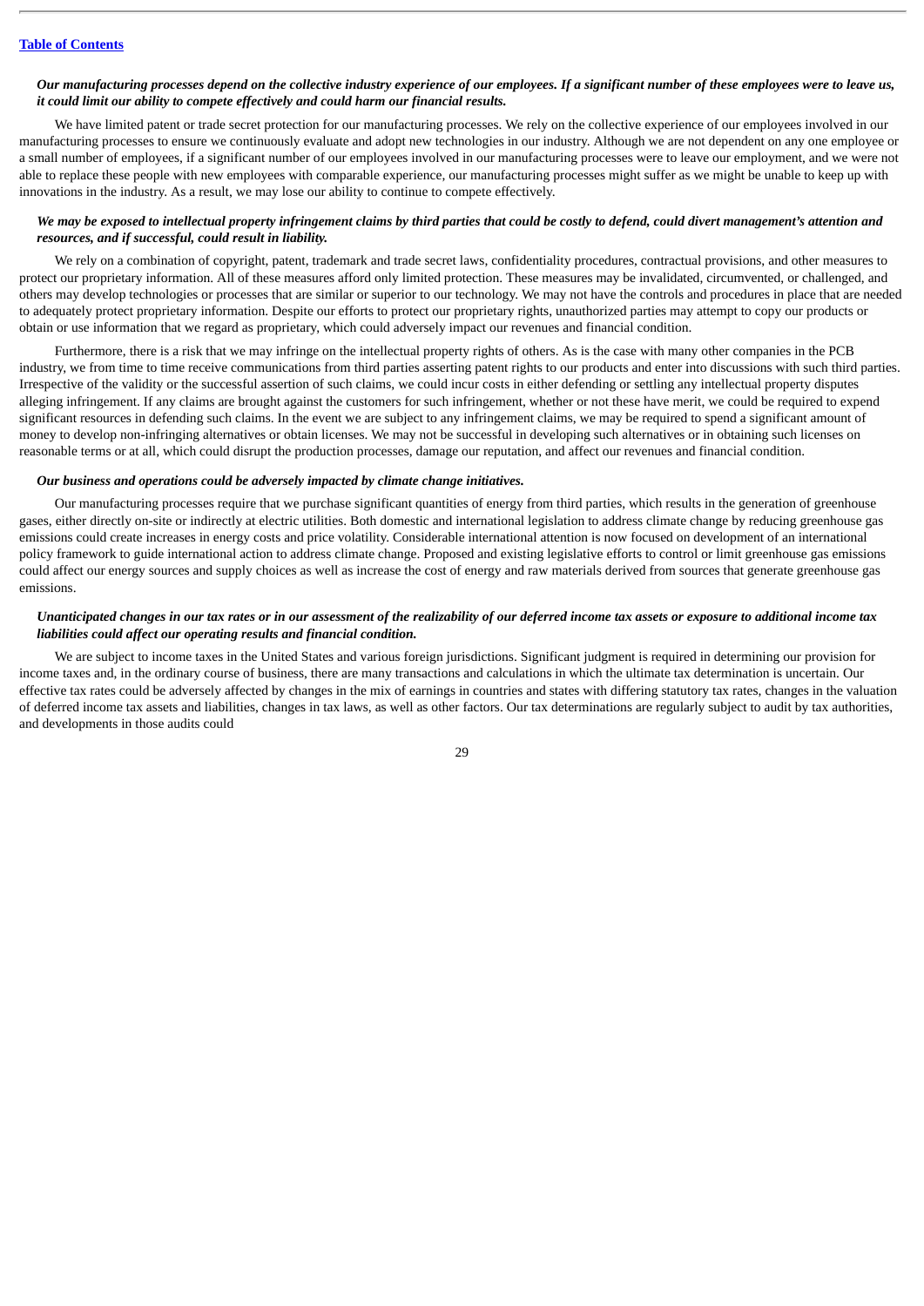*Our manufacturing processes depend on the collective industry experience of our employees. If a significant number of these employees were to leave us, it could limit our ability to compete effectively and could harm our financial results.*

We have limited patent or trade secret protection for our manufacturing processes. We rely on the collective experience of our employees involved in our manufacturing processes to ensure we continuously evaluate and adopt new technologies in our industry. Although we are not dependent on any one employee or a small number of employees, if a significant number of our employees involved in our manufacturing processes were to leave our employment, and we were not able to replace these people with new employees with comparable experience, our manufacturing processes might suffer as we might be unable to keep up with innovations in the industry. As a result, we may lose our ability to continue to compete effectively.

*We may be exposed to intellectual property infringement claims by third parties that could be costly to defend, could divert management's attention and resources, and if successful, could result in liability.*

We rely on a combination of copyright, patent, trademark and trade secret laws, confidentiality procedures, contractual provisions, and other measures to protect our proprietary information. All of these measures afford only limited protection. These measures may be invalidated, circumvented, or challenged, and others may develop technologies or processes that are similar or superior to our technology. We may not have the controls and procedures in place that are needed to adequately protect proprietary information. Despite our efforts to protect our proprietary rights, unauthorized parties may attempt to copy our products or obtain or use information that we regard as proprietary, which could adversely impact our revenues and financial condition.

Furthermore, there is a risk that we may infringe on the intellectual property rights of others. As is the case with many other companies in the PCB industry, we from time to time receive communications from third parties asserting patent rights to our products and enter into discussions with such third parties. Irrespective of the validity or the successful assertion of such claims, we could incur costs in either defending or settling any intellectual property disputes alleging infringement. If any claims are brought against the customers for such infringement, whether or not these have merit, we could be required to expend significant resources in defending such claims. In the event we are subject to any infringement claims, we may be required to spend a significant amount of money to develop non-infringing alternatives or obtain licenses. We may not be successful in developing such alternatives or in obtaining such licenses on reasonable terms or at all, which could disrupt the production processes, damage our reputation, and affect our revenues and financial condition.

*Our business and operations could be adversely impacted by climate change initiatives.*

Our manufacturing processes require that we purchase significant quantities of energy from third parties, which results in the generation of greenhouse gases, either directly on-site or indirectly at electric utilities. Both domestic and international legislation to address climate change by reducing greenhouse gas emissions could create increases in energy costs and price volatility. Considerable international attention is now focused on development of an international policy framework to guide international action to address climate change. Proposed and existing legislative efforts to control or limit greenhouse gas emissions could affect our energy sources and supply choices as well as increase the cost of energy and raw materials derived from sources that generate greenhouse gas emissions.

*Unanticipated changes in our tax rates or in our assessment of the realizability of our deferred income tax assets or exposure to additional income tax liabilities could affect our operating results and financial condition.*

We are subject to income taxes in the United States and various foreign jurisdictions. Significant judgment is required in determining our provision for income taxes and, in the ordinary course of business, there are many transactions and calculations in which the ultimate tax determination is uncertain. Our effective tax rates could be adversely affected by changes in the mix of earnings in countries and states with differing statutory tax rates, changes in the valuation of deferred income tax assets and liabilities, changes in tax laws, as well as other factors. Our tax determinations are regularly subject to audit by tax authorities, and developments in those audits could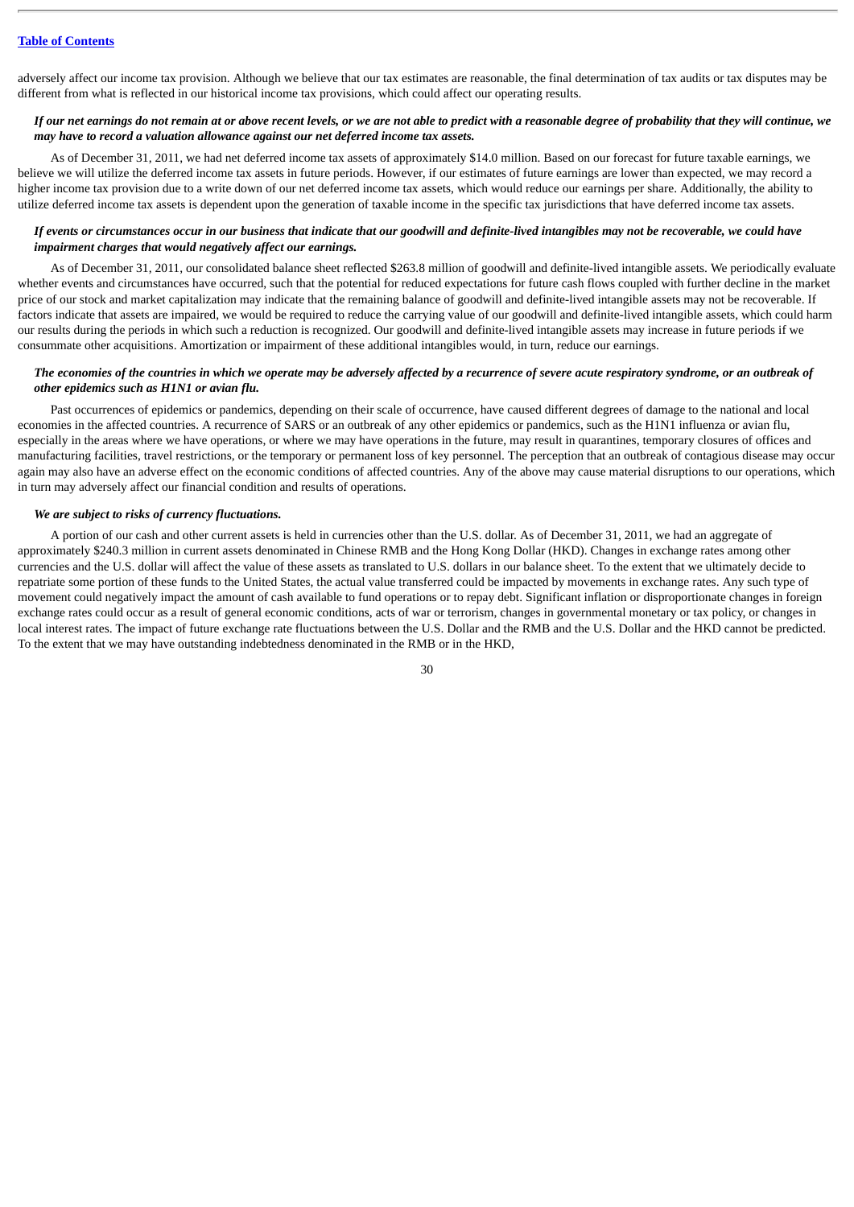adversely affect our income tax provision. Although we believe that our tax estimates are reasonable, the final determination of tax audits or tax disputes may be different from what is reflected in our historical income tax provisions, which could affect our operating results.

***If our net earnings do not remain at or above recent levels, or we are not able to predict with a reasonable degree of probability that they will continue, we may have to record a valuation allowance against our net deferred income tax assets.***

As of December 31, 2011, we had net deferred income tax assets of approximately $14.0 million. Based on our forecast for future taxable earnings, we believe we will utilize the deferred income tax assets in future periods. However, if our estimates of future earnings are lower than expected, we may record a higher income tax provision due to a write down of our net deferred income tax assets, which would reduce our earnings per share. Additionally, the ability to utilize deferred income tax assets is dependent upon the generation of taxable income in the specific tax jurisdictions that have deferred income tax assets.

***If events or circumstances occur in our business that indicate that our goodwill and definite-lived intangibles may not be recoverable, we could have impairment charges that would negatively affect our earnings.***

As of December 31, 2011, our consolidated balance sheet reflected $263.8 million of goodwill and definite-lived intangible assets. We periodically evaluate whether events and circumstances have occurred, such that the potential for reduced expectations for future cash flows coupled with further decline in the market price of our stock and market capitalization may indicate that the remaining balance of goodwill and definite-lived intangible assets may not be recoverable. If factors indicate that assets are impaired, we would be required to reduce the carrying value of our goodwill and definite-lived intangible assets, which could harm our results during the periods in which such a reduction is recognized. Our goodwill and definite-lived intangible assets may increase in future periods if we consummate other acquisitions. Amortization or impairment of these additional intangibles would, in turn, reduce our earnings.

***The economies of the countries in which we operate may be adversely affected by a recurrence of severe acute respiratory syndrome, or an outbreak of other epidemics such as H1N1 or avian flu.***

Past occurrences of epidemics or pandemics, depending on their scale of occurrence, have caused different degrees of damage to the national and local economies in the affected countries. A recurrence of SARS or an outbreak of any other epidemics or pandemics, such as the H1N1 influenza or avian flu, especially in the areas where we have operations, or where we may have operations in the future, may result in quarantines, temporary closures of offices and manufacturing facilities, travel restrictions, or the temporary or permanent loss of key personnel. The perception that an outbreak of contagious disease may occur again may also have an adverse effect on the economic conditions of affected countries. Any of the above may cause material disruptions to our operations, which in turn may adversely affect our financial condition and results of operations.

***We are subject to risks of currency fluctuations.***

A portion of our cash and other current assets is held in currencies other than the U.S. dollar. As of December 31, 2011, we had an aggregate of approximately $240.3 million in current assets denominated in Chinese RMB and the Hong Kong Dollar (HKD). Changes in exchange rates among other currencies and the U.S. dollar will affect the value of these assets as translated to U.S. dollars in our balance sheet. To the extent that we ultimately decide to repatriate some portion of these funds to the United States, the actual value transferred could be impacted by movements in exchange rates. Any such type of movement could negatively impact the amount of cash available to fund operations or to repay debt. Significant inflation or disproportionate changes in foreign exchange rates could occur as a result of general economic conditions, acts of war or terrorism, changes in governmental monetary or tax policy, or changes in local interest rates. The impact of future exchange rate fluctuations between the U.S. Dollar and the RMB and the U.S. Dollar and the HKD cannot be predicted. To the extent that we may have outstanding indebtedness denominated in the RMB or in the HKD,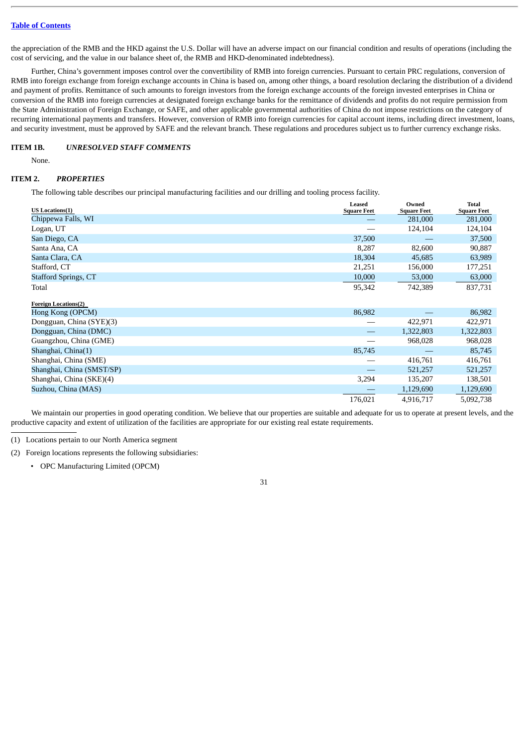the appreciation of the RMB and the HKD against the U.S. Dollar will have an adverse impact on our financial condition and results of operations (including the cost of servicing, and the value in our balance sheet of, the RMB and HKD-denominated indebtedness).

Further, China's government imposes control over the convertibility of RMB into foreign currencies. Pursuant to certain PRC regulations, conversion of RMB into foreign exchange from foreign exchange accounts in China is based on, among other things, a board resolution declaring the distribution of a dividend and payment of profits. Remittance of such amounts to foreign investors from the foreign exchange accounts of the foreign invested enterprises in China or conversion of the RMB into foreign currencies at designated foreign exchange banks for the remittance of dividends and profits do not require permission from the State Administration of Foreign Exchange, or SAFE, and other applicable governmental authorities of China do not impose restrictions on the category of recurring international payments and transfers. However, conversion of RMB into foreign currencies for capital account items, including direct investment, loans, and security investment, must be approved by SAFE and the relevant branch. These regulations and procedures subject us to further currency exchange risks.

## ITEM 1B. *UNRESOLVED STAFF COMMENTS*

None.

## ITEM 2. *PROPERTIES*

The following table describes our principal manufacturing facilities and our drilling and tooling process facility.

| US Locations(1) | Leased Square Feet | Owned Square Feet | Total Square Feet |
|---|---|---|---|
| Chippewa Falls, WI | — | 281,000 | 281,000 |
| Logan, UT | — | 124,104 | 124,104 |
| San Diego, CA | 37,500 | — | 37,500 |
| Santa Ana, CA | 8,287 | 82,600 | 90,887 |
| Santa Clara, CA | 18,304 | 45,685 | 63,989 |
| Stafford, CT | 21,251 | 156,000 | 177,251 |
| Stafford Springs, CT | 10,000 | 53,000 | 63,000 |
| Total | 95,342 | 742,389 | 837,731 |
| **Foreign Locations(2)** | | | |
| Hong Kong (OPCM) | 86,982 | — | 86,982 |
| Dongguan, China (SYE)(3) | — | 422,971 | 422,971 |
| Dongguan, China (DMC) | — | 1,322,803 | 1,322,803 |
| Guangzhou, China (GME) | — | 968,028 | 968,028 |
| Shanghai, China(1) | 85,745 | — | 85,745 |
| Shanghai, China (SME) | — | 416,761 | 416,761 |
| Shanghai, China (SMST/SP) | — | 521,257 | 521,257 |
| Shanghai, China (SKE)(4) | 3,294 | 135,207 | 138,501 |
| Suzhou, China (MAS) | — | 1,129,690 | 1,129,690 |
| | 176,021 | 4,916,717 | 5,092,738 |

We maintain our properties in good operating condition. We believe that our properties are suitable and adequate for us to operate at present levels, and the productive capacity and extent of utilization of the facilities are appropriate for our existing real estate requirements.

---

(1) Locations pertain to our North America segment

(2) Foreign locations represents the following subsidiaries:

- OPC Manufacturing Limited (OPCM)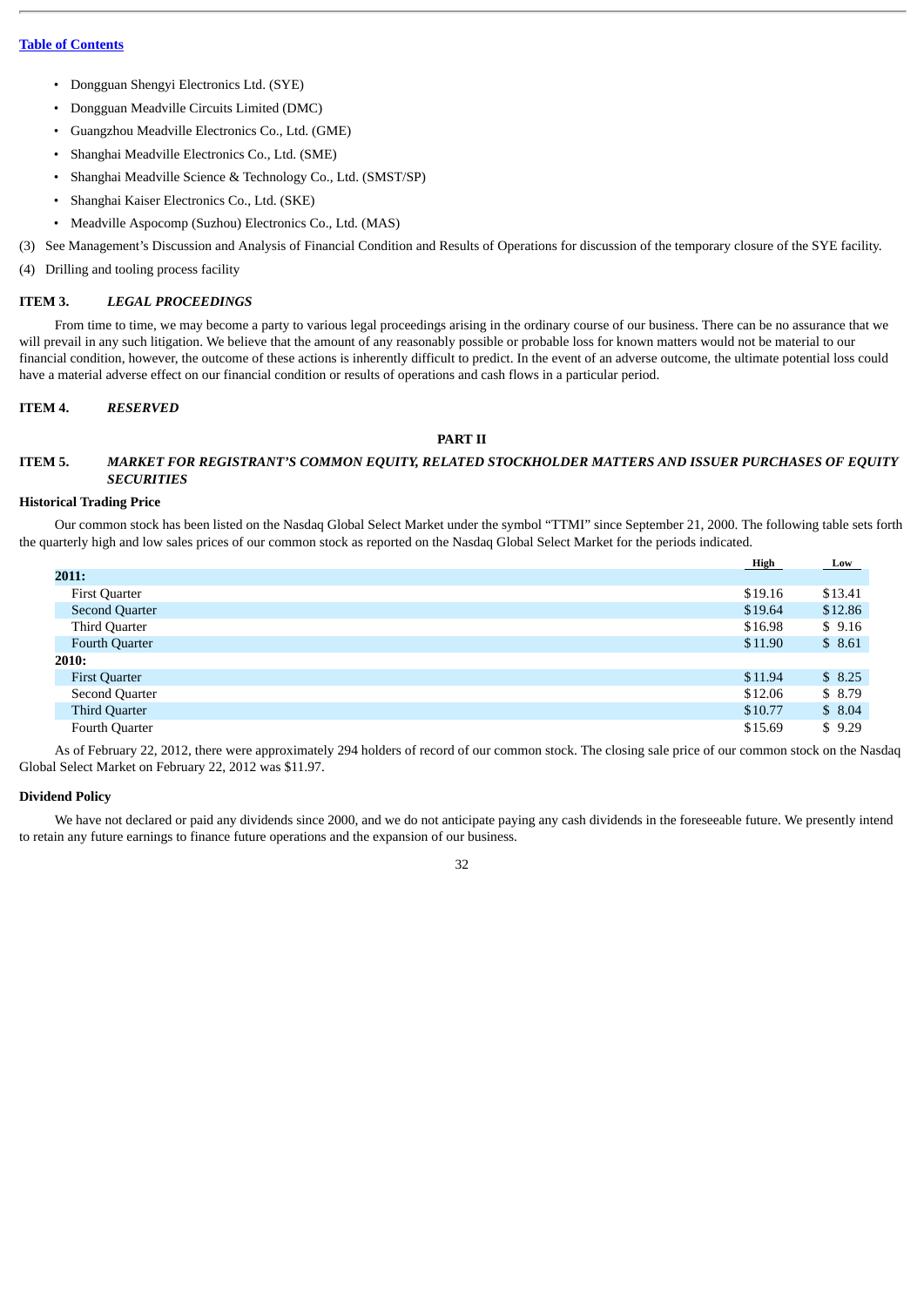[Table of Contents](#)

- Dongguan Shengyi Electronics Ltd. (SYE)
- Dongguan Meadville Circuits Limited (DMC)
- Guangzhou Meadville Electronics Co., Ltd. (GME)
- Shanghai Meadville Electronics Co., Ltd. (SME)
- Shanghai Meadville Science & Technology Co., Ltd. (SMST/SP)
- Shanghai Kaiser Electronics Co., Ltd. (SKE)
- Meadville Aspocomp (Suzhou) Electronics Co., Ltd. (MAS)

(3) See Management's Discussion and Analysis of Financial Condition and Results of Operations for discussion of the temporary closure of the SYE facility.

(4) Drilling and tooling process facility

## ITEM 3. *LEGAL PROCEEDINGS*

From time to time, we may become a party to various legal proceedings arising in the ordinary course of our business. There can be no assurance that we will prevail in any such litigation. We believe that the amount of any reasonably possible or probable loss for known matters would not be material to our financial condition, however, the outcome of these actions is inherently difficult to predict. In the event of an adverse outcome, the ultimate potential loss could have a material adverse effect on our financial condition or results of operations and cash flows in a particular period.

## ITEM 4. *RESERVED*

# PART II

## ITEM 5. *MARKET FOR REGISTRANT'S COMMON EQUITY, RELATED STOCKHOLDER MATTERS AND ISSUER PURCHASES OF EQUITY SECURITIES*

### Historical Trading Price

Our common stock has been listed on the Nasdaq Global Select Market under the symbol "TTMI" since September 21, 2000. The following table sets forth the quarterly high and low sales prices of our common stock as reported on the Nasdaq Global Select Market for the periods indicated.

| | High | Low |
|---|---|---|
| **2011:** | | |
| First Quarter | $19.16 | $13.41 |
| Second Quarter | $19.64 | $12.86 |
| Third Quarter | $16.98 | $ 9.16 |
| Fourth Quarter | $11.90 | $ 8.61 |
| **2010:** | | |
| First Quarter | $11.94 | $ 8.25 |
| Second Quarter | $12.06 | $ 8.79 |
| Third Quarter | $10.77 | $ 8.04 |
| Fourth Quarter | $15.69 | $ 9.29 |

As of February 22, 2012, there were approximately 294 holders of record of our common stock. The closing sale price of our common stock on the Nasdaq Global Select Market on February 22, 2012 was $11.97.

### Dividend Policy

We have not declared or paid any dividends since 2000, and we do not anticipate paying any cash dividends in the foreseeable future. We presently intend to retain any future earnings to finance future operations and the expansion of our business.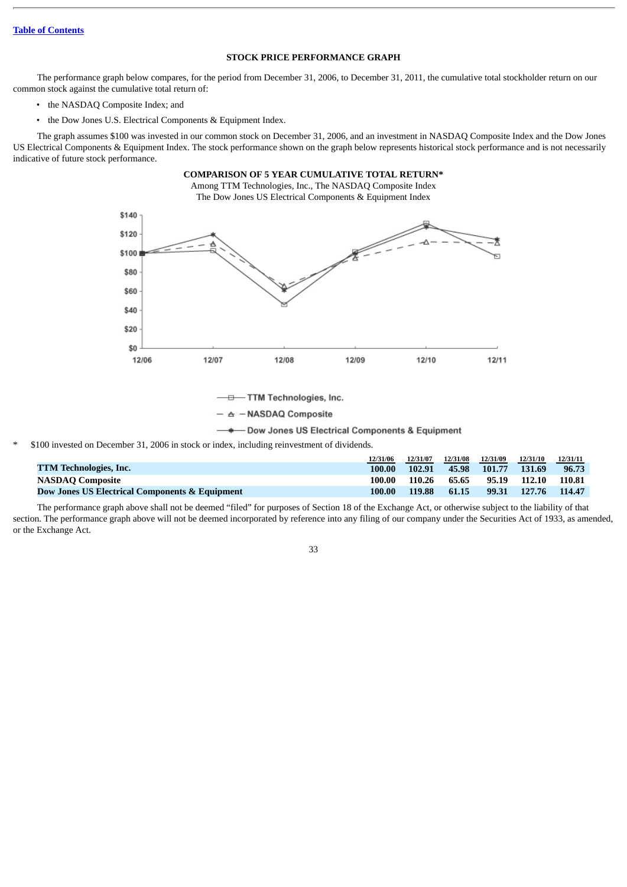## STOCK PRICE PERFORMANCE GRAPH

The performance graph below compares, for the period from December 31, 2006, to December 31, 2011, the cumulative total stockholder return on our common stock against the cumulative total return of:

- the NASDAQ Composite Index; and
- the Dow Jones U.S. Electrical Components & Equipment Index.

The graph assumes $100 was invested in our common stock on December 31, 2006, and an investment in NASDAQ Composite Index and the Dow Jones US Electrical Components & Equipment Index. The stock performance shown on the graph below represents historical stock performance and is not necessarily indicative of future stock performance.

**COMPARISON OF 5 YEAR CUMULATIVE TOTAL RETURN***

Among TTM Technologies, Inc., The NASDAQ Composite Index

The Dow Jones US Electrical Components & Equipment Index

\* $100 invested on December 31, 2006 in stock or index, including reinvestment of dividends.

| | 12/31/06 | 12/31/07 | 12/31/08 | 12/31/09 | 12/31/10 | 12/31/11 |
|---|---|---|---|---|---|---|
| **TTM Technologies, Inc.** | 100.00 | 102.91 | 45.98 | 101.77 | 131.69 | 96.73 |
| **NASDAQ Composite** | 100.00 | 110.26 | 65.65 | 95.19 | 112.10 | 110.81 |
| **Dow Jones US Electrical Components & Equipment** | 100.00 | 119.88 | 61.15 | 99.31 | 127.76 | 114.47 |

The performance graph above shall not be deemed "filed" for purposes of Section 18 of the Exchange Act, or otherwise subject to the liability of that section. The performance graph above will not be deemed incorporated by reference into any filing of our company under the Securities Act of 1933, as amended, or the Exchange Act.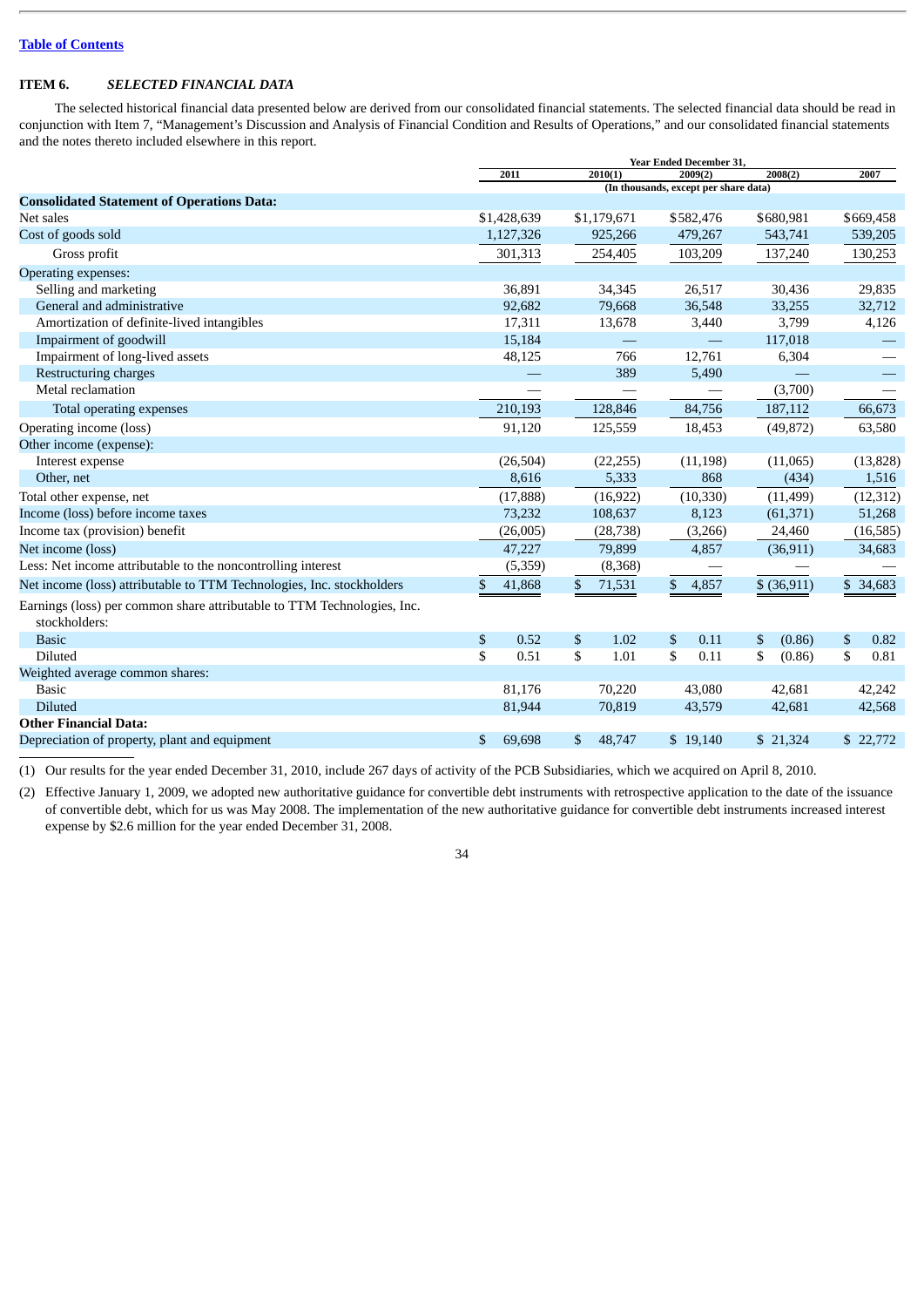Table of Contents

## ITEM 6. *SELECTED FINANCIAL DATA*

The selected historical financial data presented below are derived from our consolidated financial statements. The selected financial data should be read in conjunction with Item 7, "Management's Discussion and Analysis of Financial Condition and Results of Operations," and our consolidated financial statements and the notes thereto included elsewhere in this report.

| | Year Ended December 31, | | | | |
|---|---|---|---|---|---|
| | 2011 | 2010(1) | 2009(2) | 2008(2) | 2007 |
| | (In thousands, except per share data) | | | | |
| **Consolidated Statement of Operations Data:** | | | | | |
| Net sales | $1,428,639 | $1,179,671 | $582,476 | $680,981 | $669,458 |
| Cost of goods sold | 1,127,326 | 925,266 | 479,267 | 543,741 | 539,205 |
| Gross profit | 301,313 | 254,405 | 103,209 | 137,240 | 130,253 |
| Operating expenses: | | | | | |
| Selling and marketing | 36,891 | 34,345 | 26,517 | 30,436 | 29,835 |
| General and administrative | 92,682 | 79,668 | 36,548 | 33,255 | 32,712 |
| Amortization of definite-lived intangibles | 17,311 | 13,678 | 3,440 | 3,799 | 4,126 |
| Impairment of goodwill | 15,184 | — | — | 117,018 | — |
| Impairment of long-lived assets | 48,125 | 766 | 12,761 | 6,304 | — |
| Restructuring charges | — | 389 | 5,490 | — | — |
| Metal reclamation | — | — | — | (3,700) | — |
| Total operating expenses | 210,193 | 128,846 | 84,756 | 187,112 | 66,673 |
| Operating income (loss) | 91,120 | 125,559 | 18,453 | (49,872) | 63,580 |
| Other income (expense): | | | | | |
| Interest expense | (26,504) | (22,255) | (11,198) | (11,065) | (13,828) |
| Other, net | 8,616 | 5,333 | 868 | (434) | 1,516 |
| Total other expense, net | (17,888) | (16,922) | (10,330) | (11,499) | (12,312) |
| Income (loss) before income taxes | 73,232 | 108,637 | 8,123 | (61,371) | 51,268 |
| Income tax (provision) benefit | (26,005) | (28,738) | (3,266) | 24,460 | (16,585) |
| Net income (loss) | 47,227 | 79,899 | 4,857 | (36,911) | 34,683 |
| Less: Net income attributable to the noncontrolling interest | (5,359) | (8,368) | — | — | — |
| Net income (loss) attributable to TTM Technologies, Inc. stockholders | $ 41,868 | $ 71,531 | $ 4,857 | $ (36,911) | $ 34,683 |
| Earnings (loss) per common share attributable to TTM Technologies, Inc. stockholders: | | | | | |
| Basic | $ 0.52 | $ 1.02 | $ 0.11 | $ (0.86) | $ 0.82 |
| Diluted | $ 0.51 | $ 1.01 | $ 0.11 | $ (0.86) | $ 0.81 |
| Weighted average common shares: | | | | | |
| Basic | 81,176 | 70,220 | 43,080 | 42,681 | 42,242 |
| Diluted | 81,944 | 70,819 | 43,579 | 42,681 | 42,568 |
| **Other Financial Data:** | | | | | |
| Depreciation of property, plant and equipment | $ 69,698 | $ 48,747 | $ 19,140 | $ 21,324 | $ 22,772 |

(1) Our results for the year ended December 31, 2010, include 267 days of activity of the PCB Subsidiaries, which we acquired on April 8, 2010.

(2) Effective January 1, 2009, we adopted new authoritative guidance for convertible debt instruments with retrospective application to the date of the issuance of convertible debt, which for us was May 2008. The implementation of the new authoritative guidance for convertible debt instruments increased interest expense by $2.6 million for the year ended December 31, 2008.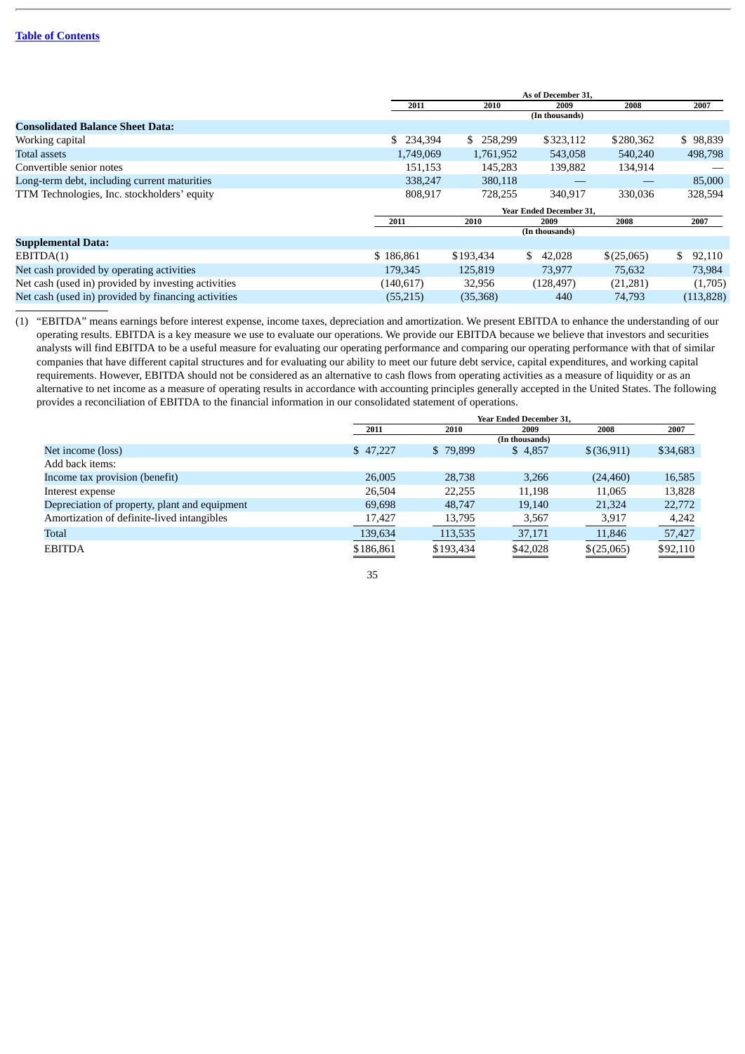[Table of Contents](#)

| | As of December 31, | | | | |
|---|---|---|---|---|---|
| | 2011 | 2010 | 2009 | 2008 | 2007 |
| | (In thousands) | | | | |
| **Consolidated Balance Sheet Data:** | | | | | |
| Working capital | $ 234,394 | $ 258,299 | $323,112 | $280,362 | $ 98,839 |
| Total assets | 1,749,069 | 1,761,952 | 543,058 | 540,240 | 498,798 |
| Convertible senior notes | 151,153 | 145,283 | 139,882 | 134,914 | — |
| Long-term debt, including current maturities | 338,247 | 380,118 | — | — | 85,000 |
| TTM Technologies, Inc. stockholders' equity | 808,917 | 728,255 | 340,917 | 330,036 | 328,594 |

| | Year Ended December 31, | | | | |
|---|---|---|---|---|---|
| | 2011 | 2010 | 2009 | 2008 | 2007 |
| | (In thousands) | | | | |
| **Supplemental Data:** | | | | | |
| EBITDA(1) | $ 186,861 | $193,434 | $ 42,028 | $(25,065) | $ 92,110 |
| Net cash provided by operating activities | 179,345 | 125,819 | 73,977 | 75,632 | 73,984 |
| Net cash (used in) provided by investing activities | (140,617) | 32,956 | (128,497) | (21,281) | (1,705) |
| Net cash (used in) provided by financing activities | (55,215) | (35,368) | 440 | 74,793 | (113,828) |

(1) "EBITDA" means earnings before interest expense, income taxes, depreciation and amortization. We present EBITDA to enhance the understanding of our operating results. EBITDA is a key measure we use to evaluate our operations. We provide our EBITDA because we believe that investors and securities analysts will find EBITDA to be a useful measure for evaluating our operating performance and comparing our operating performance with that of similar companies that have different capital structures and for evaluating our ability to meet our future debt service, capital expenditures, and working capital requirements. However, EBITDA should not be considered as an alternative to cash flows from operating activities as a measure of liquidity or as an alternative to net income as a measure of operating results in accordance with accounting principles generally accepted in the United States. The following provides a reconciliation of EBITDA to the financial information in our consolidated statement of operations.

| | Year Ended December 31, | | | | |
|---|---|---|---|---|---|
| | 2011 | 2010 | 2009 | 2008 | 2007 |
| | (In thousands) | | | | |
| Net income (loss) | $ 47,227 | $ 79,899 | $ 4,857 | $(36,911) | $34,683 |
| Add back items: | | | | | |
| Income tax provision (benefit) | 26,005 | 28,738 | 3,266 | (24,460) | 16,585 |
| Interest expense | 26,504 | 22,255 | 11,198 | 11,065 | 13,828 |
| Depreciation of property, plant and equipment | 69,698 | 48,747 | 19,140 | 21,324 | 22,772 |
| Amortization of definite-lived intangibles | 17,427 | 13,795 | 3,567 | 3,917 | 4,242 |
| Total | 139,634 | 113,535 | 37,171 | 11,846 | 57,427 |
| EBITDA | $186,861 | $193,434 | $42,028 | $(25,065) | $92,110 |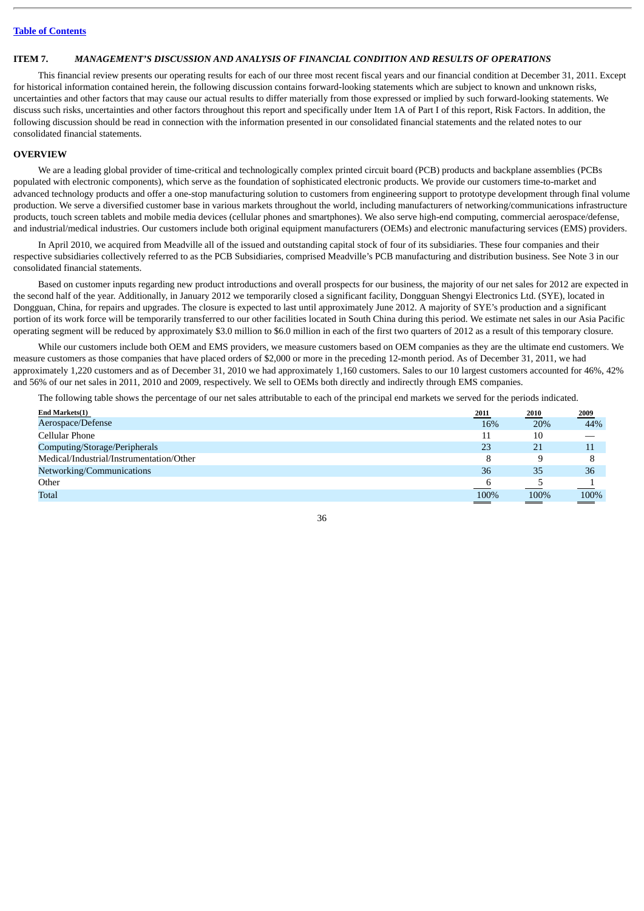[Table of Contents](#)

## ITEM 7. *MANAGEMENT'S DISCUSSION AND ANALYSIS OF FINANCIAL CONDITION AND RESULTS OF OPERATIONS*

This financial review presents our operating results for each of our three most recent fiscal years and our financial condition at December 31, 2011. Except for historical information contained herein, the following discussion contains forward-looking statements which are subject to known and unknown risks, uncertainties and other factors that may cause our actual results to differ materially from those expressed or implied by such forward-looking statements. We discuss such risks, uncertainties and other factors throughout this report and specifically under Item 1A of Part I of this report, Risk Factors. In addition, the following discussion should be read in connection with the information presented in our consolidated financial statements and the related notes to our consolidated financial statements.

### OVERVIEW

We are a leading global provider of time-critical and technologically complex printed circuit board (PCB) products and backplane assemblies (PCBs populated with electronic components), which serve as the foundation of sophisticated electronic products. We provide our customers time-to-market and advanced technology products and offer a one-stop manufacturing solution to customers from engineering support to prototype development through final volume production. We serve a diversified customer base in various markets throughout the world, including manufacturers of networking/communications infrastructure products, touch screen tablets and mobile media devices (cellular phones and smartphones). We also serve high-end computing, commercial aerospace/defense, and industrial/medical industries. Our customers include both original equipment manufacturers (OEMs) and electronic manufacturing services (EMS) providers.

In April 2010, we acquired from Meadville all of the issued and outstanding capital stock of four of its subsidiaries. These four companies and their respective subsidiaries collectively referred to as the PCB Subsidiaries, comprised Meadville's PCB manufacturing and distribution business. See Note 3 in our consolidated financial statements.

Based on customer inputs regarding new product introductions and overall prospects for our business, the majority of our net sales for 2012 are expected in the second half of the year. Additionally, in January 2012 we temporarily closed a significant facility, Dongguan Shengyi Electronics Ltd. (SYE), located in Dongguan, China, for repairs and upgrades. The closure is expected to last until approximately June 2012. A majority of SYE's production and a significant portion of its work force will be temporarily transferred to our other facilities located in South China during this period. We estimate net sales in our Asia Pacific operating segment will be reduced by approximately $3.0 million to $6.0 million in each of the first two quarters of 2012 as a result of this temporary closure.

While our customers include both OEM and EMS providers, we measure customers based on OEM companies as they are the ultimate end customers. We measure customers as those companies that have placed orders of $2,000 or more in the preceding 12-month period. As of December 31, 2011, we had approximately 1,220 customers and as of December 31, 2010 we had approximately 1,160 customers. Sales to our 10 largest customers accounted for 46%, 42% and 56% of our net sales in 2011, 2010 and 2009, respectively. We sell to OEMs both directly and indirectly through EMS companies.

The following table shows the percentage of our net sales attributable to each of the principal end markets we served for the periods indicated.

| End Markets(1) | 2011 | 2010 | 2009 |
|---|---|---|---|
| Aerospace/Defense | 16% | 20% | 44% |
| Cellular Phone | 11 | 10 | — |
| Computing/Storage/Peripherals | 23 | 21 | 11 |
| Medical/Industrial/Instrumentation/Other | 8 | 9 | 8 |
| Networking/Communications | 36 | 35 | 36 |
| Other | 6 | 5 | 1 |
| Total | 100% | 100% | 100% |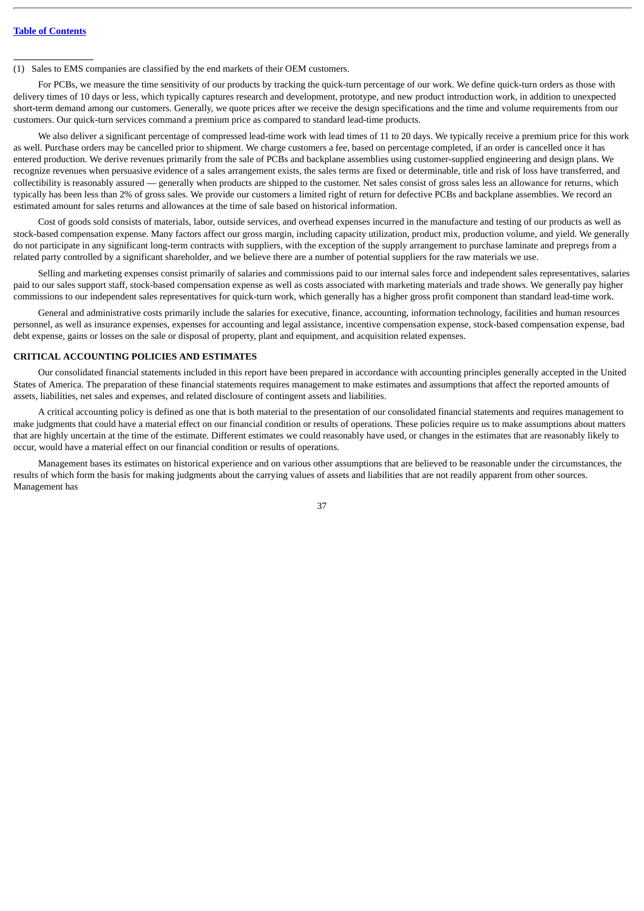(1) Sales to EMS companies are classified by the end markets of their OEM customers.

For PCBs, we measure the time sensitivity of our products by tracking the quick-turn percentage of our work. We define quick-turn orders as those with delivery times of 10 days or less, which typically captures research and development, prototype, and new product introduction work, in addition to unexpected short-term demand among our customers. Generally, we quote prices after we receive the design specifications and the time and volume requirements from our customers. Our quick-turn services command a premium price as compared to standard lead-time products.

We also deliver a significant percentage of compressed lead-time work with lead times of 11 to 20 days. We typically receive a premium price for this work as well. Purchase orders may be cancelled prior to shipment. We charge customers a fee, based on percentage completed, if an order is cancelled once it has entered production. We derive revenues primarily from the sale of PCBs and backplane assemblies using customer-supplied engineering and design plans. We recognize revenues when persuasive evidence of a sales arrangement exists, the sales terms are fixed or determinable, title and risk of loss have transferred, and collectibility is reasonably assured — generally when products are shipped to the customer. Net sales consist of gross sales less an allowance for returns, which typically has been less than 2% of gross sales. We provide our customers a limited right of return for defective PCBs and backplane assemblies. We record an estimated amount for sales returns and allowances at the time of sale based on historical information.

Cost of goods sold consists of materials, labor, outside services, and overhead expenses incurred in the manufacture and testing of our products as well as stock-based compensation expense. Many factors affect our gross margin, including capacity utilization, product mix, production volume, and yield. We generally do not participate in any significant long-term contracts with suppliers, with the exception of the supply arrangement to purchase laminate and prepregs from a related party controlled by a significant shareholder, and we believe there are a number of potential suppliers for the raw materials we use.

Selling and marketing expenses consist primarily of salaries and commissions paid to our internal sales force and independent sales representatives, salaries paid to our sales support staff, stock-based compensation expense as well as costs associated with marketing materials and trade shows. We generally pay higher commissions to our independent sales representatives for quick-turn work, which generally has a higher gross profit component than standard lead-time work.

General and administrative costs primarily include the salaries for executive, finance, accounting, information technology, facilities and human resources personnel, as well as insurance expenses, expenses for accounting and legal assistance, incentive compensation expense, stock-based compensation expense, bad debt expense, gains or losses on the sale or disposal of property, plant and equipment, and acquisition related expenses.

## CRITICAL ACCOUNTING POLICIES AND ESTIMATES

Our consolidated financial statements included in this report have been prepared in accordance with accounting principles generally accepted in the United States of America. The preparation of these financial statements requires management to make estimates and assumptions that affect the reported amounts of assets, liabilities, net sales and expenses, and related disclosure of contingent assets and liabilities.

A critical accounting policy is defined as one that is both material to the presentation of our consolidated financial statements and requires management to make judgments that could have a material effect on our financial condition or results of operations. These policies require us to make assumptions about matters that are highly uncertain at the time of the estimate. Different estimates we could reasonably have used, or changes in the estimates that are reasonably likely to occur, would have a material effect on our financial condition or results of operations.

Management bases its estimates on historical experience and on various other assumptions that are believed to be reasonable under the circumstances, the results of which form the basis for making judgments about the carrying values of assets and liabilities that are not readily apparent from other sources. Management has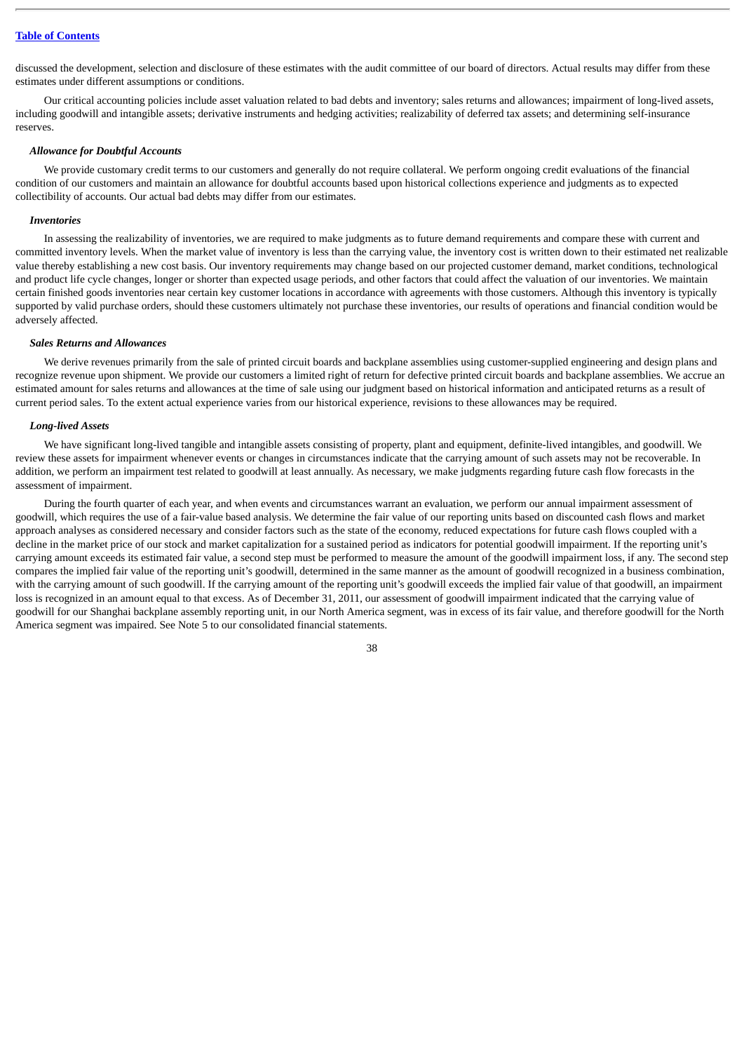discussed the development, selection and disclosure of these estimates with the audit committee of our board of directors. Actual results may differ from these estimates under different assumptions or conditions.

Our critical accounting policies include asset valuation related to bad debts and inventory; sales returns and allowances; impairment of long-lived assets, including goodwill and intangible assets; derivative instruments and hedging activities; realizability of deferred tax assets; and determining self-insurance reserves.

***Allowance for Doubtful Accounts***

We provide customary credit terms to our customers and generally do not require collateral. We perform ongoing credit evaluations of the financial condition of our customers and maintain an allowance for doubtful accounts based upon historical collections experience and judgments as to expected collectibility of accounts. Our actual bad debts may differ from our estimates.

***Inventories***

In assessing the realizability of inventories, we are required to make judgments as to future demand requirements and compare these with current and committed inventory levels. When the market value of inventory is less than the carrying value, the inventory cost is written down to their estimated net realizable value thereby establishing a new cost basis. Our inventory requirements may change based on our projected customer demand, market conditions, technological and product life cycle changes, longer or shorter than expected usage periods, and other factors that could affect the valuation of our inventories. We maintain certain finished goods inventories near certain key customer locations in accordance with agreements with those customers. Although this inventory is typically supported by valid purchase orders, should these customers ultimately not purchase these inventories, our results of operations and financial condition would be adversely affected.

***Sales Returns and Allowances***

We derive revenues primarily from the sale of printed circuit boards and backplane assemblies using customer-supplied engineering and design plans and recognize revenue upon shipment. We provide our customers a limited right of return for defective printed circuit boards and backplane assemblies. We accrue an estimated amount for sales returns and allowances at the time of sale using our judgment based on historical information and anticipated returns as a result of current period sales. To the extent actual experience varies from our historical experience, revisions to these allowances may be required.

***Long-lived Assets***

We have significant long-lived tangible and intangible assets consisting of property, plant and equipment, definite-lived intangibles, and goodwill. We review these assets for impairment whenever events or changes in circumstances indicate that the carrying amount of such assets may not be recoverable. In addition, we perform an impairment test related to goodwill at least annually. As necessary, we make judgments regarding future cash flow forecasts in the assessment of impairment.

During the fourth quarter of each year, and when events and circumstances warrant an evaluation, we perform our annual impairment assessment of goodwill, which requires the use of a fair-value based analysis. We determine the fair value of our reporting units based on discounted cash flows and market approach analyses as considered necessary and consider factors such as the state of the economy, reduced expectations for future cash flows coupled with a decline in the market price of our stock and market capitalization for a sustained period as indicators for potential goodwill impairment. If the reporting unit's carrying amount exceeds its estimated fair value, a second step must be performed to measure the amount of the goodwill impairment loss, if any. The second step compares the implied fair value of the reporting unit's goodwill, determined in the same manner as the amount of goodwill recognized in a business combination, with the carrying amount of such goodwill. If the carrying amount of the reporting unit's goodwill exceeds the implied fair value of that goodwill, an impairment loss is recognized in an amount equal to that excess. As of December 31, 2011, our assessment of goodwill impairment indicated that the carrying value of goodwill for our Shanghai backplane assembly reporting unit, in our North America segment, was in excess of its fair value, and therefore goodwill for the North America segment was impaired. See Note 5 to our consolidated financial statements.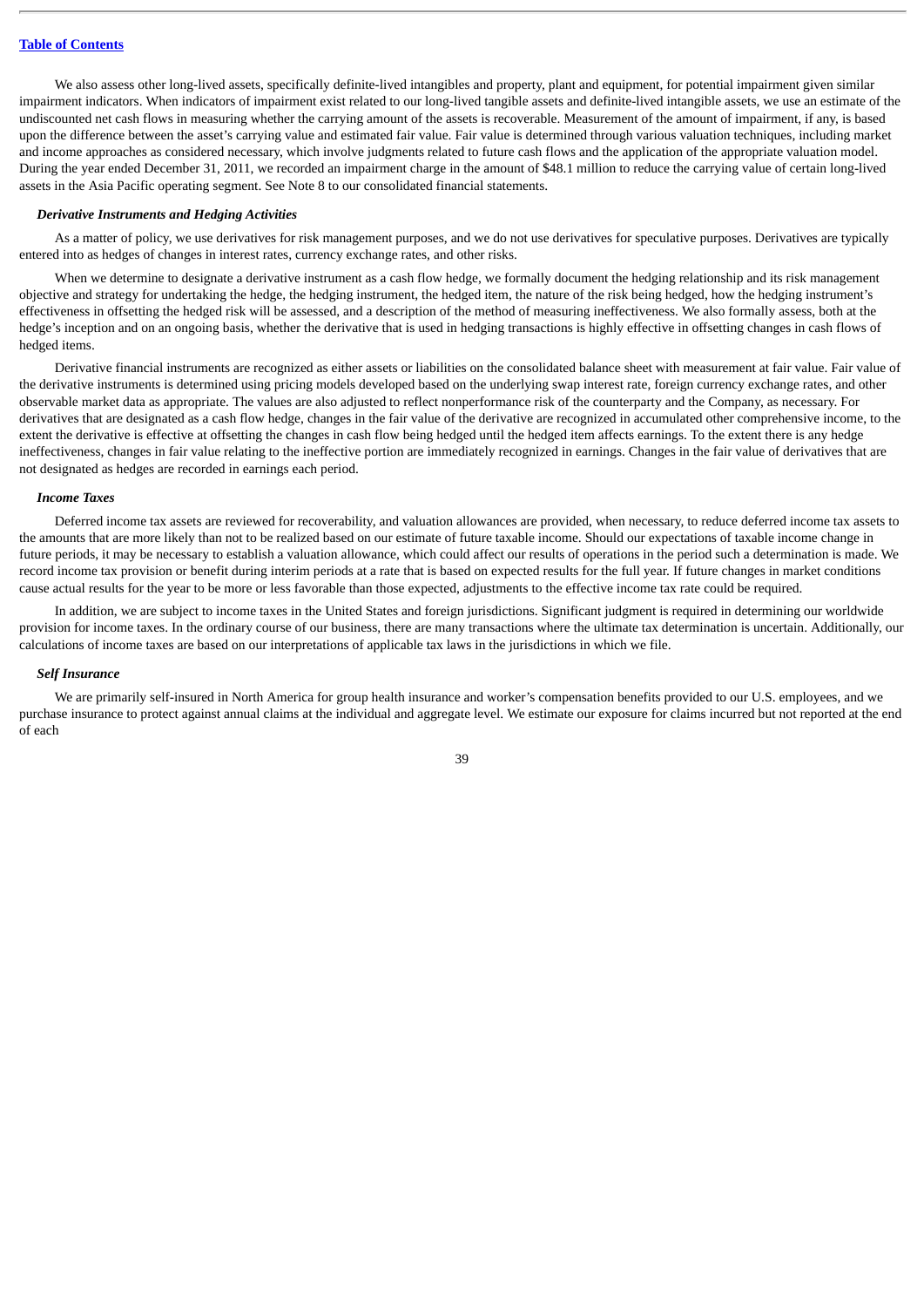We also assess other long-lived assets, specifically definite-lived intangibles and property, plant and equipment, for potential impairment given similar impairment indicators. When indicators of impairment exist related to our long-lived tangible assets and definite-lived intangible assets, we use an estimate of the undiscounted net cash flows in measuring whether the carrying amount of the assets is recoverable. Measurement of the amount of impairment, if any, is based upon the difference between the asset's carrying value and estimated fair value. Fair value is determined through various valuation techniques, including market and income approaches as considered necessary, which involve judgments related to future cash flows and the application of the appropriate valuation model. During the year ended December 31, 2011, we recorded an impairment charge in the amount of $48.1 million to reduce the carrying value of certain long-lived assets in the Asia Pacific operating segment. See Note 8 to our consolidated financial statements.

***Derivative Instruments and Hedging Activities***

As a matter of policy, we use derivatives for risk management purposes, and we do not use derivatives for speculative purposes. Derivatives are typically entered into as hedges of changes in interest rates, currency exchange rates, and other risks.

When we determine to designate a derivative instrument as a cash flow hedge, we formally document the hedging relationship and its risk management objective and strategy for undertaking the hedge, the hedging instrument, the hedged item, the nature of the risk being hedged, how the hedging instrument's effectiveness in offsetting the hedged risk will be assessed, and a description of the method of measuring ineffectiveness. We also formally assess, both at the hedge's inception and on an ongoing basis, whether the derivative that is used in hedging transactions is highly effective in offsetting changes in cash flows of hedged items.

Derivative financial instruments are recognized as either assets or liabilities on the consolidated balance sheet with measurement at fair value. Fair value of the derivative instruments is determined using pricing models developed based on the underlying swap interest rate, foreign currency exchange rates, and other observable market data as appropriate. The values are also adjusted to reflect nonperformance risk of the counterparty and the Company, as necessary. For derivatives that are designated as a cash flow hedge, changes in the fair value of the derivative are recognized in accumulated other comprehensive income, to the extent the derivative is effective at offsetting the changes in cash flow being hedged until the hedged item affects earnings. To the extent there is any hedge ineffectiveness, changes in fair value relating to the ineffective portion are immediately recognized in earnings. Changes in the fair value of derivatives that are not designated as hedges are recorded in earnings each period.

***Income Taxes***

Deferred income tax assets are reviewed for recoverability, and valuation allowances are provided, when necessary, to reduce deferred income tax assets to the amounts that are more likely than not to be realized based on our estimate of future taxable income. Should our expectations of taxable income change in future periods, it may be necessary to establish a valuation allowance, which could affect our results of operations in the period such a determination is made. We record income tax provision or benefit during interim periods at a rate that is based on expected results for the full year. If future changes in market conditions cause actual results for the year to be more or less favorable than those expected, adjustments to the effective income tax rate could be required.

In addition, we are subject to income taxes in the United States and foreign jurisdictions. Significant judgment is required in determining our worldwide provision for income taxes. In the ordinary course of our business, there are many transactions where the ultimate tax determination is uncertain. Additionally, our calculations of income taxes are based on our interpretations of applicable tax laws in the jurisdictions in which we file.

***Self Insurance***

We are primarily self-insured in North America for group health insurance and worker's compensation benefits provided to our U.S. employees, and we purchase insurance to protect against annual claims at the individual and aggregate level. We estimate our exposure for claims incurred but not reported at the end of each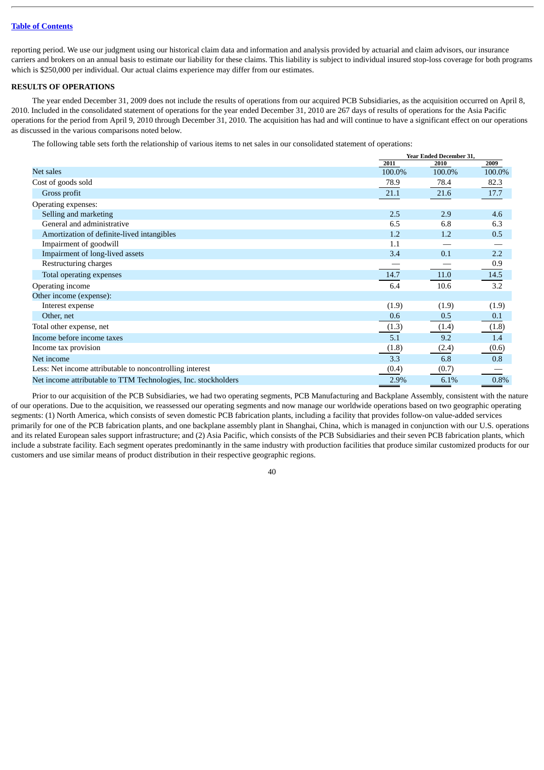reporting period. We use our judgment using our historical claim data and information and analysis provided by actuarial and claim advisors, our insurance carriers and brokers on an annual basis to estimate our liability for these claims. This liability is subject to individual insured stop-loss coverage for both programs which is $250,000 per individual. Our actual claims experience may differ from our estimates.

## RESULTS OF OPERATIONS

The year ended December 31, 2009 does not include the results of operations from our acquired PCB Subsidiaries, as the acquisition occurred on April 8, 2010. Included in the consolidated statement of operations for the year ended December 31, 2010 are 267 days of results of operations for the Asia Pacific operations for the period from April 9, 2010 through December 31, 2010. The acquisition has had and will continue to have a significant effect on our operations as discussed in the various comparisons noted below.

The following table sets forth the relationship of various items to net sales in our consolidated statement of operations:

| | Year Ended December 31, | | |
|---|---|---|---|
| | 2011 | 2010 | 2009 |
| Net sales | 100.0% | 100.0% | 100.0% |
| Cost of goods sold | 78.9 | 78.4 | 82.3 |
| Gross profit | 21.1 | 21.6 | 17.7 |
| Operating expenses: | | | |
| Selling and marketing | 2.5 | 2.9 | 4.6 |
| General and administrative | 6.5 | 6.8 | 6.3 |
| Amortization of definite-lived intangibles | 1.2 | 1.2 | 0.5 |
| Impairment of goodwill | 1.1 | — | — |
| Impairment of long-lived assets | 3.4 | 0.1 | 2.2 |
| Restructuring charges | — | — | 0.9 |
| Total operating expenses | 14.7 | 11.0 | 14.5 |
| Operating income | 6.4 | 10.6 | 3.2 |
| Other income (expense): | | | |
| Interest expense | (1.9) | (1.9) | (1.9) |
| Other, net | 0.6 | 0.5 | 0.1 |
| Total other expense, net | (1.3) | (1.4) | (1.8) |
| Income before income taxes | 5.1 | 9.2 | 1.4 |
| Income tax provision | (1.8) | (2.4) | (0.6) |
| Net income | 3.3 | 6.8 | 0.8 |
| Less: Net income attributable to noncontrolling interest | (0.4) | (0.7) | — |
| Net income attributable to TTM Technologies, Inc. stockholders | 2.9% | 6.1% | 0.8% |

Prior to our acquisition of the PCB Subsidiaries, we had two operating segments, PCB Manufacturing and Backplane Assembly, consistent with the nature of our operations. Due to the acquisition, we reassessed our operating segments and now manage our worldwide operations based on two geographic operating segments: (1) North America, which consists of seven domestic PCB fabrication plants, including a facility that provides follow-on value-added services primarily for one of the PCB fabrication plants, and one backplane assembly plant in Shanghai, China, which is managed in conjunction with our U.S. operations and its related European sales support infrastructure; and (2) Asia Pacific, which consists of the PCB Subsidiaries and their seven PCB fabrication plants, which include a substrate facility. Each segment operates predominantly in the same industry with production facilities that produce similar customized products for our customers and use similar means of product distribution in their respective geographic regions.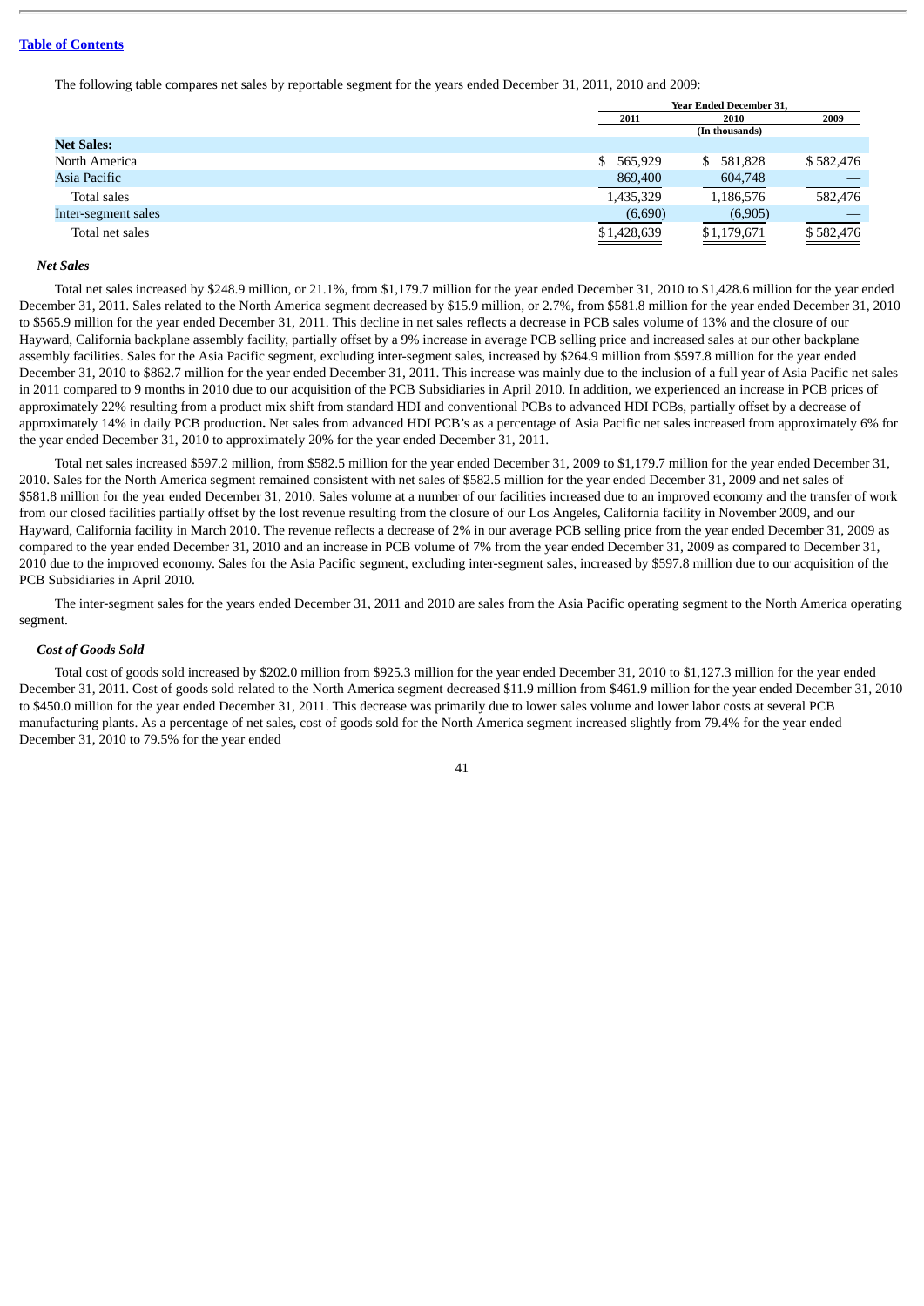The following table compares net sales by reportable segment for the years ended December 31, 2011, 2010 and 2009:

| | Year Ended December 31, | | |
|---|---|---|---|
| | 2011 | 2010 | 2009 |
| | | (In thousands) | |
| **Net Sales:** | | | |
| North America | $ 565,929 | $ 581,828 | $ 582,476 |
| Asia Pacific | 869,400 | 604,748 | — |
| Total sales | 1,435,329 | 1,186,576 | 582,476 |
| Inter-segment sales | (6,690) | (6,905) | — |
| Total net sales | $1,428,639 | $1,179,671 | $ 582,476 |

***Net Sales***

Total net sales increased by $248.9 million, or 21.1%, from $1,179.7 million for the year ended December 31, 2010 to $1,428.6 million for the year ended December 31, 2011. Sales related to the North America segment decreased by $15.9 million, or 2.7%, from $581.8 million for the year ended December 31, 2010 to $565.9 million for the year ended December 31, 2011. This decline in net sales reflects a decrease in PCB sales volume of 13% and the closure of our Hayward, California backplane assembly facility, partially offset by a 9% increase in average PCB selling price and increased sales at our other backplane assembly facilities. Sales for the Asia Pacific segment, excluding inter-segment sales, increased by $264.9 million from $597.8 million for the year ended December 31, 2010 to $862.7 million for the year ended December 31, 2011. This increase was mainly due to the inclusion of a full year of Asia Pacific net sales in 2011 compared to 9 months in 2010 due to our acquisition of the PCB Subsidiaries in April 2010. In addition, we experienced an increase in PCB prices of approximately 22% resulting from a product mix shift from standard HDI and conventional PCBs to advanced HDI PCBs, partially offset by a decrease of approximately 14% in daily PCB production**.** Net sales from advanced HDI PCB's as a percentage of Asia Pacific net sales increased from approximately 6% for the year ended December 31, 2010 to approximately 20% for the year ended December 31, 2011.

Total net sales increased $597.2 million, from $582.5 million for the year ended December 31, 2009 to $1,179.7 million for the year ended December 31, 2010. Sales for the North America segment remained consistent with net sales of $582.5 million for the year ended December 31, 2009 and net sales of $581.8 million for the year ended December 31, 2010. Sales volume at a number of our facilities increased due to an improved economy and the transfer of work from our closed facilities partially offset by the lost revenue resulting from the closure of our Los Angeles, California facility in November 2009, and our Hayward, California facility in March 2010. The revenue reflects a decrease of 2% in our average PCB selling price from the year ended December 31, 2009 as compared to the year ended December 31, 2010 and an increase in PCB volume of 7% from the year ended December 31, 2009 as compared to December 31, 2010 due to the improved economy. Sales for the Asia Pacific segment, excluding inter-segment sales, increased by $597.8 million due to our acquisition of the PCB Subsidiaries in April 2010.

The inter-segment sales for the years ended December 31, 2011 and 2010 are sales from the Asia Pacific operating segment to the North America operating segment.

***Cost of Goods Sold***

Total cost of goods sold increased by $202.0 million from $925.3 million for the year ended December 31, 2010 to $1,127.3 million for the year ended December 31, 2011. Cost of goods sold related to the North America segment decreased $11.9 million from $461.9 million for the year ended December 31, 2010 to $450.0 million for the year ended December 31, 2011. This decrease was primarily due to lower sales volume and lower labor costs at several PCB manufacturing plants. As a percentage of net sales, cost of goods sold for the North America segment increased slightly from 79.4% for the year ended December 31, 2010 to 79.5% for the year ended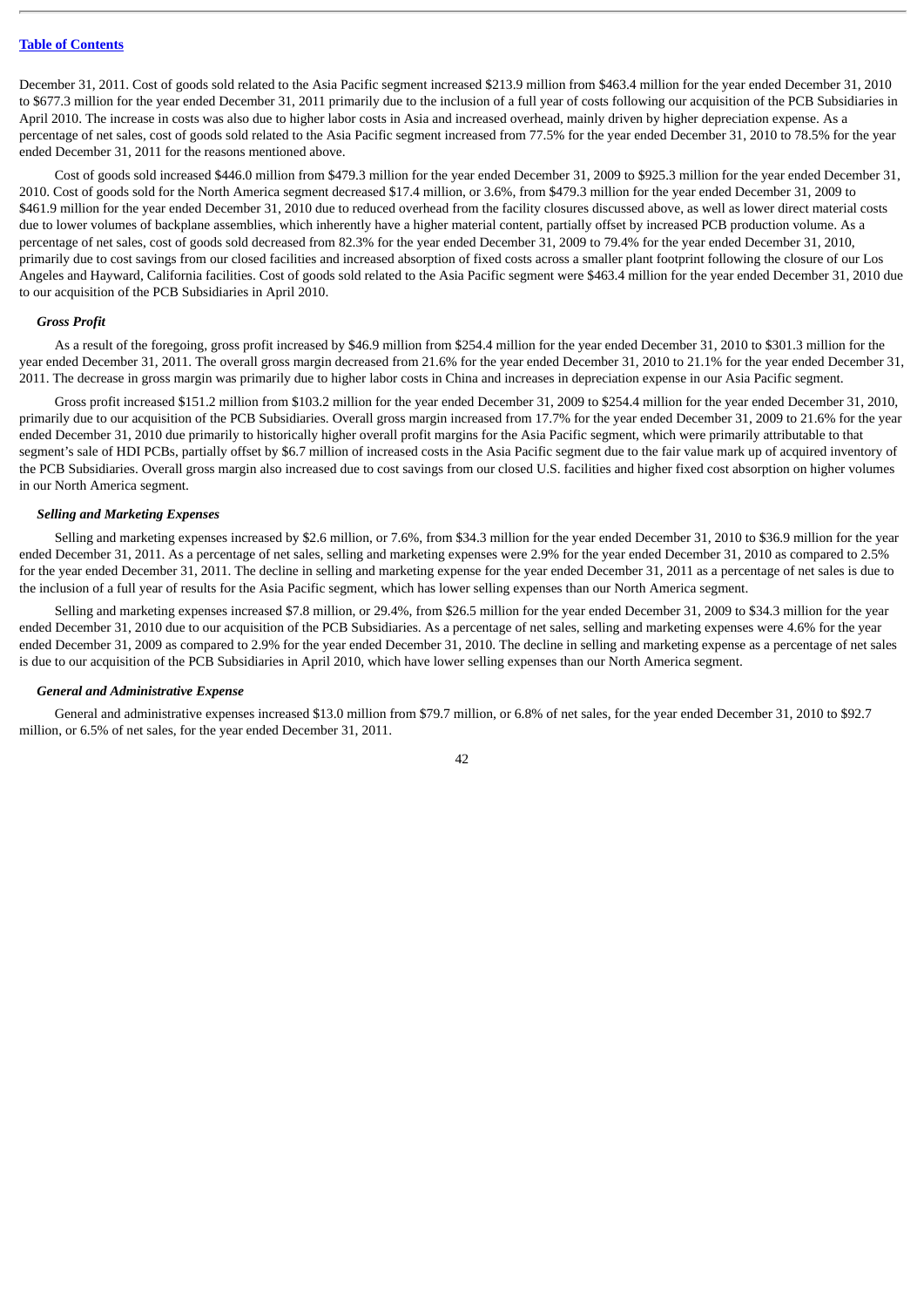December 31, 2011. Cost of goods sold related to the Asia Pacific segment increased $213.9 million from $463.4 million for the year ended December 31, 2010 to $677.3 million for the year ended December 31, 2011 primarily due to the inclusion of a full year of costs following our acquisition of the PCB Subsidiaries in April 2010. The increase in costs was also due to higher labor costs in Asia and increased overhead, mainly driven by higher depreciation expense. As a percentage of net sales, cost of goods sold related to the Asia Pacific segment increased from 77.5% for the year ended December 31, 2010 to 78.5% for the year ended December 31, 2011 for the reasons mentioned above.

Cost of goods sold increased $446.0 million from $479.3 million for the year ended December 31, 2009 to $925.3 million for the year ended December 31, 2010. Cost of goods sold for the North America segment decreased $17.4 million, or 3.6%, from $479.3 million for the year ended December 31, 2009 to $461.9 million for the year ended December 31, 2010 due to reduced overhead from the facility closures discussed above, as well as lower direct material costs due to lower volumes of backplane assemblies, which inherently have a higher material content, partially offset by increased PCB production volume. As a percentage of net sales, cost of goods sold decreased from 82.3% for the year ended December 31, 2009 to 79.4% for the year ended December 31, 2010, primarily due to cost savings from our closed facilities and increased absorption of fixed costs across a smaller plant footprint following the closure of our Los Angeles and Hayward, California facilities. Cost of goods sold related to the Asia Pacific segment were $463.4 million for the year ended December 31, 2010 due to our acquisition of the PCB Subsidiaries in April 2010.

***Gross Profit***

As a result of the foregoing, gross profit increased by $46.9 million from $254.4 million for the year ended December 31, 2010 to $301.3 million for the year ended December 31, 2011. The overall gross margin decreased from 21.6% for the year ended December 31, 2010 to 21.1% for the year ended December 31, 2011. The decrease in gross margin was primarily due to higher labor costs in China and increases in depreciation expense in our Asia Pacific segment.

Gross profit increased $151.2 million from $103.2 million for the year ended December 31, 2009 to $254.4 million for the year ended December 31, 2010, primarily due to our acquisition of the PCB Subsidiaries. Overall gross margin increased from 17.7% for the year ended December 31, 2009 to 21.6% for the year ended December 31, 2010 due primarily to historically higher overall profit margins for the Asia Pacific segment, which were primarily attributable to that segment's sale of HDI PCBs, partially offset by $6.7 million of increased costs in the Asia Pacific segment due to the fair value mark up of acquired inventory of the PCB Subsidiaries. Overall gross margin also increased due to cost savings from our closed U.S. facilities and higher fixed cost absorption on higher volumes in our North America segment.

***Selling and Marketing Expenses***

Selling and marketing expenses increased by $2.6 million, or 7.6%, from $34.3 million for the year ended December 31, 2010 to $36.9 million for the year ended December 31, 2011. As a percentage of net sales, selling and marketing expenses were 2.9% for the year ended December 31, 2010 as compared to 2.5% for the year ended December 31, 2011. The decline in selling and marketing expense for the year ended December 31, 2011 as a percentage of net sales is due to the inclusion of a full year of results for the Asia Pacific segment, which has lower selling expenses than our North America segment.

Selling and marketing expenses increased $7.8 million, or 29.4%, from $26.5 million for the year ended December 31, 2009 to $34.3 million for the year ended December 31, 2010 due to our acquisition of the PCB Subsidiaries. As a percentage of net sales, selling and marketing expenses were 4.6% for the year ended December 31, 2009 as compared to 2.9% for the year ended December 31, 2010. The decline in selling and marketing expense as a percentage of net sales is due to our acquisition of the PCB Subsidiaries in April 2010, which have lower selling expenses than our North America segment.

***General and Administrative Expense***

General and administrative expenses increased $13.0 million from $79.7 million, or 6.8% of net sales, for the year ended December 31, 2010 to $92.7 million, or 6.5% of net sales, for the year ended December 31, 2011.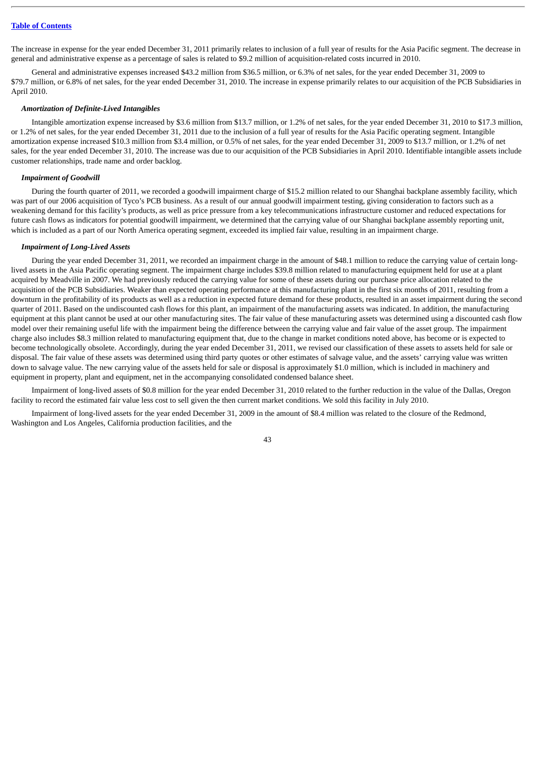The increase in expense for the year ended December 31, 2011 primarily relates to inclusion of a full year of results for the Asia Pacific segment. The decrease in general and administrative expense as a percentage of sales is related to $9.2 million of acquisition-related costs incurred in 2010.

General and administrative expenses increased $43.2 million from $36.5 million, or 6.3% of net sales, for the year ended December 31, 2009 to $79.7 million, or 6.8% of net sales, for the year ended December 31, 2010. The increase in expense primarily relates to our acquisition of the PCB Subsidiaries in April 2010.

***Amortization of Definite-Lived Intangibles***

Intangible amortization expense increased by $3.6 million from $13.7 million, or 1.2% of net sales, for the year ended December 31, 2010 to $17.3 million, or 1.2% of net sales, for the year ended December 31, 2011 due to the inclusion of a full year of results for the Asia Pacific operating segment. Intangible amortization expense increased $10.3 million from $3.4 million, or 0.5% of net sales, for the year ended December 31, 2009 to $13.7 million, or 1.2% of net sales, for the year ended December 31, 2010. The increase was due to our acquisition of the PCB Subsidiaries in April 2010. Identifiable intangible assets include customer relationships, trade name and order backlog.

***Impairment of Goodwill***

During the fourth quarter of 2011, we recorded a goodwill impairment charge of $15.2 million related to our Shanghai backplane assembly facility, which was part of our 2006 acquisition of Tyco's PCB business. As a result of our annual goodwill impairment testing, giving consideration to factors such as a weakening demand for this facility's products, as well as price pressure from a key telecommunications infrastructure customer and reduced expectations for future cash flows as indicators for potential goodwill impairment, we determined that the carrying value of our Shanghai backplane assembly reporting unit, which is included as a part of our North America operating segment, exceeded its implied fair value, resulting in an impairment charge.

***Impairment of Long-Lived Assets***

During the year ended December 31, 2011, we recorded an impairment charge in the amount of $48.1 million to reduce the carrying value of certain long-lived assets in the Asia Pacific operating segment. The impairment charge includes $39.8 million related to manufacturing equipment held for use at a plant acquired by Meadville in 2007. We had previously reduced the carrying value for some of these assets during our purchase price allocation related to the acquisition of the PCB Subsidiaries. Weaker than expected operating performance at this manufacturing plant in the first six months of 2011, resulting from a downturn in the profitability of its products as well as a reduction in expected future demand for these products, resulted in an asset impairment during the second quarter of 2011. Based on the undiscounted cash flows for this plant, an impairment of the manufacturing assets was indicated. In addition, the manufacturing equipment at this plant cannot be used at our other manufacturing sites. The fair value of these manufacturing assets was determined using a discounted cash flow model over their remaining useful life with the impairment being the difference between the carrying value and fair value of the asset group. The impairment charge also includes $8.3 million related to manufacturing equipment that, due to the change in market conditions noted above, has become or is expected to become technologically obsolete. Accordingly, during the year ended December 31, 2011, we revised our classification of these assets to assets held for sale or disposal. The fair value of these assets was determined using third party quotes or other estimates of salvage value, and the assets' carrying value was written down to salvage value. The new carrying value of the assets held for sale or disposal is approximately $1.0 million, which is included in machinery and equipment in property, plant and equipment, net in the accompanying consolidated condensed balance sheet.

Impairment of long-lived assets of $0.8 million for the year ended December 31, 2010 related to the further reduction in the value of the Dallas, Oregon facility to record the estimated fair value less cost to sell given the then current market conditions. We sold this facility in July 2010.

Impairment of long-lived assets for the year ended December 31, 2009 in the amount of $8.4 million was related to the closure of the Redmond, Washington and Los Angeles, California production facilities, and the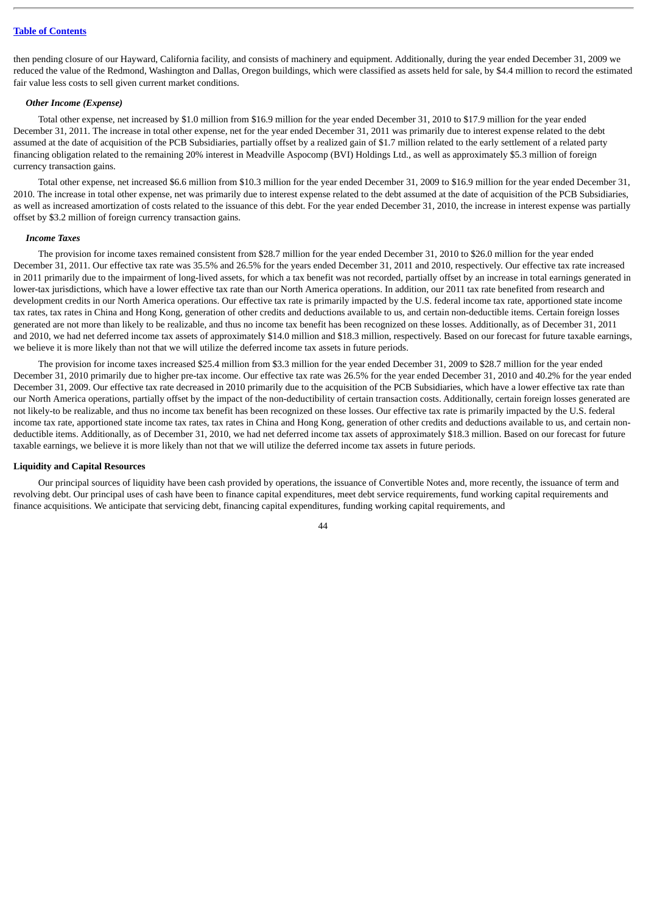then pending closure of our Hayward, California facility, and consists of machinery and equipment. Additionally, during the year ended December 31, 2009 we reduced the value of the Redmond, Washington and Dallas, Oregon buildings, which were classified as assets held for sale, by $4.4 million to record the estimated fair value less costs to sell given current market conditions.

***Other Income (Expense)***

Total other expense, net increased by $1.0 million from $16.9 million for the year ended December 31, 2010 to $17.9 million for the year ended December 31, 2011. The increase in total other expense, net for the year ended December 31, 2011 was primarily due to interest expense related to the debt assumed at the date of acquisition of the PCB Subsidiaries, partially offset by a realized gain of $1.7 million related to the early settlement of a related party financing obligation related to the remaining 20% interest in Meadville Aspocomp (BVI) Holdings Ltd., as well as approximately $5.3 million of foreign currency transaction gains.

Total other expense, net increased $6.6 million from $10.3 million for the year ended December 31, 2009 to $16.9 million for the year ended December 31, 2010. The increase in total other expense, net was primarily due to interest expense related to the debt assumed at the date of acquisition of the PCB Subsidiaries, as well as increased amortization of costs related to the issuance of this debt. For the year ended December 31, 2010, the increase in interest expense was partially offset by $3.2 million of foreign currency transaction gains.

***Income Taxes***

The provision for income taxes remained consistent from $28.7 million for the year ended December 31, 2010 to $26.0 million for the year ended December 31, 2011. Our effective tax rate was 35.5% and 26.5% for the years ended December 31, 2011 and 2010, respectively. Our effective tax rate increased in 2011 primarily due to the impairment of long-lived assets, for which a tax benefit was not recorded, partially offset by an increase in total earnings generated in lower-tax jurisdictions, which have a lower effective tax rate than our North America operations. In addition, our 2011 tax rate benefited from research and development credits in our North America operations. Our effective tax rate is primarily impacted by the U.S. federal income tax rate, apportioned state income tax rates, tax rates in China and Hong Kong, generation of other credits and deductions available to us, and certain non-deductible items. Certain foreign losses generated are not more than likely to be realizable, and thus no income tax benefit has been recognized on these losses. Additionally, as of December 31, 2011 and 2010, we had net deferred income tax assets of approximately $14.0 million and $18.3 million, respectively. Based on our forecast for future taxable earnings, we believe it is more likely than not that we will utilize the deferred income tax assets in future periods.

The provision for income taxes increased $25.4 million from $3.3 million for the year ended December 31, 2009 to $28.7 million for the year ended December 31, 2010 primarily due to higher pre-tax income. Our effective tax rate was 26.5% for the year ended December 31, 2010 and 40.2% for the year ended December 31, 2009. Our effective tax rate decreased in 2010 primarily due to the acquisition of the PCB Subsidiaries, which have a lower effective tax rate than our North America operations, partially offset by the impact of the non-deductibility of certain transaction costs. Additionally, certain foreign losses generated are not likely-to be realizable, and thus no income tax benefit has been recognized on these losses. Our effective tax rate is primarily impacted by the U.S. federal income tax rate, apportioned state income tax rates, tax rates in China and Hong Kong, generation of other credits and deductions available to us, and certain non-deductible items. Additionally, as of December 31, 2010, we had net deferred income tax assets of approximately $18.3 million. Based on our forecast for future taxable earnings, we believe it is more likely than not that we will utilize the deferred income tax assets in future periods.

**Liquidity and Capital Resources**

Our principal sources of liquidity have been cash provided by operations, the issuance of Convertible Notes and, more recently, the issuance of term and revolving debt. Our principal uses of cash have been to finance capital expenditures, meet debt service requirements, fund working capital requirements and finance acquisitions. We anticipate that servicing debt, financing capital expenditures, funding working capital requirements, and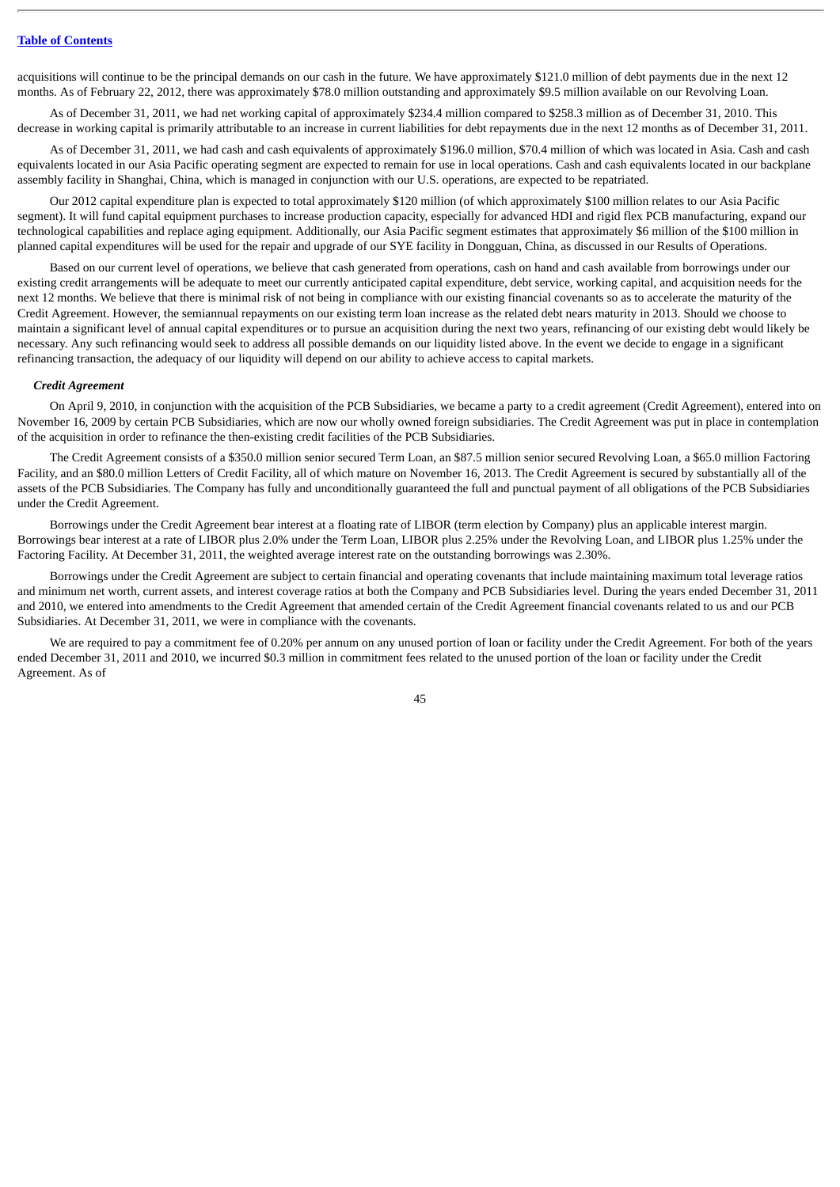acquisitions will continue to be the principal demands on our cash in the future. We have approximately $121.0 million of debt payments due in the next 12 months. As of February 22, 2012, there was approximately $78.0 million outstanding and approximately $9.5 million available on our Revolving Loan.

As of December 31, 2011, we had net working capital of approximately $234.4 million compared to $258.3 million as of December 31, 2010. This decrease in working capital is primarily attributable to an increase in current liabilities for debt repayments due in the next 12 months as of December 31, 2011.

As of December 31, 2011, we had cash and cash equivalents of approximately $196.0 million, $70.4 million of which was located in Asia. Cash and cash equivalents located in our Asia Pacific operating segment are expected to remain for use in local operations. Cash and cash equivalents located in our backplane assembly facility in Shanghai, China, which is managed in conjunction with our U.S. operations, are expected to be repatriated.

Our 2012 capital expenditure plan is expected to total approximately $120 million (of which approximately $100 million relates to our Asia Pacific segment). It will fund capital equipment purchases to increase production capacity, especially for advanced HDI and rigid flex PCB manufacturing, expand our technological capabilities and replace aging equipment. Additionally, our Asia Pacific segment estimates that approximately $6 million of the $100 million in planned capital expenditures will be used for the repair and upgrade of our SYE facility in Dongguan, China, as discussed in our Results of Operations.

Based on our current level of operations, we believe that cash generated from operations, cash on hand and cash available from borrowings under our existing credit arrangements will be adequate to meet our currently anticipated capital expenditure, debt service, working capital, and acquisition needs for the next 12 months. We believe that there is minimal risk of not being in compliance with our existing financial covenants so as to accelerate the maturity of the Credit Agreement. However, the semiannual repayments on our existing term loan increase as the related debt nears maturity in 2013. Should we choose to maintain a significant level of annual capital expenditures or to pursue an acquisition during the next two years, refinancing of our existing debt would likely be necessary. Any such refinancing would seek to address all possible demands on our liquidity listed above. In the event we decide to engage in a significant refinancing transaction, the adequacy of our liquidity will depend on our ability to achieve access to capital markets.

***Credit Agreement***

On April 9, 2010, in conjunction with the acquisition of the PCB Subsidiaries, we became a party to a credit agreement (Credit Agreement), entered into on November 16, 2009 by certain PCB Subsidiaries, which are now our wholly owned foreign subsidiaries. The Credit Agreement was put in place in contemplation of the acquisition in order to refinance the then-existing credit facilities of the PCB Subsidiaries.

The Credit Agreement consists of a $350.0 million senior secured Term Loan, an $87.5 million senior secured Revolving Loan, a $65.0 million Factoring Facility, and an $80.0 million Letters of Credit Facility, all of which mature on November 16, 2013. The Credit Agreement is secured by substantially all of the assets of the PCB Subsidiaries. The Company has fully and unconditionally guaranteed the full and punctual payment of all obligations of the PCB Subsidiaries under the Credit Agreement.

Borrowings under the Credit Agreement bear interest at a floating rate of LIBOR (term election by Company) plus an applicable interest margin. Borrowings bear interest at a rate of LIBOR plus 2.0% under the Term Loan, LIBOR plus 2.25% under the Revolving Loan, and LIBOR plus 1.25% under the Factoring Facility. At December 31, 2011, the weighted average interest rate on the outstanding borrowings was 2.30%.

Borrowings under the Credit Agreement are subject to certain financial and operating covenants that include maintaining maximum total leverage ratios and minimum net worth, current assets, and interest coverage ratios at both the Company and PCB Subsidiaries level. During the years ended December 31, 2011 and 2010, we entered into amendments to the Credit Agreement that amended certain of the Credit Agreement financial covenants related to us and our PCB Subsidiaries. At December 31, 2011, we were in compliance with the covenants.

We are required to pay a commitment fee of 0.20% per annum on any unused portion of loan or facility under the Credit Agreement. For both of the years ended December 31, 2011 and 2010, we incurred $0.3 million in commitment fees related to the unused portion of the loan or facility under the Credit Agreement. As of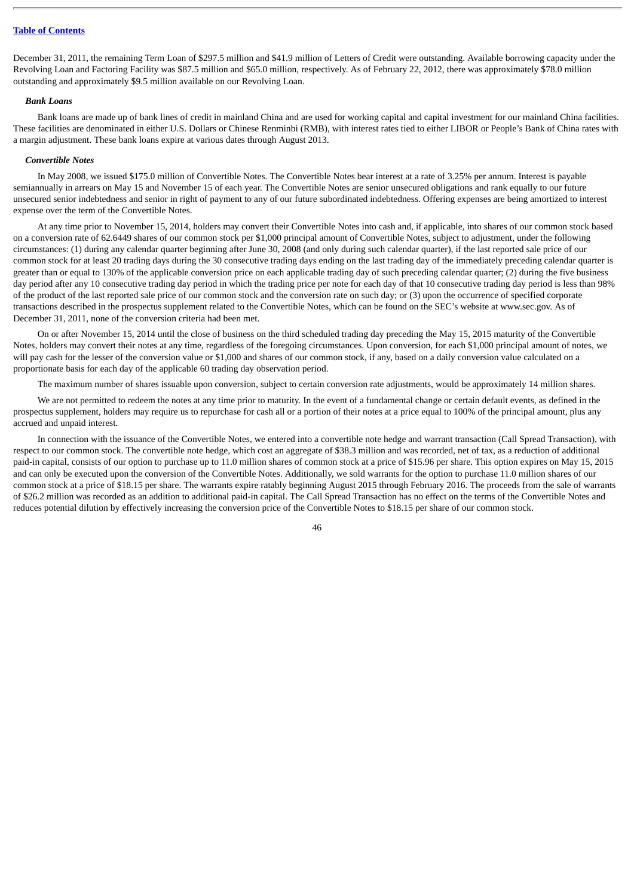December 31, 2011, the remaining Term Loan of $297.5 million and $41.9 million of Letters of Credit were outstanding. Available borrowing capacity under the Revolving Loan and Factoring Facility was $87.5 million and $65.0 million, respectively. As of February 22, 2012, there was approximately $78.0 million outstanding and approximately $9.5 million available on our Revolving Loan.

***Bank Loans***

Bank loans are made up of bank lines of credit in mainland China and are used for working capital and capital investment for our mainland China facilities. These facilities are denominated in either U.S. Dollars or Chinese Renminbi (RMB), with interest rates tied to either LIBOR or People's Bank of China rates with a margin adjustment. These bank loans expire at various dates through August 2013.

***Convertible Notes***

In May 2008, we issued $175.0 million of Convertible Notes. The Convertible Notes bear interest at a rate of 3.25% per annum. Interest is payable semiannually in arrears on May 15 and November 15 of each year. The Convertible Notes are senior unsecured obligations and rank equally to our future unsecured senior indebtedness and senior in right of payment to any of our future subordinated indebtedness. Offering expenses are being amortized to interest expense over the term of the Convertible Notes.

At any time prior to November 15, 2014, holders may convert their Convertible Notes into cash and, if applicable, into shares of our common stock based on a conversion rate of 62.6449 shares of our common stock per $1,000 principal amount of Convertible Notes, subject to adjustment, under the following circumstances: (1) during any calendar quarter beginning after June 30, 2008 (and only during such calendar quarter), if the last reported sale price of our common stock for at least 20 trading days during the 30 consecutive trading days ending on the last trading day of the immediately preceding calendar quarter is greater than or equal to 130% of the applicable conversion price on each applicable trading day of such preceding calendar quarter; (2) during the five business day period after any 10 consecutive trading day period in which the trading price per note for each day of that 10 consecutive trading day period is less than 98% of the product of the last reported sale price of our common stock and the conversion rate on such day; or (3) upon the occurrence of specified corporate transactions described in the prospectus supplement related to the Convertible Notes, which can be found on the SEC's website at www.sec.gov. As of December 31, 2011, none of the conversion criteria had been met.

On or after November 15, 2014 until the close of business on the third scheduled trading day preceding the May 15, 2015 maturity of the Convertible Notes, holders may convert their notes at any time, regardless of the foregoing circumstances. Upon conversion, for each $1,000 principal amount of notes, we will pay cash for the lesser of the conversion value or $1,000 and shares of our common stock, if any, based on a daily conversion value calculated on a proportionate basis for each day of the applicable 60 trading day observation period.

The maximum number of shares issuable upon conversion, subject to certain conversion rate adjustments, would be approximately 14 million shares.

We are not permitted to redeem the notes at any time prior to maturity. In the event of a fundamental change or certain default events, as defined in the prospectus supplement, holders may require us to repurchase for cash all or a portion of their notes at a price equal to 100% of the principal amount, plus any accrued and unpaid interest.

In connection with the issuance of the Convertible Notes, we entered into a convertible note hedge and warrant transaction (Call Spread Transaction), with respect to our common stock. The convertible note hedge, which cost an aggregate of $38.3 million and was recorded, net of tax, as a reduction of additional paid-in capital, consists of our option to purchase up to 11.0 million shares of common stock at a price of $15.96 per share. This option expires on May 15, 2015 and can only be executed upon the conversion of the Convertible Notes. Additionally, we sold warrants for the option to purchase 11.0 million shares of our common stock at a price of $18.15 per share. The warrants expire ratably beginning August 2015 through February 2016. The proceeds from the sale of warrants of $26.2 million was recorded as an addition to additional paid-in capital. The Call Spread Transaction has no effect on the terms of the Convertible Notes and reduces potential dilution by effectively increasing the conversion price of the Convertible Notes to $18.15 per share of our common stock.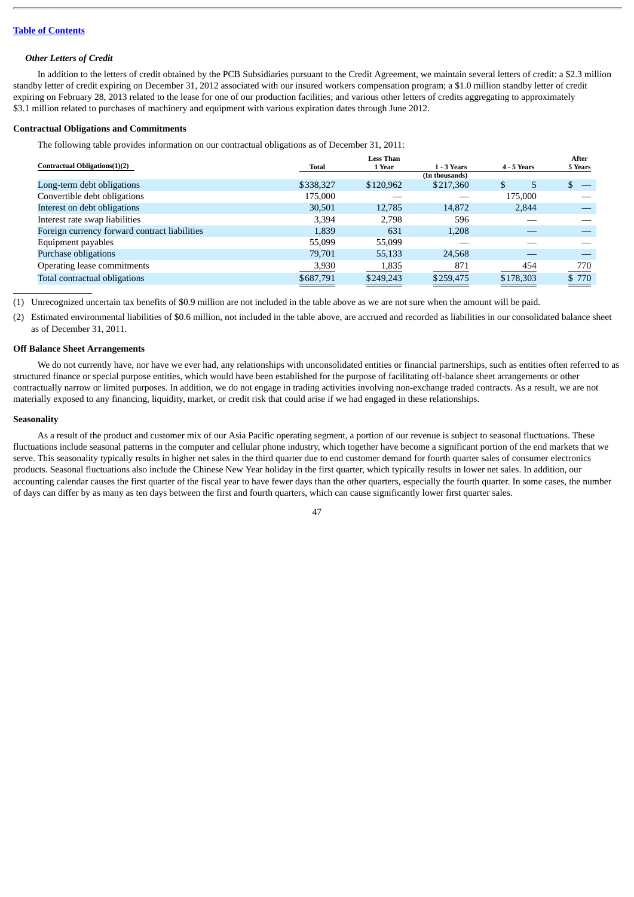### *Other Letters of Credit*

In addition to the letters of credit obtained by the PCB Subsidiaries pursuant to the Credit Agreement, we maintain several letters of credit: a $2.3 million standby letter of credit expiring on December 31, 2012 associated with our insured workers compensation program; a $1.0 million standby letter of credit expiring on February 28, 2013 related to the lease for one of our production facilities; and various other letters of credits aggregating to approximately $3.1 million related to purchases of machinery and equipment with various expiration dates through June 2012.

### Contractual Obligations and Commitments

The following table provides information on our contractual obligations as of December 31, 2011:

| Contractual Obligations(1)(2) | Total | Less Than 1 Year | 1 - 3 Years | 4 - 5 Years | After 5 Years |
|---|---|---|---|---|---|
| | | | (In thousands) | | |
| Long-term debt obligations | $338,327 | $120,962 | $217,360 | $ 5 | $ — |
| Convertible debt obligations | 175,000 | — | — | 175,000 | — |
| Interest on debt obligations | 30,501 | 12,785 | 14,872 | 2,844 | — |
| Interest rate swap liabilities | 3,394 | 2,798 | 596 | — | — |
| Foreign currency forward contract liabilities | 1,839 | 631 | 1,208 | — | — |
| Equipment payables | 55,099 | 55,099 | — | — | — |
| Purchase obligations | 79,701 | 55,133 | 24,568 | — | — |
| Operating lease commitments | 3,930 | 1,835 | 871 | 454 | 770 |
| Total contractual obligations | $687,791 | $249,243 | $259,475 | $178,303 | $ 770 |

(1) Unrecognized uncertain tax benefits of $0.9 million are not included in the table above as we are not sure when the amount will be paid.

(2) Estimated environmental liabilities of $0.6 million, not included in the table above, are accrued and recorded as liabilities in our consolidated balance sheet as of December 31, 2011.

### Off Balance Sheet Arrangements

We do not currently have, nor have we ever had, any relationships with unconsolidated entities or financial partnerships, such as entities often referred to as structured finance or special purpose entities, which would have been established for the purpose of facilitating off-balance sheet arrangements or other contractually narrow or limited purposes. In addition, we do not engage in trading activities involving non-exchange traded contracts. As a result, we are not materially exposed to any financing, liquidity, market, or credit risk that could arise if we had engaged in these relationships.

### Seasonality

As a result of the product and customer mix of our Asia Pacific operating segment, a portion of our revenue is subject to seasonal fluctuations. These fluctuations include seasonal patterns in the computer and cellular phone industry, which together have become a significant portion of the end markets that we serve. This seasonality typically results in higher net sales in the third quarter due to end customer demand for fourth quarter sales of consumer electronics products. Seasonal fluctuations also include the Chinese New Year holiday in the first quarter, which typically results in lower net sales. In addition, our accounting calendar causes the first quarter of the fiscal year to have fewer days than the other quarters, especially the fourth quarter. In some cases, the number of days can differ by as many as ten days between the first and fourth quarters, which can cause significantly lower first quarter sales.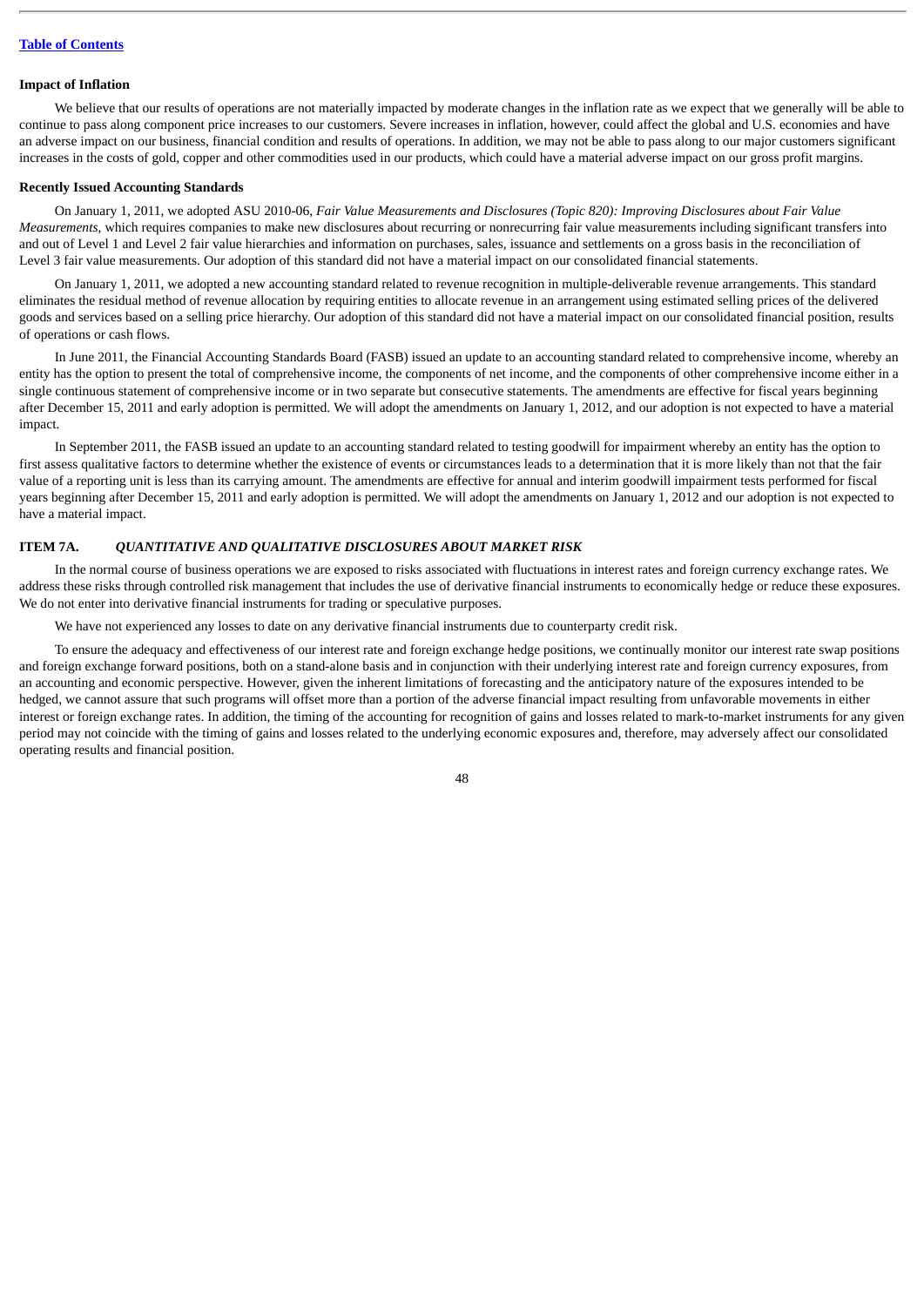**Impact of Inflation**

We believe that our results of operations are not materially impacted by moderate changes in the inflation rate as we expect that we generally will be able to continue to pass along component price increases to our customers. Severe increases in inflation, however, could affect the global and U.S. economies and have an adverse impact on our business, financial condition and results of operations. In addition, we may not be able to pass along to our major customers significant increases in the costs of gold, copper and other commodities used in our products, which could have a material adverse impact on our gross profit margins.

**Recently Issued Accounting Standards**

On January 1, 2011, we adopted ASU 2010-06, *Fair Value Measurements and Disclosures (Topic 820): Improving Disclosures about Fair Value Measurements*, which requires companies to make new disclosures about recurring or nonrecurring fair value measurements including significant transfers into and out of Level 1 and Level 2 fair value hierarchies and information on purchases, sales, issuance and settlements on a gross basis in the reconciliation of Level 3 fair value measurements. Our adoption of this standard did not have a material impact on our consolidated financial statements.

On January 1, 2011, we adopted a new accounting standard related to revenue recognition in multiple-deliverable revenue arrangements. This standard eliminates the residual method of revenue allocation by requiring entities to allocate revenue in an arrangement using estimated selling prices of the delivered goods and services based on a selling price hierarchy. Our adoption of this standard did not have a material impact on our consolidated financial position, results of operations or cash flows.

In June 2011, the Financial Accounting Standards Board (FASB) issued an update to an accounting standard related to comprehensive income, whereby an entity has the option to present the total of comprehensive income, the components of net income, and the components of other comprehensive income either in a single continuous statement of comprehensive income or in two separate but consecutive statements. The amendments are effective for fiscal years beginning after December 15, 2011 and early adoption is permitted. We will adopt the amendments on January 1, 2012, and our adoption is not expected to have a material impact.

In September 2011, the FASB issued an update to an accounting standard related to testing goodwill for impairment whereby an entity has the option to first assess qualitative factors to determine whether the existence of events or circumstances leads to a determination that it is more likely than not that the fair value of a reporting unit is less than its carrying amount. The amendments are effective for annual and interim goodwill impairment tests performed for fiscal years beginning after December 15, 2011 and early adoption is permitted. We will adopt the amendments on January 1, 2012 and our adoption is not expected to have a material impact.

## ITEM 7A. *QUANTITATIVE AND QUALITATIVE DISCLOSURES ABOUT MARKET RISK*

In the normal course of business operations we are exposed to risks associated with fluctuations in interest rates and foreign currency exchange rates. We address these risks through controlled risk management that includes the use of derivative financial instruments to economically hedge or reduce these exposures. We do not enter into derivative financial instruments for trading or speculative purposes.

We have not experienced any losses to date on any derivative financial instruments due to counterparty credit risk.

To ensure the adequacy and effectiveness of our interest rate and foreign exchange hedge positions, we continually monitor our interest rate swap positions and foreign exchange forward positions, both on a stand-alone basis and in conjunction with their underlying interest rate and foreign currency exposures, from an accounting and economic perspective. However, given the inherent limitations of forecasting and the anticipatory nature of the exposures intended to be hedged, we cannot assure that such programs will offset more than a portion of the adverse financial impact resulting from unfavorable movements in either interest or foreign exchange rates. In addition, the timing of the accounting for recognition of gains and losses related to mark-to-market instruments for any given period may not coincide with the timing of gains and losses related to the underlying economic exposures and, therefore, may adversely affect our consolidated operating results and financial position.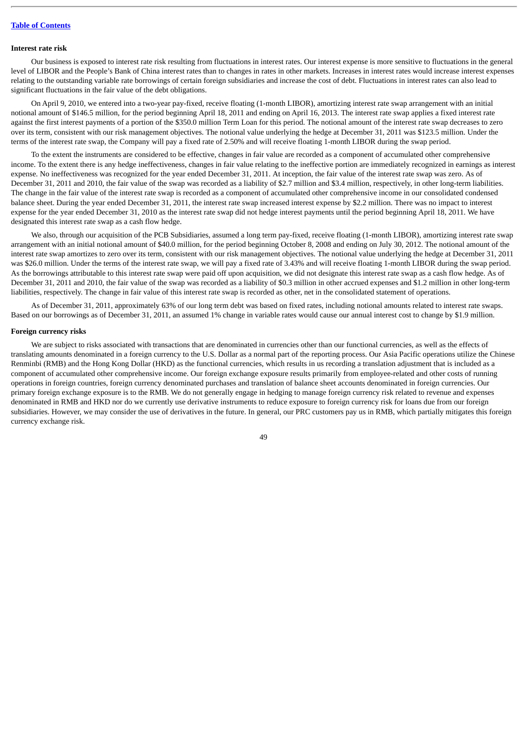**Interest rate risk**

Our business is exposed to interest rate risk resulting from fluctuations in interest rates. Our interest expense is more sensitive to fluctuations in the general level of LIBOR and the People's Bank of China interest rates than to changes in rates in other markets. Increases in interest rates would increase interest expenses relating to the outstanding variable rate borrowings of certain foreign subsidiaries and increase the cost of debt. Fluctuations in interest rates can also lead to significant fluctuations in the fair value of the debt obligations.

On April 9, 2010, we entered into a two-year pay-fixed, receive floating (1-month LIBOR), amortizing interest rate swap arrangement with an initial notional amount of $146.5 million, for the period beginning April 18, 2011 and ending on April 16, 2013. The interest rate swap applies a fixed interest rate against the first interest payments of a portion of the $350.0 million Term Loan for this period. The notional amount of the interest rate swap decreases to zero over its term, consistent with our risk management objectives. The notional value underlying the hedge at December 31, 2011 was $123.5 million. Under the terms of the interest rate swap, the Company will pay a fixed rate of 2.50% and will receive floating 1-month LIBOR during the swap period.

To the extent the instruments are considered to be effective, changes in fair value are recorded as a component of accumulated other comprehensive income. To the extent there is any hedge ineffectiveness, changes in fair value relating to the ineffective portion are immediately recognized in earnings as interest expense. No ineffectiveness was recognized for the year ended December 31, 2011. At inception, the fair value of the interest rate swap was zero. As of December 31, 2011 and 2010, the fair value of the swap was recorded as a liability of $2.7 million and $3.4 million, respectively, in other long-term liabilities. The change in the fair value of the interest rate swap is recorded as a component of accumulated other comprehensive income in our consolidated condensed balance sheet. During the year ended December 31, 2011, the interest rate swap increased interest expense by $2.2 million. There was no impact to interest expense for the year ended December 31, 2010 as the interest rate swap did not hedge interest payments until the period beginning April 18, 2011. We have designated this interest rate swap as a cash flow hedge.

We also, through our acquisition of the PCB Subsidiaries, assumed a long term pay-fixed, receive floating (1-month LIBOR), amortizing interest rate swap arrangement with an initial notional amount of $40.0 million, for the period beginning October 8, 2008 and ending on July 30, 2012. The notional amount of the interest rate swap amortizes to zero over its term, consistent with our risk management objectives. The notional value underlying the hedge at December 31, 2011 was $26.0 million. Under the terms of the interest rate swap, we will pay a fixed rate of 3.43% and will receive floating 1-month LIBOR during the swap period. As the borrowings attributable to this interest rate swap were paid off upon acquisition, we did not designate this interest rate swap as a cash flow hedge. As of December 31, 2011 and 2010, the fair value of the swap was recorded as a liability of $0.3 million in other accrued expenses and $1.2 million in other long-term liabilities, respectively. The change in fair value of this interest rate swap is recorded as other, net in the consolidated statement of operations.

As of December 31, 2011, approximately 63% of our long term debt was based on fixed rates, including notional amounts related to interest rate swaps. Based on our borrowings as of December 31, 2011, an assumed 1% change in variable rates would cause our annual interest cost to change by $1.9 million.

**Foreign currency risks**

We are subject to risks associated with transactions that are denominated in currencies other than our functional currencies, as well as the effects of translating amounts denominated in a foreign currency to the U.S. Dollar as a normal part of the reporting process. Our Asia Pacific operations utilize the Chinese Renminbi (RMB) and the Hong Kong Dollar (HKD) as the functional currencies, which results in us recording a translation adjustment that is included as a component of accumulated other comprehensive income. Our foreign exchange exposure results primarily from employee-related and other costs of running operations in foreign countries, foreign currency denominated purchases and translation of balance sheet accounts denominated in foreign currencies. Our primary foreign exchange exposure is to the RMB. We do not generally engage in hedging to manage foreign currency risk related to revenue and expenses denominated in RMB and HKD nor do we currently use derivative instruments to reduce exposure to foreign currency risk for loans due from our foreign subsidiaries. However, we may consider the use of derivatives in the future. In general, our PRC customers pay us in RMB, which partially mitigates this foreign currency exchange risk.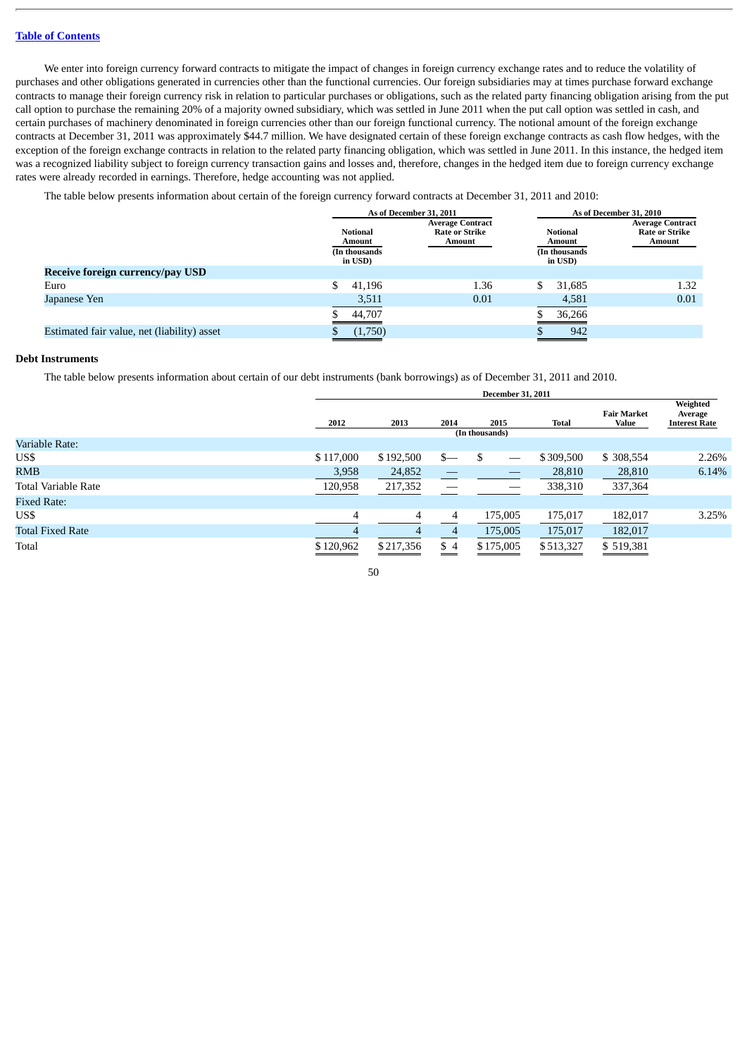Table of Contents

We enter into foreign currency forward contracts to mitigate the impact of changes in foreign currency exchange rates and to reduce the volatility of purchases and other obligations generated in currencies other than the functional currencies. Our foreign subsidiaries may at times purchase forward exchange contracts to manage their foreign currency risk in relation to particular purchases or obligations, such as the related party financing obligation arising from the put call option to purchase the remaining 20% of a majority owned subsidiary, which was settled in June 2011 when the put call option was settled in cash, and certain purchases of machinery denominated in foreign currencies other than our foreign functional currency. The notional amount of the foreign exchange contracts at December 31, 2011 was approximately $44.7 million. We have designated certain of these foreign exchange contracts as cash flow hedges, with the exception of the foreign exchange contracts in relation to the related party financing obligation, which was settled in June 2011. In this instance, the hedged item was a recognized liability subject to foreign currency transaction gains and losses and, therefore, changes in the hedged item due to foreign currency exchange rates were already recorded in earnings. Therefore, hedge accounting was not applied.

The table below presents information about certain of the foreign currency forward contracts at December 31, 2011 and 2010:

| | As of December 31, 2011 | | As of December 31, 2010 | |
|---|---|---|---|---|
| | Notional Amount (In thousands in USD) | Average Contract Rate or Strike Amount | Notional Amount (In thousands in USD) | Average Contract Rate or Strike Amount |
| **Receive foreign currency/pay USD** | | | | |
| Euro | $ 41,196 | 1.36 | $ 31,685 | 1.32 |
| Japanese Yen | 3,511 | 0.01 | 4,581 | 0.01 |
| | $ 44,707 | | $ 36,266 | |
| Estimated fair value, net (liability) asset | $ (1,750) | | $ 942 | |

### Debt Instruments

The table below presents information about certain of our debt instruments (bank borrowings) as of December 31, 2011 and 2010.

| | December 31, 2011 | | | | | | |
|---|---|---|---|---|---|---|---|
| | 2012 | 2013 | 2014 | 2015 | Total | Fair Market Value | Weighted Average Interest Rate |
| | (In thousands) | | | | | | |
| Variable Rate: | | | | | | | |
| US$ | $ 117,000 | $ 192,500 | $— | $ — | $ 309,500 | $ 308,554 | 2.26% |
| RMB | 3,958 | 24,852 | — | — | 28,810 | 28,810 | 6.14% |
| Total Variable Rate | 120,958 | 217,352 | — | — | 338,310 | 337,364 | |
| Fixed Rate: | | | | | | | |
| US$ | 4 | 4 | 4 | 175,005 | 175,017 | 182,017 | 3.25% |
| Total Fixed Rate | 4 | 4 | 4 | 175,005 | 175,017 | 182,017 | |
| Total | $ 120,962 | $ 217,356 | $ 4 | $ 175,005 | $ 513,327 | $ 519,381 | |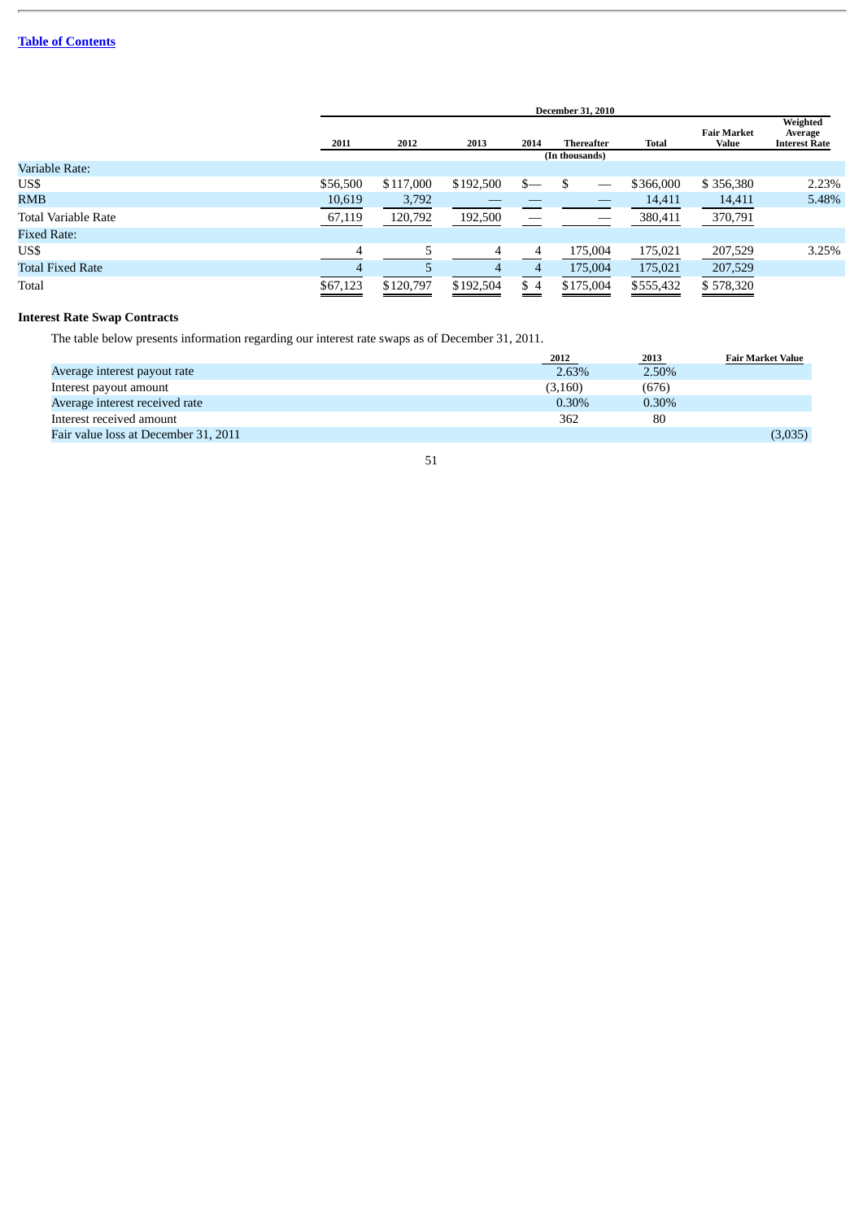| | December 31, 2010 | | | | | | | |
|---|---|---|---|---|---|---|---|---|
| | 2011 | 2012 | 2013 | 2014 | Thereafter | Total | Fair Market Value | Weighted Average Interest Rate |
| | | | | | (In thousands) | | | |
| Variable Rate: | | | | | | | | |
| US$ | $56,500 | $117,000 | $192,500 | $— | $ — | $366,000 | $ 356,380 | 2.23% |
| RMB | 10,619 | 3,792 | — | — | — | 14,411 | 14,411 | 5.48% |
| Total Variable Rate | 67,119 | 120,792 | 192,500 | — | — | 380,411 | 370,791 | |
| Fixed Rate: | | | | | | | | |
| US$ | 4 | 5 | 4 | 4 | 175,004 | 175,021 | 207,529 | 3.25% |
| Total Fixed Rate | 4 | 5 | 4 | 4 | 175,004 | 175,021 | 207,529 | |
| Total | $67,123 | $120,797 | $192,504 | $ 4 | $175,004 | $555,432 | $ 578,320 | |

**Interest Rate Swap Contracts**

The table below presents information regarding our interest rate swaps as of December 31, 2011.

| | 2012 | 2013 | Fair Market Value |
|---|---|---|---|
| Average interest payout rate | 2.63% | 2.50% | |
| Interest payout amount | (3,160) | (676) | |
| Average interest received rate | 0.30% | 0.30% | |
| Interest received amount | 362 | 80 | |
| Fair value loss at December 31, 2011 | | | (3,035) |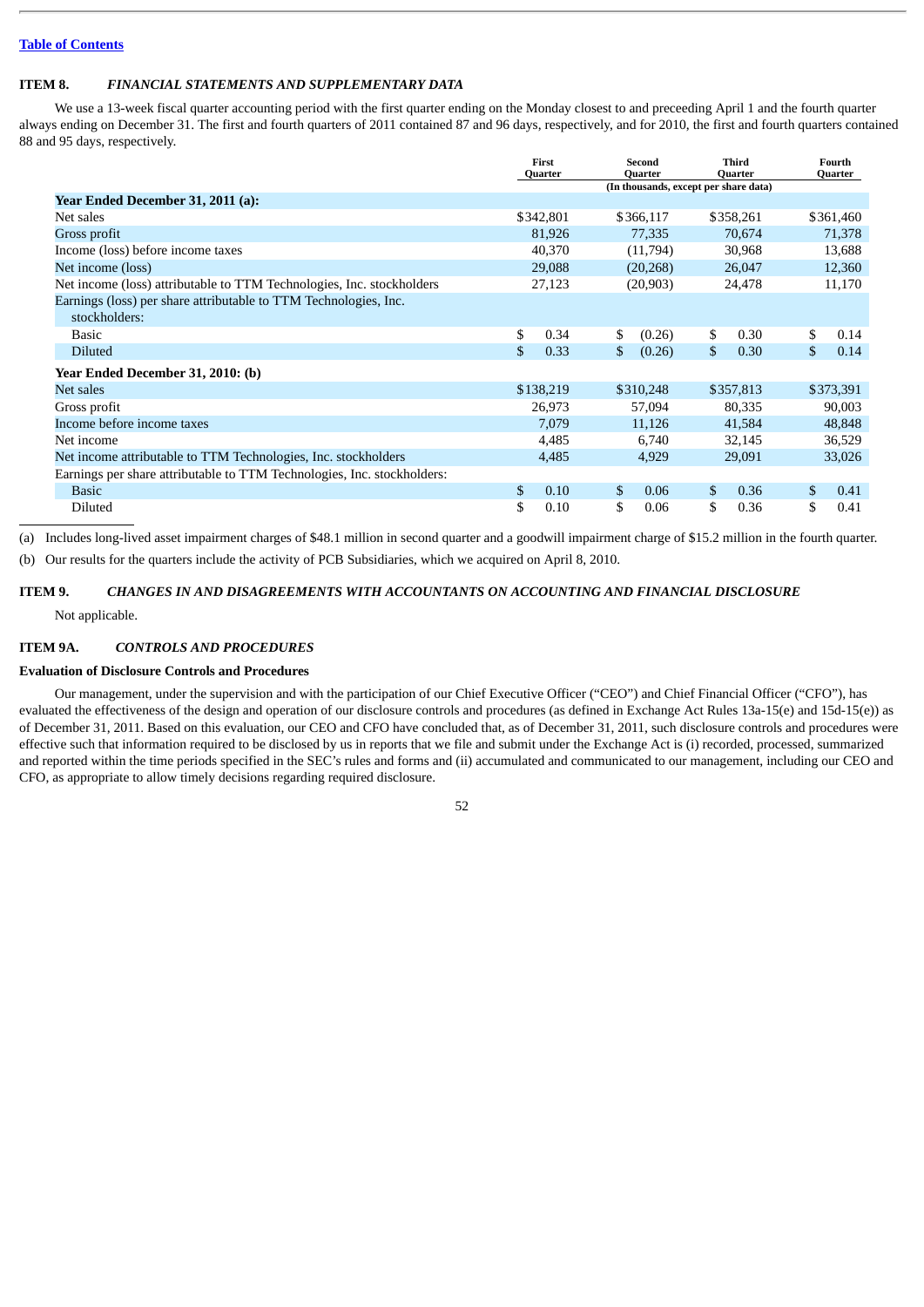## ITEM 8. *FINANCIAL STATEMENTS AND SUPPLEMENTARY DATA*

We use a 13-week fiscal quarter accounting period with the first quarter ending on the Monday closest to and preceeding April 1 and the fourth quarter always ending on December 31. The first and fourth quarters of 2011 contained 87 and 96 days, respectively, and for 2010, the first and fourth quarters contained 88 and 95 days, respectively.

| | First Quarter | Second Quarter | Third Quarter | Fourth Quarter |
|---|---|---|---|---|
| | (In thousands, except per share data) | | | |
| **Year Ended December 31, 2011 (a):** | | | | |
| Net sales | $342,801 | $366,117 | $358,261 | $361,460 |
| Gross profit | 81,926 | 77,335 | 70,674 | 71,378 |
| Income (loss) before income taxes | 40,370 | (11,794) | 30,968 | 13,688 |
| Net income (loss) | 29,088 | (20,268) | 26,047 | 12,360 |
| Net income (loss) attributable to TTM Technologies, Inc. stockholders | 27,123 | (20,903) | 24,478 | 11,170 |
| Earnings (loss) per share attributable to TTM Technologies, Inc. stockholders: | | | | |
| Basic | $ 0.34 | $ (0.26) | $ 0.30 | $ 0.14 |
| Diluted | $ 0.33 | $ (0.26) | $ 0.30 | $ 0.14 |
| **Year Ended December 31, 2010: (b)** | | | | |
| Net sales | $138,219 | $310,248 | $357,813 | $373,391 |
| Gross profit | 26,973 | 57,094 | 80,335 | 90,003 |
| Income before income taxes | 7,079 | 11,126 | 41,584 | 48,848 |
| Net income | 4,485 | 6,740 | 32,145 | 36,529 |
| Net income attributable to TTM Technologies, Inc. stockholders | 4,485 | 4,929 | 29,091 | 33,026 |
| Earnings per share attributable to TTM Technologies, Inc. stockholders: | | | | |
| Basic | $ 0.10 | $ 0.06 | $ 0.36 | $ 0.41 |
| Diluted | $ 0.10 | $ 0.06 | $ 0.36 | $ 0.41 |

(a) Includes long-lived asset impairment charges of $48.1 million in second quarter and a goodwill impairment charge of $15.2 million in the fourth quarter.

(b) Our results for the quarters include the activity of PCB Subsidiaries, which we acquired on April 8, 2010.

## ITEM 9. *CHANGES IN AND DISAGREEMENTS WITH ACCOUNTANTS ON ACCOUNTING AND FINANCIAL DISCLOSURE*

Not applicable.

## ITEM 9A. *CONTROLS AND PROCEDURES*

**Evaluation of Disclosure Controls and Procedures**

Our management, under the supervision and with the participation of our Chief Executive Officer ("CEO") and Chief Financial Officer ("CFO"), has evaluated the effectiveness of the design and operation of our disclosure controls and procedures (as defined in Exchange Act Rules 13a-15(e) and 15d-15(e)) as of December 31, 2011. Based on this evaluation, our CEO and CFO have concluded that, as of December 31, 2011, such disclosure controls and procedures were effective such that information required to be disclosed by us in reports that we file and submit under the Exchange Act is (i) recorded, processed, summarized and reported within the time periods specified in the SEC's rules and forms and (ii) accumulated and communicated to our management, including our CEO and CFO, as appropriate to allow timely decisions regarding required disclosure.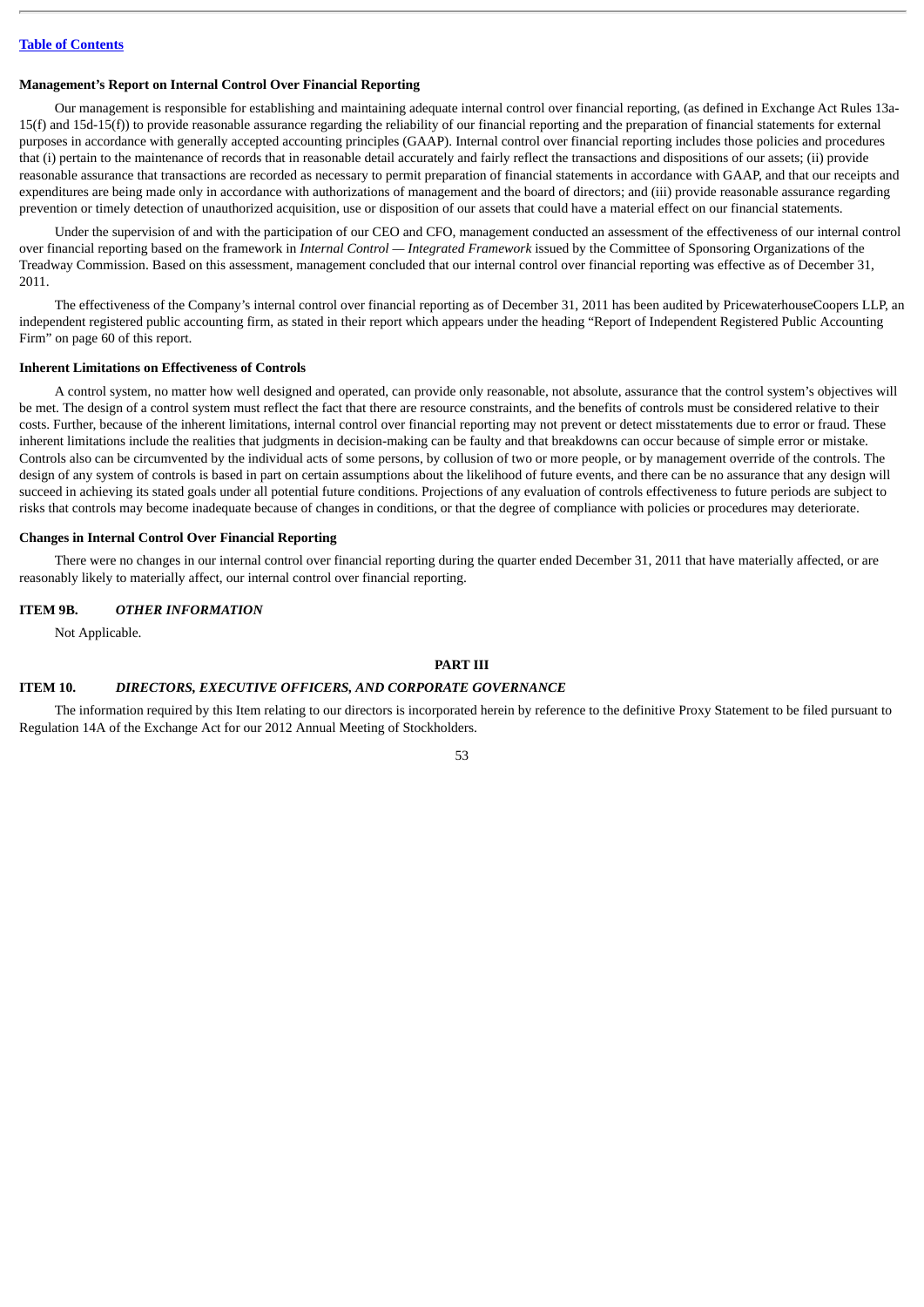### Management's Report on Internal Control Over Financial Reporting

Our management is responsible for establishing and maintaining adequate internal control over financial reporting, (as defined in Exchange Act Rules 13a-15(f) and 15d-15(f)) to provide reasonable assurance regarding the reliability of our financial reporting and the preparation of financial statements for external purposes in accordance with generally accepted accounting principles (GAAP). Internal control over financial reporting includes those policies and procedures that (i) pertain to the maintenance of records that in reasonable detail accurately and fairly reflect the transactions and dispositions of our assets; (ii) provide reasonable assurance that transactions are recorded as necessary to permit preparation of financial statements in accordance with GAAP, and that our receipts and expenditures are being made only in accordance with authorizations of management and the board of directors; and (iii) provide reasonable assurance regarding prevention or timely detection of unauthorized acquisition, use or disposition of our assets that could have a material effect on our financial statements.

Under the supervision of and with the participation of our CEO and CFO, management conducted an assessment of the effectiveness of our internal control over financial reporting based on the framework in *Internal Control — Integrated Framework* issued by the Committee of Sponsoring Organizations of the Treadway Commission. Based on this assessment, management concluded that our internal control over financial reporting was effective as of December 31, 2011.

The effectiveness of the Company's internal control over financial reporting as of December 31, 2011 has been audited by PricewaterhouseCoopers LLP, an independent registered public accounting firm, as stated in their report which appears under the heading "Report of Independent Registered Public Accounting Firm" on page 60 of this report.

### Inherent Limitations on Effectiveness of Controls

A control system, no matter how well designed and operated, can provide only reasonable, not absolute, assurance that the control system's objectives will be met. The design of a control system must reflect the fact that there are resource constraints, and the benefits of controls must be considered relative to their costs. Further, because of the inherent limitations, internal control over financial reporting may not prevent or detect misstatements due to error or fraud. These inherent limitations include the realities that judgments in decision-making can be faulty and that breakdowns can occur because of simple error or mistake. Controls also can be circumvented by the individual acts of some persons, by collusion of two or more people, or by management override of the controls. The design of any system of controls is based in part on certain assumptions about the likelihood of future events, and there can be no assurance that any design will succeed in achieving its stated goals under all potential future conditions. Projections of any evaluation of controls effectiveness to future periods are subject to risks that controls may become inadequate because of changes in conditions, or that the degree of compliance with policies or procedures may deteriorate.

### Changes in Internal Control Over Financial Reporting

There were no changes in our internal control over financial reporting during the quarter ended December 31, 2011 that have materially affected, or are reasonably likely to materially affect, our internal control over financial reporting.

## ITEM 9B. *OTHER INFORMATION*

Not Applicable.

# PART III

## ITEM 10. *DIRECTORS, EXECUTIVE OFFICERS, AND CORPORATE GOVERNANCE*

The information required by this Item relating to our directors is incorporated herein by reference to the definitive Proxy Statement to be filed pursuant to Regulation 14A of the Exchange Act for our 2012 Annual Meeting of Stockholders.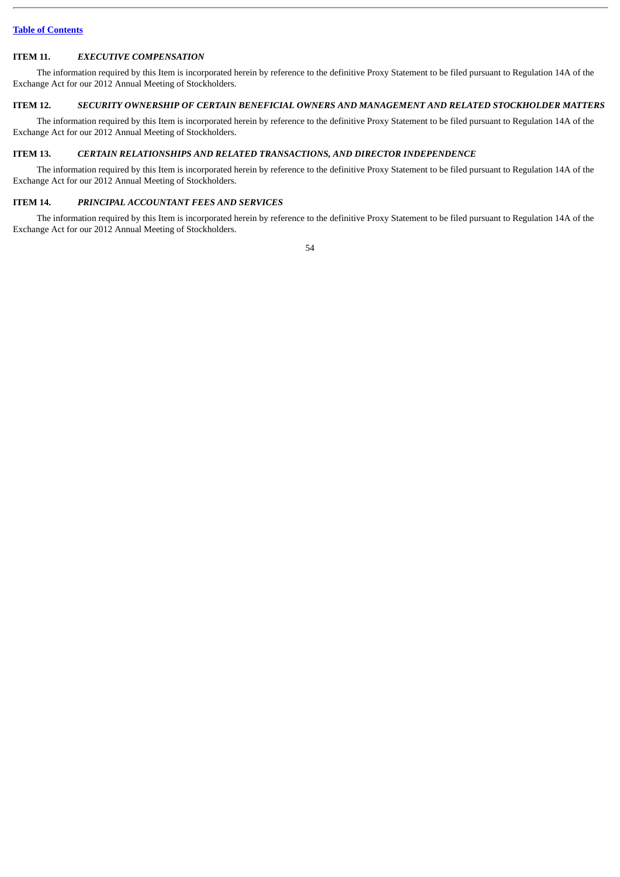## ITEM 11. *EXECUTIVE COMPENSATION*

The information required by this Item is incorporated herein by reference to the definitive Proxy Statement to be filed pursuant to Regulation 14A of the Exchange Act for our 2012 Annual Meeting of Stockholders.

## ITEM 12. *SECURITY OWNERSHIP OF CERTAIN BENEFICIAL OWNERS AND MANAGEMENT AND RELATED STOCKHOLDER MATTERS*

The information required by this Item is incorporated herein by reference to the definitive Proxy Statement to be filed pursuant to Regulation 14A of the Exchange Act for our 2012 Annual Meeting of Stockholders.

## ITEM 13. *CERTAIN RELATIONSHIPS AND RELATED TRANSACTIONS, AND DIRECTOR INDEPENDENCE*

The information required by this Item is incorporated herein by reference to the definitive Proxy Statement to be filed pursuant to Regulation 14A of the Exchange Act for our 2012 Annual Meeting of Stockholders.

## ITEM 14. *PRINCIPAL ACCOUNTANT FEES AND SERVICES*

The information required by this Item is incorporated herein by reference to the definitive Proxy Statement to be filed pursuant to Regulation 14A of the Exchange Act for our 2012 Annual Meeting of Stockholders.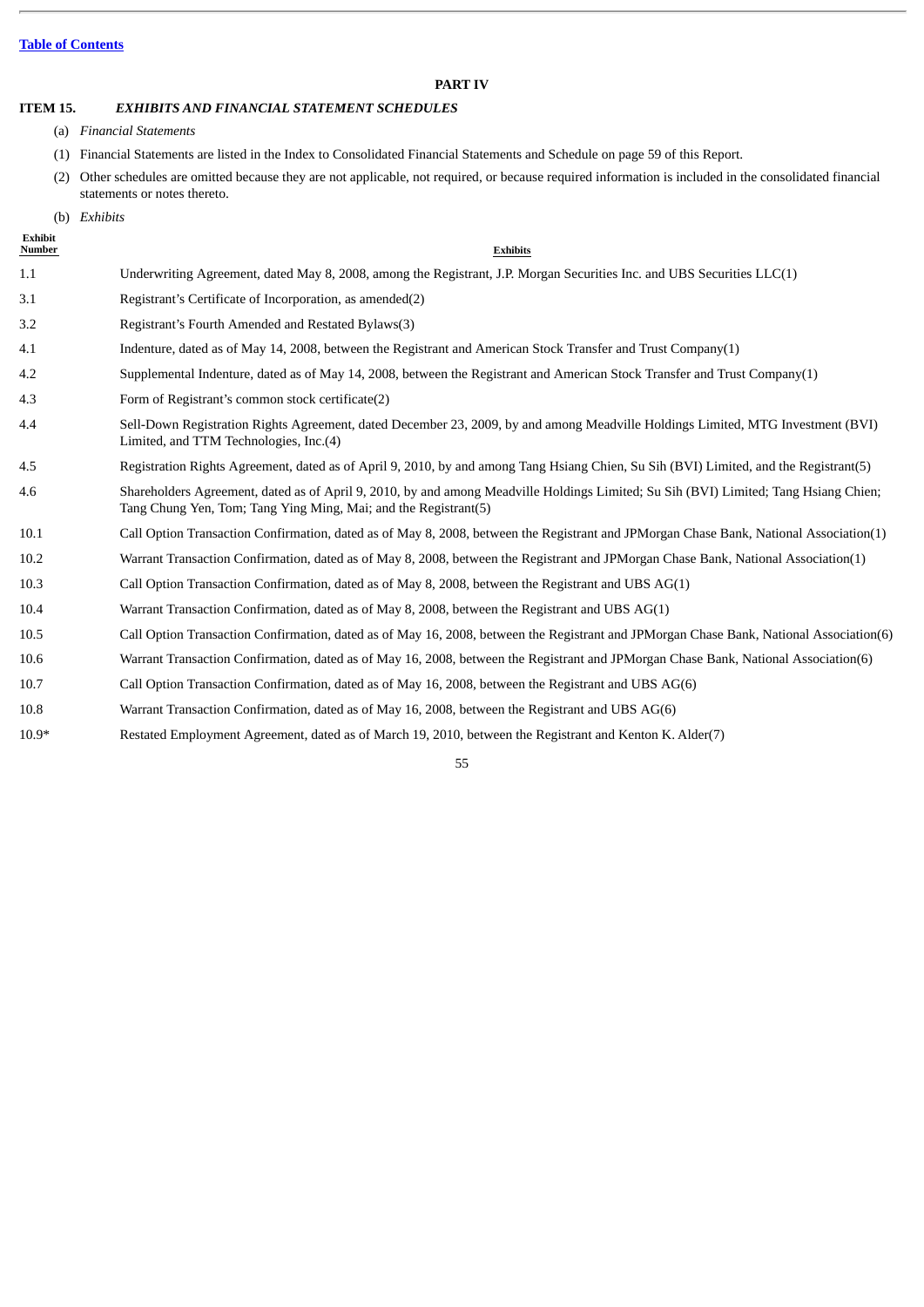[Table of Contents](#)

# PART IV

## ITEM 15. *EXHIBITS AND FINANCIAL STATEMENT SCHEDULES*

(a) *Financial Statements*

(1) Financial Statements are listed in the Index to Consolidated Financial Statements and Schedule on page 59 of this Report.

(2) Other schedules are omitted because they are not applicable, not required, or because required information is included in the consolidated financial statements or notes thereto.

(b) *Exhibits*

| Exhibit Number | Exhibits |
|---|---|
| 1.1 | Underwriting Agreement, dated May 8, 2008, among the Registrant, J.P. Morgan Securities Inc. and UBS Securities LLC(1) |
| 3.1 | Registrant's Certificate of Incorporation, as amended(2) |
| 3.2 | Registrant's Fourth Amended and Restated Bylaws(3) |
| 4.1 | Indenture, dated as of May 14, 2008, between the Registrant and American Stock Transfer and Trust Company(1) |
| 4.2 | Supplemental Indenture, dated as of May 14, 2008, between the Registrant and American Stock Transfer and Trust Company(1) |
| 4.3 | Form of Registrant's common stock certificate(2) |
| 4.4 | Sell-Down Registration Rights Agreement, dated December 23, 2009, by and among Meadville Holdings Limited, MTG Investment (BVI) Limited, and TTM Technologies, Inc.(4) |
| 4.5 | Registration Rights Agreement, dated as of April 9, 2010, by and among Tang Hsiang Chien, Su Sih (BVI) Limited, and the Registrant(5) |
| 4.6 | Shareholders Agreement, dated as of April 9, 2010, by and among Meadville Holdings Limited; Su Sih (BVI) Limited; Tang Hsiang Chien; Tang Chung Yen, Tom; Tang Ying Ming, Mai; and the Registrant(5) |
| 10.1 | Call Option Transaction Confirmation, dated as of May 8, 2008, between the Registrant and JPMorgan Chase Bank, National Association(1) |
| 10.2 | Warrant Transaction Confirmation, dated as of May 8, 2008, between the Registrant and JPMorgan Chase Bank, National Association(1) |
| 10.3 | Call Option Transaction Confirmation, dated as of May 8, 2008, between the Registrant and UBS AG(1) |
| 10.4 | Warrant Transaction Confirmation, dated as of May 8, 2008, between the Registrant and UBS AG(1) |
| 10.5 | Call Option Transaction Confirmation, dated as of May 16, 2008, between the Registrant and JPMorgan Chase Bank, National Association(6) |
| 10.6 | Warrant Transaction Confirmation, dated as of May 16, 2008, between the Registrant and JPMorgan Chase Bank, National Association(6) |
| 10.7 | Call Option Transaction Confirmation, dated as of May 16, 2008, between the Registrant and UBS AG(6) |
| 10.8 | Warrant Transaction Confirmation, dated as of May 16, 2008, between the Registrant and UBS AG(6) |
| 10.9* | Restated Employment Agreement, dated as of March 19, 2010, between the Registrant and Kenton K. Alder(7) |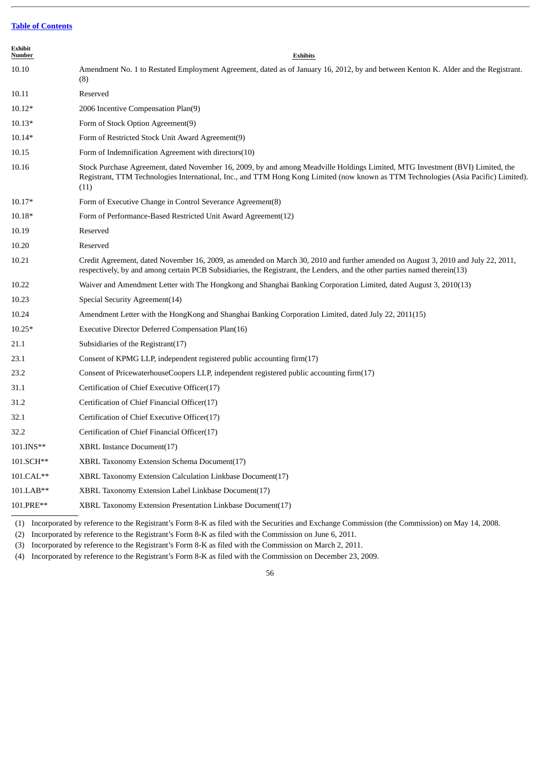[Table of Contents](#)

| Exhibit Number | Exhibits |
|---|---|
| 10.10 | Amendment No. 1 to Restated Employment Agreement, dated as of January 16, 2012, by and between Kenton K. Alder and the Registrant.(8) |
| 10.11 | Reserved |
| 10.12* | 2006 Incentive Compensation Plan(9) |
| 10.13* | Form of Stock Option Agreement(9) |
| 10.14* | Form of Restricted Stock Unit Award Agreement(9) |
| 10.15 | Form of Indemnification Agreement with directors(10) |
| 10.16 | Stock Purchase Agreement, dated November 16, 2009, by and among Meadville Holdings Limited, MTG Investment (BVI) Limited, the Registrant, TTM Technologies International, Inc., and TTM Hong Kong Limited (now known as TTM Technologies (Asia Pacific) Limited).(11) |
| 10.17* | Form of Executive Change in Control Severance Agreement(8) |
| 10.18* | Form of Performance-Based Restricted Unit Award Agreement(12) |
| 10.19 | Reserved |
| 10.20 | Reserved |
| 10.21 | Credit Agreement, dated November 16, 2009, as amended on March 30, 2010 and further amended on August 3, 2010 and July 22, 2011, respectively, by and among certain PCB Subsidiaries, the Registrant, the Lenders, and the other parties named therein(13) |
| 10.22 | Waiver and Amendment Letter with The Hongkong and Shanghai Banking Corporation Limited, dated August 3, 2010(13) |
| 10.23 | Special Security Agreement(14) |
| 10.24 | Amendment Letter with the HongKong and Shanghai Banking Corporation Limited, dated July 22, 2011(15) |
| 10.25* | Executive Director Deferred Compensation Plan(16) |
| 21.1 | Subsidiaries of the Registrant(17) |
| 23.1 | Consent of KPMG LLP, independent registered public accounting firm(17) |
| 23.2 | Consent of PricewaterhouseCoopers LLP, independent registered public accounting firm(17) |
| 31.1 | Certification of Chief Executive Officer(17) |
| 31.2 | Certification of Chief Financial Officer(17) |
| 32.1 | Certification of Chief Executive Officer(17) |
| 32.2 | Certification of Chief Financial Officer(17) |
| 101.INS** | XBRL Instance Document(17) |
| 101.SCH** | XBRL Taxonomy Extension Schema Document(17) |
| 101.CAL** | XBRL Taxonomy Extension Calculation Linkbase Document(17) |
| 101.LAB** | XBRL Taxonomy Extension Label Linkbase Document(17) |
| 101.PRE** | XBRL Taxonomy Extension Presentation Linkbase Document(17) |

(1) Incorporated by reference to the Registrant's Form 8-K as filed with the Securities and Exchange Commission (the Commission) on May 14, 2008.

(2) Incorporated by reference to the Registrant's Form 8-K as filed with the Commission on June 6, 2011.

(3) Incorporated by reference to the Registrant's Form 8-K as filed with the Commission on March 2, 2011.

(4) Incorporated by reference to the Registrant's Form 8-K as filed with the Commission on December 23, 2009.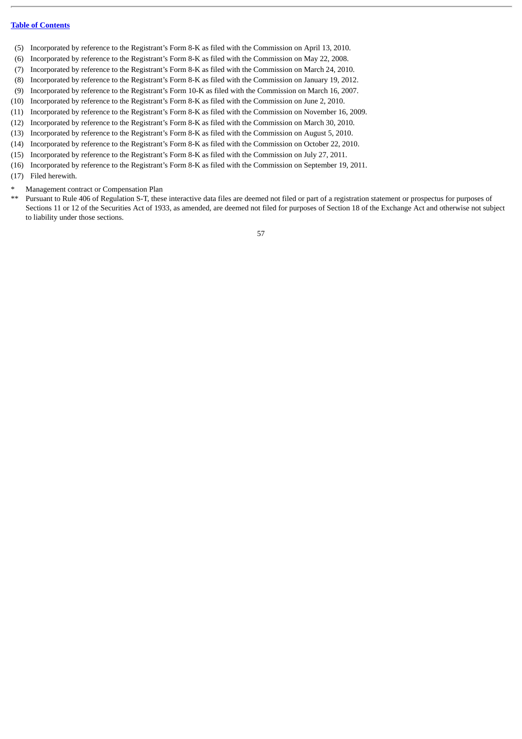(5) Incorporated by reference to the Registrant's Form 8-K as filed with the Commission on April 13, 2010.
(6) Incorporated by reference to the Registrant's Form 8-K as filed with the Commission on May 22, 2008.
(7) Incorporated by reference to the Registrant's Form 8-K as filed with the Commission on March 24, 2010.
(8) Incorporated by reference to the Registrant's Form 8-K as filed with the Commission on January 19, 2012.
(9) Incorporated by reference to the Registrant's Form 10-K as filed with the Commission on March 16, 2007.
(10) Incorporated by reference to the Registrant's Form 8-K as filed with the Commission on June 2, 2010.
(11) Incorporated by reference to the Registrant's Form 8-K as filed with the Commission on November 16, 2009.
(12) Incorporated by reference to the Registrant's Form 8-K as filed with the Commission on March 30, 2010.
(13) Incorporated by reference to the Registrant's Form 8-K as filed with the Commission on August 5, 2010.
(14) Incorporated by reference to the Registrant's Form 8-K as filed with the Commission on October 22, 2010.
(15) Incorporated by reference to the Registrant's Form 8-K as filed with the Commission on July 27, 2011.
(16) Incorporated by reference to the Registrant's Form 8-K as filed with the Commission on September 19, 2011.
(17) Filed herewith.

\* Management contract or Compensation Plan

\*\* Pursuant to Rule 406 of Regulation S-T, these interactive data files are deemed not filed or part of a registration statement or prospectus for purposes of Sections 11 or 12 of the Securities Act of 1933, as amended, are deemed not filed for purposes of Section 18 of the Exchange Act and otherwise not subject to liability under those sections.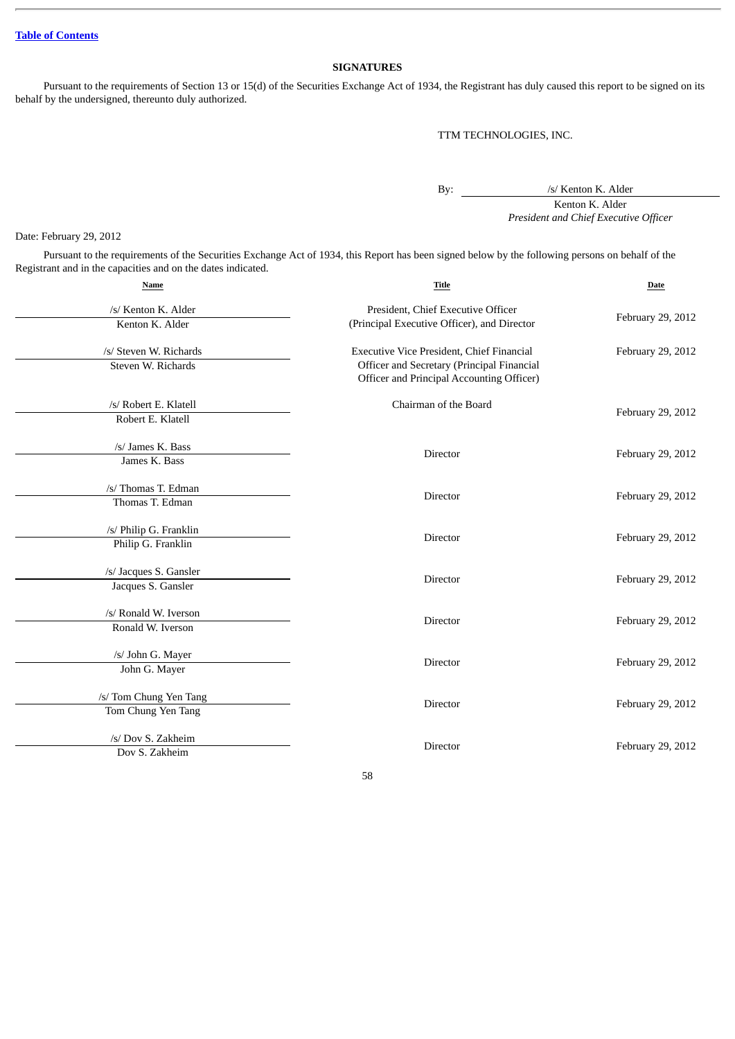[Table of Contents](#)

## SIGNATURES

Pursuant to the requirements of Section 13 or 15(d) of the Securities Exchange Act of 1934, the Registrant has duly caused this report to be signed on its behalf by the undersigned, thereunto duly authorized.

TTM TECHNOLOGIES, INC.

By: /s/ Kenton K. Alder
Kenton K. Alder
*President and Chief Executive Officer*

Date: February 29, 2012

Pursuant to the requirements of the Securities Exchange Act of 1934, this Report has been signed below by the following persons on behalf of the Registrant and in the capacities and on the dates indicated.

| Name | Title | Date |
|---|---|---|
| /s/ Kenton K. Alder<br>Kenton K. Alder | President, Chief Executive Officer (Principal Executive Officer), and Director | February 29, 2012 |
| /s/ Steven W. Richards<br>Steven W. Richards | Executive Vice President, Chief Financial Officer and Secretary (Principal Financial Officer and Principal Accounting Officer) | February 29, 2012 |
| /s/ Robert E. Klatell<br>Robert E. Klatell | Chairman of the Board | February 29, 2012 |
| /s/ James K. Bass<br>James K. Bass | Director | February 29, 2012 |
| /s/ Thomas T. Edman<br>Thomas T. Edman | Director | February 29, 2012 |
| /s/ Philip G. Franklin<br>Philip G. Franklin | Director | February 29, 2012 |
| /s/ Jacques S. Gansler<br>Jacques S. Gansler | Director | February 29, 2012 |
| /s/ Ronald W. Iverson<br>Ronald W. Iverson | Director | February 29, 2012 |
| /s/ John G. Mayer<br>John G. Mayer | Director | February 29, 2012 |
| /s/ Tom Chung Yen Tang<br>Tom Chung Yen Tang | Director | February 29, 2012 |
| /s/ Dov S. Zakheim<br>Dov S. Zakheim | Director | February 29, 2012 |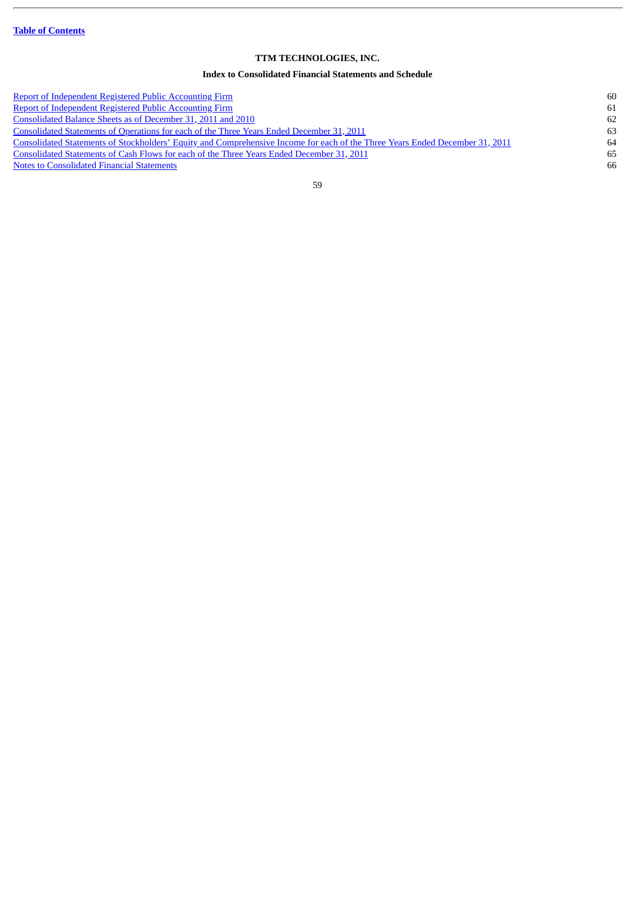# TTM TECHNOLOGIES, INC.

## Index to Consolidated Financial Statements and Schedule

| | |
|---|---|
| Report of Independent Registered Public Accounting Firm | 60 |
| Report of Independent Registered Public Accounting Firm | 61 |
| Consolidated Balance Sheets as of December 31, 2011 and 2010 | 62 |
| Consolidated Statements of Operations for each of the Three Years Ended December 31, 2011 | 63 |
| Consolidated Statements of Stockholders' Equity and Comprehensive Income for each of the Three Years Ended December 31, 2011 | 64 |
| Consolidated Statements of Cash Flows for each of the Three Years Ended December 31, 2011 | 65 |
| Notes to Consolidated Financial Statements | 66 |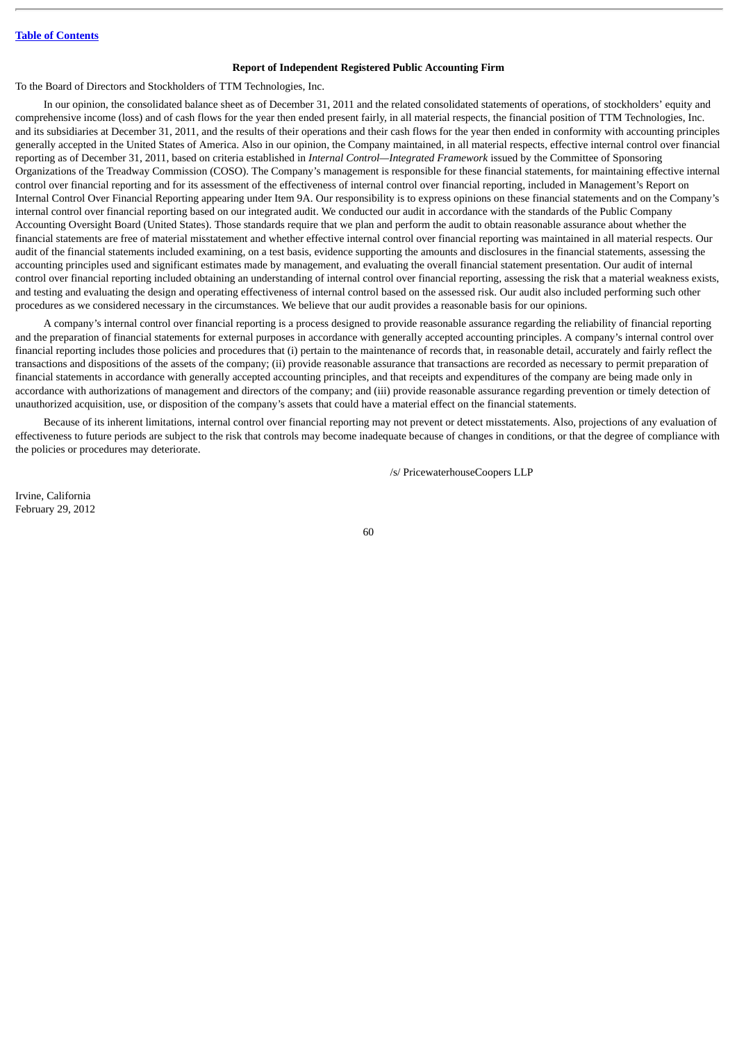**Report of Independent Registered Public Accounting Firm**

To the Board of Directors and Stockholders of TTM Technologies, Inc.

In our opinion, the consolidated balance sheet as of December 31, 2011 and the related consolidated statements of operations, of stockholders' equity and comprehensive income (loss) and of cash flows for the year then ended present fairly, in all material respects, the financial position of TTM Technologies, Inc. and its subsidiaries at December 31, 2011, and the results of their operations and their cash flows for the year then ended in conformity with accounting principles generally accepted in the United States of America. Also in our opinion, the Company maintained, in all material respects, effective internal control over financial reporting as of December 31, 2011, based on criteria established in *Internal Control—Integrated Framework* issued by the Committee of Sponsoring Organizations of the Treadway Commission (COSO). The Company's management is responsible for these financial statements, for maintaining effective internal control over financial reporting and for its assessment of the effectiveness of internal control over financial reporting, included in Management's Report on Internal Control Over Financial Reporting appearing under Item 9A. Our responsibility is to express opinions on these financial statements and on the Company's internal control over financial reporting based on our integrated audit. We conducted our audit in accordance with the standards of the Public Company Accounting Oversight Board (United States). Those standards require that we plan and perform the audit to obtain reasonable assurance about whether the financial statements are free of material misstatement and whether effective internal control over financial reporting was maintained in all material respects. Our audit of the financial statements included examining, on a test basis, evidence supporting the amounts and disclosures in the financial statements, assessing the accounting principles used and significant estimates made by management, and evaluating the overall financial statement presentation. Our audit of internal control over financial reporting included obtaining an understanding of internal control over financial reporting, assessing the risk that a material weakness exists, and testing and evaluating the design and operating effectiveness of internal control based on the assessed risk. Our audit also included performing such other procedures as we considered necessary in the circumstances. We believe that our audit provides a reasonable basis for our opinions.

A company's internal control over financial reporting is a process designed to provide reasonable assurance regarding the reliability of financial reporting and the preparation of financial statements for external purposes in accordance with generally accepted accounting principles. A company's internal control over financial reporting includes those policies and procedures that (i) pertain to the maintenance of records that, in reasonable detail, accurately and fairly reflect the transactions and dispositions of the assets of the company; (ii) provide reasonable assurance that transactions are recorded as necessary to permit preparation of financial statements in accordance with generally accepted accounting principles, and that receipts and expenditures of the company are being made only in accordance with authorizations of management and directors of the company; and (iii) provide reasonable assurance regarding prevention or timely detection of unauthorized acquisition, use, or disposition of the company's assets that could have a material effect on the financial statements.

Because of its inherent limitations, internal control over financial reporting may not prevent or detect misstatements. Also, projections of any evaluation of effectiveness to future periods are subject to the risk that controls may become inadequate because of changes in conditions, or that the degree of compliance with the policies or procedures may deteriorate.

/s/ PricewaterhouseCoopers LLP

Irvine, California
February 29, 2012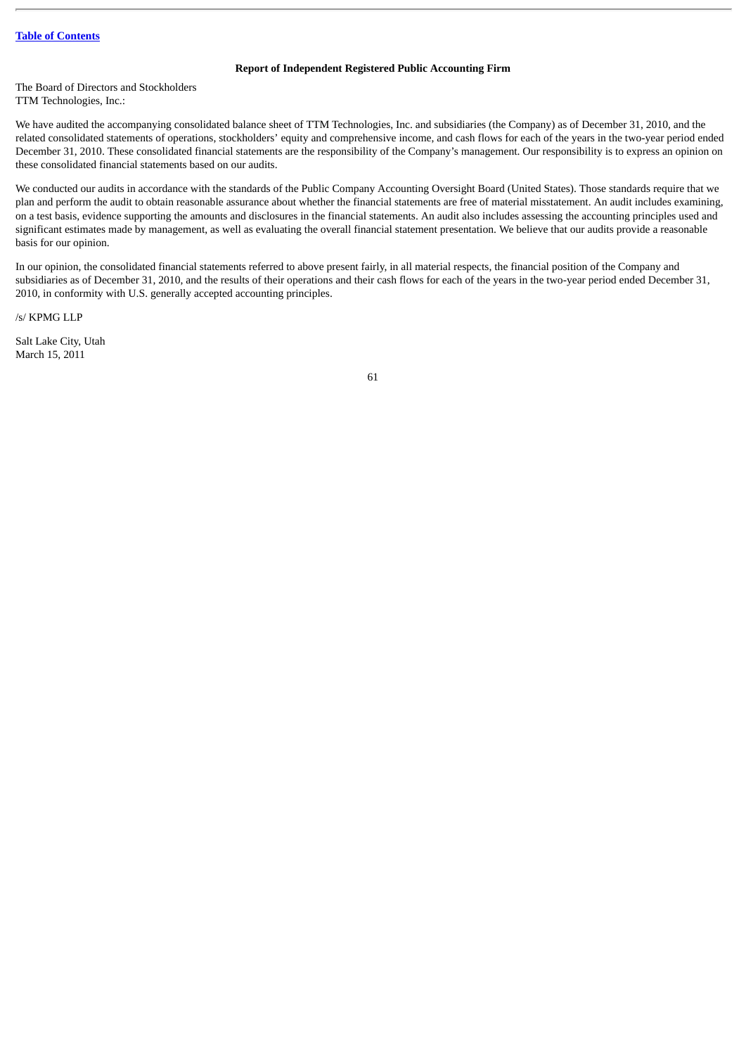[Table of Contents]

**Report of Independent Registered Public Accounting Firm**

The Board of Directors and Stockholders
TTM Technologies, Inc.:

We have audited the accompanying consolidated balance sheet of TTM Technologies, Inc. and subsidiaries (the Company) as of December 31, 2010, and the related consolidated statements of operations, stockholders' equity and comprehensive income, and cash flows for each of the years in the two-year period ended December 31, 2010. These consolidated financial statements are the responsibility of the Company's management. Our responsibility is to express an opinion on these consolidated financial statements based on our audits.

We conducted our audits in accordance with the standards of the Public Company Accounting Oversight Board (United States). Those standards require that we plan and perform the audit to obtain reasonable assurance about whether the financial statements are free of material misstatement. An audit includes examining, on a test basis, evidence supporting the amounts and disclosures in the financial statements. An audit also includes assessing the accounting principles used and significant estimates made by management, as well as evaluating the overall financial statement presentation. We believe that our audits provide a reasonable basis for our opinion.

In our opinion, the consolidated financial statements referred to above present fairly, in all material respects, the financial position of the Company and subsidiaries as of December 31, 2010, and the results of their operations and their cash flows for each of the years in the two-year period ended December 31, 2010, in conformity with U.S. generally accepted accounting principles.

/s/ KPMG LLP

Salt Lake City, Utah
March 15, 2011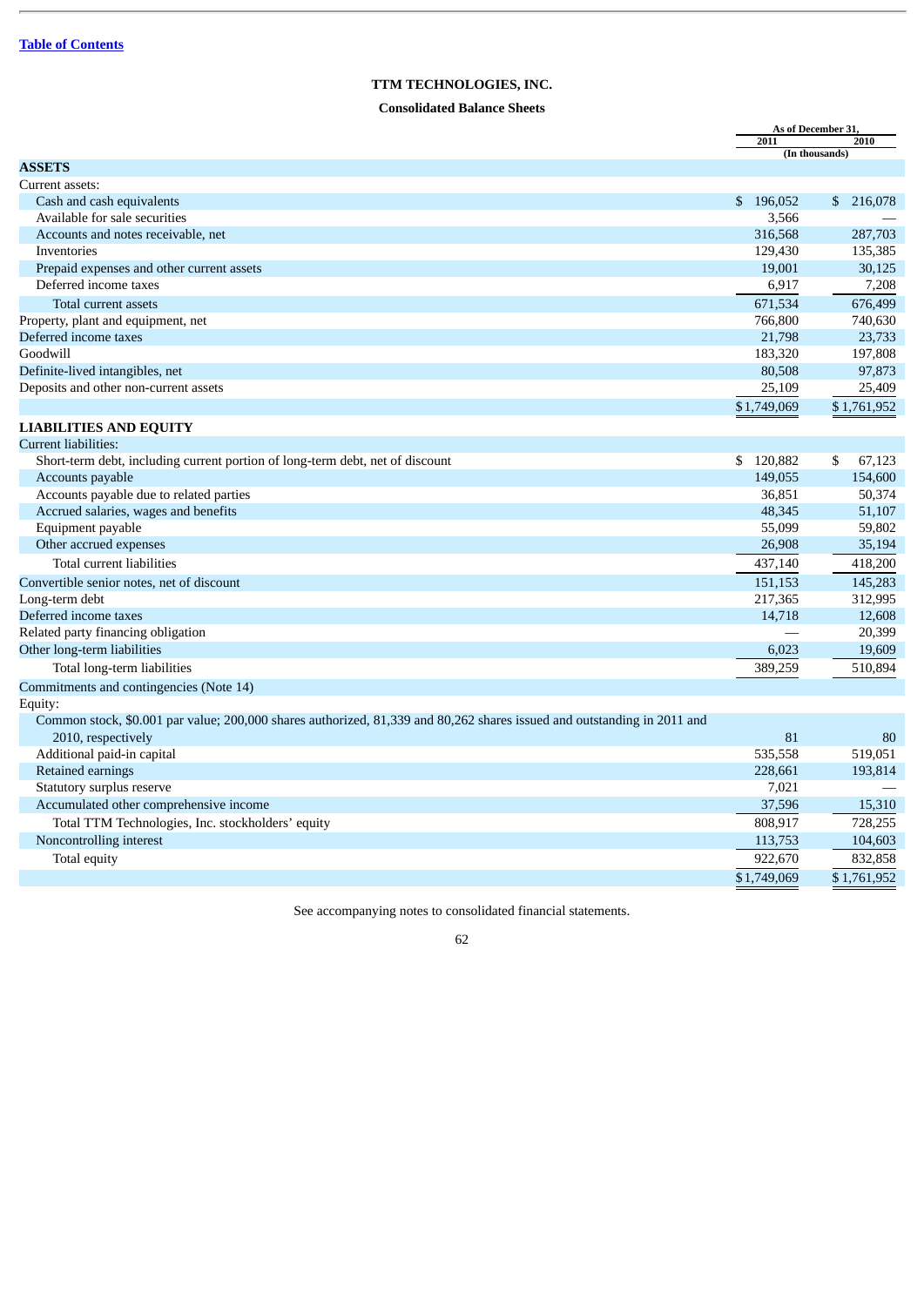[Table of Contents](#)

**TTM TECHNOLOGIES, INC.**

**Consolidated Balance Sheets**

| | As of December 31, 2011 | As of December 31, 2010 |
|---|---|---|
| | (In thousands) | |
| **ASSETS** | | |
| Current assets: | | |
| Cash and cash equivalents | $ 196,052 | $ 216,078 |
| Available for sale securities | 3,566 | — |
| Accounts and notes receivable, net | 316,568 | 287,703 |
| Inventories | 129,430 | 135,385 |
| Prepaid expenses and other current assets | 19,001 | 30,125 |
| Deferred income taxes | 6,917 | 7,208 |
| Total current assets | 671,534 | 676,499 |
| Property, plant and equipment, net | 766,800 | 740,630 |
| Deferred income taxes | 21,798 | 23,733 |
| Goodwill | 183,320 | 197,808 |
| Definite-lived intangibles, net | 80,508 | 97,873 |
| Deposits and other non-current assets | 25,109 | 25,409 |
| | $ 1,749,069 | $ 1,761,952 |
| **LIABILITIES AND EQUITY** | | |
| Current liabilities: | | |
| Short-term debt, including current portion of long-term debt, net of discount | $ 120,882 | $ 67,123 |
| Accounts payable | 149,055 | 154,600 |
| Accounts payable due to related parties | 36,851 | 50,374 |
| Accrued salaries, wages and benefits | 48,345 | 51,107 |
| Equipment payable | 55,099 | 59,802 |
| Other accrued expenses | 26,908 | 35,194 |
| Total current liabilities | 437,140 | 418,200 |
| Convertible senior notes, net of discount | 151,153 | 145,283 |
| Long-term debt | 217,365 | 312,995 |
| Deferred income taxes | 14,718 | 12,608 |
| Related party financing obligation | — | 20,399 |
| Other long-term liabilities | 6,023 | 19,609 |
| Total long-term liabilities | 389,259 | 510,894 |
| Commitments and contingencies (Note 14) | | |
| Equity: | | |
| Common stock, $0.001 par value; 200,000 shares authorized, 81,339 and 80,262 shares issued and outstanding in 2011 and 2010, respectively | 81 | 80 |
| Additional paid-in capital | 535,558 | 519,051 |
| Retained earnings | 228,661 | 193,814 |
| Statutory surplus reserve | 7,021 | — |
| Accumulated other comprehensive income | 37,596 | 15,310 |
| Total TTM Technologies, Inc. stockholders' equity | 808,917 | 728,255 |
| Noncontrolling interest | 113,753 | 104,603 |
| Total equity | 922,670 | 832,858 |
| | $ 1,749,069 | $ 1,761,952 |

See accompanying notes to consolidated financial statements.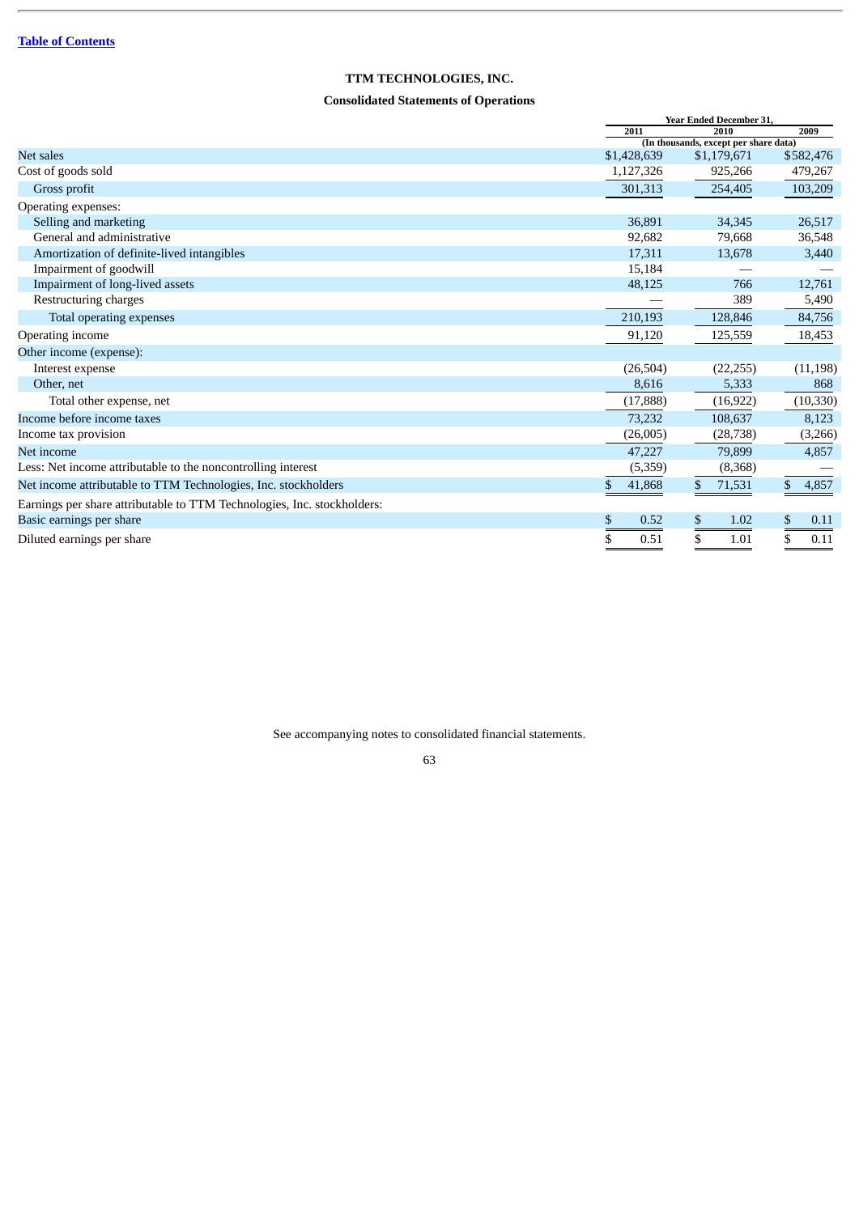[Table of Contents](#)

# TTM TECHNOLOGIES, INC.

## Consolidated Statements of Operations

| | Year Ended December 31, | | |
|---|---|---|---|
| | 2011 | 2010 | 2009 |
| | (In thousands, except per share data) | | |
| Net sales | $1,428,639 | $1,179,671 | $582,476 |
| Cost of goods sold | 1,127,326 | 925,266 | 479,267 |
| Gross profit | 301,313 | 254,405 | 103,209 |
| Operating expenses: | | | |
| Selling and marketing | 36,891 | 34,345 | 26,517 |
| General and administrative | 92,682 | 79,668 | 36,548 |
| Amortization of definite-lived intangibles | 17,311 | 13,678 | 3,440 |
| Impairment of goodwill | 15,184 | — | — |
| Impairment of long-lived assets | 48,125 | 766 | 12,761 |
| Restructuring charges | — | 389 | 5,490 |
| Total operating expenses | 210,193 | 128,846 | 84,756 |
| Operating income | 91,120 | 125,559 | 18,453 |
| Other income (expense): | | | |
| Interest expense | (26,504) | (22,255) | (11,198) |
| Other, net | 8,616 | 5,333 | 868 |
| Total other expense, net | (17,888) | (16,922) | (10,330) |
| Income before income taxes | 73,232 | 108,637 | 8,123 |
| Income tax provision | (26,005) | (28,738) | (3,266) |
| Net income | 47,227 | 79,899 | 4,857 |
| Less: Net income attributable to the noncontrolling interest | (5,359) | (8,368) | — |
| Net income attributable to TTM Technologies, Inc. stockholders | $ 41,868 | $ 71,531 | $ 4,857 |
| Earnings per share attributable to TTM Technologies, Inc. stockholders: | | | |
| Basic earnings per share | $ 0.52 | $ 1.02 | $ 0.11 |
| Diluted earnings per share | $ 0.51 | $ 1.01 | $ 0.11 |

See accompanying notes to consolidated financial statements.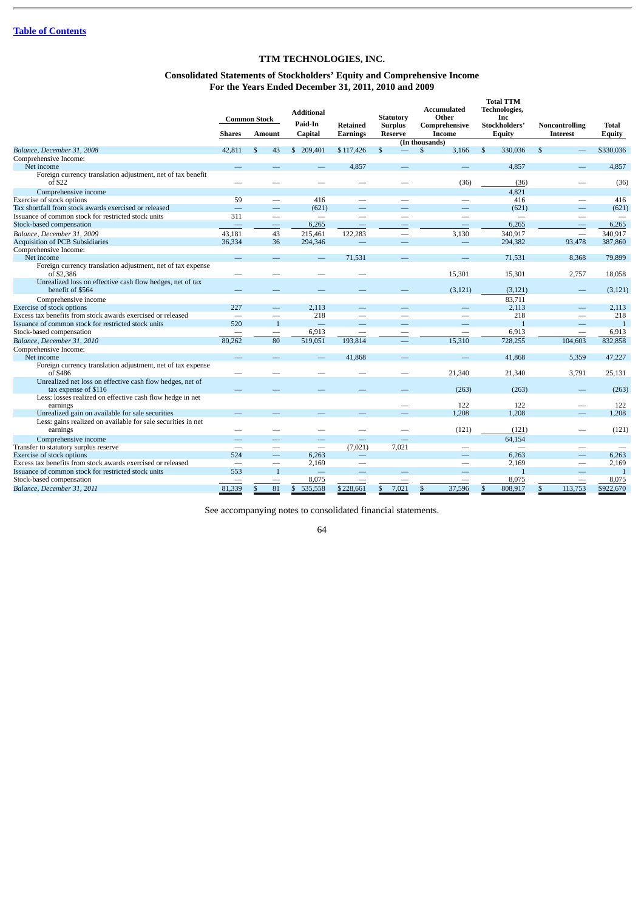[Table of Contents](#)

# TTM TECHNOLOGIES, INC.

## Consolidated Statements of Stockholders' Equity and Comprehensive Income
## For the Years Ended December 31, 2011, 2010 and 2009

| | Common Stock | | Additional Paid-In | Retained | Statutory Surplus | Accumulated Other Comprehensive | Total TTM Technologies, Inc Stockholders' | Noncontrolling | Total |
|---|---|---|---|---|---|---|---|---|---|
| | Shares | Amount | Capital | Earnings | Reserve | Income | Equity | Interest | Equity |
| | | | | | (In thousands) | | | | |
| *Balance, December 31, 2008* | 42,811 | $ 43 | $ 209,401 | $117,426 | $ — | $ 3,166 | $ 330,036 | $ — | $330,036 |
| Comprehensive Income: | | | | | | | | | |
| Net income | — | — | — | 4,857 | — | — | 4,857 | — | 4,857 |
| Foreign currency translation adjustment, net of tax benefit of $22 | — | — | — | — | — | (36) | (36) | — | (36) |
| Comprehensive income | | | | | | | 4,821 | | |
| Exercise of stock options | 59 | — | 416 | — | — | — | 416 | — | 416 |
| Tax shortfall from stock awards exercised or released | — | — | (621) | — | — | — | (621) | — | (621) |
| Issuance of common stock for restricted stock units | 311 | — | — | — | — | — | — | — | — |
| Stock-based compensation | — | — | 6,265 | — | — | — | 6,265 | — | 6,265 |
| *Balance, December 31, 2009* | 43,181 | 43 | 215,461 | 122,283 | — | 3,130 | 340,917 | — | 340,917 |
| Acquisition of PCB Subsidiaries | 36,334 | 36 | 294,346 | — | — | — | 294,382 | 93,478 | 387,860 |
| Comprehensive Income: | | | | | | | | | |
| Net income | — | — | — | 71,531 | — | — | 71,531 | 8,368 | 79,899 |
| Foreign currency translation adjustment, net of tax expense of $2,386 | — | — | — | — | — | 15,301 | 15,301 | 2,757 | 18,058 |
| Unrealized loss on effective cash flow hedges, net of tax benefit of $564 | — | — | — | — | — | (3,121) | (3,121) | — | (3,121) |
| Comprehensive income | | | | | | | 83,711 | | |
| Exercise of stock options | 227 | — | 2,113 | — | — | — | 2,113 | — | 2,113 |
| Excess tax benefits from stock awards exercised or released | — | — | 218 | — | — | — | 218 | — | 218 |
| Issuance of common stock for restricted stock units | 520 | 1 | — | — | — | — | 1 | — | 1 |
| Stock-based compensation | — | — | 6,913 | — | — | — | 6,913 | — | 6,913 |
| *Balance, December 31, 2010* | 80,262 | 80 | 519,051 | 193,814 | — | 15,310 | 728,255 | 104,603 | 832,858 |
| Comprehensive Income: | | | | | | | | | |
| Net income | — | — | — | 41,868 | — | — | 41,868 | 5,359 | 47,227 |
| Foreign currency translation adjustment, net of tax expense of $486 | — | — | — | — | — | 21,340 | 21,340 | 3,791 | 25,131 |
| Unrealized net loss on effective cash flow hedges, net of tax expense of $116 | — | — | — | — | — | (263) | (263) | — | (263) |
| Less: losses realized on effective cash flow hedge in net earnings | | | | | — | 122 | 122 | — | 122 |
| Unrealized gain on available for sale securities | — | — | — | — | — | 1,208 | 1,208 | — | 1,208 |
| Less: gains realized on available for sale securities in net earnings | — | — | — | — | — | (121) | (121) | — | (121) |
| Comprehensive income | — | — | — | — | — | | 64,154 | | |
| Transfer to statutory surplus reserve | — | — | — | (7,021) | 7,021 | — | — | — | — |
| Exercise of stock options | 524 | — | 6,263 | — | | — | 6,263 | — | 6,263 |
| Excess tax benefits from stock awards exercised or released | — | — | 2,169 | — | | — | 2,169 | — | 2,169 |
| Issuance of common stock for restricted stock units | 553 | 1 | — | — | — | — | 1 | — | 1 |
| Stock-based compensation | — | — | 8,075 | — | — | — | 8,075 | — | 8,075 |
| *Balance, December 31, 2011* | 81,339 | $ 81 | $ 535,558 | $228,661 | $ 7,021 | $ 37,596 | $ 808,917 | $ 113,753 | $922,670 |

See accompanying notes to consolidated financial statements.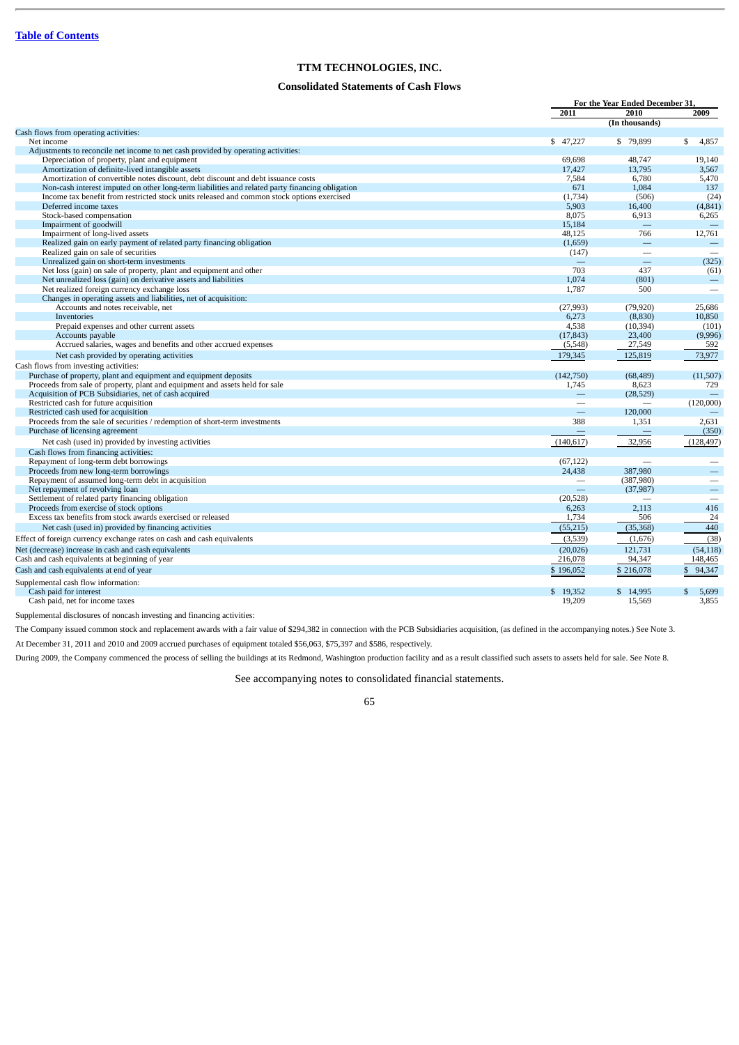[Table of Contents](#)

# TTM TECHNOLOGIES, INC.

## Consolidated Statements of Cash Flows

| | For the Year Ended December 31, | | |
|---|---|---|---|
| | 2011 | 2010 | 2009 |
| | | (In thousands) | |
| Cash flows from operating activities: | | | |
| Net income | $ 47,227 | $ 79,899 | $ 4,857 |
| Adjustments to reconcile net income to net cash provided by operating activities: | | | |
| Depreciation of property, plant and equipment | 69,698 | 48,747 | 19,140 |
| Amortization of definite-lived intangible assets | 17,427 | 13,795 | 3,567 |
| Amortization of convertible notes discount, debt discount and debt issuance costs | 7,584 | 6,780 | 5,470 |
| Non-cash interest imputed on other long-term liabilities and related party financing obligation | 671 | 1,084 | 137 |
| Income tax benefit from restricted stock units released and common stock options exercised | (1,734) | (506) | (24) |
| Deferred income taxes | 5,903 | 16,400 | (4,841) |
| Stock-based compensation | 8,075 | 6,913 | 6,265 |
| Impairment of goodwill | 15,184 | — | — |
| Impairment of long-lived assets | 48,125 | 766 | 12,761 |
| Realized gain on early payment of related party financing obligation | (1,659) | — | — |
| Realized gain on sale of securities | (147) | — | — |
| Unrealized gain on short-term investments | — | — | (325) |
| Net loss (gain) on sale of property, plant and equipment and other | 703 | 437 | (61) |
| Net unrealized loss (gain) on derivative assets and liabilities | 1,074 | (801) | — |
| Net realized foreign currency exchange loss | 1,787 | 500 | — |
| Changes in operating assets and liabilities, net of acquisition: | | | |
| Accounts and notes receivable, net | (27,993) | (79,920) | 25,686 |
| Inventories | 6,273 | (8,830) | 10,850 |
| Prepaid expenses and other current assets | 4,538 | (10,394) | (101) |
| Accounts payable | (17,843) | 23,400 | (9,996) |
| Accrued salaries, wages and benefits and other accrued expenses | (5,548) | 27,549 | 592 |
| Net cash provided by operating activities | 179,345 | 125,819 | 73,977 |
| Cash flows from investing activities: | | | |
| Purchase of property, plant and equipment and equipment deposits | (142,750) | (68,489) | (11,507) |
| Proceeds from sale of property, plant and equipment and assets held for sale | 1,745 | 8,623 | 729 |
| Acquisition of PCB Subsidiaries, net of cash acquired | — | (28,529) | — |
| Restricted cash for future acquisition | — | — | (120,000) |
| Restricted cash used for acquisition | — | 120,000 | — |
| Proceeds from the sale of securities / redemption of short-term investments | 388 | 1,351 | 2,631 |
| Purchase of licensing agreement | — | — | (350) |
| Net cash (used in) provided by investing activities | (140,617) | 32,956 | (128,497) |
| Cash flows from financing activities: | | | |
| Repayment of long-term debt borrowings | (67,122) | — | — |
| Proceeds from new long-term borrowings | 24,438 | 387,980 | — |
| Repayment of assumed long-term debt in acquisition | — | (387,980) | — |
| Net repayment of revolving loan | — | (37,987) | — |
| Settlement of related party financing obligation | (20,528) | — | — |
| Proceeds from exercise of stock options | 6,263 | 2,113 | 416 |
| Excess tax benefits from stock awards exercised or released | 1,734 | 506 | 24 |
| Net cash (used in) provided by financing activities | (55,215) | (35,368) | 440 |
| Effect of foreign currency exchange rates on cash and cash equivalents | (3,539) | (1,676) | (38) |
| Net (decrease) increase in cash and cash equivalents | (20,026) | 121,731 | (54,118) |
| Cash and cash equivalents at beginning of year | 216,078 | 94,347 | 148,465 |
| Cash and cash equivalents at end of year | $ 196,052 | $ 216,078 | $ 94,347 |
| Supplemental cash flow information: | | | |
| Cash paid for interest | $ 19,352 | $ 14,995 | $ 5,699 |
| Cash paid, net for income taxes | 19,209 | 15,569 | 3,855 |

Supplemental disclosures of noncash investing and financing activities:

The Company issued common stock and replacement awards with a fair value of $294,382 in connection with the PCB Subsidiaries acquisition, (as defined in the accompanying notes.) See Note 3.

At December 31, 2011 and 2010 and 2009 accrued purchases of equipment totaled $56,063, $75,397 and $586, respectively.

During 2009, the Company commenced the process of selling the buildings at its Redmond, Washington production facility and as a result classified such assets to assets held for sale. See Note 8.

See accompanying notes to consolidated financial statements.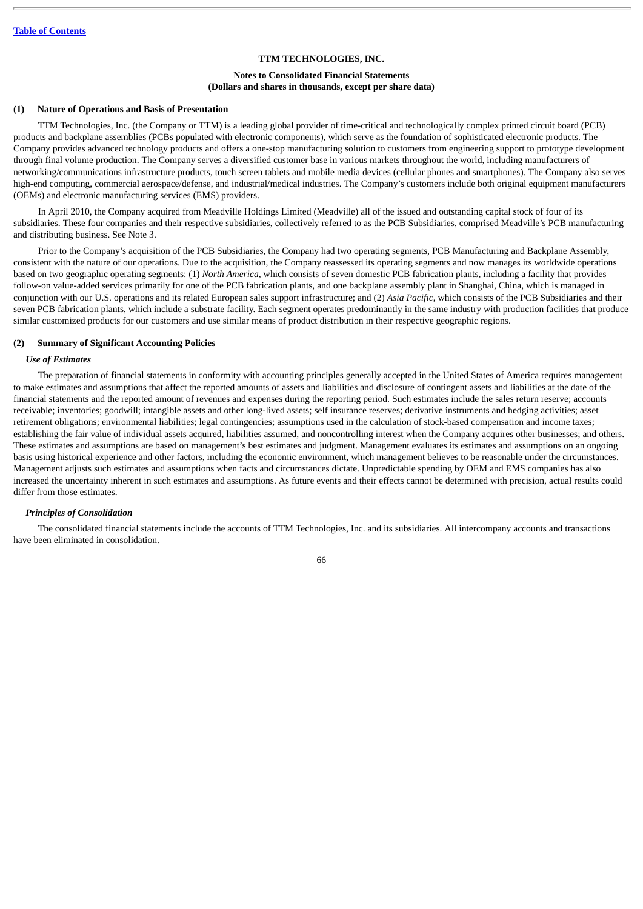**TTM TECHNOLOGIES, INC.**

**Notes to Consolidated Financial Statements**
**(Dollars and shares in thousands, except per share data)**

## (1) Nature of Operations and Basis of Presentation

TTM Technologies, Inc. (the Company or TTM) is a leading global provider of time-critical and technologically complex printed circuit board (PCB) products and backplane assemblies (PCBs populated with electronic components), which serve as the foundation of sophisticated electronic products. The Company provides advanced technology products and offers a one-stop manufacturing solution to customers from engineering support to prototype development through final volume production. The Company serves a diversified customer base in various markets throughout the world, including manufacturers of networking/communications infrastructure products, touch screen tablets and mobile media devices (cellular phones and smartphones). The Company also serves high-end computing, commercial aerospace/defense, and industrial/medical industries. The Company's customers include both original equipment manufacturers (OEMs) and electronic manufacturing services (EMS) providers.

In April 2010, the Company acquired from Meadville Holdings Limited (Meadville) all of the issued and outstanding capital stock of four of its subsidiaries. These four companies and their respective subsidiaries, collectively referred to as the PCB Subsidiaries, comprised Meadville's PCB manufacturing and distributing business. See Note 3.

Prior to the Company's acquisition of the PCB Subsidiaries, the Company had two operating segments, PCB Manufacturing and Backplane Assembly, consistent with the nature of our operations. Due to the acquisition, the Company reassessed its operating segments and now manages its worldwide operations based on two geographic operating segments: (1) *North America*, which consists of seven domestic PCB fabrication plants, including a facility that provides follow-on value-added services primarily for one of the PCB fabrication plants, and one backplane assembly plant in Shanghai, China, which is managed in conjunction with our U.S. operations and its related European sales support infrastructure; and (2) *Asia Pacific*, which consists of the PCB Subsidiaries and their seven PCB fabrication plants, which include a substrate facility. Each segment operates predominantly in the same industry with production facilities that produce similar customized products for our customers and use similar means of product distribution in their respective geographic regions.

## (2) Summary of Significant Accounting Policies

### *Use of Estimates*

The preparation of financial statements in conformity with accounting principles generally accepted in the United States of America requires management to make estimates and assumptions that affect the reported amounts of assets and liabilities and disclosure of contingent assets and liabilities at the date of the financial statements and the reported amount of revenues and expenses during the reporting period. Such estimates include the sales return reserve; accounts receivable; inventories; goodwill; intangible assets and other long-lived assets; self insurance reserves; derivative instruments and hedging activities; asset retirement obligations; environmental liabilities; legal contingencies; assumptions used in the calculation of stock-based compensation and income taxes; establishing the fair value of individual assets acquired, liabilities assumed, and noncontrolling interest when the Company acquires other businesses; and others. These estimates and assumptions are based on management's best estimates and judgment. Management evaluates its estimates and assumptions on an ongoing basis using historical experience and other factors, including the economic environment, which management believes to be reasonable under the circumstances. Management adjusts such estimates and assumptions when facts and circumstances dictate. Unpredictable spending by OEM and EMS companies has also increased the uncertainty inherent in such estimates and assumptions. As future events and their effects cannot be determined with precision, actual results could differ from those estimates.

### *Principles of Consolidation*

The consolidated financial statements include the accounts of TTM Technologies, Inc. and its subsidiaries. All intercompany accounts and transactions have been eliminated in consolidation.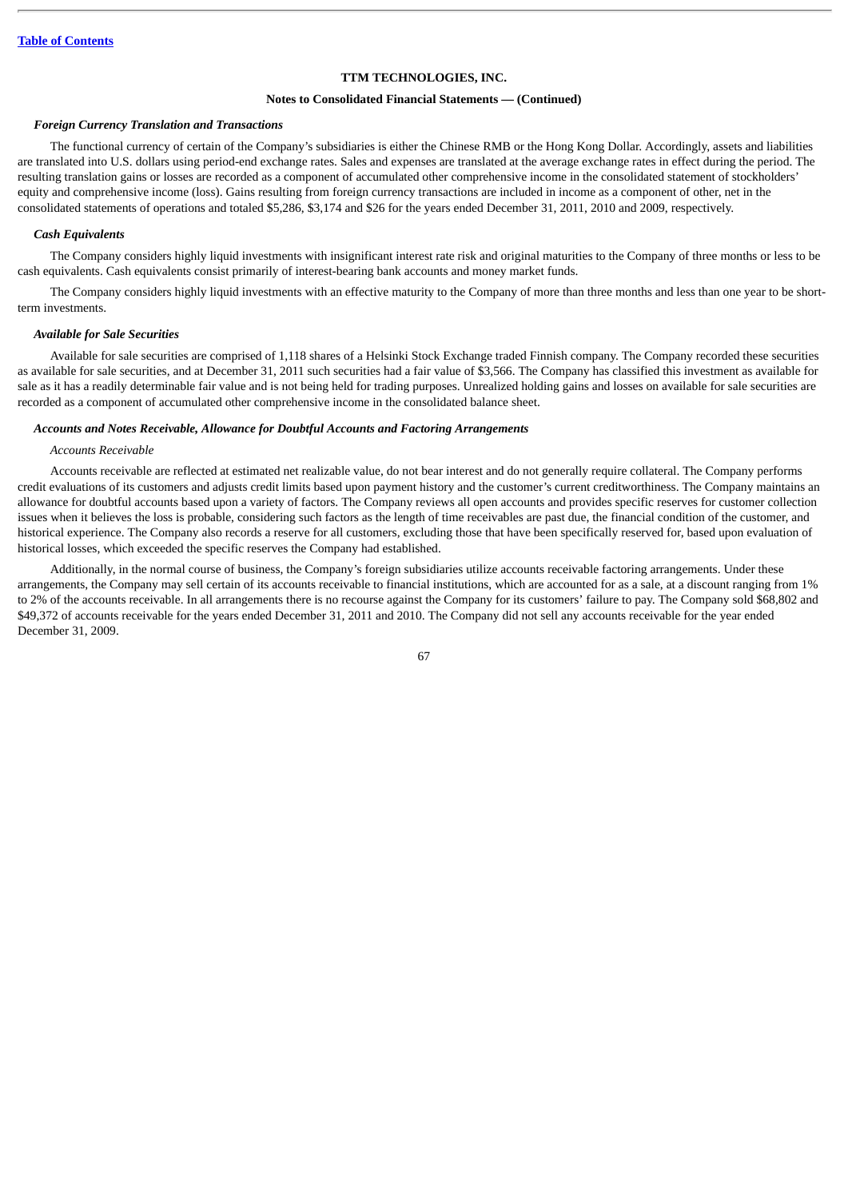**TTM TECHNOLOGIES, INC.**

**Notes to Consolidated Financial Statements — (Continued)**

***Foreign Currency Translation and Transactions***

The functional currency of certain of the Company's subsidiaries is either the Chinese RMB or the Hong Kong Dollar. Accordingly, assets and liabilities are translated into U.S. dollars using period-end exchange rates. Sales and expenses are translated at the average exchange rates in effect during the period. The resulting translation gains or losses are recorded as a component of accumulated other comprehensive income in the consolidated statement of stockholders' equity and comprehensive income (loss). Gains resulting from foreign currency transactions are included in income as a component of other, net in the consolidated statements of operations and totaled $5,286, $3,174 and $26 for the years ended December 31, 2011, 2010 and 2009, respectively.

***Cash Equivalents***

The Company considers highly liquid investments with insignificant interest rate risk and original maturities to the Company of three months or less to be cash equivalents. Cash equivalents consist primarily of interest-bearing bank accounts and money market funds.

The Company considers highly liquid investments with an effective maturity to the Company of more than three months and less than one year to be short-term investments.

***Available for Sale Securities***

Available for sale securities are comprised of 1,118 shares of a Helsinki Stock Exchange traded Finnish company. The Company recorded these securities as available for sale securities, and at December 31, 2011 such securities had a fair value of $3,566. The Company has classified this investment as available for sale as it has a readily determinable fair value and is not being held for trading purposes. Unrealized holding gains and losses on available for sale securities are recorded as a component of accumulated other comprehensive income in the consolidated balance sheet.

***Accounts and Notes Receivable, Allowance for Doubtful Accounts and Factoring Arrangements***

*Accounts Receivable*

Accounts receivable are reflected at estimated net realizable value, do not bear interest and do not generally require collateral. The Company performs credit evaluations of its customers and adjusts credit limits based upon payment history and the customer's current creditworthiness. The Company maintains an allowance for doubtful accounts based upon a variety of factors. The Company reviews all open accounts and provides specific reserves for customer collection issues when it believes the loss is probable, considering such factors as the length of time receivables are past due, the financial condition of the customer, and historical experience. The Company also records a reserve for all customers, excluding those that have been specifically reserved for, based upon evaluation of historical losses, which exceeded the specific reserves the Company had established.

Additionally, in the normal course of business, the Company's foreign subsidiaries utilize accounts receivable factoring arrangements. Under these arrangements, the Company may sell certain of its accounts receivable to financial institutions, which are accounted for as a sale, at a discount ranging from 1% to 2% of the accounts receivable. In all arrangements there is no recourse against the Company for its customers' failure to pay. The Company sold $68,802 and $49,372 of accounts receivable for the years ended December 31, 2011 and 2010. The Company did not sell any accounts receivable for the year ended December 31, 2009.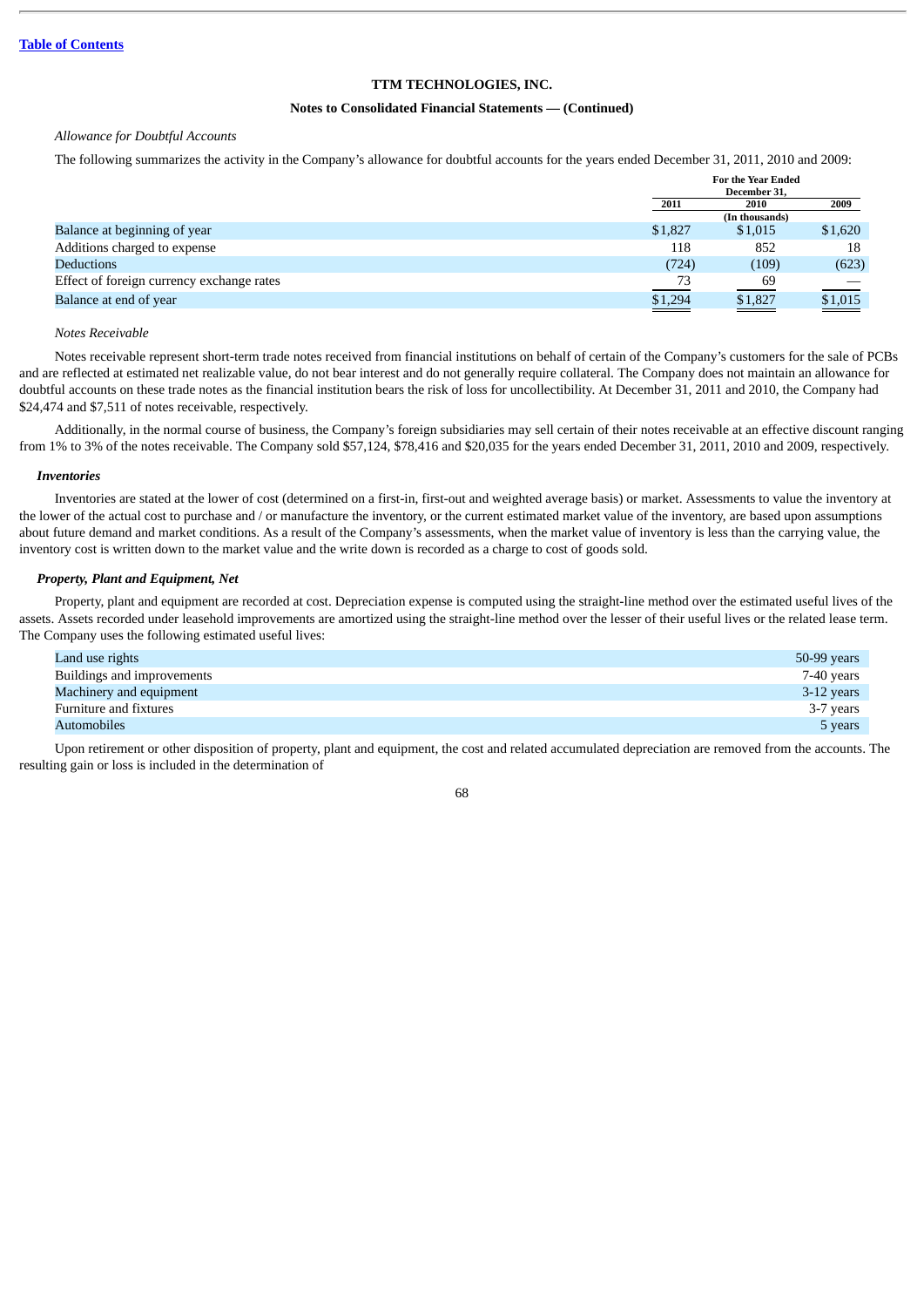**TTM TECHNOLOGIES, INC.**

**Notes to Consolidated Financial Statements — (Continued)**

*Allowance for Doubtful Accounts*

The following summarizes the activity in the Company's allowance for doubtful accounts for the years ended December 31, 2011, 2010 and 2009:

| | For the Year Ended December 31, | | |
|---|---|---|---|
| | 2011 | 2010 | 2009 |
| | | (In thousands) | |
| Balance at beginning of year | $1,827 | $1,015 | $1,620 |
| Additions charged to expense | 118 | 852 | 18 |
| Deductions | (724) | (109) | (623) |
| Effect of foreign currency exchange rates | 73 | 69 | — |
| Balance at end of year | $1,294 | $1,827 | $1,015 |

*Notes Receivable*

Notes receivable represent short-term trade notes received from financial institutions on behalf of certain of the Company's customers for the sale of PCBs and are reflected at estimated net realizable value, do not bear interest and do not generally require collateral. The Company does not maintain an allowance for doubtful accounts on these trade notes as the financial institution bears the risk of loss for uncollectibility. At December 31, 2011 and 2010, the Company had $24,474 and $7,511 of notes receivable, respectively.

Additionally, in the normal course of business, the Company's foreign subsidiaries may sell certain of their notes receivable at an effective discount ranging from 1% to 3% of the notes receivable. The Company sold $57,124, $78,416 and $20,035 for the years ended December 31, 2011, 2010 and 2009, respectively.

***Inventories***

Inventories are stated at the lower of cost (determined on a first-in, first-out and weighted average basis) or market. Assessments to value the inventory at the lower of the actual cost to purchase and / or manufacture the inventory, or the current estimated market value of the inventory, are based upon assumptions about future demand and market conditions. As a result of the Company's assessments, when the market value of inventory is less than the carrying value, the inventory cost is written down to the market value and the write down is recorded as a charge to cost of goods sold.

***Property, Plant and Equipment, Net***

Property, plant and equipment are recorded at cost. Depreciation expense is computed using the straight-line method over the estimated useful lives of the assets. Assets recorded under leasehold improvements are amortized using the straight-line method over the lesser of their useful lives or the related lease term. The Company uses the following estimated useful lives:

| | |
|---|---|
| Land use rights | 50-99 years |
| Buildings and improvements | 7-40 years |
| Machinery and equipment | 3-12 years |
| Furniture and fixtures | 3-7 years |
| Automobiles | 5 years |

Upon retirement or other disposition of property, plant and equipment, the cost and related accumulated depreciation are removed from the accounts. The resulting gain or loss is included in the determination of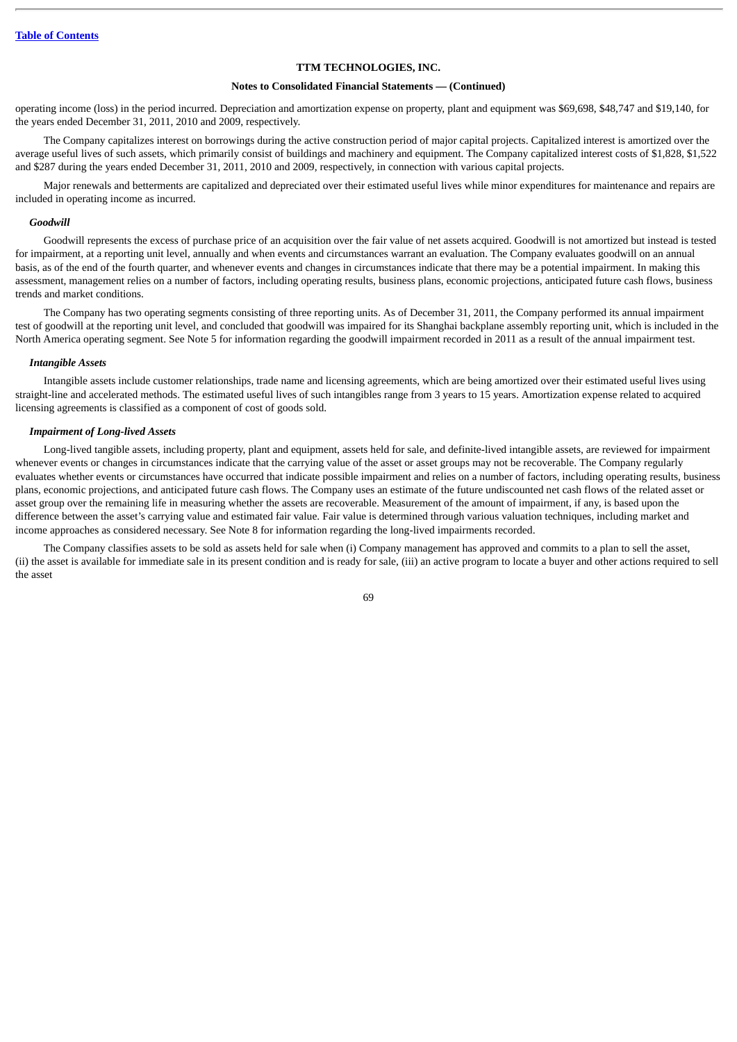operating income (loss) in the period incurred. Depreciation and amortization expense on property, plant and equipment was $69,698, $48,747 and $19,140, for the years ended December 31, 2011, 2010 and 2009, respectively.

The Company capitalizes interest on borrowings during the active construction period of major capital projects. Capitalized interest is amortized over the average useful lives of such assets, which primarily consist of buildings and machinery and equipment. The Company capitalized interest costs of $1,828, $1,522 and $287 during the years ended December 31, 2011, 2010 and 2009, respectively, in connection with various capital projects.

Major renewals and betterments are capitalized and depreciated over their estimated useful lives while minor expenditures for maintenance and repairs are included in operating income as incurred.

***Goodwill***

Goodwill represents the excess of purchase price of an acquisition over the fair value of net assets acquired. Goodwill is not amortized but instead is tested for impairment, at a reporting unit level, annually and when events and circumstances warrant an evaluation. The Company evaluates goodwill on an annual basis, as of the end of the fourth quarter, and whenever events and changes in circumstances indicate that there may be a potential impairment. In making this assessment, management relies on a number of factors, including operating results, business plans, economic projections, anticipated future cash flows, business trends and market conditions.

The Company has two operating segments consisting of three reporting units. As of December 31, 2011, the Company performed its annual impairment test of goodwill at the reporting unit level, and concluded that goodwill was impaired for its Shanghai backplane assembly reporting unit, which is included in the North America operating segment. See Note 5 for information regarding the goodwill impairment recorded in 2011 as a result of the annual impairment test.

***Intangible Assets***

Intangible assets include customer relationships, trade name and licensing agreements, which are being amortized over their estimated useful lives using straight-line and accelerated methods. The estimated useful lives of such intangibles range from 3 years to 15 years. Amortization expense related to acquired licensing agreements is classified as a component of cost of goods sold.

***Impairment of Long-lived Assets***

Long-lived tangible assets, including property, plant and equipment, assets held for sale, and definite-lived intangible assets, are reviewed for impairment whenever events or changes in circumstances indicate that the carrying value of the asset or asset groups may not be recoverable. The Company regularly evaluates whether events or circumstances have occurred that indicate possible impairment and relies on a number of factors, including operating results, business plans, economic projections, and anticipated future cash flows. The Company uses an estimate of the future undiscounted net cash flows of the related asset or asset group over the remaining life in measuring whether the assets are recoverable. Measurement of the amount of impairment, if any, is based upon the difference between the asset's carrying value and estimated fair value. Fair value is determined through various valuation techniques, including market and income approaches as considered necessary. See Note 8 for information regarding the long-lived impairments recorded.

The Company classifies assets to be sold as assets held for sale when (i) Company management has approved and commits to a plan to sell the asset, (ii) the asset is available for immediate sale in its present condition and is ready for sale, (iii) an active program to locate a buyer and other actions required to sell the asset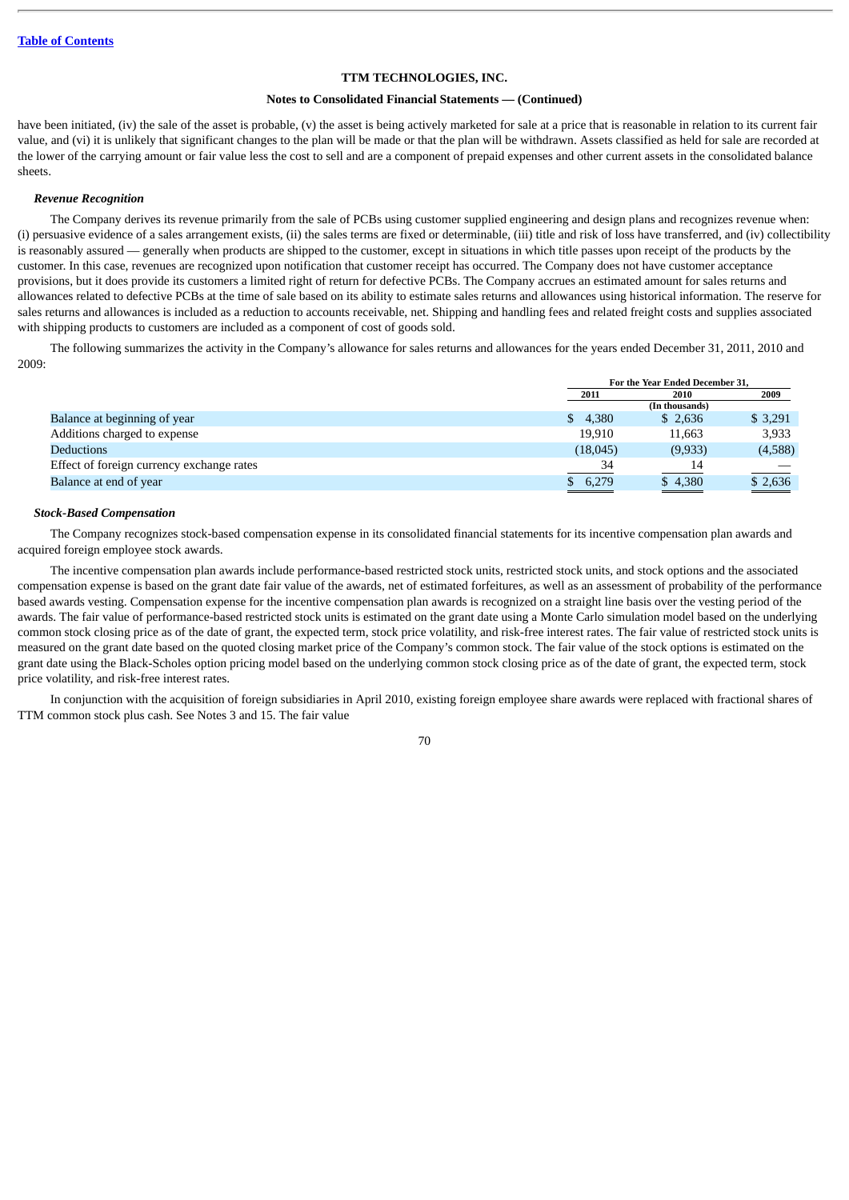have been initiated, (iv) the sale of the asset is probable, (v) the asset is being actively marketed for sale at a price that is reasonable in relation to its current fair value, and (vi) it is unlikely that significant changes to the plan will be made or that the plan will be withdrawn. Assets classified as held for sale are recorded at the lower of the carrying amount or fair value less the cost to sell and are a component of prepaid expenses and other current assets in the consolidated balance sheets.

***Revenue Recognition***

The Company derives its revenue primarily from the sale of PCBs using customer supplied engineering and design plans and recognizes revenue when: (i) persuasive evidence of a sales arrangement exists, (ii) the sales terms are fixed or determinable, (iii) title and risk of loss have transferred, and (iv) collectibility is reasonably assured — generally when products are shipped to the customer, except in situations in which title passes upon receipt of the products by the customer. In this case, revenues are recognized upon notification that customer receipt has occurred. The Company does not have customer acceptance provisions, but it does provide its customers a limited right of return for defective PCBs. The Company accrues an estimated amount for sales returns and allowances related to defective PCBs at the time of sale based on its ability to estimate sales returns and allowances using historical information. The reserve for sales returns and allowances is included as a reduction to accounts receivable, net. Shipping and handling fees and related freight costs and supplies associated with shipping products to customers are included as a component of cost of goods sold.

The following summarizes the activity in the Company's allowance for sales returns and allowances for the years ended December 31, 2011, 2010 and 2009:

| | For the Year Ended December 31, | | |
|---|---|---|---|
| | 2011 | 2010 | 2009 |
| | | (In thousands) | |
| Balance at beginning of year | $ 4,380 | $ 2,636 | $ 3,291 |
| Additions charged to expense | 19,910 | 11,663 | 3,933 |
| Deductions | (18,045) | (9,933) | (4,588) |
| Effect of foreign currency exchange rates | 34 | 14 | — |
| Balance at end of year | $ 6,279 | $ 4,380 | $ 2,636 |

***Stock-Based Compensation***

The Company recognizes stock-based compensation expense in its consolidated financial statements for its incentive compensation plan awards and acquired foreign employee stock awards.

The incentive compensation plan awards include performance-based restricted stock units, restricted stock units, and stock options and the associated compensation expense is based on the grant date fair value of the awards, net of estimated forfeitures, as well as an assessment of probability of the performance based awards vesting. Compensation expense for the incentive compensation plan awards is recognized on a straight line basis over the vesting period of the awards. The fair value of performance-based restricted stock units is estimated on the grant date using a Monte Carlo simulation model based on the underlying common stock closing price as of the date of grant, the expected term, stock price volatility, and risk-free interest rates. The fair value of restricted stock units is measured on the grant date based on the quoted closing market price of the Company's common stock. The fair value of the stock options is estimated on the grant date using the Black-Scholes option pricing model based on the underlying common stock closing price as of the date of grant, the expected term, stock price volatility, and risk-free interest rates.

In conjunction with the acquisition of foreign subsidiaries in April 2010, existing foreign employee share awards were replaced with fractional shares of TTM common stock plus cash. See Notes 3 and 15. The fair value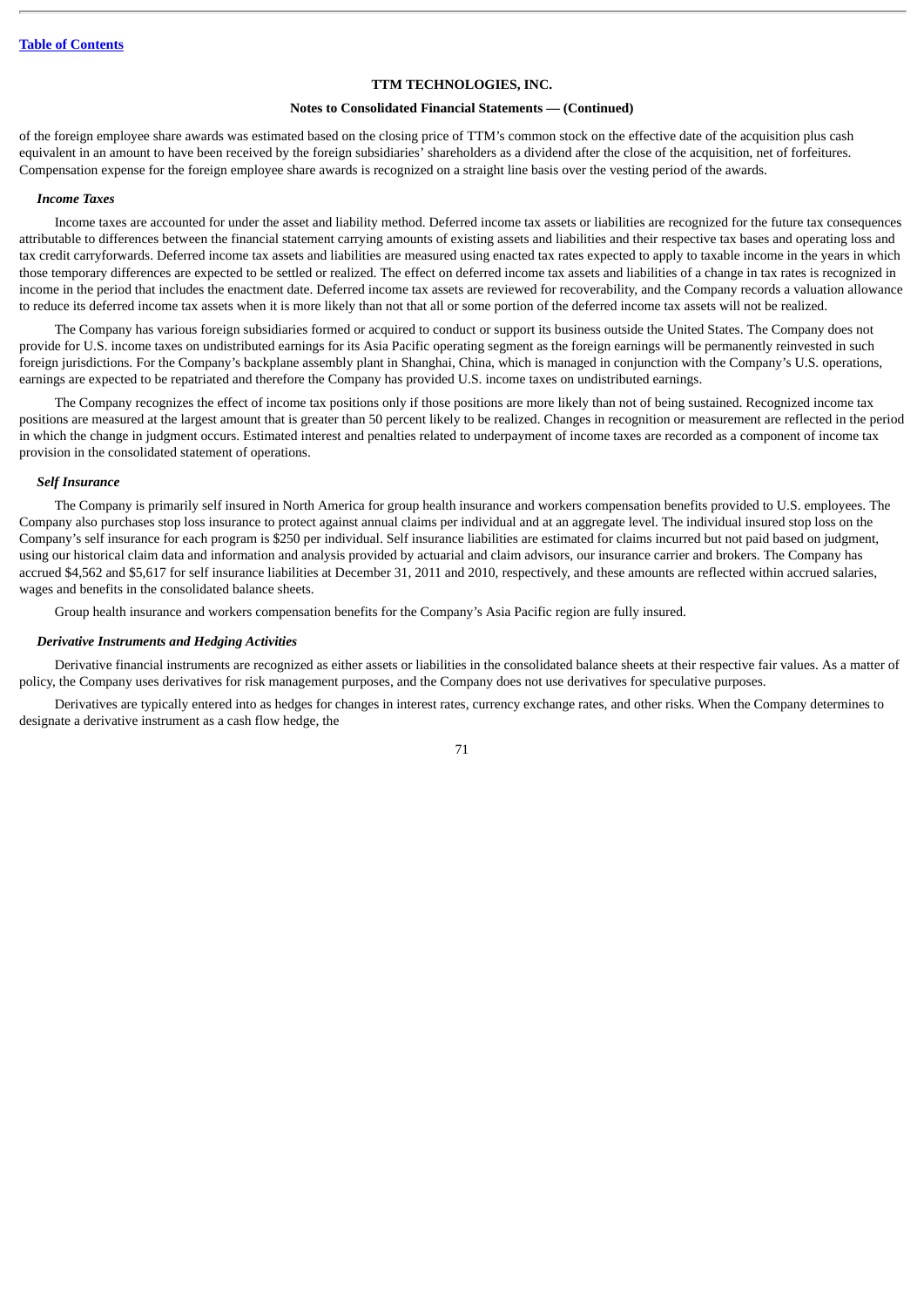of the foreign employee share awards was estimated based on the closing price of TTM's common stock on the effective date of the acquisition plus cash equivalent in an amount to have been received by the foreign subsidiaries' shareholders as a dividend after the close of the acquisition, net of forfeitures. Compensation expense for the foreign employee share awards is recognized on a straight line basis over the vesting period of the awards.

***Income Taxes***

Income taxes are accounted for under the asset and liability method. Deferred income tax assets or liabilities are recognized for the future tax consequences attributable to differences between the financial statement carrying amounts of existing assets and liabilities and their respective tax bases and operating loss and tax credit carryforwards. Deferred income tax assets and liabilities are measured using enacted tax rates expected to apply to taxable income in the years in which those temporary differences are expected to be settled or realized. The effect on deferred income tax assets and liabilities of a change in tax rates is recognized in income in the period that includes the enactment date. Deferred income tax assets are reviewed for recoverability, and the Company records a valuation allowance to reduce its deferred income tax assets when it is more likely than not that all or some portion of the deferred income tax assets will not be realized.

The Company has various foreign subsidiaries formed or acquired to conduct or support its business outside the United States. The Company does not provide for U.S. income taxes on undistributed earnings for its Asia Pacific operating segment as the foreign earnings will be permanently reinvested in such foreign jurisdictions. For the Company's backplane assembly plant in Shanghai, China, which is managed in conjunction with the Company's U.S. operations, earnings are expected to be repatriated and therefore the Company has provided U.S. income taxes on undistributed earnings.

The Company recognizes the effect of income tax positions only if those positions are more likely than not of being sustained. Recognized income tax positions are measured at the largest amount that is greater than 50 percent likely to be realized. Changes in recognition or measurement are reflected in the period in which the change in judgment occurs. Estimated interest and penalties related to underpayment of income taxes are recorded as a component of income tax provision in the consolidated statement of operations.

***Self Insurance***

The Company is primarily self insured in North America for group health insurance and workers compensation benefits provided to U.S. employees. The Company also purchases stop loss insurance to protect against annual claims per individual and at an aggregate level. The individual insured stop loss on the Company's self insurance for each program is $250 per individual. Self insurance liabilities are estimated for claims incurred but not paid based on judgment, using our historical claim data and information and analysis provided by actuarial and claim advisors, our insurance carrier and brokers. The Company has accrued $4,562 and $5,617 for self insurance liabilities at December 31, 2011 and 2010, respectively, and these amounts are reflected within accrued salaries, wages and benefits in the consolidated balance sheets.

Group health insurance and workers compensation benefits for the Company's Asia Pacific region are fully insured.

***Derivative Instruments and Hedging Activities***

Derivative financial instruments are recognized as either assets or liabilities in the consolidated balance sheets at their respective fair values. As a matter of policy, the Company uses derivatives for risk management purposes, and the Company does not use derivatives for speculative purposes.

Derivatives are typically entered into as hedges for changes in interest rates, currency exchange rates, and other risks. When the Company determines to designate a derivative instrument as a cash flow hedge, the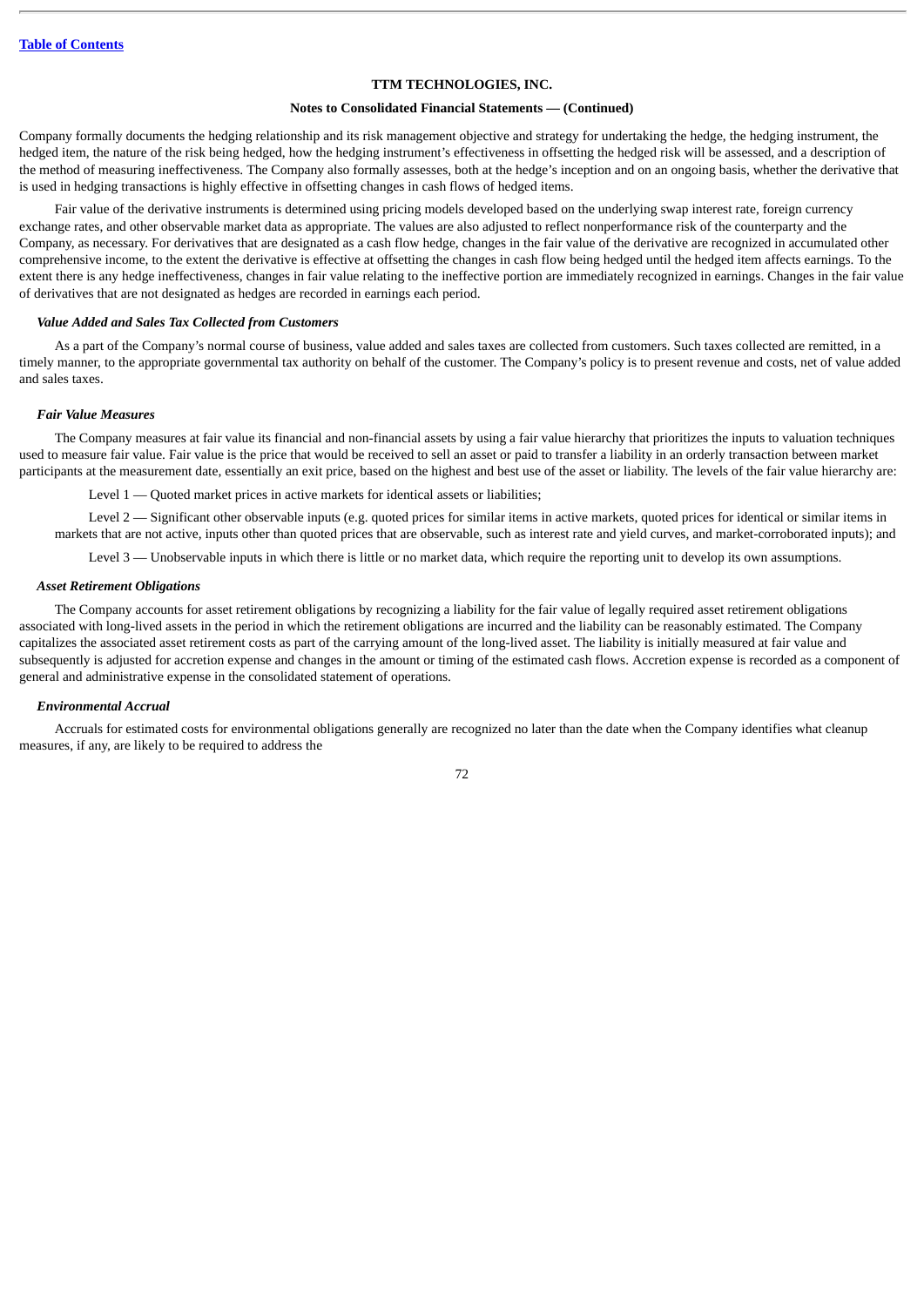Company formally documents the hedging relationship and its risk management objective and strategy for undertaking the hedge, the hedging instrument, the hedged item, the nature of the risk being hedged, how the hedging instrument's effectiveness in offsetting the hedged risk will be assessed, and a description of the method of measuring ineffectiveness. The Company also formally assesses, both at the hedge's inception and on an ongoing basis, whether the derivative that is used in hedging transactions is highly effective in offsetting changes in cash flows of hedged items.

Fair value of the derivative instruments is determined using pricing models developed based on the underlying swap interest rate, foreign currency exchange rates, and other observable market data as appropriate. The values are also adjusted to reflect nonperformance risk of the counterparty and the Company, as necessary. For derivatives that are designated as a cash flow hedge, changes in the fair value of the derivative are recognized in accumulated other comprehensive income, to the extent the derivative is effective at offsetting the changes in cash flow being hedged until the hedged item affects earnings. To the extent there is any hedge ineffectiveness, changes in fair value relating to the ineffective portion are immediately recognized in earnings. Changes in the fair value of derivatives that are not designated as hedges are recorded in earnings each period.

***Value Added and Sales Tax Collected from Customers***

As a part of the Company's normal course of business, value added and sales taxes are collected from customers. Such taxes collected are remitted, in a timely manner, to the appropriate governmental tax authority on behalf of the customer. The Company's policy is to present revenue and costs, net of value added and sales taxes.

***Fair Value Measures***

The Company measures at fair value its financial and non-financial assets by using a fair value hierarchy that prioritizes the inputs to valuation techniques used to measure fair value. Fair value is the price that would be received to sell an asset or paid to transfer a liability in an orderly transaction between market participants at the measurement date, essentially an exit price, based on the highest and best use of the asset or liability. The levels of the fair value hierarchy are:

Level 1 — Quoted market prices in active markets for identical assets or liabilities;

Level 2 — Significant other observable inputs (e.g. quoted prices for similar items in active markets, quoted prices for identical or similar items in markets that are not active, inputs other than quoted prices that are observable, such as interest rate and yield curves, and market-corroborated inputs); and

Level 3 — Unobservable inputs in which there is little or no market data, which require the reporting unit to develop its own assumptions.

***Asset Retirement Obligations***

The Company accounts for asset retirement obligations by recognizing a liability for the fair value of legally required asset retirement obligations associated with long-lived assets in the period in which the retirement obligations are incurred and the liability can be reasonably estimated. The Company capitalizes the associated asset retirement costs as part of the carrying amount of the long-lived asset. The liability is initially measured at fair value and subsequently is adjusted for accretion expense and changes in the amount or timing of the estimated cash flows. Accretion expense is recorded as a component of general and administrative expense in the consolidated statement of operations.

***Environmental Accrual***

Accruals for estimated costs for environmental obligations generally are recognized no later than the date when the Company identifies what cleanup measures, if any, are likely to be required to address the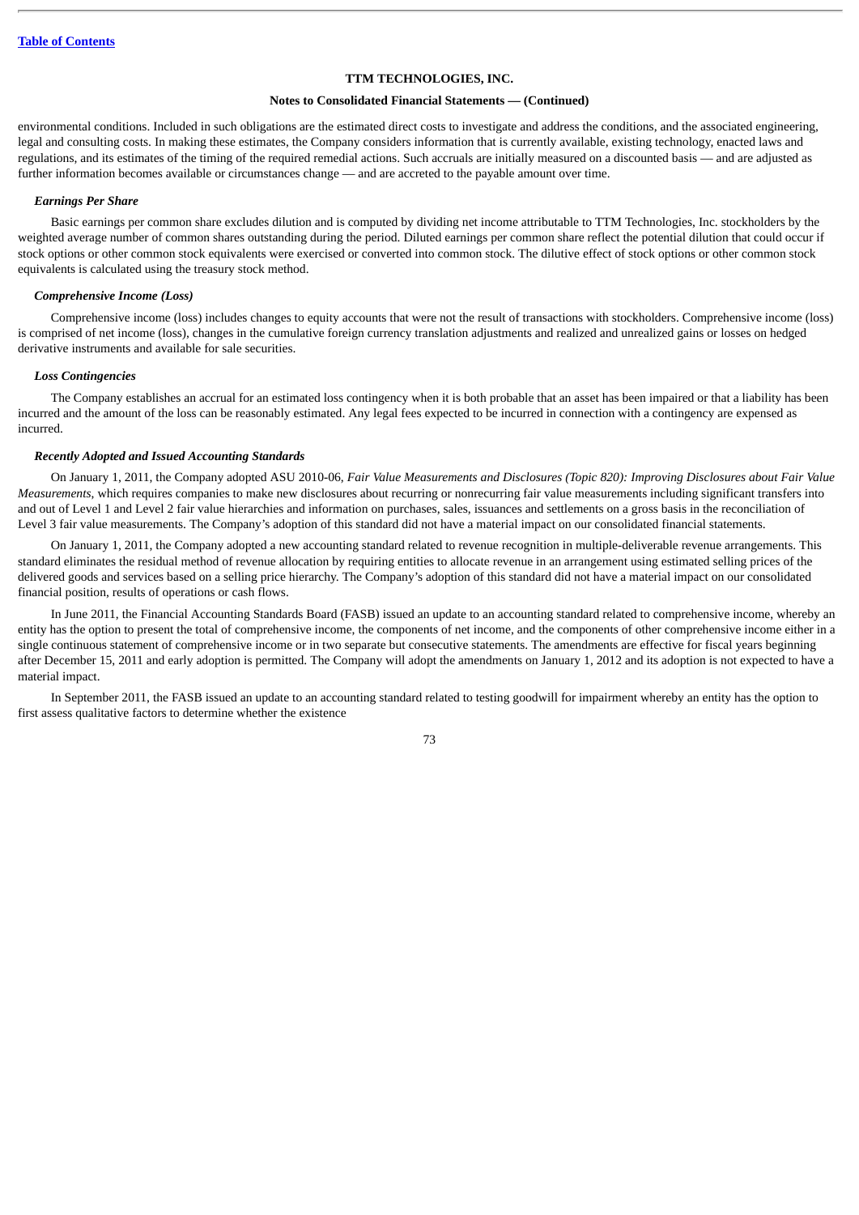environmental conditions. Included in such obligations are the estimated direct costs to investigate and address the conditions, and the associated engineering, legal and consulting costs. In making these estimates, the Company considers information that is currently available, existing technology, enacted laws and regulations, and its estimates of the timing of the required remedial actions. Such accruals are initially measured on a discounted basis — and are adjusted as further information becomes available or circumstances change — and are accreted to the payable amount over time.

***Earnings Per Share***

Basic earnings per common share excludes dilution and is computed by dividing net income attributable to TTM Technologies, Inc. stockholders by the weighted average number of common shares outstanding during the period. Diluted earnings per common share reflect the potential dilution that could occur if stock options or other common stock equivalents were exercised or converted into common stock. The dilutive effect of stock options or other common stock equivalents is calculated using the treasury stock method.

***Comprehensive Income (Loss)***

Comprehensive income (loss) includes changes to equity accounts that were not the result of transactions with stockholders. Comprehensive income (loss) is comprised of net income (loss), changes in the cumulative foreign currency translation adjustments and realized and unrealized gains or losses on hedged derivative instruments and available for sale securities.

***Loss Contingencies***

The Company establishes an accrual for an estimated loss contingency when it is both probable that an asset has been impaired or that a liability has been incurred and the amount of the loss can be reasonably estimated. Any legal fees expected to be incurred in connection with a contingency are expensed as incurred.

***Recently Adopted and Issued Accounting Standards***

On January 1, 2011, the Company adopted ASU 2010-06, *Fair Value Measurements and Disclosures (Topic 820): Improving Disclosures about Fair Value Measurements*, which requires companies to make new disclosures about recurring or nonrecurring fair value measurements including significant transfers into and out of Level 1 and Level 2 fair value hierarchies and information on purchases, sales, issuances and settlements on a gross basis in the reconciliation of Level 3 fair value measurements. The Company's adoption of this standard did not have a material impact on our consolidated financial statements.

On January 1, 2011, the Company adopted a new accounting standard related to revenue recognition in multiple-deliverable revenue arrangements. This standard eliminates the residual method of revenue allocation by requiring entities to allocate revenue in an arrangement using estimated selling prices of the delivered goods and services based on a selling price hierarchy. The Company's adoption of this standard did not have a material impact on our consolidated financial position, results of operations or cash flows.

In June 2011, the Financial Accounting Standards Board (FASB) issued an update to an accounting standard related to comprehensive income, whereby an entity has the option to present the total of comprehensive income, the components of net income, and the components of other comprehensive income either in a single continuous statement of comprehensive income or in two separate but consecutive statements. The amendments are effective for fiscal years beginning after December 15, 2011 and early adoption is permitted. The Company will adopt the amendments on January 1, 2012 and its adoption is not expected to have a material impact.

In September 2011, the FASB issued an update to an accounting standard related to testing goodwill for impairment whereby an entity has the option to first assess qualitative factors to determine whether the existence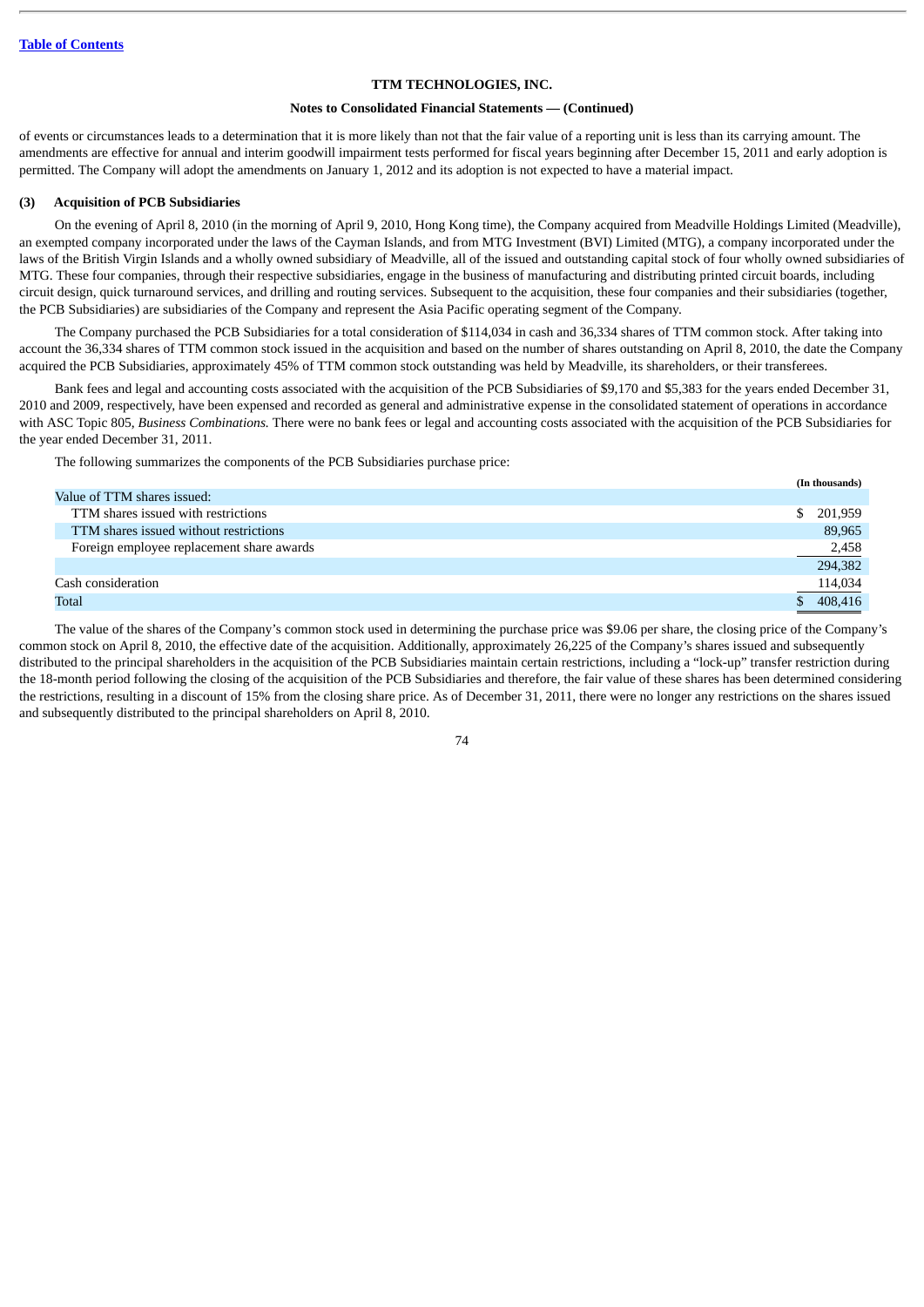of events or circumstances leads to a determination that it is more likely than not that the fair value of a reporting unit is less than its carrying amount. The amendments are effective for annual and interim goodwill impairment tests performed for fiscal years beginning after December 15, 2011 and early adoption is permitted. The Company will adopt the amendments on January 1, 2012 and its adoption is not expected to have a material impact.

### (3) Acquisition of PCB Subsidiaries

On the evening of April 8, 2010 (in the morning of April 9, 2010, Hong Kong time), the Company acquired from Meadville Holdings Limited (Meadville), an exempted company incorporated under the laws of the Cayman Islands, and from MTG Investment (BVI) Limited (MTG), a company incorporated under the laws of the British Virgin Islands and a wholly owned subsidiary of Meadville, all of the issued and outstanding capital stock of four wholly owned subsidiaries of MTG. These four companies, through their respective subsidiaries, engage in the business of manufacturing and distributing printed circuit boards, including circuit design, quick turnaround services, and drilling and routing services. Subsequent to the acquisition, these four companies and their subsidiaries (together, the PCB Subsidiaries) are subsidiaries of the Company and represent the Asia Pacific operating segment of the Company.

The Company purchased the PCB Subsidiaries for a total consideration of $114,034 in cash and 36,334 shares of TTM common stock. After taking into account the 36,334 shares of TTM common stock issued in the acquisition and based on the number of shares outstanding on April 8, 2010, the date the Company acquired the PCB Subsidiaries, approximately 45% of TTM common stock outstanding was held by Meadville, its shareholders, or their transferees.

Bank fees and legal and accounting costs associated with the acquisition of the PCB Subsidiaries of $9,170 and $5,383 for the years ended December 31, 2010 and 2009, respectively, have been expensed and recorded as general and administrative expense in the consolidated statement of operations in accordance with ASC Topic 805, *Business Combinations.* There were no bank fees or legal and accounting costs associated with the acquisition of the PCB Subsidiaries for the year ended December 31, 2011.

The following summarizes the components of the PCB Subsidiaries purchase price:

| | (In thousands) |
|---|---|
| Value of TTM shares issued: | |
| TTM shares issued with restrictions | $ 201,959 |
| TTM shares issued without restrictions | 89,965 |
| Foreign employee replacement share awards | 2,458 |
| | 294,382 |
| Cash consideration | 114,034 |
| Total | $ 408,416 |

The value of the shares of the Company's common stock used in determining the purchase price was $9.06 per share, the closing price of the Company's common stock on April 8, 2010, the effective date of the acquisition. Additionally, approximately 26,225 of the Company's shares issued and subsequently distributed to the principal shareholders in the acquisition of the PCB Subsidiaries maintain certain restrictions, including a "lock-up" transfer restriction during the 18-month period following the closing of the acquisition of the PCB Subsidiaries and therefore, the fair value of these shares has been determined considering the restrictions, resulting in a discount of 15% from the closing share price. As of December 31, 2011, there were no longer any restrictions on the shares issued and subsequently distributed to the principal shareholders on April 8, 2010.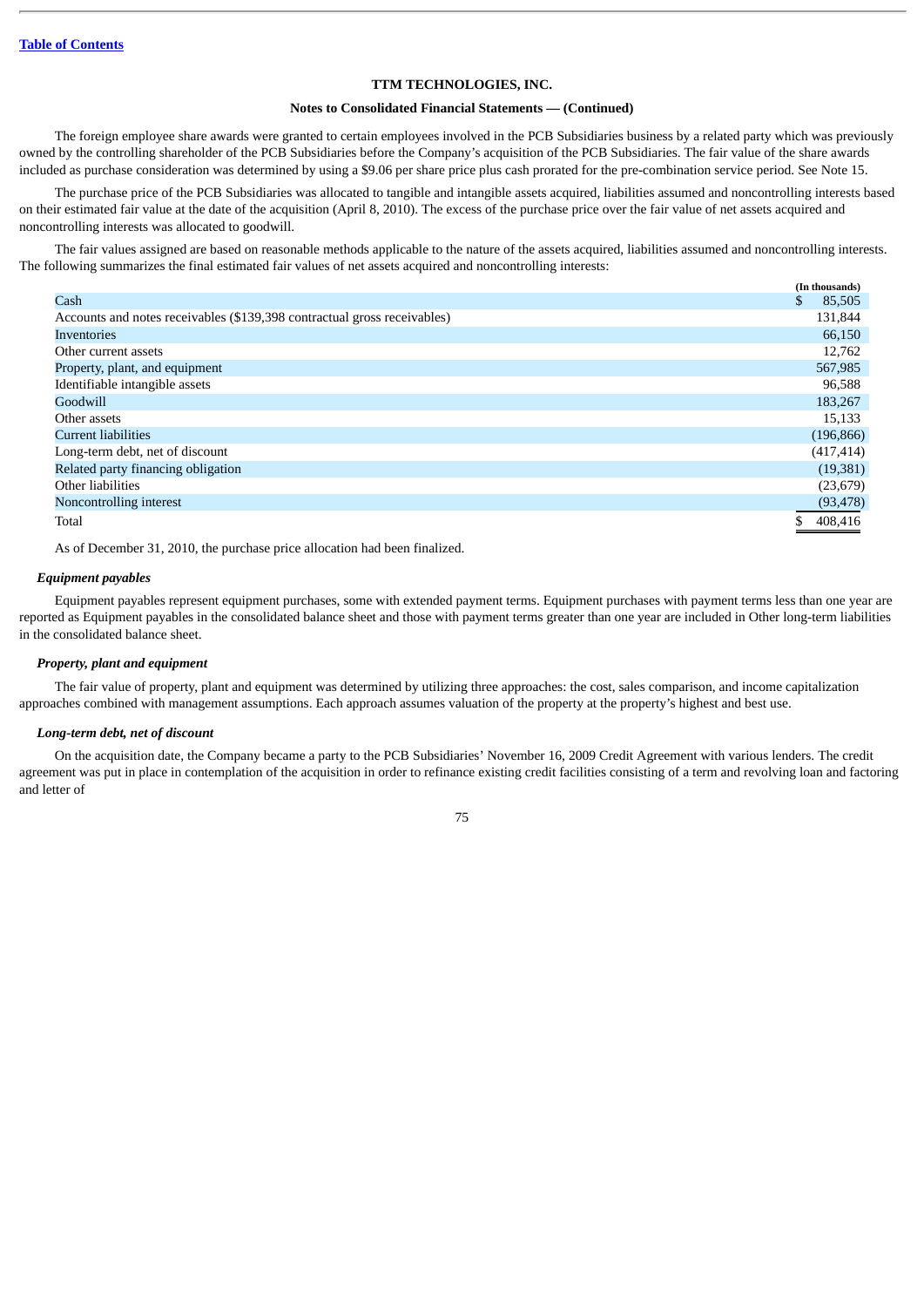TTM TECHNOLOGIES, INC.

**Notes to Consolidated Financial Statements — (Continued)**

The foreign employee share awards were granted to certain employees involved in the PCB Subsidiaries business by a related party which was previously owned by the controlling shareholder of the PCB Subsidiaries before the Company's acquisition of the PCB Subsidiaries. The fair value of the share awards included as purchase consideration was determined by using a $9.06 per share price plus cash prorated for the pre-combination service period. See Note 15.

The purchase price of the PCB Subsidiaries was allocated to tangible and intangible assets acquired, liabilities assumed and noncontrolling interests based on their estimated fair value at the date of the acquisition (April 8, 2010). The excess of the purchase price over the fair value of net assets acquired and noncontrolling interests was allocated to goodwill.

The fair values assigned are based on reasonable methods applicable to the nature of the assets acquired, liabilities assumed and noncontrolling interests. The following summarizes the final estimated fair values of net assets acquired and noncontrolling interests:

| | (In thousands) |
|---|---|
| Cash | $ 85,505 |
| Accounts and notes receivables ($139,398 contractual gross receivables) | 131,844 |
| Inventories | 66,150 |
| Other current assets | 12,762 |
| Property, plant, and equipment | 567,985 |
| Identifiable intangible assets | 96,588 |
| Goodwill | 183,267 |
| Other assets | 15,133 |
| Current liabilities | (196,866) |
| Long-term debt, net of discount | (417,414) |
| Related party financing obligation | (19,381) |
| Other liabilities | (23,679) |
| Noncontrolling interest | (93,478) |
| Total | $ 408,416 |

As of December 31, 2010, the purchase price allocation had been finalized.

***Equipment payables***

Equipment payables represent equipment purchases, some with extended payment terms. Equipment purchases with payment terms less than one year are reported as Equipment payables in the consolidated balance sheet and those with payment terms greater than one year are included in Other long-term liabilities in the consolidated balance sheet.

***Property, plant and equipment***

The fair value of property, plant and equipment was determined by utilizing three approaches: the cost, sales comparison, and income capitalization approaches combined with management assumptions. Each approach assumes valuation of the property at the property's highest and best use.

***Long-term debt, net of discount***

On the acquisition date, the Company became a party to the PCB Subsidiaries' November 16, 2009 Credit Agreement with various lenders. The credit agreement was put in place in contemplation of the acquisition in order to refinance existing credit facilities consisting of a term and revolving loan and factoring and letter of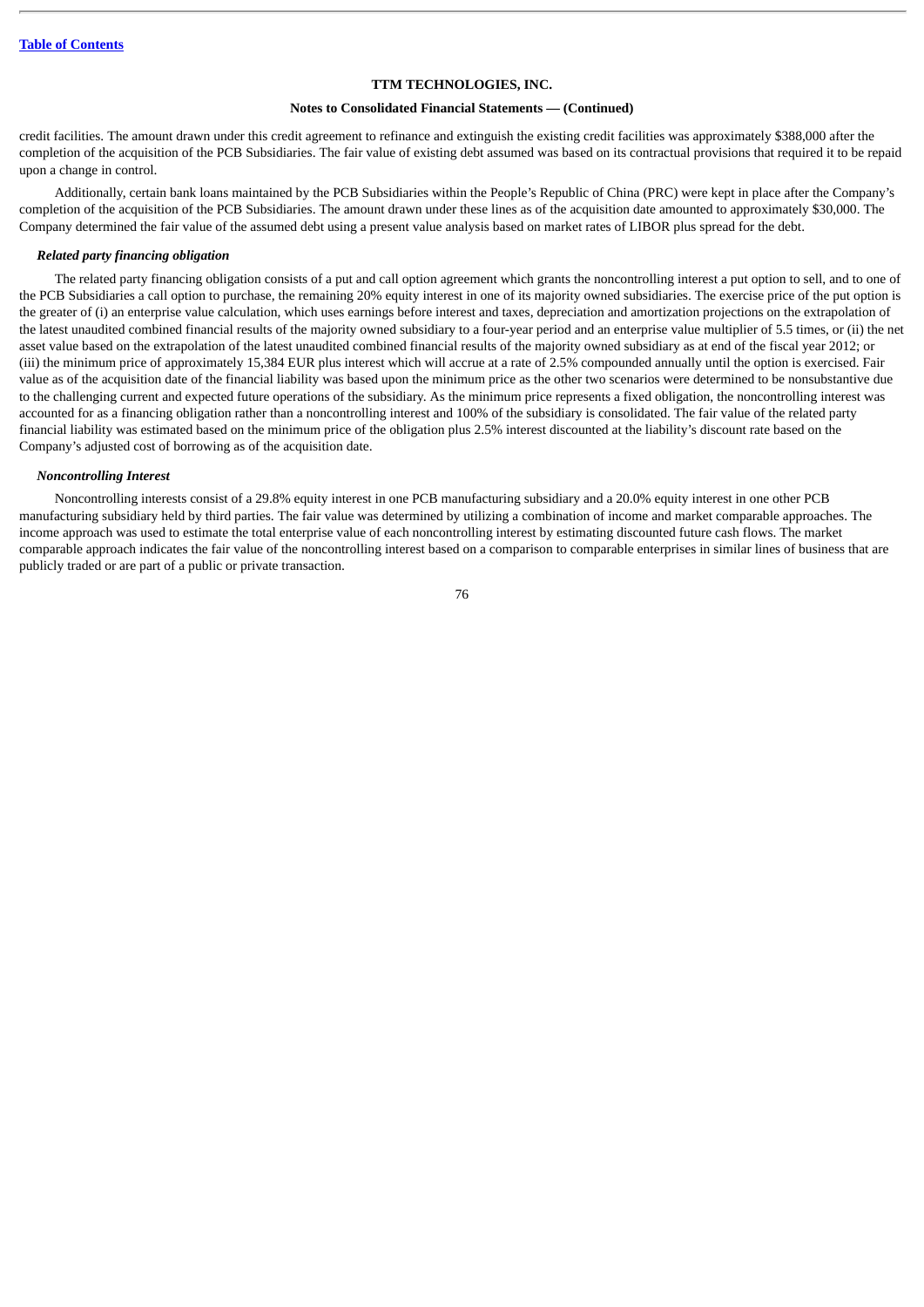credit facilities. The amount drawn under this credit agreement to refinance and extinguish the existing credit facilities was approximately $388,000 after the completion of the acquisition of the PCB Subsidiaries. The fair value of existing debt assumed was based on its contractual provisions that required it to be repaid upon a change in control.

Additionally, certain bank loans maintained by the PCB Subsidiaries within the People's Republic of China (PRC) were kept in place after the Company's completion of the acquisition of the PCB Subsidiaries. The amount drawn under these lines as of the acquisition date amounted to approximately $30,000. The Company determined the fair value of the assumed debt using a present value analysis based on market rates of LIBOR plus spread for the debt.

***Related party financing obligation***

The related party financing obligation consists of a put and call option agreement which grants the noncontrolling interest a put option to sell, and to one of the PCB Subsidiaries a call option to purchase, the remaining 20% equity interest in one of its majority owned subsidiaries. The exercise price of the put option is the greater of (i) an enterprise value calculation, which uses earnings before interest and taxes, depreciation and amortization projections on the extrapolation of the latest unaudited combined financial results of the majority owned subsidiary to a four-year period and an enterprise value multiplier of 5.5 times, or (ii) the net asset value based on the extrapolation of the latest unaudited combined financial results of the majority owned subsidiary as at end of the fiscal year 2012; or (iii) the minimum price of approximately 15,384 EUR plus interest which will accrue at a rate of 2.5% compounded annually until the option is exercised. Fair value as of the acquisition date of the financial liability was based upon the minimum price as the other two scenarios were determined to be nonsubstantive due to the challenging current and expected future operations of the subsidiary. As the minimum price represents a fixed obligation, the noncontrolling interest was accounted for as a financing obligation rather than a noncontrolling interest and 100% of the subsidiary is consolidated. The fair value of the related party financial liability was estimated based on the minimum price of the obligation plus 2.5% interest discounted at the liability's discount rate based on the Company's adjusted cost of borrowing as of the acquisition date.

***Noncontrolling Interest***

Noncontrolling interests consist of a 29.8% equity interest in one PCB manufacturing subsidiary and a 20.0% equity interest in one other PCB manufacturing subsidiary held by third parties. The fair value was determined by utilizing a combination of income and market comparable approaches. The income approach was used to estimate the total enterprise value of each noncontrolling interest by estimating discounted future cash flows. The market comparable approach indicates the fair value of the noncontrolling interest based on a comparison to comparable enterprises in similar lines of business that are publicly traded or are part of a public or private transaction.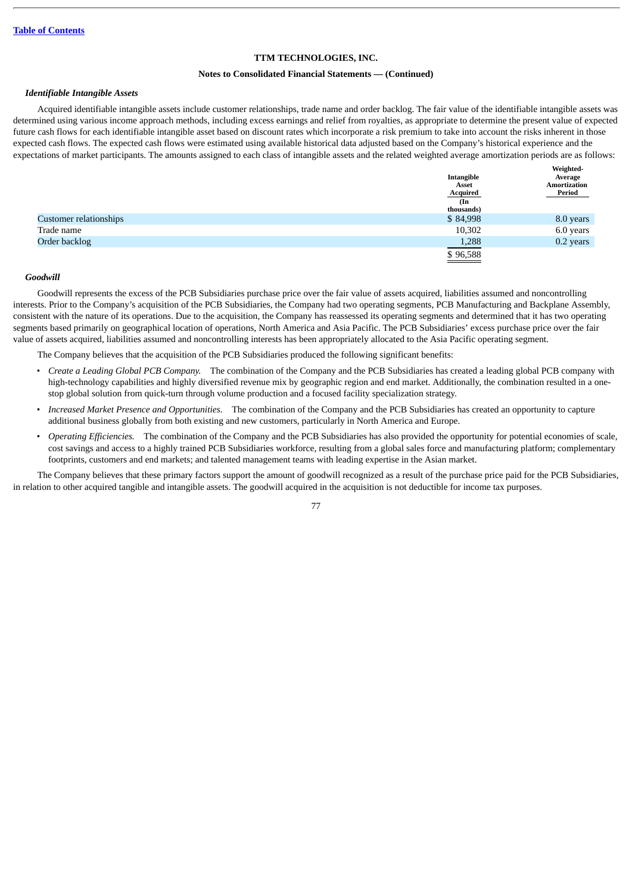**TTM TECHNOLOGIES, INC.**

**Notes to Consolidated Financial Statements — (Continued)**

***Identifiable Intangible Assets***

Acquired identifiable intangible assets include customer relationships, trade name and order backlog. The fair value of the identifiable intangible assets was determined using various income approach methods, including excess earnings and relief from royalties, as appropriate to determine the present value of expected future cash flows for each identifiable intangible asset based on discount rates which incorporate a risk premium to take into account the risks inherent in those expected cash flows. The expected cash flows were estimated using available historical data adjusted based on the Company's historical experience and the expectations of market participants. The amounts assigned to each class of intangible assets and the related weighted average amortization periods are as follows:

| | Intangible Asset Acquired | Weighted-Average Amortization Period |
|---|---|---|
| | (In thousands) | |
| Customer relationships | $ 84,998 | 8.0 years |
| Trade name | 10,302 | 6.0 years |
| Order backlog | 1,288 | 0.2 years |
| | $ 96,588 | |

***Goodwill***

Goodwill represents the excess of the PCB Subsidiaries purchase price over the fair value of assets acquired, liabilities assumed and noncontrolling interests. Prior to the Company's acquisition of the PCB Subsidiaries, the Company had two operating segments, PCB Manufacturing and Backplane Assembly, consistent with the nature of its operations. Due to the acquisition, the Company has reassessed its operating segments and determined that it has two operating segments based primarily on geographical location of operations, North America and Asia Pacific. The PCB Subsidiaries' excess purchase price over the fair value of assets acquired, liabilities assumed and noncontrolling interests has been appropriately allocated to the Asia Pacific operating segment.

The Company believes that the acquisition of the PCB Subsidiaries produced the following significant benefits:

- *Create a Leading Global PCB Company.* The combination of the Company and the PCB Subsidiaries has created a leading global PCB company with high-technology capabilities and highly diversified revenue mix by geographic region and end market. Additionally, the combination resulted in a one-stop global solution from quick-turn through volume production and a focused facility specialization strategy.
- *Increased Market Presence and Opportunities.* The combination of the Company and the PCB Subsidiaries has created an opportunity to capture additional business globally from both existing and new customers, particularly in North America and Europe.
- *Operating Efficiencies.* The combination of the Company and the PCB Subsidiaries has also provided the opportunity for potential economies of scale, cost savings and access to a highly trained PCB Subsidiaries workforce, resulting from a global sales force and manufacturing platform; complementary footprints, customers and end markets; and talented management teams with leading expertise in the Asian market.

The Company believes that these primary factors support the amount of goodwill recognized as a result of the purchase price paid for the PCB Subsidiaries, in relation to other acquired tangible and intangible assets. The goodwill acquired in the acquisition is not deductible for income tax purposes.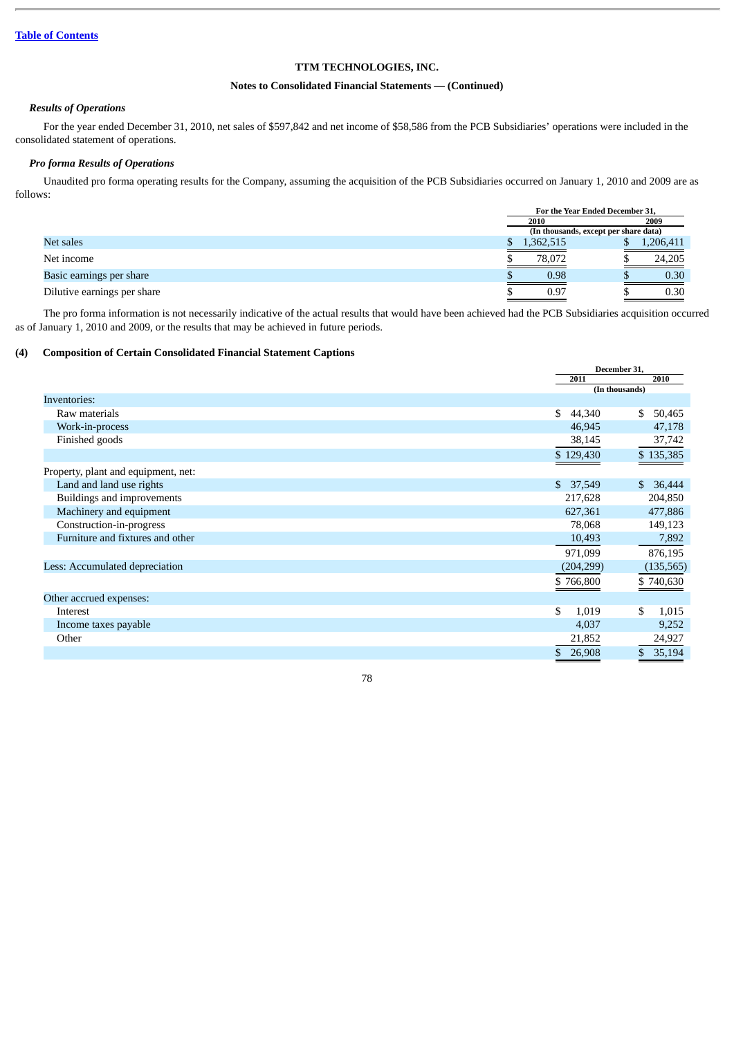TTM TECHNOLOGIES, INC.

Notes to Consolidated Financial Statements — (Continued)

### *Results of Operations*

For the year ended December 31, 2010, net sales of $597,842 and net income of $58,586 from the PCB Subsidiaries' operations were included in the consolidated statement of operations.

### *Pro forma Results of Operations*

Unaudited pro forma operating results for the Company, assuming the acquisition of the PCB Subsidiaries occurred on January 1, 2010 and 2009 are as follows:

| | For the Year Ended December 31, | |
|---|---|---|
| | 2010 | 2009 |
| | (In thousands, except per share data) | |
| Net sales | $ 1,362,515 | $ 1,206,411 |
| Net income | $ 78,072 | $ 24,205 |
| Basic earnings per share | $ 0.98 | $ 0.30 |
| Dilutive earnings per share | $ 0.97 | $ 0.30 |

The pro forma information is not necessarily indicative of the actual results that would have been achieved had the PCB Subsidiaries acquisition occurred as of January 1, 2010 and 2009, or the results that may be achieved in future periods.

## (4) Composition of Certain Consolidated Financial Statement Captions

| | December 31, | |
|---|---|---|
| | 2011 | 2010 |
| | (In thousands) | |
| Inventories: | | |
| Raw materials | $ 44,340 | $ 50,465 |
| Work-in-process | 46,945 | 47,178 |
| Finished goods | 38,145 | 37,742 |
| | $ 129,430 | $ 135,385 |
| Property, plant and equipment, net: | | |
| Land and land use rights | $ 37,549 | $ 36,444 |
| Buildings and improvements | 217,628 | 204,850 |
| Machinery and equipment | 627,361 | 477,886 |
| Construction-in-progress | 78,068 | 149,123 |
| Furniture and fixtures and other | 10,493 | 7,892 |
| | 971,099 | 876,195 |
| Less: Accumulated depreciation | (204,299) | (135,565) |
| | $ 766,800 | $ 740,630 |
| Other accrued expenses: | | |
| Interest | $ 1,019 | $ 1,015 |
| Income taxes payable | 4,037 | 9,252 |
| Other | 21,852 | 24,927 |
| | $ 26,908 | $ 35,194 |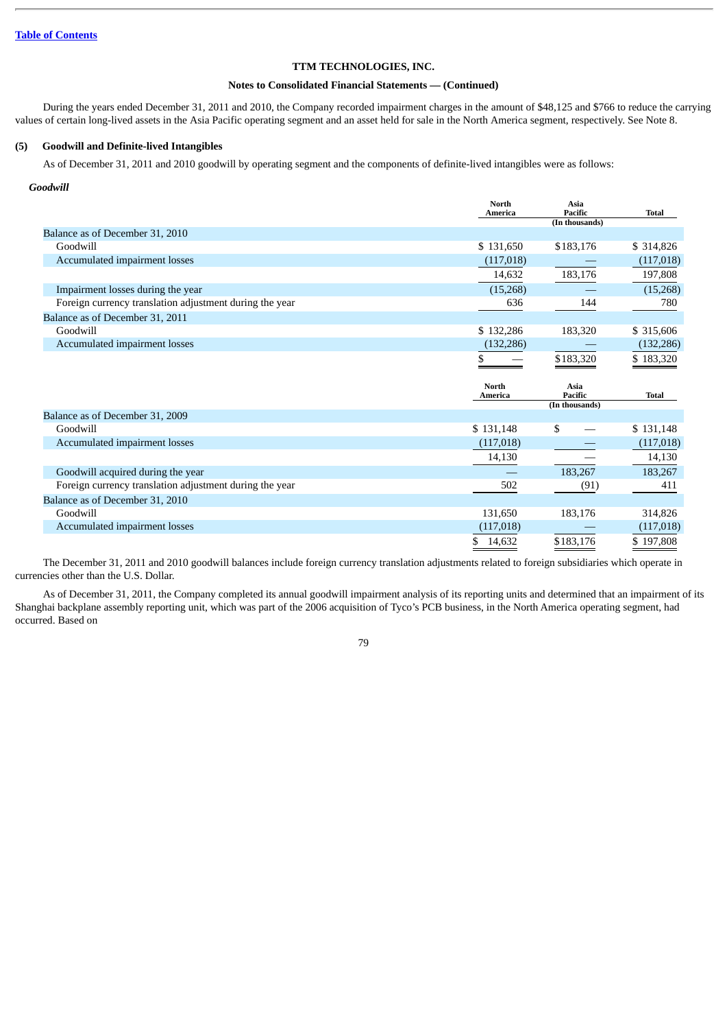TTM TECHNOLOGIES, INC.

Notes to Consolidated Financial Statements — (Continued)

During the years ended December 31, 2011 and 2010, the Company recorded impairment charges in the amount of $48,125 and $766 to reduce the carrying values of certain long-lived assets in the Asia Pacific operating segment and an asset held for sale in the North America segment, respectively. See Note 8.

## (5) Goodwill and Definite-lived Intangibles

As of December 31, 2011 and 2010 goodwill by operating segment and the components of definite-lived intangibles were as follows:

### *Goodwill*

| | North America | Asia Pacific | Total |
|---|---|---|---|
| | | (In thousands) | |
| Balance as of December 31, 2010 | | | |
| Goodwill | $ 131,650 | $183,176 | $ 314,826 |
| Accumulated impairment losses | (117,018) | — | (117,018) |
| | 14,632 | 183,176 | 197,808 |
| Impairment losses during the year | (15,268) | — | (15,268) |
| Foreign currency translation adjustment during the year | 636 | 144 | 780 |
| Balance as of December 31, 2011 | | | |
| Goodwill | $ 132,286 | 183,320 | $ 315,606 |
| Accumulated impairment losses | (132,286) | — | (132,286) |
| | $ — | $183,320 | $ 183,320 |

| | North America | Asia Pacific | Total |
|---|---|---|---|
| | | (In thousands) | |
| Balance as of December 31, 2009 | | | |
| Goodwill | $ 131,148 | $ — | $ 131,148 |
| Accumulated impairment losses | (117,018) | — | (117,018) |
| | 14,130 | — | 14,130 |
| Goodwill acquired during the year | — | 183,267 | 183,267 |
| Foreign currency translation adjustment during the year | 502 | (91) | 411 |
| Balance as of December 31, 2010 | | | |
| Goodwill | 131,650 | 183,176 | 314,826 |
| Accumulated impairment losses | (117,018) | — | (117,018) |
| | $ 14,632 | $183,176 | $ 197,808 |

The December 31, 2011 and 2010 goodwill balances include foreign currency translation adjustments related to foreign subsidiaries which operate in currencies other than the U.S. Dollar.

As of December 31, 2011, the Company completed its annual goodwill impairment analysis of its reporting units and determined that an impairment of its Shanghai backplane assembly reporting unit, which was part of the 2006 acquisition of Tyco's PCB business, in the North America operating segment, had occurred. Based on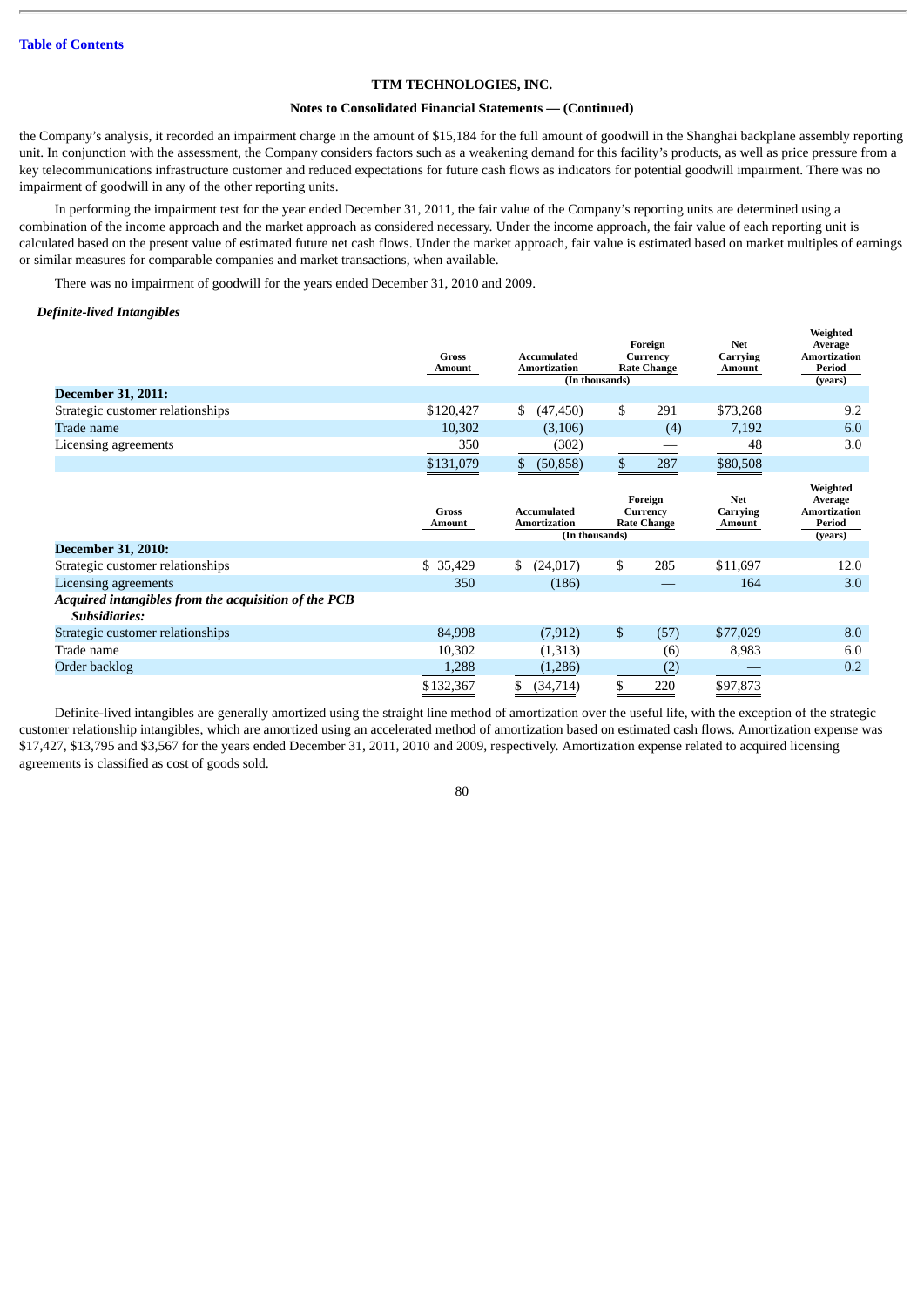the Company's analysis, it recorded an impairment charge in the amount of $15,184 for the full amount of goodwill in the Shanghai backplane assembly reporting unit. In conjunction with the assessment, the Company considers factors such as a weakening demand for this facility's products, as well as price pressure from a key telecommunications infrastructure customer and reduced expectations for future cash flows as indicators for potential goodwill impairment. There was no impairment of goodwill in any of the other reporting units.

In performing the impairment test for the year ended December 31, 2011, the fair value of the Company's reporting units are determined using a combination of the income approach and the market approach as considered necessary. Under the income approach, the fair value of each reporting unit is calculated based on the present value of estimated future net cash flows. Under the market approach, fair value is estimated based on market multiples of earnings or similar measures for comparable companies and market transactions, when available.

There was no impairment of goodwill for the years ended December 31, 2010 and 2009.

***Definite-lived Intangibles***

| | Gross Amount | Accumulated Amortization | Foreign Currency Rate Change | Net Carrying Amount | Weighted Average Amortization Period (years) |
|---|---|---|---|---|---|
| | (In thousands) | | | | |
| **December 31, 2011:** | | | | | |
| Strategic customer relationships | $120,427 | $ (47,450) | $ 291 | $73,268 | 9.2 |
| Trade name | 10,302 | (3,106) | (4) | 7,192 | 6.0 |
| Licensing agreements | 350 | (302) | — | 48 | 3.0 |
| | $131,079 | $ (50,858) | $ 287 | $80,508 | |

| | Gross Amount | Accumulated Amortization | Foreign Currency Rate Change | Net Carrying Amount | Weighted Average Amortization Period (years) |
|---|---|---|---|---|---|
| | (In thousands) | | | | |
| **December 31, 2010:** | | | | | |
| Strategic customer relationships | $ 35,429 | $ (24,017) | $ 285 | $11,697 | 12.0 |
| Licensing agreements | 350 | (186) | — | 164 | 3.0 |
| ***Acquired intangibles from the acquisition of the PCB Subsidiaries:*** | | | | | |
| Strategic customer relationships | 84,998 | (7,912) | $ (57) | $77,029 | 8.0 |
| Trade name | 10,302 | (1,313) | (6) | 8,983 | 6.0 |
| Order backlog | 1,288 | (1,286) | (2) | — | 0.2 |
| | $132,367 | $ (34,714) | $ 220 | $97,873 | |

Definite-lived intangibles are generally amortized using the straight line method of amortization over the useful life, with the exception of the strategic customer relationship intangibles, which are amortized using an accelerated method of amortization based on estimated cash flows. Amortization expense was $17,427, $13,795 and $3,567 for the years ended December 31, 2011, 2010 and 2009, respectively. Amortization expense related to acquired licensing agreements is classified as cost of goods sold.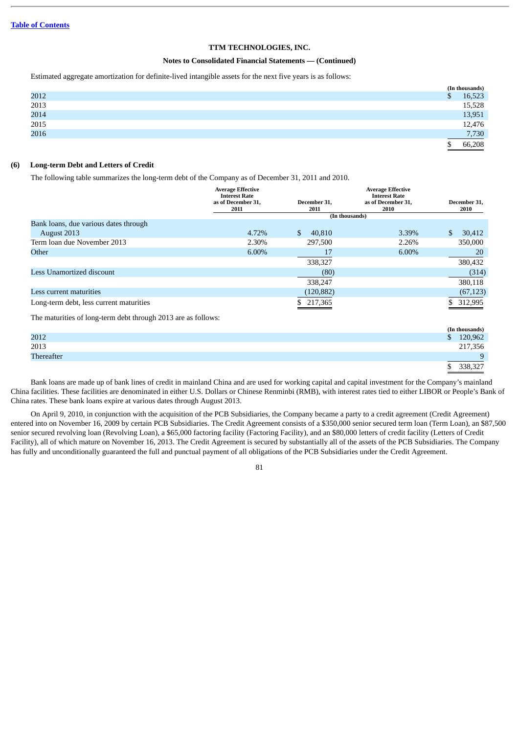TTM TECHNOLOGIES, INC.

**Notes to Consolidated Financial Statements — (Continued)**

Estimated aggregate amortization for definite-lived intangible assets for the next five years is as follows:

| | (In thousands) |
|---|---|
| 2012 | $ 16,523 |
| 2013 | 15,528 |
| 2014 | 13,951 |
| 2015 | 12,476 |
| 2016 | 7,730 |
| | $ 66,208 |

## (6) Long-term Debt and Letters of Credit

The following table summarizes the long-term debt of the Company as of December 31, 2011 and 2010.

| | Average Effective Interest Rate as of December 31, 2011 | December 31, 2011 | Average Effective Interest Rate as of December 31, 2010 | December 31, 2010 |
|---|---|---|---|---|
| | | (In thousands) | | |
| Bank loans, due various dates through August 2013 | 4.72% | $ 40,810 | 3.39% | $ 30,412 |
| Term loan due November 2013 | 2.30% | 297,500 | 2.26% | 350,000 |
| Other | 6.00% | 17 | 6.00% | 20 |
| | | 338,327 | | 380,432 |
| Less Unamortized discount | | (80) | | (314) |
| | | 338,247 | | 380,118 |
| Less current maturities | | (120,882) | | (67,123) |
| Long-term debt, less current maturities | | $ 217,365 | | $ 312,995 |

The maturities of long-term debt through 2013 are as follows:

| | (In thousands) |
|---|---|
| 2012 | $ 120,962 |
| 2013 | 217,356 |
| Thereafter | 9 |
| | $ 338,327 |

Bank loans are made up of bank lines of credit in mainland China and are used for working capital and capital investment for the Company's mainland China facilities. These facilities are denominated in either U.S. Dollars or Chinese Renminbi (RMB), with interest rates tied to either LIBOR or People's Bank of China rates. These bank loans expire at various dates through August 2013.

On April 9, 2010, in conjunction with the acquisition of the PCB Subsidiaries, the Company became a party to a credit agreement (Credit Agreement) entered into on November 16, 2009 by certain PCB Subsidiaries. The Credit Agreement consists of a $350,000 senior secured term loan (Term Loan), an $87,500 senior secured revolving loan (Revolving Loan), a $65,000 factoring facility (Factoring Facility), and an $80,000 letters of credit facility (Letters of Credit Facility), all of which mature on November 16, 2013. The Credit Agreement is secured by substantially all of the assets of the PCB Subsidiaries. The Company has fully and unconditionally guaranteed the full and punctual payment of all obligations of the PCB Subsidiaries under the Credit Agreement.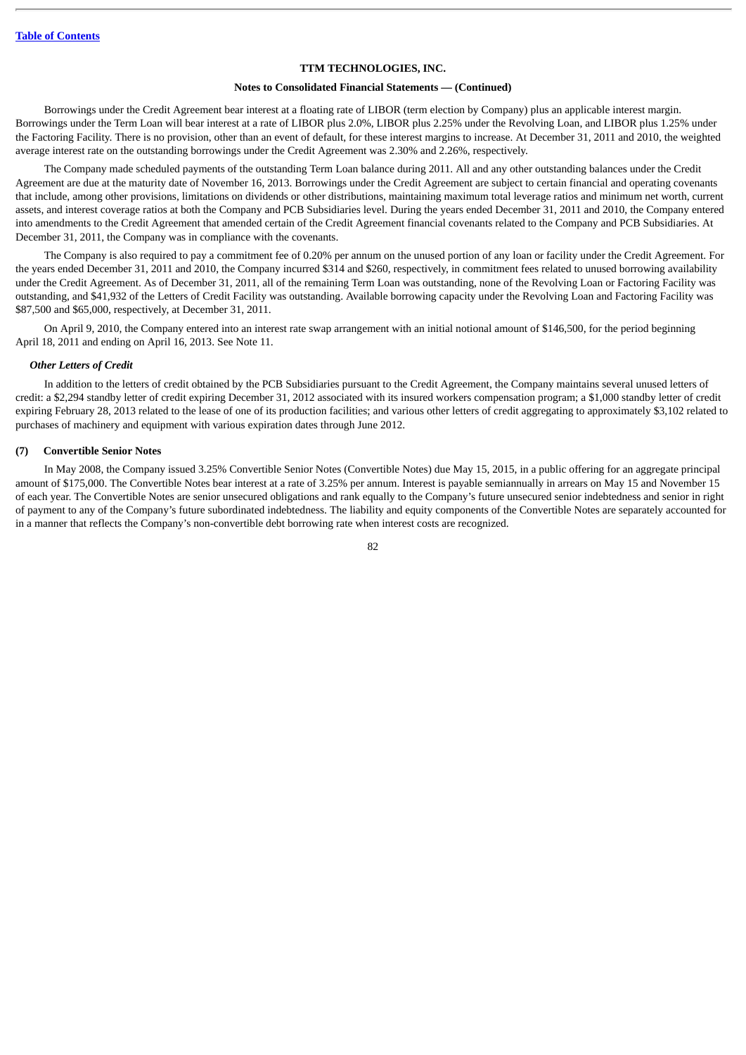Borrowings under the Credit Agreement bear interest at a floating rate of LIBOR (term election by Company) plus an applicable interest margin. Borrowings under the Term Loan will bear interest at a rate of LIBOR plus 2.0%, LIBOR plus 2.25% under the Revolving Loan, and LIBOR plus 1.25% under the Factoring Facility. There is no provision, other than an event of default, for these interest margins to increase. At December 31, 2011 and 2010, the weighted average interest rate on the outstanding borrowings under the Credit Agreement was 2.30% and 2.26%, respectively.

The Company made scheduled payments of the outstanding Term Loan balance during 2011. All and any other outstanding balances under the Credit Agreement are due at the maturity date of November 16, 2013. Borrowings under the Credit Agreement are subject to certain financial and operating covenants that include, among other provisions, limitations on dividends or other distributions, maintaining maximum total leverage ratios and minimum net worth, current assets, and interest coverage ratios at both the Company and PCB Subsidiaries level. During the years ended December 31, 2011 and 2010, the Company entered into amendments to the Credit Agreement that amended certain of the Credit Agreement financial covenants related to the Company and PCB Subsidiaries. At December 31, 2011, the Company was in compliance with the covenants.

The Company is also required to pay a commitment fee of 0.20% per annum on the unused portion of any loan or facility under the Credit Agreement. For the years ended December 31, 2011 and 2010, the Company incurred $314 and $260, respectively, in commitment fees related to unused borrowing availability under the Credit Agreement. As of December 31, 2011, all of the remaining Term Loan was outstanding, none of the Revolving Loan or Factoring Facility was outstanding, and $41,932 of the Letters of Credit Facility was outstanding. Available borrowing capacity under the Revolving Loan and Factoring Facility was $87,500 and $65,000, respectively, at December 31, 2011.

On April 9, 2010, the Company entered into an interest rate swap arrangement with an initial notional amount of $146,500, for the period beginning April 18, 2011 and ending on April 16, 2013. See Note 11.

***Other Letters of Credit***

In addition to the letters of credit obtained by the PCB Subsidiaries pursuant to the Credit Agreement, the Company maintains several unused letters of credit: a $2,294 standby letter of credit expiring December 31, 2012 associated with its insured workers compensation program; a $1,000 standby letter of credit expiring February 28, 2013 related to the lease of one of its production facilities; and various other letters of credit aggregating to approximately $3,102 related to purchases of machinery and equipment with various expiration dates through June 2012.

**(7) Convertible Senior Notes**

In May 2008, the Company issued 3.25% Convertible Senior Notes (Convertible Notes) due May 15, 2015, in a public offering for an aggregate principal amount of $175,000. The Convertible Notes bear interest at a rate of 3.25% per annum. Interest is payable semiannually in arrears on May 15 and November 15 of each year. The Convertible Notes are senior unsecured obligations and rank equally to the Company's future unsecured senior indebtedness and senior in right of payment to any of the Company's future subordinated indebtedness. The liability and equity components of the Convertible Notes are separately accounted for in a manner that reflects the Company's non-convertible debt borrowing rate when interest costs are recognized.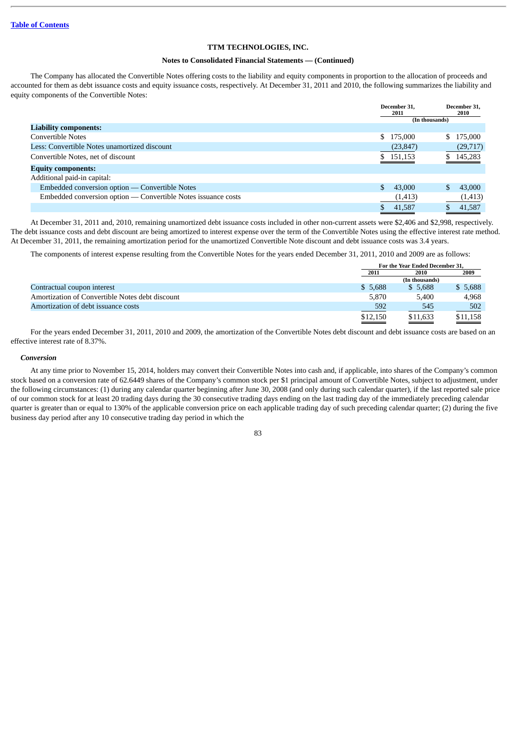[Table of Contents](#)

**TTM TECHNOLOGIES, INC.**

**Notes to Consolidated Financial Statements — (Continued)**

The Company has allocated the Convertible Notes offering costs to the liability and equity components in proportion to the allocation of proceeds and accounted for them as debt issuance costs and equity issuance costs, respectively. At December 31, 2011 and 2010, the following summarizes the liability and equity components of the Convertible Notes:

| | December 31, 2011 | December 31, 2010 |
|---|---|---|
| | (In thousands) | |
| **Liability components:** | | |
| Convertible Notes | $ 175,000 | $ 175,000 |
| Less: Convertible Notes unamortized discount | (23,847) | (29,717) |
| Convertible Notes, net of discount | $ 151,153 | $ 145,283 |
| **Equity components:** | | |
| Additional paid-in capital: | | |
| Embedded conversion option — Convertible Notes | $ 43,000 | $ 43,000 |
| Embedded conversion option — Convertible Notes issuance costs | (1,413) | (1,413) |
| | $ 41,587 | $ 41,587 |

At December 31, 2011 and, 2010, remaining unamortized debt issuance costs included in other non-current assets were $2,406 and $2,998, respectively. The debt issuance costs and debt discount are being amortized to interest expense over the term of the Convertible Notes using the effective interest rate method. At December 31, 2011, the remaining amortization period for the unamortized Convertible Note discount and debt issuance costs was 3.4 years.

The components of interest expense resulting from the Convertible Notes for the years ended December 31, 2011, 2010 and 2009 are as follows:

| | For the Year Ended December 31, | | |
|---|---|---|---|
| | 2011 | 2010 | 2009 |
| | | (In thousands) | |
| Contractual coupon interest | $ 5,688 | $ 5,688 | $ 5,688 |
| Amortization of Convertible Notes debt discount | 5,870 | 5,400 | 4,968 |
| Amortization of debt issuance costs | 592 | 545 | 502 |
| | $12,150 | $11,633 | $11,158 |

For the years ended December 31, 2011, 2010 and 2009, the amortization of the Convertible Notes debt discount and debt issuance costs are based on an effective interest rate of 8.37%.

***Conversion***

At any time prior to November 15, 2014, holders may convert their Convertible Notes into cash and, if applicable, into shares of the Company's common stock based on a conversion rate of 62.6449 shares of the Company's common stock per $1 principal amount of Convertible Notes, subject to adjustment, under the following circumstances: (1) during any calendar quarter beginning after June 30, 2008 (and only during such calendar quarter), if the last reported sale price of our common stock for at least 20 trading days during the 30 consecutive trading days ending on the last trading day of the immediately preceding calendar quarter is greater than or equal to 130% of the applicable conversion price on each applicable trading day of such preceding calendar quarter; (2) during the five business day period after any 10 consecutive trading day period in which the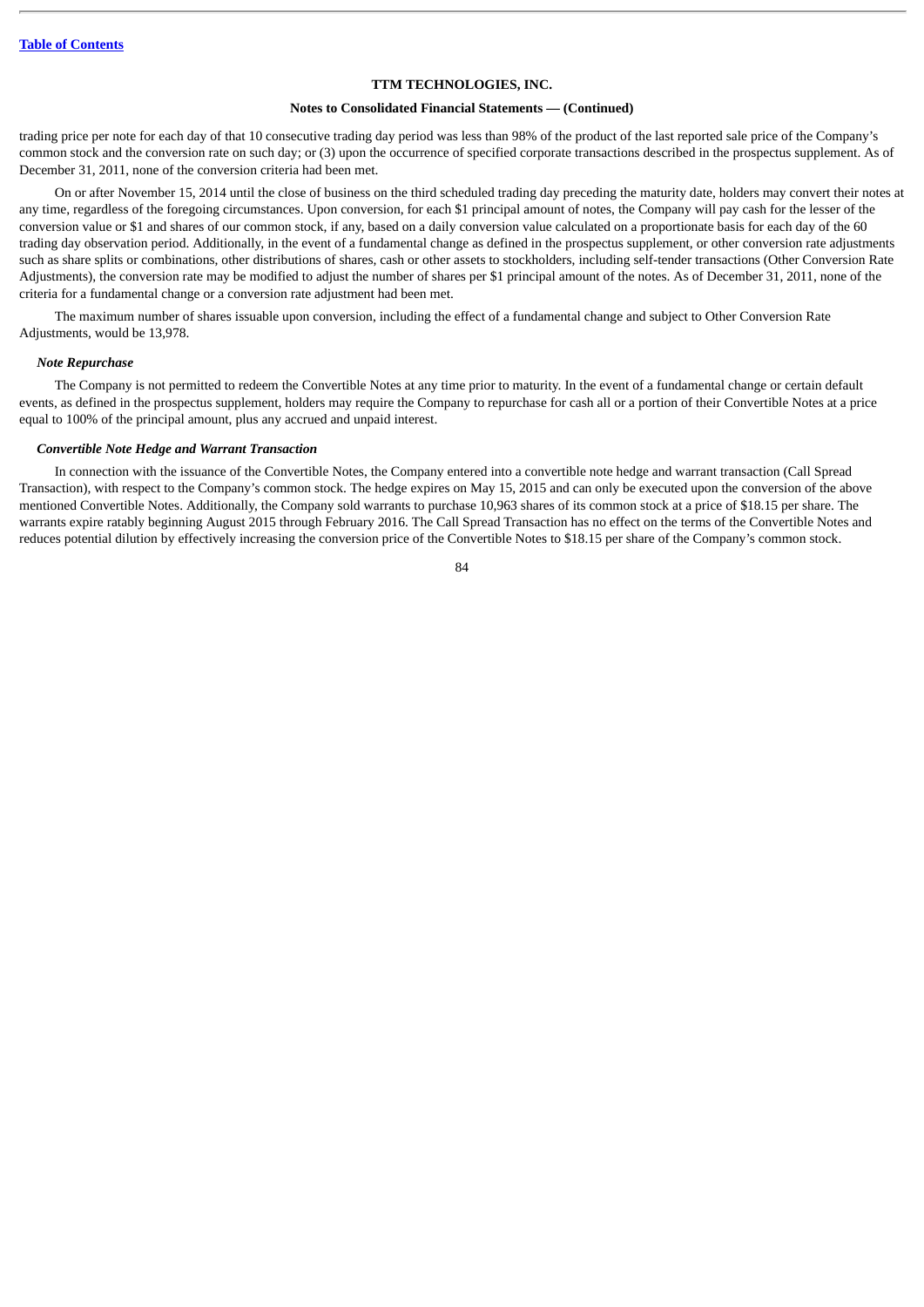trading price per note for each day of that 10 consecutive trading day period was less than 98% of the product of the last reported sale price of the Company's common stock and the conversion rate on such day; or (3) upon the occurrence of specified corporate transactions described in the prospectus supplement. As of December 31, 2011, none of the conversion criteria had been met.

On or after November 15, 2014 until the close of business on the third scheduled trading day preceding the maturity date, holders may convert their notes at any time, regardless of the foregoing circumstances. Upon conversion, for each $1 principal amount of notes, the Company will pay cash for the lesser of the conversion value or $1 and shares of our common stock, if any, based on a daily conversion value calculated on a proportionate basis for each day of the 60 trading day observation period. Additionally, in the event of a fundamental change as defined in the prospectus supplement, or other conversion rate adjustments such as share splits or combinations, other distributions of shares, cash or other assets to stockholders, including self-tender transactions (Other Conversion Rate Adjustments), the conversion rate may be modified to adjust the number of shares per $1 principal amount of the notes. As of December 31, 2011, none of the criteria for a fundamental change or a conversion rate adjustment had been met.

The maximum number of shares issuable upon conversion, including the effect of a fundamental change and subject to Other Conversion Rate Adjustments, would be 13,978.

***Note Repurchase***

The Company is not permitted to redeem the Convertible Notes at any time prior to maturity. In the event of a fundamental change or certain default events, as defined in the prospectus supplement, holders may require the Company to repurchase for cash all or a portion of their Convertible Notes at a price equal to 100% of the principal amount, plus any accrued and unpaid interest.

***Convertible Note Hedge and Warrant Transaction***

In connection with the issuance of the Convertible Notes, the Company entered into a convertible note hedge and warrant transaction (Call Spread Transaction), with respect to the Company's common stock. The hedge expires on May 15, 2015 and can only be executed upon the conversion of the above mentioned Convertible Notes. Additionally, the Company sold warrants to purchase 10,963 shares of its common stock at a price of $18.15 per share. The warrants expire ratably beginning August 2015 through February 2016. The Call Spread Transaction has no effect on the terms of the Convertible Notes and reduces potential dilution by effectively increasing the conversion price of the Convertible Notes to $18.15 per share of the Company's common stock.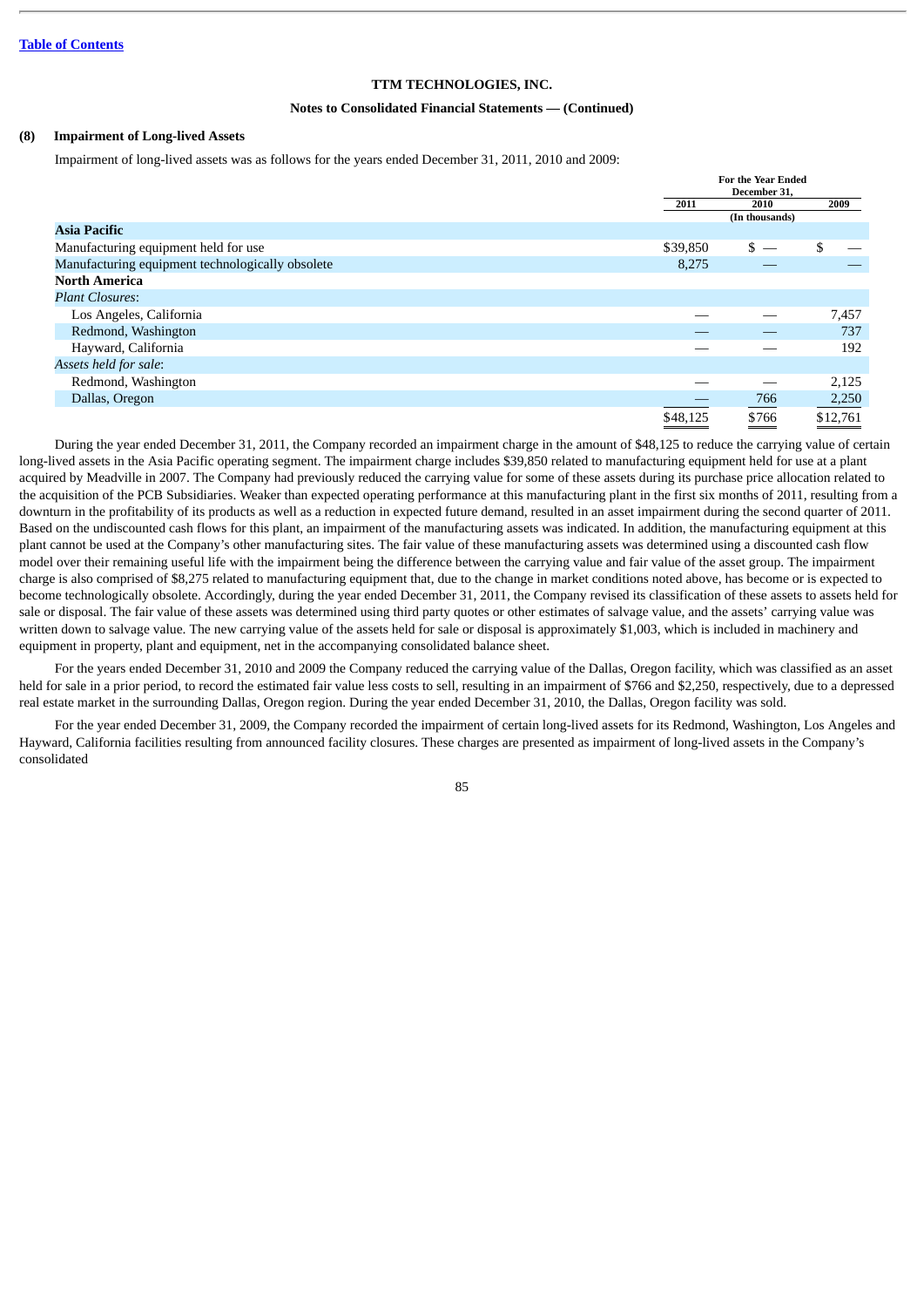TTM TECHNOLOGIES, INC.

Notes to Consolidated Financial Statements — (Continued)

## (8) Impairment of Long-lived Assets

Impairment of long-lived assets was as follows for the years ended December 31, 2011, 2010 and 2009:

| | For the Year Ended December 31, | | |
|---|---|---|---|
| | 2011 | 2010 | 2009 |
| | (In thousands) | | |
| **Asia Pacific** | | | |
| Manufacturing equipment held for use | $39,850 | $ — | $ — |
| Manufacturing equipment technologically obsolete | 8,275 | — | — |
| **North America** | | | |
| *Plant Closures*: | | | |
| Los Angeles, California | — | — | 7,457 |
| Redmond, Washington | — | — | 737 |
| Hayward, California | — | — | 192 |
| *Assets held for sale*: | | | |
| Redmond, Washington | — | — | 2,125 |
| Dallas, Oregon | — | 766 | 2,250 |
| | $48,125 | $766 | $12,761 |

During the year ended December 31, 2011, the Company recorded an impairment charge in the amount of $48,125 to reduce the carrying value of certain long-lived assets in the Asia Pacific operating segment. The impairment charge includes $39,850 related to manufacturing equipment held for use at a plant acquired by Meadville in 2007. The Company had previously reduced the carrying value for some of these assets during its purchase price allocation related to the acquisition of the PCB Subsidiaries. Weaker than expected operating performance at this manufacturing plant in the first six months of 2011, resulting from a downturn in the profitability of its products as well as a reduction in expected future demand, resulted in an asset impairment during the second quarter of 2011. Based on the undiscounted cash flows for this plant, an impairment of the manufacturing assets was indicated. In addition, the manufacturing equipment at this plant cannot be used at the Company's other manufacturing sites. The fair value of these manufacturing assets was determined using a discounted cash flow model over their remaining useful life with the impairment being the difference between the carrying value and fair value of the asset group. The impairment charge is also comprised of $8,275 related to manufacturing equipment that, due to the change in market conditions noted above, has become or is expected to become technologically obsolete. Accordingly, during the year ended December 31, 2011, the Company revised its classification of these assets to assets held for sale or disposal. The fair value of these assets was determined using third party quotes or other estimates of salvage value, and the assets' carrying value was written down to salvage value. The new carrying value of the assets held for sale or disposal is approximately $1,003, which is included in machinery and equipment in property, plant and equipment, net in the accompanying consolidated balance sheet.

For the years ended December 31, 2010 and 2009 the Company reduced the carrying value of the Dallas, Oregon facility, which was classified as an asset held for sale in a prior period, to record the estimated fair value less costs to sell, resulting in an impairment of $766 and $2,250, respectively, due to a depressed real estate market in the surrounding Dallas, Oregon region. During the year ended December 31, 2010, the Dallas, Oregon facility was sold.

For the year ended December 31, 2009, the Company recorded the impairment of certain long-lived assets for its Redmond, Washington, Los Angeles and Hayward, California facilities resulting from announced facility closures. These charges are presented as impairment of long-lived assets in the Company's consolidated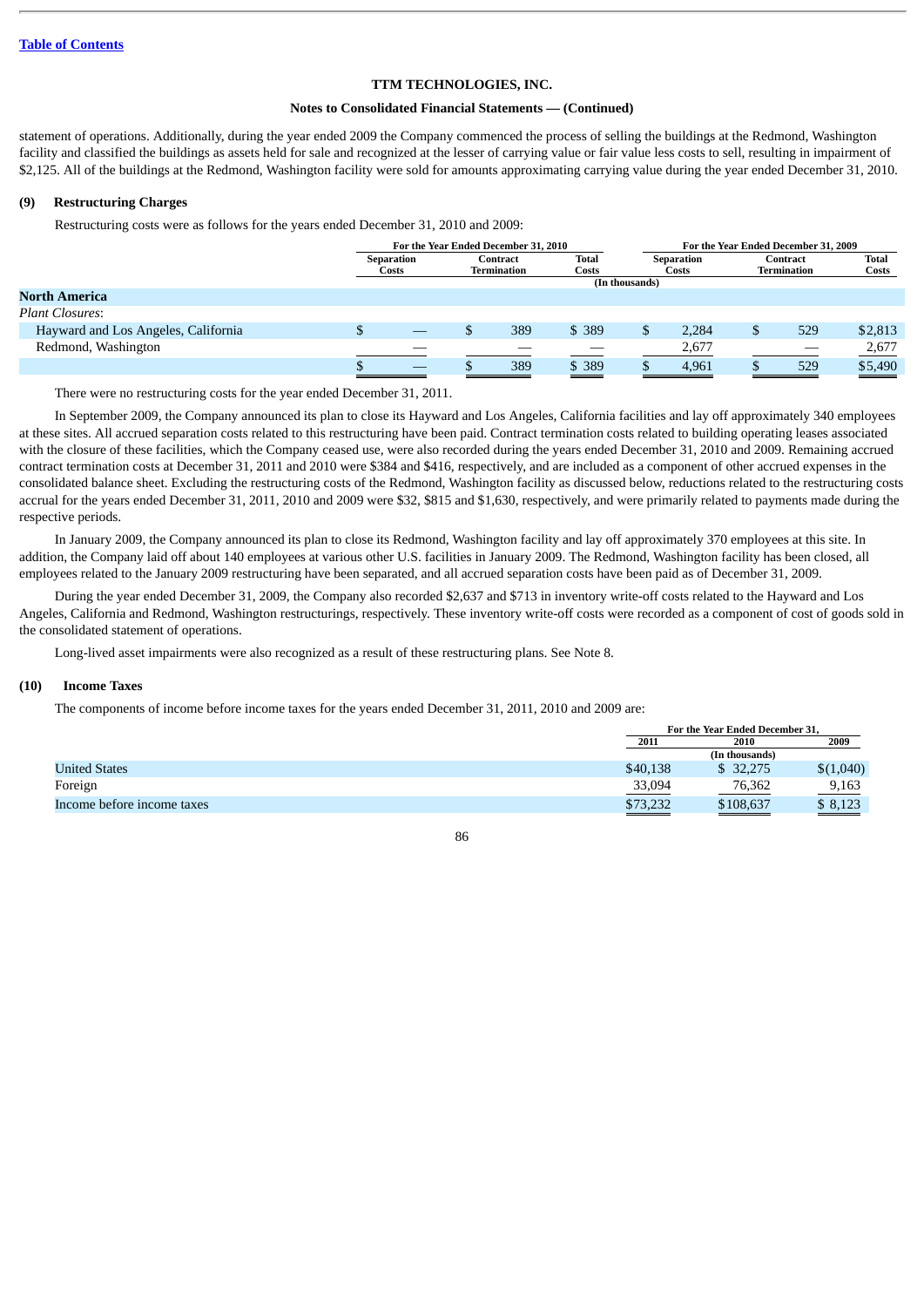statement of operations. Additionally, during the year ended 2009 the Company commenced the process of selling the buildings at the Redmond, Washington facility and classified the buildings as assets held for sale and recognized at the lesser of carrying value or fair value less costs to sell, resulting in impairment of $2,125. All of the buildings at the Redmond, Washington facility were sold for amounts approximating carrying value during the year ended December 31, 2010.

## (9) Restructuring Charges

Restructuring costs were as follows for the years ended December 31, 2010 and 2009:

| | For the Year Ended December 31, 2010 | | | For the Year Ended December 31, 2009 | | |
|---|---|---|---|---|---|---|
| | Separation Costs | Contract Termination | Total Costs | Separation Costs | Contract Termination | Total Costs |
| | (In thousands) | | | | | |
| **North America** | | | | | | |
| *Plant Closures*: | | | | | | |
| Hayward and Los Angeles, California | $ — | $ 389 | $ 389 | $ 2,284 | $ 529 | $2,813 |
| Redmond, Washington | — | — | — | 2,677 | — | 2,677 |
| | $ — | $ 389 | $ 389 | $ 4,961 | $ 529 | $5,490 |

There were no restructuring costs for the year ended December 31, 2011.

In September 2009, the Company announced its plan to close its Hayward and Los Angeles, California facilities and lay off approximately 340 employees at these sites. All accrued separation costs related to this restructuring have been paid. Contract termination costs related to building operating leases associated with the closure of these facilities, which the Company ceased use, were also recorded during the years ended December 31, 2010 and 2009. Remaining accrued contract termination costs at December 31, 2011 and 2010 were $384 and $416, respectively, and are included as a component of other accrued expenses in the consolidated balance sheet. Excluding the restructuring costs of the Redmond, Washington facility as discussed below, reductions related to the restructuring costs accrual for the years ended December 31, 2011, 2010 and 2009 were $32, $815 and $1,630, respectively, and were primarily related to payments made during the respective periods.

In January 2009, the Company announced its plan to close its Redmond, Washington facility and lay off approximately 370 employees at this site. In addition, the Company laid off about 140 employees at various other U.S. facilities in January 2009. The Redmond, Washington facility has been closed, all employees related to the January 2009 restructuring have been separated, and all accrued separation costs have been paid as of December 31, 2009.

During the year ended December 31, 2009, the Company also recorded $2,637 and $713 in inventory write-off costs related to the Hayward and Los Angeles, California and Redmond, Washington restructurings, respectively. These inventory write-off costs were recorded as a component of cost of goods sold in the consolidated statement of operations.

Long-lived asset impairments were also recognized as a result of these restructuring plans. See Note 8.

## (10) Income Taxes

The components of income before income taxes for the years ended December 31, 2011, 2010 and 2009 are:

| | For the Year Ended December 31, | | |
|---|---|---|---|
| | 2011 | 2010 | 2009 |
| | (In thousands) | | |
| United States | $40,138 | $ 32,275 | $(1,040) |
| Foreign | 33,094 | 76,362 | 9,163 |
| Income before income taxes | $73,232 | $108,637 | $ 8,123 |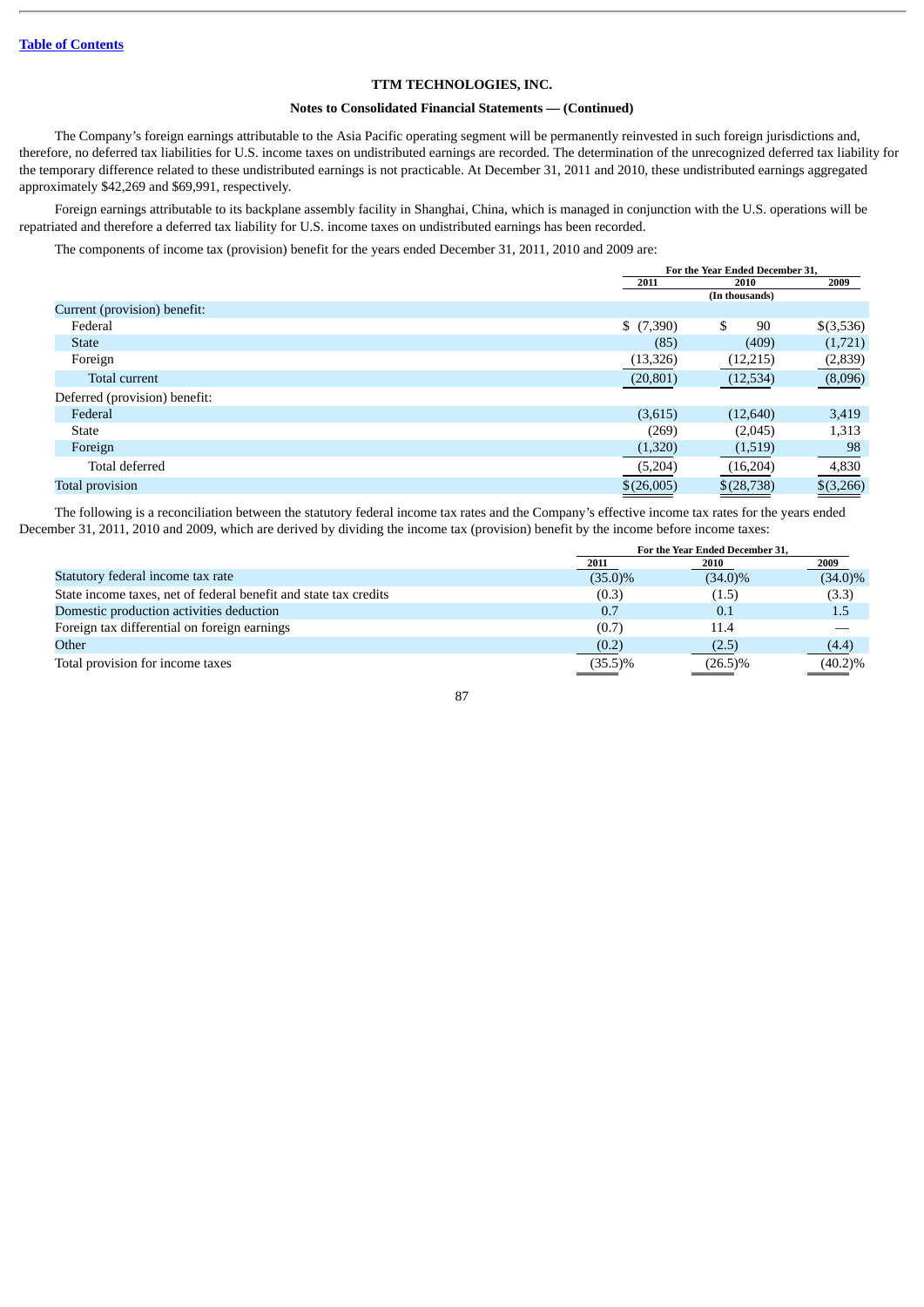[Table of Contents]

**TTM TECHNOLOGIES, INC.**

**Notes to Consolidated Financial Statements — (Continued)**

The Company's foreign earnings attributable to the Asia Pacific operating segment will be permanently reinvested in such foreign jurisdictions and, therefore, no deferred tax liabilities for U.S. income taxes on undistributed earnings are recorded. The determination of the unrecognized deferred tax liability for the temporary difference related to these undistributed earnings is not practicable. At December 31, 2011 and 2010, these undistributed earnings aggregated approximately $42,269 and $69,991, respectively.

Foreign earnings attributable to its backplane assembly facility in Shanghai, China, which is managed in conjunction with the U.S. operations will be repatriated and therefore a deferred tax liability for U.S. income taxes on undistributed earnings has been recorded.

The components of income tax (provision) benefit for the years ended December 31, 2011, 2010 and 2009 are:

| | For the Year Ended December 31, | | |
|---|---|---|---|
| | 2011 | 2010 | 2009 |
| | | (In thousands) | |
| Current (provision) benefit: | | | |
| Federal | $ (7,390) | $ 90 | $(3,536) |
| State | (85) | (409) | (1,721) |
| Foreign | (13,326) | (12,215) | (2,839) |
| Total current | (20,801) | (12,534) | (8,096) |
| Deferred (provision) benefit: | | | |
| Federal | (3,615) | (12,640) | 3,419 |
| State | (269) | (2,045) | 1,313 |
| Foreign | (1,320) | (1,519) | 98 |
| Total deferred | (5,204) | (16,204) | 4,830 |
| Total provision | $(26,005) | $(28,738) | $(3,266) |

The following is a reconciliation between the statutory federal income tax rates and the Company's effective income tax rates for the years ended December 31, 2011, 2010 and 2009, which are derived by dividing the income tax (provision) benefit by the income before income taxes:

| | For the Year Ended December 31, | | |
|---|---|---|---|
| | 2011 | 2010 | 2009 |
| Statutory federal income tax rate | (35.0)% | (34.0)% | (34.0)% |
| State income taxes, net of federal benefit and state tax credits | (0.3) | (1.5) | (3.3) |
| Domestic production activities deduction | 0.7 | 0.1 | 1.5 |
| Foreign tax differential on foreign earnings | (0.7) | 11.4 | — |
| Other | (0.2) | (2.5) | (4.4) |
| Total provision for income taxes | (35.5)% | (26.5)% | (40.2)% |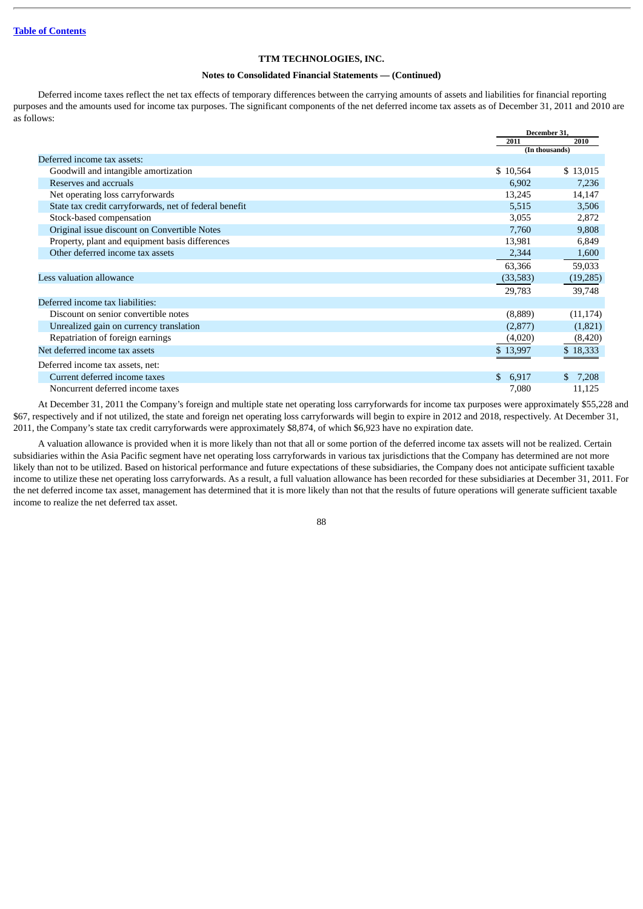Table of Contents

**TTM TECHNOLOGIES, INC.**

**Notes to Consolidated Financial Statements — (Continued)**

Deferred income taxes reflect the net tax effects of temporary differences between the carrying amounts of assets and liabilities for financial reporting purposes and the amounts used for income tax purposes. The significant components of the net deferred income tax assets as of December 31, 2011 and 2010 are as follows:

| | December 31, | |
|---|---|---|
| | 2011 | 2010 |
| | (In thousands) | |
| Deferred income tax assets: | | |
| Goodwill and intangible amortization | $ 10,564 | $ 13,015 |
| Reserves and accruals | 6,902 | 7,236 |
| Net operating loss carryforwards | 13,245 | 14,147 |
| State tax credit carryforwards, net of federal benefit | 5,515 | 3,506 |
| Stock-based compensation | 3,055 | 2,872 |
| Original issue discount on Convertible Notes | 7,760 | 9,808 |
| Property, plant and equipment basis differences | 13,981 | 6,849 |
| Other deferred income tax assets | 2,344 | 1,600 |
| | 63,366 | 59,033 |
| Less valuation allowance | (33,583) | (19,285) |
| | 29,783 | 39,748 |
| Deferred income tax liabilities: | | |
| Discount on senior convertible notes | (8,889) | (11,174) |
| Unrealized gain on currency translation | (2,877) | (1,821) |
| Repatriation of foreign earnings | (4,020) | (8,420) |
| Net deferred income tax assets | $ 13,997 | $ 18,333 |
| Deferred income tax assets, net: | | |
| Current deferred income taxes | $ 6,917 | $ 7,208 |
| Noncurrent deferred income taxes | 7,080 | 11,125 |

At December 31, 2011 the Company's foreign and multiple state net operating loss carryforwards for income tax purposes were approximately $55,228 and $67, respectively and if not utilized, the state and foreign net operating loss carryforwards will begin to expire in 2012 and 2018, respectively. At December 31, 2011, the Company's state tax credit carryforwards were approximately $8,874, of which $6,923 have no expiration date.

A valuation allowance is provided when it is more likely than not that all or some portion of the deferred income tax assets will not be realized. Certain subsidiaries within the Asia Pacific segment have net operating loss carryforwards in various tax jurisdictions that the Company has determined are not more likely than not to be utilized. Based on historical performance and future expectations of these subsidiaries, the Company does not anticipate sufficient taxable income to utilize these net operating loss carryforwards. As a result, a full valuation allowance has been recorded for these subsidiaries at December 31, 2011. For the net deferred income tax asset, management has determined that it is more likely than not that the results of future operations will generate sufficient taxable income to realize the net deferred tax asset.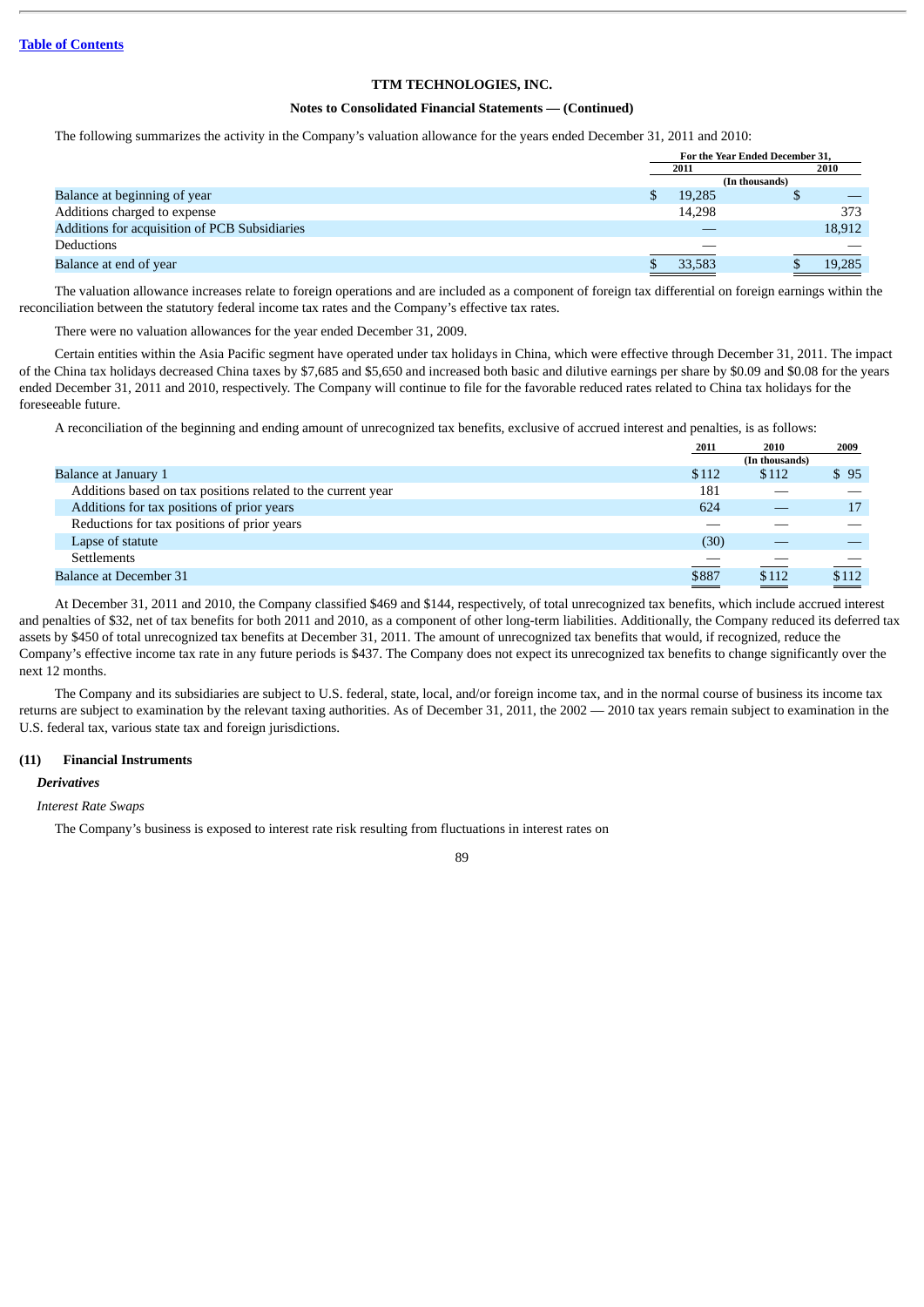[Table of Contents](#)

**TTM TECHNOLOGIES, INC.**

**Notes to Consolidated Financial Statements — (Continued)**

The following summarizes the activity in the Company's valuation allowance for the years ended December 31, 2011 and 2010:

| | For the Year Ended December 31, | |
|---|---|---|
| | 2011 | 2010 |
| | (In thousands) | |
| Balance at beginning of year | $ 19,285 | $ — |
| Additions charged to expense | 14,298 | 373 |
| Additions for acquisition of PCB Subsidiaries | — | 18,912 |
| Deductions | — | — |
| Balance at end of year | $ 33,583 | $ 19,285 |

The valuation allowance increases relate to foreign operations and are included as a component of foreign tax differential on foreign earnings within the reconciliation between the statutory federal income tax rates and the Company's effective tax rates.

There were no valuation allowances for the year ended December 31, 2009.

Certain entities within the Asia Pacific segment have operated under tax holidays in China, which were effective through December 31, 2011. The impact of the China tax holidays decreased China taxes by $7,685 and $5,650 and increased both basic and dilutive earnings per share by $0.09 and $0.08 for the years ended December 31, 2011 and 2010, respectively. The Company will continue to file for the favorable reduced rates related to China tax holidays for the foreseeable future.

A reconciliation of the beginning and ending amount of unrecognized tax benefits, exclusive of accrued interest and penalties, is as follows:

| | 2011 | 2010 | 2009 |
|---|---|---|---|
| | | (In thousands) | |
| Balance at January 1 | $112 | $112 | $ 95 |
| Additions based on tax positions related to the current year | 181 | — | — |
| Additions for tax positions of prior years | 624 | — | 17 |
| Reductions for tax positions of prior years | — | — | — |
| Lapse of statute | (30) | — | — |
| Settlements | — | — | — |
| Balance at December 31 | $887 | $112 | $112 |

At December 31, 2011 and 2010, the Company classified $469 and $144, respectively, of total unrecognized tax benefits, which include accrued interest and penalties of $32, net of tax benefits for both 2011 and 2010, as a component of other long-term liabilities. Additionally, the Company reduced its deferred tax assets by $450 of total unrecognized tax benefits at December 31, 2011. The amount of unrecognized tax benefits that would, if recognized, reduce the Company's effective income tax rate in any future periods is $437. The Company does not expect its unrecognized tax benefits to change significantly over the next 12 months.

The Company and its subsidiaries are subject to U.S. federal, state, local, and/or foreign income tax, and in the normal course of business its income tax returns are subject to examination by the relevant taxing authorities. As of December 31, 2011, the 2002 — 2010 tax years remain subject to examination in the U.S. federal tax, various state tax and foreign jurisdictions.

## (11) Financial Instruments

***Derivatives***

*Interest Rate Swaps*

The Company's business is exposed to interest rate risk resulting from fluctuations in interest rates on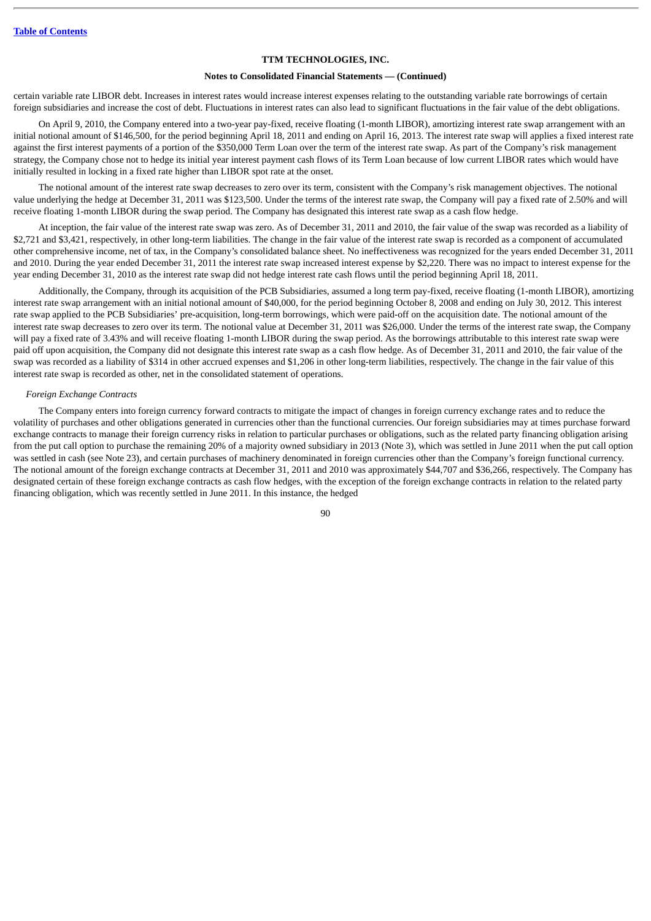certain variable rate LIBOR debt. Increases in interest rates would increase interest expenses relating to the outstanding variable rate borrowings of certain foreign subsidiaries and increase the cost of debt. Fluctuations in interest rates can also lead to significant fluctuations in the fair value of the debt obligations.

On April 9, 2010, the Company entered into a two-year pay-fixed, receive floating (1-month LIBOR), amortizing interest rate swap arrangement with an initial notional amount of $146,500, for the period beginning April 18, 2011 and ending on April 16, 2013. The interest rate swap will applies a fixed interest rate against the first interest payments of a portion of the $350,000 Term Loan over the term of the interest rate swap. As part of the Company's risk management strategy, the Company chose not to hedge its initial year interest payment cash flows of its Term Loan because of low current LIBOR rates which would have initially resulted in locking in a fixed rate higher than LIBOR spot rate at the onset.

The notional amount of the interest rate swap decreases to zero over its term, consistent with the Company's risk management objectives. The notional value underlying the hedge at December 31, 2011 was $123,500. Under the terms of the interest rate swap, the Company will pay a fixed rate of 2.50% and will receive floating 1-month LIBOR during the swap period. The Company has designated this interest rate swap as a cash flow hedge.

At inception, the fair value of the interest rate swap was zero. As of December 31, 2011 and 2010, the fair value of the swap was recorded as a liability of $2,721 and $3,421, respectively, in other long-term liabilities. The change in the fair value of the interest rate swap is recorded as a component of accumulated other comprehensive income, net of tax, in the Company's consolidated balance sheet. No ineffectiveness was recognized for the years ended December 31, 2011 and 2010. During the year ended December 31, 2011 the interest rate swap increased interest expense by $2,220. There was no impact to interest expense for the year ending December 31, 2010 as the interest rate swap did not hedge interest rate cash flows until the period beginning April 18, 2011.

Additionally, the Company, through its acquisition of the PCB Subsidiaries, assumed a long term pay-fixed, receive floating (1-month LIBOR), amortizing interest rate swap arrangement with an initial notional amount of $40,000, for the period beginning October 8, 2008 and ending on July 30, 2012. This interest rate swap applied to the PCB Subsidiaries' pre-acquisition, long-term borrowings, which were paid-off on the acquisition date. The notional amount of the interest rate swap decreases to zero over its term. The notional value at December 31, 2011 was $26,000. Under the terms of the interest rate swap, the Company will pay a fixed rate of 3.43% and will receive floating 1-month LIBOR during the swap period. As the borrowings attributable to this interest rate swap were paid off upon acquisition, the Company did not designate this interest rate swap as a cash flow hedge. As of December 31, 2011 and 2010, the fair value of the swap was recorded as a liability of $314 in other accrued expenses and $1,206 in other long-term liabilities, respectively. The change in the fair value of this interest rate swap is recorded as other, net in the consolidated statement of operations.

*Foreign Exchange Contracts*

The Company enters into foreign currency forward contracts to mitigate the impact of changes in foreign currency exchange rates and to reduce the volatility of purchases and other obligations generated in currencies other than the functional currencies. Our foreign subsidiaries may at times purchase forward exchange contracts to manage their foreign currency risks in relation to particular purchases or obligations, such as the related party financing obligation arising from the put call option to purchase the remaining 20% of a majority owned subsidiary in 2013 (Note 3), which was settled in June 2011 when the put call option was settled in cash (see Note 23), and certain purchases of machinery denominated in foreign currencies other than the Company's foreign functional currency. The notional amount of the foreign exchange contracts at December 31, 2011 and 2010 was approximately $44,707 and $36,266, respectively. The Company has designated certain of these foreign exchange contracts as cash flow hedges, with the exception of the foreign exchange contracts in relation to the related party financing obligation, which was recently settled in June 2011. In this instance, the hedged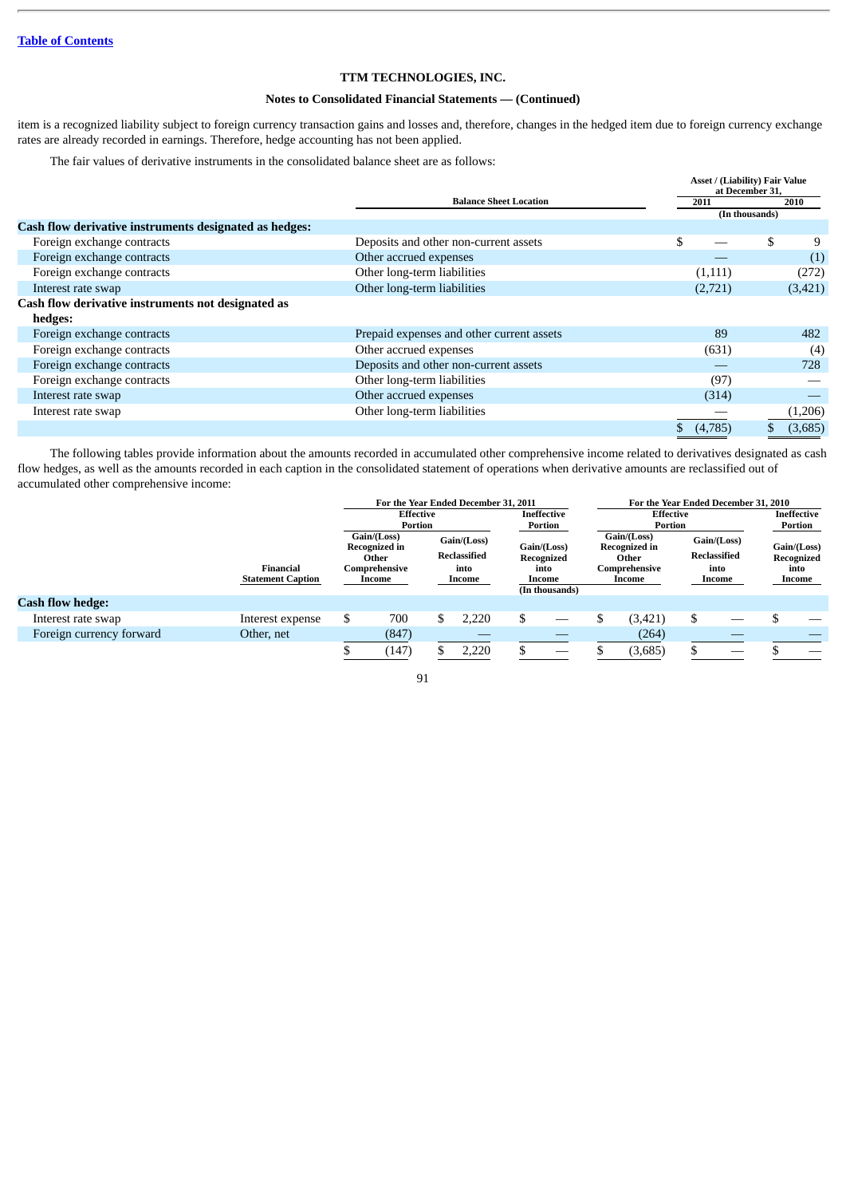TTM TECHNOLOGIES, INC.

**Notes to Consolidated Financial Statements — (Continued)**

item is a recognized liability subject to foreign currency transaction gains and losses and, therefore, changes in the hedged item due to foreign currency exchange rates are already recorded in earnings. Therefore, hedge accounting has not been applied.

The fair values of derivative instruments in the consolidated balance sheet are as follows:

| | Balance Sheet Location | Asset / (Liability) Fair Value at December 31, 2011 | 2010 |
|---|---|---|---|
| | | (In thousands) | |
| **Cash flow derivative instruments designated as hedges:** | | | |
| Foreign exchange contracts | Deposits and other non-current assets | $ — | $ 9 |
| Foreign exchange contracts | Other accrued expenses | — | (1) |
| Foreign exchange contracts | Other long-term liabilities | (1,111) | (272) |
| Interest rate swap | Other long-term liabilities | (2,721) | (3,421) |
| **Cash flow derivative instruments not designated as hedges:** | | | |
| Foreign exchange contracts | Prepaid expenses and other current assets | 89 | 482 |
| Foreign exchange contracts | Other accrued expenses | (631) | (4) |
| Foreign exchange contracts | Deposits and other non-current assets | — | 728 |
| Foreign exchange contracts | Other long-term liabilities | (97) | — |
| Interest rate swap | Other accrued expenses | (314) | — |
| Interest rate swap | Other long-term liabilities | — | (1,206) |
| | | $ (4,785) | $ (3,685) |

The following tables provide information about the amounts recorded in accumulated other comprehensive income related to derivatives designated as cash flow hedges, as well as the amounts recorded in each caption in the consolidated statement of operations when derivative amounts are reclassified out of accumulated other comprehensive income:

| | | For the Year Ended December 31, 2011 | | | For the Year Ended December 31, 2010 | | |
|---|---|---|---|---|---|---|---|
| | | Effective Portion | | Ineffective Portion | Effective Portion | | Ineffective Portion |
| | Financial Statement Caption | Gain/(Loss) Recognized in Other Comprehensive Income | Gain/(Loss) Reclassified into Income | Gain/(Loss) Recognized into Income | Gain/(Loss) Recognized in Other Comprehensive Income | Gain/(Loss) Reclassified into Income | Gain/(Loss) Recognized into Income |
| | | | | (In thousands) | | | |
| **Cash flow hedge:** | | | | | | | |
| Interest rate swap | Interest expense | $ 700 | $ 2,220 | $ — | $ (3,421) | $ — | $ — |
| Foreign currency forward | Other, net | (847) | — | — | (264) | — | — |
| | | $ (147) | $ 2,220 | $ — | $ (3,685) | $ — | $ — |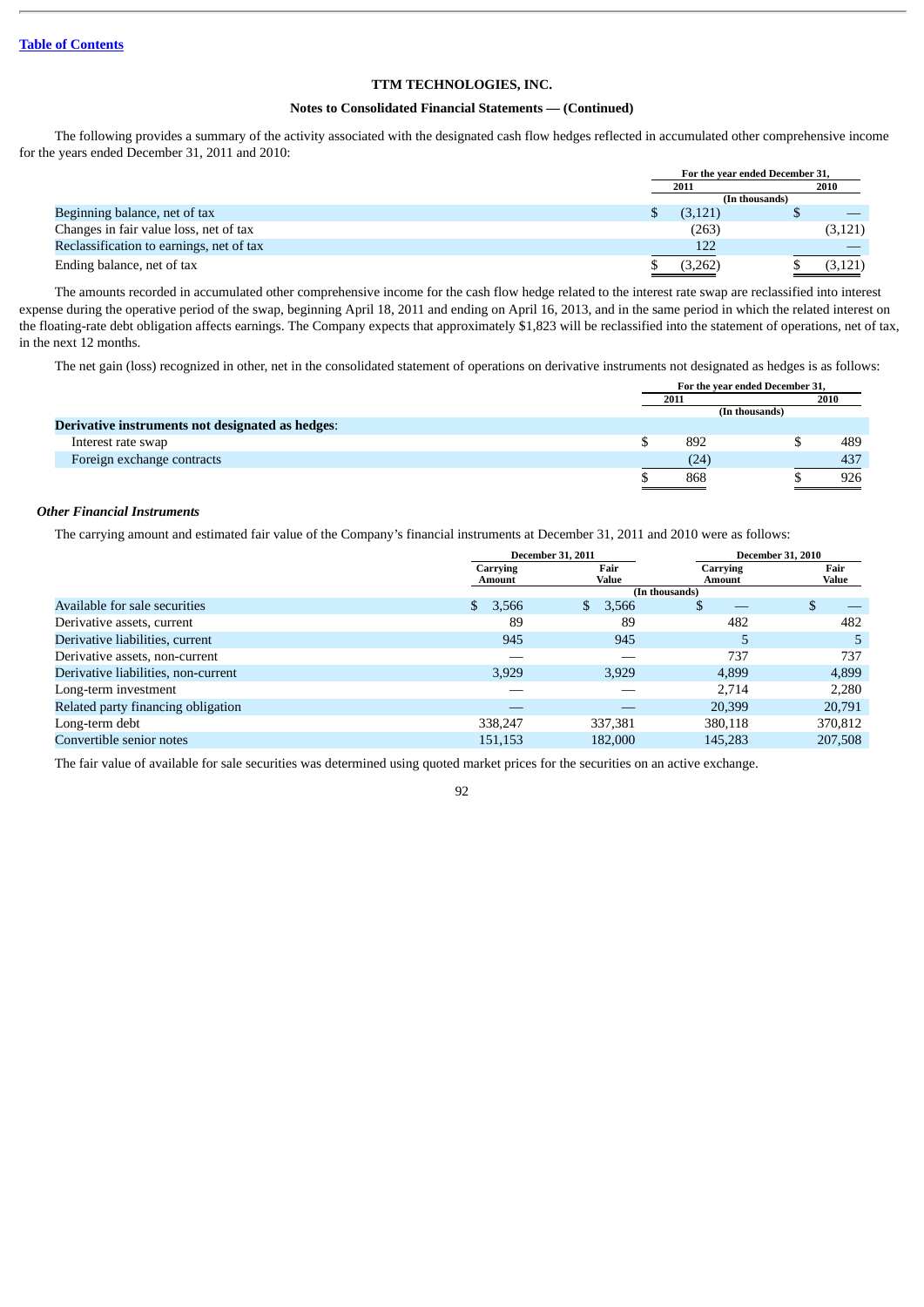Table of Contents

**TTM TECHNOLOGIES, INC.**

**Notes to Consolidated Financial Statements — (Continued)**

The following provides a summary of the activity associated with the designated cash flow hedges reflected in accumulated other comprehensive income for the years ended December 31, 2011 and 2010:

| | For the year ended December 31, | |
|---|---|---|
| | 2011 | 2010 |
| | (In thousands) | |
| Beginning balance, net of tax | $ (3,121) | $ — |
| Changes in fair value loss, net of tax | (263) | (3,121) |
| Reclassification to earnings, net of tax | 122 | — |
| Ending balance, net of tax | $ (3,262) | $ (3,121) |

The amounts recorded in accumulated other comprehensive income for the cash flow hedge related to the interest rate swap are reclassified into interest expense during the operative period of the swap, beginning April 18, 2011 and ending on April 16, 2013, and in the same period in which the related interest on the floating-rate debt obligation affects earnings. The Company expects that approximately $1,823 will be reclassified into the statement of operations, net of tax, in the next 12 months.

The net gain (loss) recognized in other, net in the consolidated statement of operations on derivative instruments not designated as hedges is as follows:

| | For the year ended December 31, | |
|---|---|---|
| | 2011 | 2010 |
| | (In thousands) | |
| **Derivative instruments not designated as hedges**: | | |
| Interest rate swap | $ 892 | $ 489 |
| Foreign exchange contracts | (24) | 437 |
| | $ 868 | $ 926 |

***Other Financial Instruments***

The carrying amount and estimated fair value of the Company's financial instruments at December 31, 2011 and 2010 were as follows:

| | December 31, 2011 | | December 31, 2010 | |
|---|---|---|---|---|
| | Carrying Amount | Fair Value | Carrying Amount | Fair Value |
| | (In thousands) | | | |
| Available for sale securities | $ 3,566 | $ 3,566 | $ — | $ — |
| Derivative assets, current | 89 | 89 | 482 | 482 |
| Derivative liabilities, current | 945 | 945 | 5 | 5 |
| Derivative assets, non-current | — | — | 737 | 737 |
| Derivative liabilities, non-current | 3,929 | 3,929 | 4,899 | 4,899 |
| Long-term investment | — | — | 2,714 | 2,280 |
| Related party financing obligation | — | — | 20,399 | 20,791 |
| Long-term debt | 338,247 | 337,381 | 380,118 | 370,812 |
| Convertible senior notes | 151,153 | 182,000 | 145,283 | 207,508 |

The fair value of available for sale securities was determined using quoted market prices for the securities on an active exchange.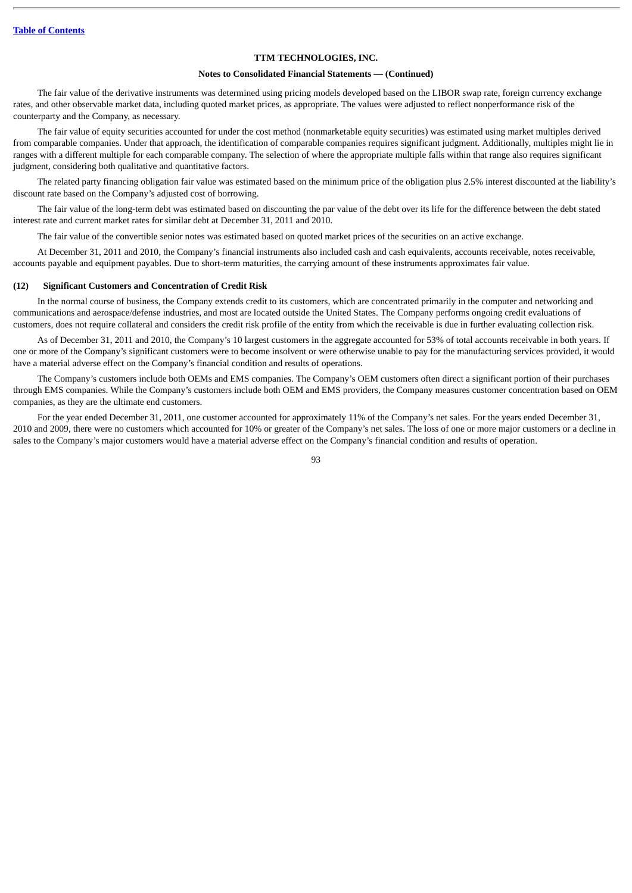The fair value of the derivative instruments was determined using pricing models developed based on the LIBOR swap rate, foreign currency exchange rates, and other observable market data, including quoted market prices, as appropriate. The values were adjusted to reflect nonperformance risk of the counterparty and the Company, as necessary.

The fair value of equity securities accounted for under the cost method (nonmarketable equity securities) was estimated using market multiples derived from comparable companies. Under that approach, the identification of comparable companies requires significant judgment. Additionally, multiples might lie in ranges with a different multiple for each comparable company. The selection of where the appropriate multiple falls within that range also requires significant judgment, considering both qualitative and quantitative factors.

The related party financing obligation fair value was estimated based on the minimum price of the obligation plus 2.5% interest discounted at the liability's discount rate based on the Company's adjusted cost of borrowing.

The fair value of the long-term debt was estimated based on discounting the par value of the debt over its life for the difference between the debt stated interest rate and current market rates for similar debt at December 31, 2011 and 2010.

The fair value of the convertible senior notes was estimated based on quoted market prices of the securities on an active exchange.

At December 31, 2011 and 2010, the Company's financial instruments also included cash and cash equivalents, accounts receivable, notes receivable, accounts payable and equipment payables. Due to short-term maturities, the carrying amount of these instruments approximates fair value.

## (12) Significant Customers and Concentration of Credit Risk

In the normal course of business, the Company extends credit to its customers, which are concentrated primarily in the computer and networking and communications and aerospace/defense industries, and most are located outside the United States. The Company performs ongoing credit evaluations of customers, does not require collateral and considers the credit risk profile of the entity from which the receivable is due in further evaluating collection risk.

As of December 31, 2011 and 2010, the Company's 10 largest customers in the aggregate accounted for 53% of total accounts receivable in both years. If one or more of the Company's significant customers were to become insolvent or were otherwise unable to pay for the manufacturing services provided, it would have a material adverse effect on the Company's financial condition and results of operations.

The Company's customers include both OEMs and EMS companies. The Company's OEM customers often direct a significant portion of their purchases through EMS companies. While the Company's customers include both OEM and EMS providers, the Company measures customer concentration based on OEM companies, as they are the ultimate end customers.

For the year ended December 31, 2011, one customer accounted for approximately 11% of the Company's net sales. For the years ended December 31, 2010 and 2009, there were no customers which accounted for 10% or greater of the Company's net sales. The loss of one or more major customers or a decline in sales to the Company's major customers would have a material adverse effect on the Company's financial condition and results of operation.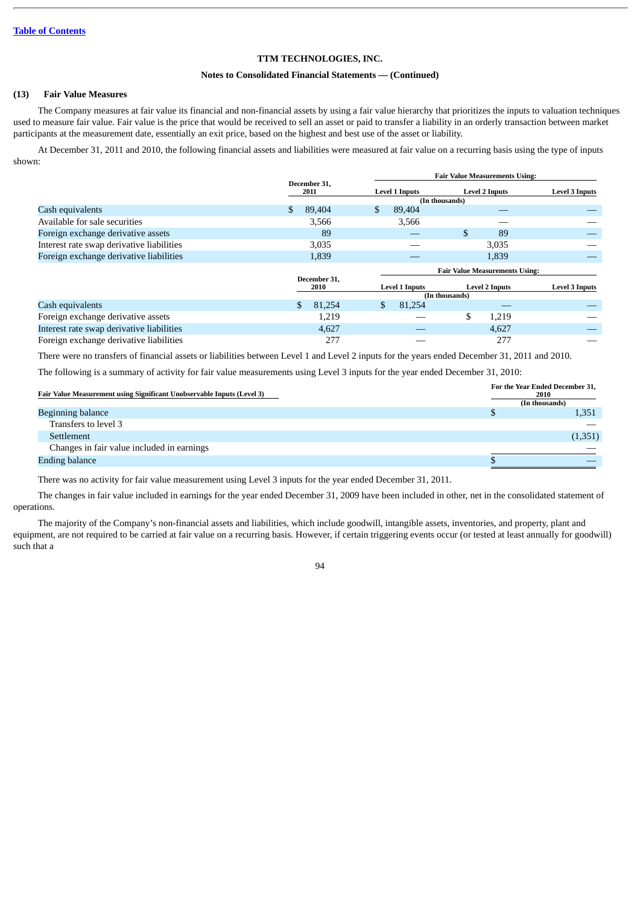[Table of Contents](#)

**TTM TECHNOLOGIES, INC.**

**Notes to Consolidated Financial Statements — (Continued)**

## (13) Fair Value Measures

The Company measures at fair value its financial and non-financial assets by using a fair value hierarchy that prioritizes the inputs to valuation techniques used to measure fair value. Fair value is the price that would be received to sell an asset or paid to transfer a liability in an orderly transaction between market participants at the measurement date, essentially an exit price, based on the highest and best use of the asset or liability.

At December 31, 2011 and 2010, the following financial assets and liabilities were measured at fair value on a recurring basis using the type of inputs shown:

| | December 31, 2011 | Fair Value Measurements Using: | | |
|---|---|---|---|---|
| | | Level 1 Inputs | Level 2 Inputs | Level 3 Inputs |
| | | (In thousands) | | |
| Cash equivalents | $ 89,404 | $ 89,404 | — | — |
| Available for sale securities | 3,566 | 3,566 | — | — |
| Foreign exchange derivative assets | 89 | — | $ 89 | — |
| Interest rate swap derivative liabilities | 3,035 | — | 3,035 | — |
| Foreign exchange derivative liabilities | 1,839 | — | 1,839 | — |

| | December 31, 2010 | Fair Value Measurements Using: | | |
|---|---|---|---|---|
| | | Level 1 Inputs | Level 2 Inputs | Level 3 Inputs |
| | | (In thousands) | | |
| Cash equivalents | $ 81,254 | $ 81,254 | — | — |
| Foreign exchange derivative assets | 1,219 | — | $ 1,219 | — |
| Interest rate swap derivative liabilities | 4,627 | — | 4,627 | — |
| Foreign exchange derivative liabilities | 277 | — | 277 | — |

There were no transfers of financial assets or liabilities between Level 1 and Level 2 inputs for the years ended December 31, 2011 and 2010.

The following is a summary of activity for fair value measurements using Level 3 inputs for the year ended December 31, 2010:

| Fair Value Measurement using Significant Unobservable Inputs (Level 3) | For the Year Ended December 31, 2010 |
|---|---|
| | (In thousands) |
| Beginning balance | $ 1,351 |
| Transfers to level 3 | — |
| Settlement | (1,351) |
| Changes in fair value included in earnings | — |
| Ending balance | $ — |

There was no activity for fair value measurement using Level 3 inputs for the year ended December 31, 2011.

The changes in fair value included in earnings for the year ended December 31, 2009 have been included in other, net in the consolidated statement of operations.

The majority of the Company's non-financial assets and liabilities, which include goodwill, intangible assets, inventories, and property, plant and equipment, are not required to be carried at fair value on a recurring basis. However, if certain triggering events occur (or tested at least annually for goodwill) such that a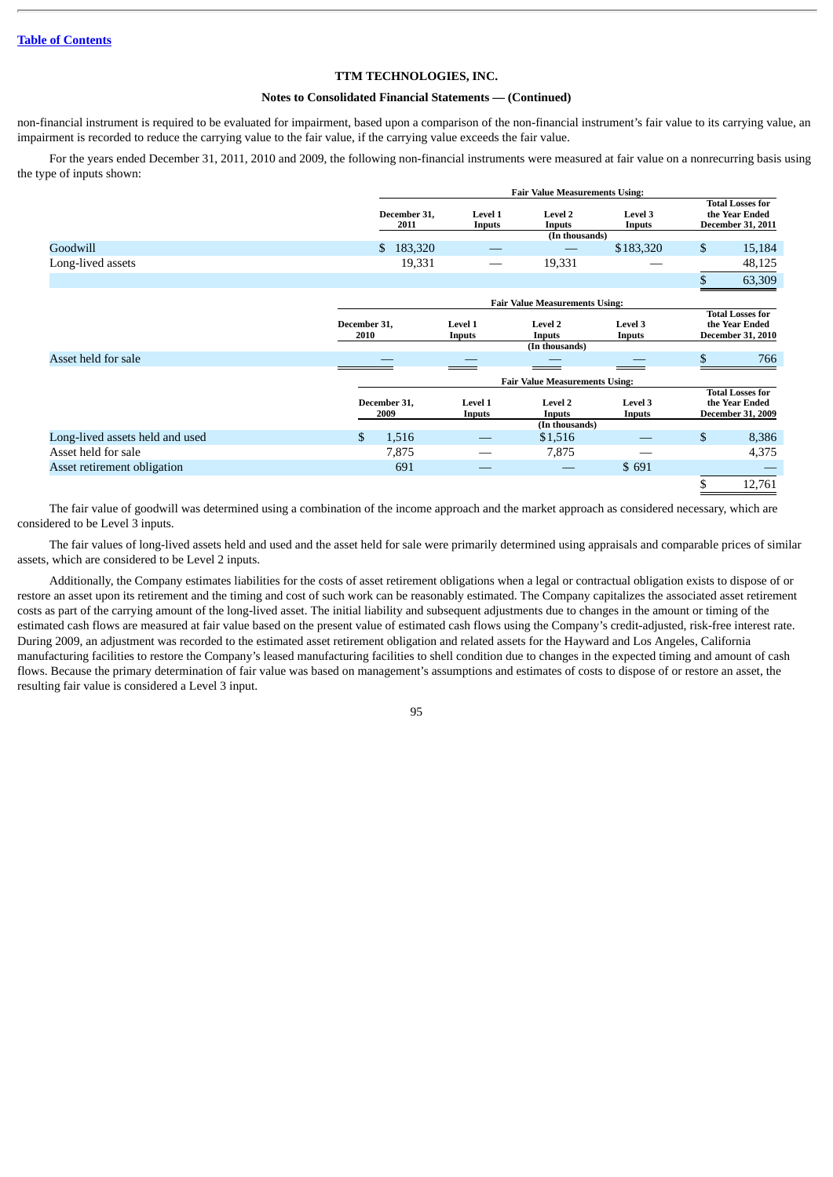Table of Contents

TTM TECHNOLOGIES, INC.

**Notes to Consolidated Financial Statements — (Continued)**

non-financial instrument is required to be evaluated for impairment, based upon a comparison of the non-financial instrument's fair value to its carrying value, an impairment is recorded to reduce the carrying value to the fair value, if the carrying value exceeds the fair value.

For the years ended December 31, 2011, 2010 and 2009, the following non-financial instruments were measured at fair value on a nonrecurring basis using the type of inputs shown:

| | Fair Value Measurements Using: | | | | |
|---|---|---|---|---|---|
| | December 31, 2011 | Level 1 Inputs | Level 2 Inputs | Level 3 Inputs | Total Losses for the Year Ended December 31, 2011 |
| | | | (In thousands) | | |
| Goodwill | $ 183,320 | — | — | $183,320 | $ 15,184 |
| Long-lived assets | 19,331 | — | 19,331 | — | 48,125 |
| | | | | | $ 63,309 |

| | Fair Value Measurements Using: | | | | |
|---|---|---|---|---|---|
| | December 31, 2010 | Level 1 Inputs | Level 2 Inputs | Level 3 Inputs | Total Losses for the Year Ended December 31, 2010 |
| | | | (In thousands) | | |
| Asset held for sale | — | — | — | — | $ 766 |

| | Fair Value Measurements Using: | | | | |
|---|---|---|---|---|---|
| | December 31, 2009 | Level 1 Inputs | Level 2 Inputs | Level 3 Inputs | Total Losses for the Year Ended December 31, 2009 |
| | | | (In thousands) | | |
| Long-lived assets held and used | $ 1,516 | — | $1,516 | — | $ 8,386 |
| Asset held for sale | 7,875 | — | 7,875 | — | 4,375 |
| Asset retirement obligation | 691 | — | — | $ 691 | — |
| | | | | | $ 12,761 |

The fair value of goodwill was determined using a combination of the income approach and the market approach as considered necessary, which are considered to be Level 3 inputs.

The fair values of long-lived assets held and used and the asset held for sale were primarily determined using appraisals and comparable prices of similar assets, which are considered to be Level 2 inputs.

Additionally, the Company estimates liabilities for the costs of asset retirement obligations when a legal or contractual obligation exists to dispose of or restore an asset upon its retirement and the timing and cost of such work can be reasonably estimated. The Company capitalizes the associated asset retirement costs as part of the carrying amount of the long-lived asset. The initial liability and subsequent adjustments due to changes in the amount or timing of the estimated cash flows are measured at fair value based on the present value of estimated cash flows using the Company's credit-adjusted, risk-free interest rate. During 2009, an adjustment was recorded to the estimated asset retirement obligation and related assets for the Hayward and Los Angeles, California manufacturing facilities to restore the Company's leased manufacturing facilities to shell condition due to changes in the expected timing and amount of cash flows. Because the primary determination of fair value was based on management's assumptions and estimates of costs to dispose of or restore an asset, the resulting fair value is considered a Level 3 input.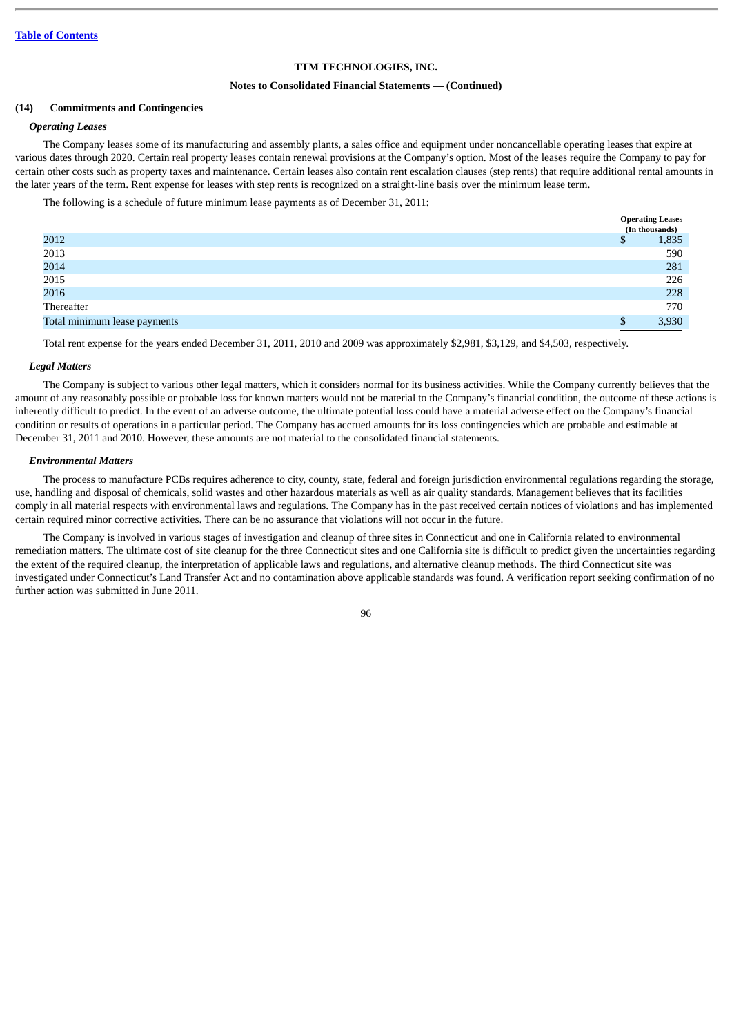Table of Contents

TTM TECHNOLOGIES, INC.

Notes to Consolidated Financial Statements — (Continued)

## (14) Commitments and Contingencies

### *Operating Leases*

The Company leases some of its manufacturing and assembly plants, a sales office and equipment under noncancellable operating leases that expire at various dates through 2020. Certain real property leases contain renewal provisions at the Company's option. Most of the leases require the Company to pay for certain other costs such as property taxes and maintenance. Certain leases also contain rent escalation clauses (step rents) that require additional rental amounts in the later years of the term. Rent expense for leases with step rents is recognized on a straight-line basis over the minimum lease term.

The following is a schedule of future minimum lease payments as of December 31, 2011:

| | Operating Leases (In thousands) |
|---|---|
| 2012 | $ 1,835 |
| 2013 | 590 |
| 2014 | 281 |
| 2015 | 226 |
| 2016 | 228 |
| Thereafter | 770 |
| Total minimum lease payments | $ 3,930 |

Total rent expense for the years ended December 31, 2011, 2010 and 2009 was approximately $2,981, $3,129, and $4,503, respectively.

### *Legal Matters*

The Company is subject to various other legal matters, which it considers normal for its business activities. While the Company currently believes that the amount of any reasonably possible or probable loss for known matters would not be material to the Company's financial condition, the outcome of these actions is inherently difficult to predict. In the event of an adverse outcome, the ultimate potential loss could have a material adverse effect on the Company's financial condition or results of operations in a particular period. The Company has accrued amounts for its loss contingencies which are probable and estimable at December 31, 2011 and 2010. However, these amounts are not material to the consolidated financial statements.

### *Environmental Matters*

The process to manufacture PCBs requires adherence to city, county, state, federal and foreign jurisdiction environmental regulations regarding the storage, use, handling and disposal of chemicals, solid wastes and other hazardous materials as well as air quality standards. Management believes that its facilities comply in all material respects with environmental laws and regulations. The Company has in the past received certain notices of violations and has implemented certain required minor corrective activities. There can be no assurance that violations will not occur in the future.

The Company is involved in various stages of investigation and cleanup of three sites in Connecticut and one in California related to environmental remediation matters. The ultimate cost of site cleanup for the three Connecticut sites and one California site is difficult to predict given the uncertainties regarding the extent of the required cleanup, the interpretation of applicable laws and regulations, and alternative cleanup methods. The third Connecticut site was investigated under Connecticut's Land Transfer Act and no contamination above applicable standards was found. A verification report seeking confirmation of no further action was submitted in June 2011.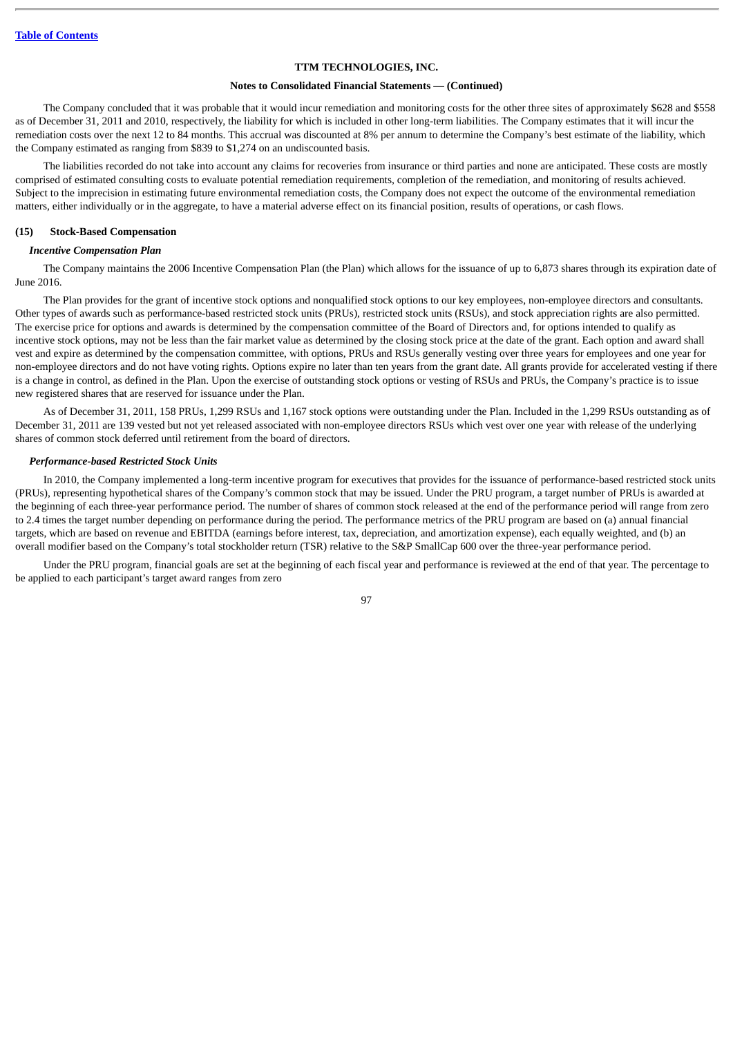The Company concluded that it was probable that it would incur remediation and monitoring costs for the other three sites of approximately $628 and $558 as of December 31, 2011 and 2010, respectively, the liability for which is included in other long-term liabilities. The Company estimates that it will incur the remediation costs over the next 12 to 84 months. This accrual was discounted at 8% per annum to determine the Company's best estimate of the liability, which the Company estimated as ranging from $839 to $1,274 on an undiscounted basis.

The liabilities recorded do not take into account any claims for recoveries from insurance or third parties and none are anticipated. These costs are mostly comprised of estimated consulting costs to evaluate potential remediation requirements, completion of the remediation, and monitoring of results achieved. Subject to the imprecision in estimating future environmental remediation costs, the Company does not expect the outcome of the environmental remediation matters, either individually or in the aggregate, to have a material adverse effect on its financial position, results of operations, or cash flows.

## (15) Stock-Based Compensation

### *Incentive Compensation Plan*

The Company maintains the 2006 Incentive Compensation Plan (the Plan) which allows for the issuance of up to 6,873 shares through its expiration date of June 2016.

The Plan provides for the grant of incentive stock options and nonqualified stock options to our key employees, non-employee directors and consultants. Other types of awards such as performance-based restricted stock units (PRUs), restricted stock units (RSUs), and stock appreciation rights are also permitted. The exercise price for options and awards is determined by the compensation committee of the Board of Directors and, for options intended to qualify as incentive stock options, may not be less than the fair market value as determined by the closing stock price at the date of the grant. Each option and award shall vest and expire as determined by the compensation committee, with options, PRUs and RSUs generally vesting over three years for employees and one year for non-employee directors and do not have voting rights. Options expire no later than ten years from the grant date. All grants provide for accelerated vesting if there is a change in control, as defined in the Plan. Upon the exercise of outstanding stock options or vesting of RSUs and PRUs, the Company's practice is to issue new registered shares that are reserved for issuance under the Plan.

As of December 31, 2011, 158 PRUs, 1,299 RSUs and 1,167 stock options were outstanding under the Plan. Included in the 1,299 RSUs outstanding as of December 31, 2011 are 139 vested but not yet released associated with non-employee directors RSUs which vest over one year with release of the underlying shares of common stock deferred until retirement from the board of directors.

### *Performance-based Restricted Stock Units*

In 2010, the Company implemented a long-term incentive program for executives that provides for the issuance of performance-based restricted stock units (PRUs), representing hypothetical shares of the Company's common stock that may be issued. Under the PRU program, a target number of PRUs is awarded at the beginning of each three-year performance period. The number of shares of common stock released at the end of the performance period will range from zero to 2.4 times the target number depending on performance during the period. The performance metrics of the PRU program are based on (a) annual financial targets, which are based on revenue and EBITDA (earnings before interest, tax, depreciation, and amortization expense), each equally weighted, and (b) an overall modifier based on the Company's total stockholder return (TSR) relative to the S&P SmallCap 600 over the three-year performance period.

Under the PRU program, financial goals are set at the beginning of each fiscal year and performance is reviewed at the end of that year. The percentage to be applied to each participant's target award ranges from zero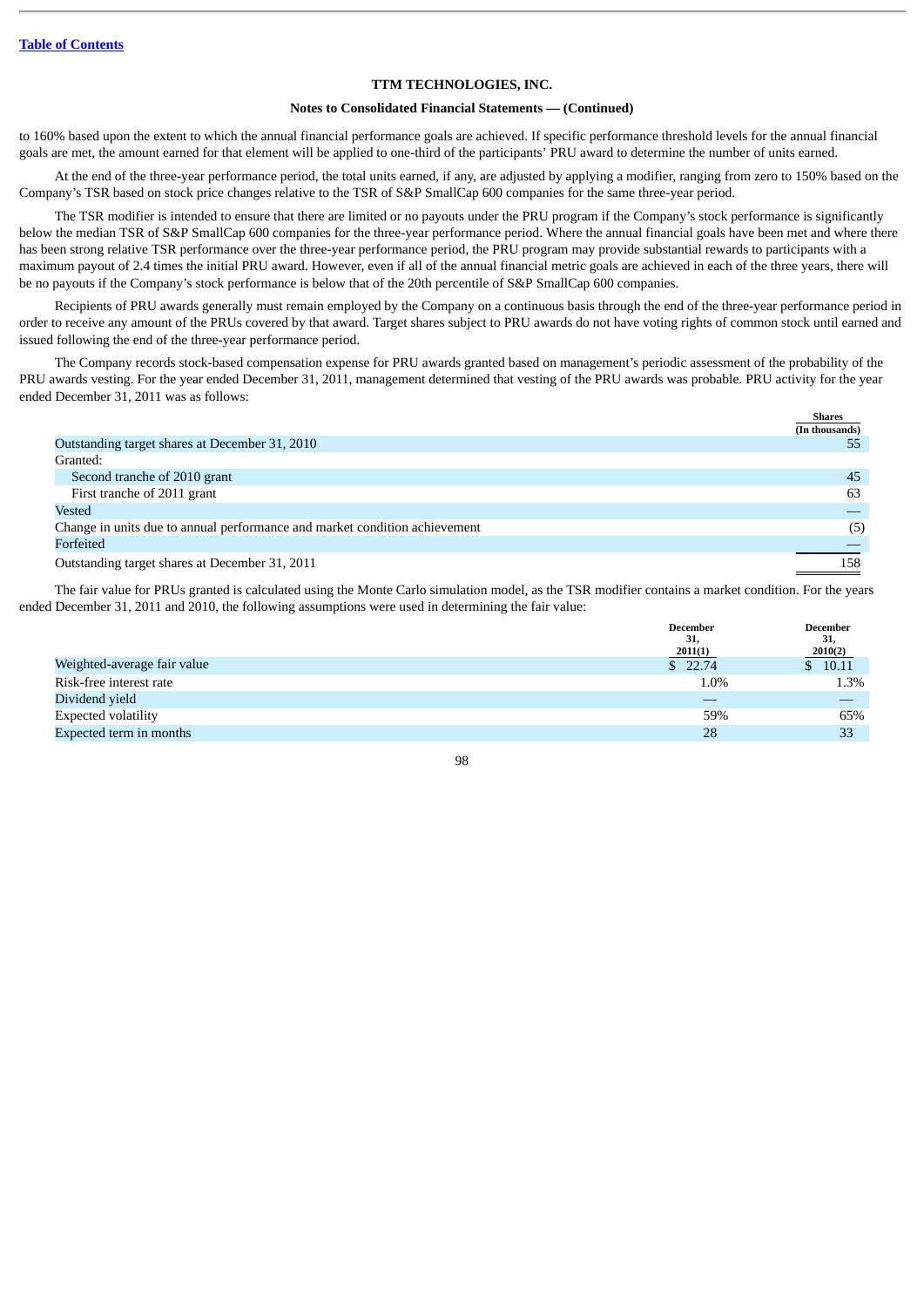to 160% based upon the extent to which the annual financial performance goals are achieved. If specific performance threshold levels for the annual financial goals are met, the amount earned for that element will be applied to one-third of the participants' PRU award to determine the number of units earned.

At the end of the three-year performance period, the total units earned, if any, are adjusted by applying a modifier, ranging from zero to 150% based on the Company's TSR based on stock price changes relative to the TSR of S&P SmallCap 600 companies for the same three-year period.

The TSR modifier is intended to ensure that there are limited or no payouts under the PRU program if the Company's stock performance is significantly below the median TSR of S&P SmallCap 600 companies for the three-year performance period. Where the annual financial goals have been met and where there has been strong relative TSR performance over the three-year performance period, the PRU program may provide substantial rewards to participants with a maximum payout of 2.4 times the initial PRU award. However, even if all of the annual financial metric goals are achieved in each of the three years, there will be no payouts if the Company's stock performance is below that of the 20th percentile of S&P SmallCap 600 companies.

Recipients of PRU awards generally must remain employed by the Company on a continuous basis through the end of the three-year performance period in order to receive any amount of the PRUs covered by that award. Target shares subject to PRU awards do not have voting rights of common stock until earned and issued following the end of the three-year performance period.

The Company records stock-based compensation expense for PRU awards granted based on management's periodic assessment of the probability of the PRU awards vesting. For the year ended December 31, 2011, management determined that vesting of the PRU awards was probable. PRU activity for the year ended December 31, 2011 was as follows:

| | Shares (In thousands) |
|---|---|
| Outstanding target shares at December 31, 2010 | 55 |
| Granted: | |
| Second tranche of 2010 grant | 45 |
| First tranche of 2011 grant | 63 |
| Vested | — |
| Change in units due to annual performance and market condition achievement | (5) |
| Forfeited | — |
| Outstanding target shares at December 31, 2011 | 158 |

The fair value for PRUs granted is calculated using the Monte Carlo simulation model, as the TSR modifier contains a market condition. For the years ended December 31, 2011 and 2010, the following assumptions were used in determining the fair value:

| | December 31, 2011(1) | December 31, 2010(2) |
|---|---|---|
| Weighted-average fair value | $ 22.74 | $ 10.11 |
| Risk-free interest rate | 1.0% | 1.3% |
| Dividend yield | — | — |
| Expected volatility | 59% | 65% |
| Expected term in months | 28 | 33 |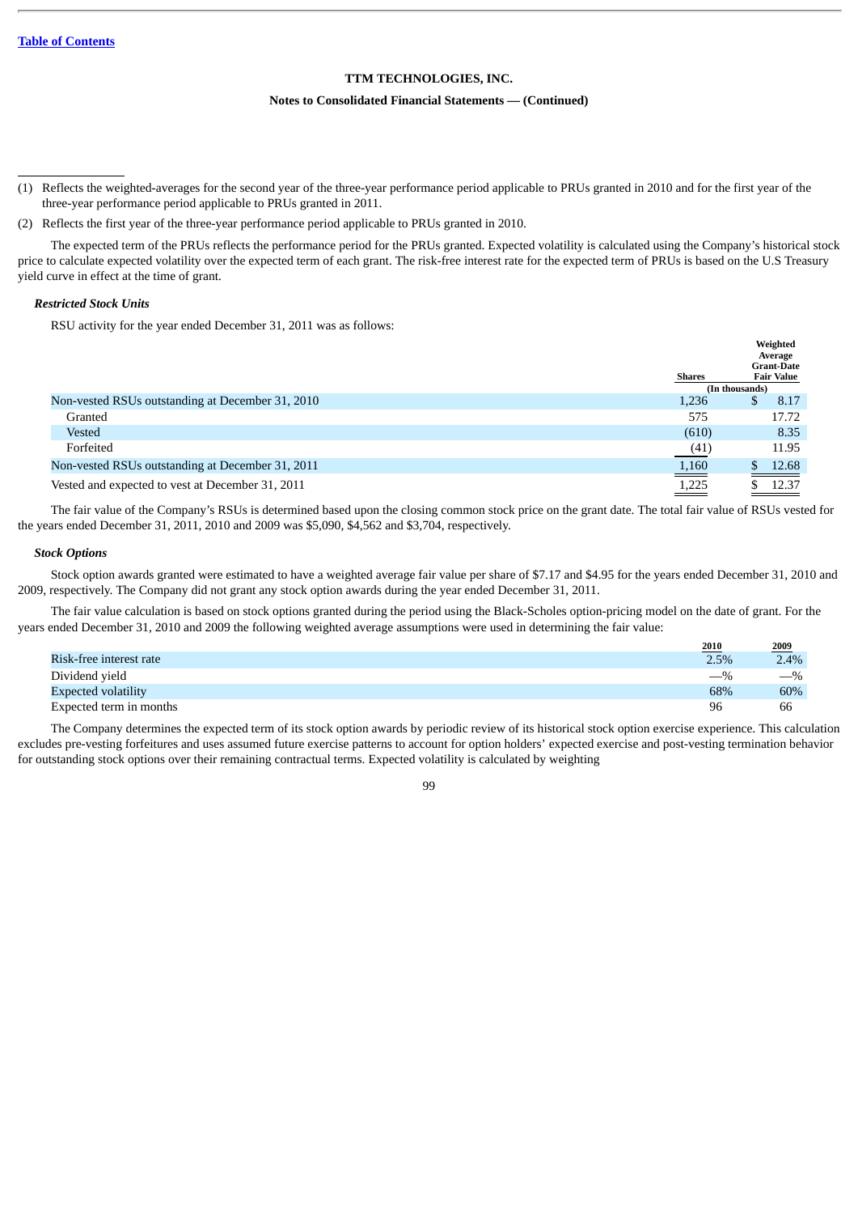(1) Reflects the weighted-averages for the second year of the three-year performance period applicable to PRUs granted in 2010 and for the first year of the three-year performance period applicable to PRUs granted in 2011.

(2) Reflects the first year of the three-year performance period applicable to PRUs granted in 2010.

The expected term of the PRUs reflects the performance period for the PRUs granted. Expected volatility is calculated using the Company's historical stock price to calculate expected volatility over the expected term of each grant. The risk-free interest rate for the expected term of PRUs is based on the U.S Treasury yield curve in effect at the time of grant.

***Restricted Stock Units***

RSU activity for the year ended December 31, 2011 was as follows:

| | Shares | Weighted Average Grant-Date Fair Value |
|---|---|---|
| | (In thousands) | |
| Non-vested RSUs outstanding at December 31, 2010 | 1,236 | $ 8.17 |
| Granted | 575 | 17.72 |
| Vested | (610) | 8.35 |
| Forfeited | (41) | 11.95 |
| Non-vested RSUs outstanding at December 31, 2011 | 1,160 | $ 12.68 |
| Vested and expected to vest at December 31, 2011 | 1,225 | $ 12.37 |

The fair value of the Company's RSUs is determined based upon the closing common stock price on the grant date. The total fair value of RSUs vested for the years ended December 31, 2011, 2010 and 2009 was $5,090, $4,562 and $3,704, respectively.

***Stock Options***

Stock option awards granted were estimated to have a weighted average fair value per share of $7.17 and $4.95 for the years ended December 31, 2010 and 2009, respectively. The Company did not grant any stock option awards during the year ended December 31, 2011.

The fair value calculation is based on stock options granted during the period using the Black-Scholes option-pricing model on the date of grant. For the years ended December 31, 2010 and 2009 the following weighted average assumptions were used in determining the fair value:

| | 2010 | 2009 |
|---|---|---|
| Risk-free interest rate | 2.5% | 2.4% |
| Dividend yield | —% | —% |
| Expected volatility | 68% | 60% |
| Expected term in months | 96 | 66 |

The Company determines the expected term of its stock option awards by periodic review of its historical stock option exercise experience. This calculation excludes pre-vesting forfeitures and uses assumed future exercise patterns to account for option holders' expected exercise and post-vesting termination behavior for outstanding stock options over their remaining contractual terms. Expected volatility is calculated by weighting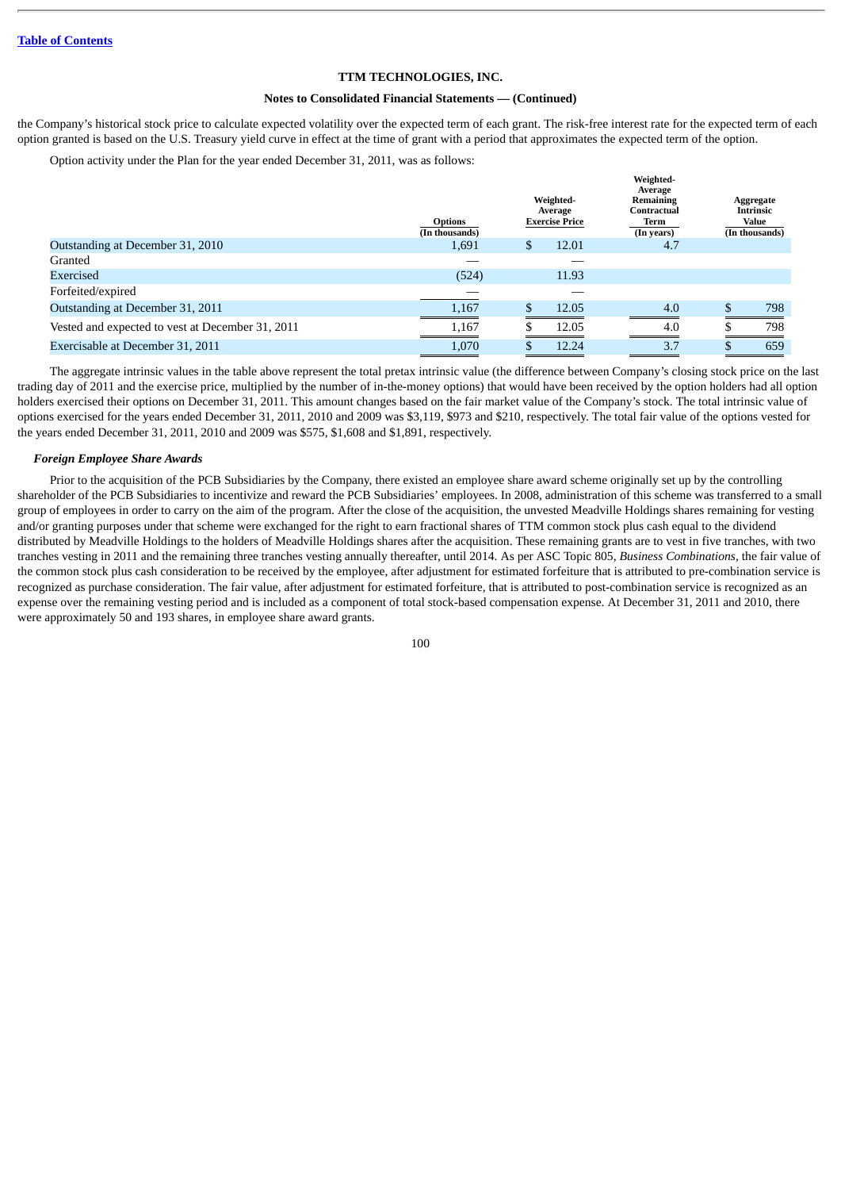TTM TECHNOLOGIES, INC.

Notes to Consolidated Financial Statements — (Continued)

the Company's historical stock price to calculate expected volatility over the expected term of each grant. The risk-free interest rate for the expected term of each option granted is based on the U.S. Treasury yield curve in effect at the time of grant with a period that approximates the expected term of the option.

Option activity under the Plan for the year ended December 31, 2011, was as follows:

| | Options (In thousands) | Weighted-Average Exercise Price | Weighted-Average Remaining Contractual Term (In years) | Aggregate Intrinsic Value (In thousands) |
|---|---|---|---|---|
| Outstanding at December 31, 2010 | 1,691 | $ 12.01 | 4.7 | |
| Granted | — | — | | |
| Exercised | (524) | 11.93 | | |
| Forfeited/expired | — | — | | |
| Outstanding at December 31, 2011 | 1,167 | $ 12.05 | 4.0 | $ 798 |
| Vested and expected to vest at December 31, 2011 | 1,167 | $ 12.05 | 4.0 | $ 798 |
| Exercisable at December 31, 2011 | 1,070 | $ 12.24 | 3.7 | $ 659 |

The aggregate intrinsic values in the table above represent the total pretax intrinsic value (the difference between Company's closing stock price on the last trading day of 2011 and the exercise price, multiplied by the number of in-the-money options) that would have been received by the option holders had all option holders exercised their options on December 31, 2011. This amount changes based on the fair market value of the Company's stock. The total intrinsic value of options exercised for the years ended December 31, 2011, 2010 and 2009 was $3,119, $973 and $210, respectively. The total fair value of the options vested for the years ended December 31, 2011, 2010 and 2009 was $575, $1,608 and $1,891, respectively.

***Foreign Employee Share Awards***

Prior to the acquisition of the PCB Subsidiaries by the Company, there existed an employee share award scheme originally set up by the controlling shareholder of the PCB Subsidiaries to incentivize and reward the PCB Subsidiaries' employees. In 2008, administration of this scheme was transferred to a small group of employees in order to carry on the aim of the program. After the close of the acquisition, the unvested Meadville Holdings shares remaining for vesting and/or granting purposes under that scheme were exchanged for the right to earn fractional shares of TTM common stock plus cash equal to the dividend distributed by Meadville Holdings to the holders of Meadville Holdings shares after the acquisition. These remaining grants are to vest in five tranches, with two tranches vesting in 2011 and the remaining three tranches vesting annually thereafter, until 2014. As per ASC Topic 805, *Business Combinations*, the fair value of the common stock plus cash consideration to be received by the employee, after adjustment for estimated forfeiture that is attributed to pre-combination service is recognized as purchase consideration. The fair value, after adjustment for estimated forfeiture, that is attributed to post-combination service is recognized as an expense over the remaining vesting period and is included as a component of total stock-based compensation expense. At December 31, 2011 and 2010, there were approximately 50 and 193 shares, in employee share award grants.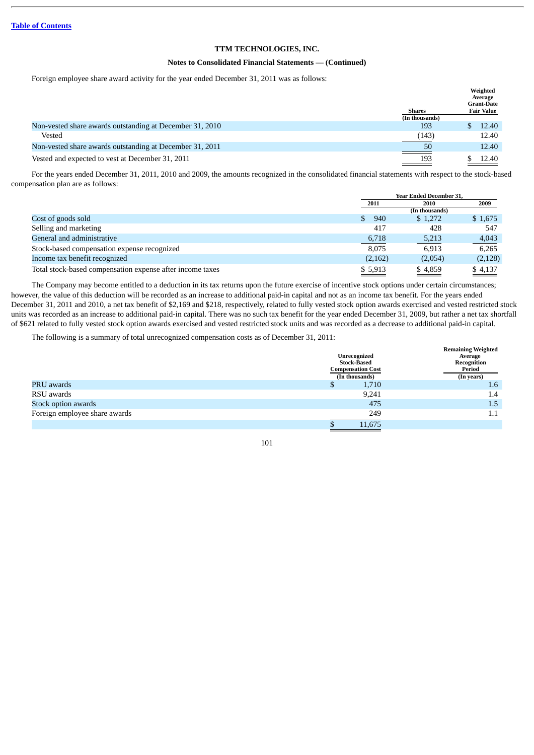TTM TECHNOLOGIES, INC.

**Notes to Consolidated Financial Statements — (Continued)**

Foreign employee share award activity for the year ended December 31, 2011 was as follows:

| | Shares (In thousands) | Weighted Average Grant-Date Fair Value |
|---|---|---|
| Non-vested share awards outstanding at December 31, 2010 | 193 | $ 12.40 |
| Vested | (143) | 12.40 |
| Non-vested share awards outstanding at December 31, 2011 | 50 | 12.40 |
| Vested and expected to vest at December 31, 2011 | 193 | $ 12.40 |

For the years ended December 31, 2011, 2010 and 2009, the amounts recognized in the consolidated financial statements with respect to the stock-based compensation plan are as follows:

| | Year Ended December 31, | | |
|---|---|---|---|
| | 2011 | 2010 | 2009 |
| | | (In thousands) | |
| Cost of goods sold | $ 940 | $ 1,272 | $ 1,675 |
| Selling and marketing | 417 | 428 | 547 |
| General and administrative | 6,718 | 5,213 | 4,043 |
| Stock-based compensation expense recognized | 8,075 | 6,913 | 6,265 |
| Income tax benefit recognized | (2,162) | (2,054) | (2,128) |
| Total stock-based compensation expense after income taxes | $ 5,913 | $ 4,859 | $ 4,137 |

The Company may become entitled to a deduction in its tax returns upon the future exercise of incentive stock options under certain circumstances; however, the value of this deduction will be recorded as an increase to additional paid-in capital and not as an income tax benefit. For the years ended December 31, 2011 and 2010, a net tax benefit of $2,169 and $218, respectively, related to fully vested stock option awards exercised and vested restricted stock units was recorded as an increase to additional paid-in capital. There was no such tax benefit for the year ended December 31, 2009, but rather a net tax shortfall of $621 related to fully vested stock option awards exercised and vested restricted stock units and was recorded as a decrease to additional paid-in capital.

The following is a summary of total unrecognized compensation costs as of December 31, 2011:

| | Unrecognized Stock-Based Compensation Cost (In thousands) | Remaining Weighted Average Recognition Period (In years) |
|---|---|---|
| PRU awards | $ 1,710 | 1.6 |
| RSU awards | 9,241 | 1.4 |
| Stock option awards | 475 | 1.5 |
| Foreign employee share awards | 249 | 1.1 |
| | $ 11,675 | |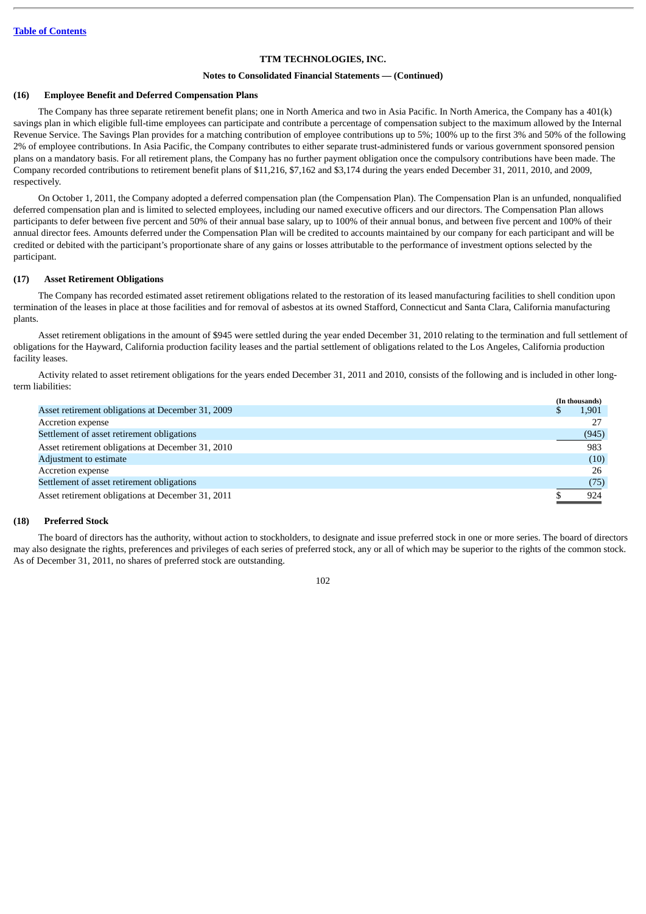**TTM TECHNOLOGIES, INC.**

**Notes to Consolidated Financial Statements — (Continued)**

## (16) Employee Benefit and Deferred Compensation Plans

The Company has three separate retirement benefit plans; one in North America and two in Asia Pacific. In North America, the Company has a 401(k) savings plan in which eligible full-time employees can participate and contribute a percentage of compensation subject to the maximum allowed by the Internal Revenue Service. The Savings Plan provides for a matching contribution of employee contributions up to 5%; 100% up to the first 3% and 50% of the following 2% of employee contributions. In Asia Pacific, the Company contributes to either separate trust-administered funds or various government sponsored pension plans on a mandatory basis. For all retirement plans, the Company has no further payment obligation once the compulsory contributions have been made. The Company recorded contributions to retirement benefit plans of $11,216, $7,162 and $3,174 during the years ended December 31, 2011, 2010, and 2009, respectively.

On October 1, 2011, the Company adopted a deferred compensation plan (the Compensation Plan). The Compensation Plan is an unfunded, nonqualified deferred compensation plan and is limited to selected employees, including our named executive officers and our directors. The Compensation Plan allows participants to defer between five percent and 50% of their annual base salary, up to 100% of their annual bonus, and between five percent and 100% of their annual director fees. Amounts deferred under the Compensation Plan will be credited to accounts maintained by our company for each participant and will be credited or debited with the participant's proportionate share of any gains or losses attributable to the performance of investment options selected by the participant.

## (17) Asset Retirement Obligations

The Company has recorded estimated asset retirement obligations related to the restoration of its leased manufacturing facilities to shell condition upon termination of the leases in place at those facilities and for removal of asbestos at its owned Stafford, Connecticut and Santa Clara, California manufacturing plants.

Asset retirement obligations in the amount of $945 were settled during the year ended December 31, 2010 relating to the termination and full settlement of obligations for the Hayward, California production facility leases and the partial settlement of obligations related to the Los Angeles, California production facility leases.

Activity related to asset retirement obligations for the years ended December 31, 2011 and 2010, consists of the following and is included in other long-term liabilities:

| | (In thousands) |
|---|---|
| Asset retirement obligations at December 31, 2009 | $ 1,901 |
| Accretion expense | 27 |
| Settlement of asset retirement obligations | (945) |
| Asset retirement obligations at December 31, 2010 | 983 |
| Adjustment to estimate | (10) |
| Accretion expense | 26 |
| Settlement of asset retirement obligations | (75) |
| Asset retirement obligations at December 31, 2011 | $ 924 |

## (18) Preferred Stock

The board of directors has the authority, without action to stockholders, to designate and issue preferred stock in one or more series. The board of directors may also designate the rights, preferences and privileges of each series of preferred stock, any or all of which may be superior to the rights of the common stock. As of December 31, 2011, no shares of preferred stock are outstanding.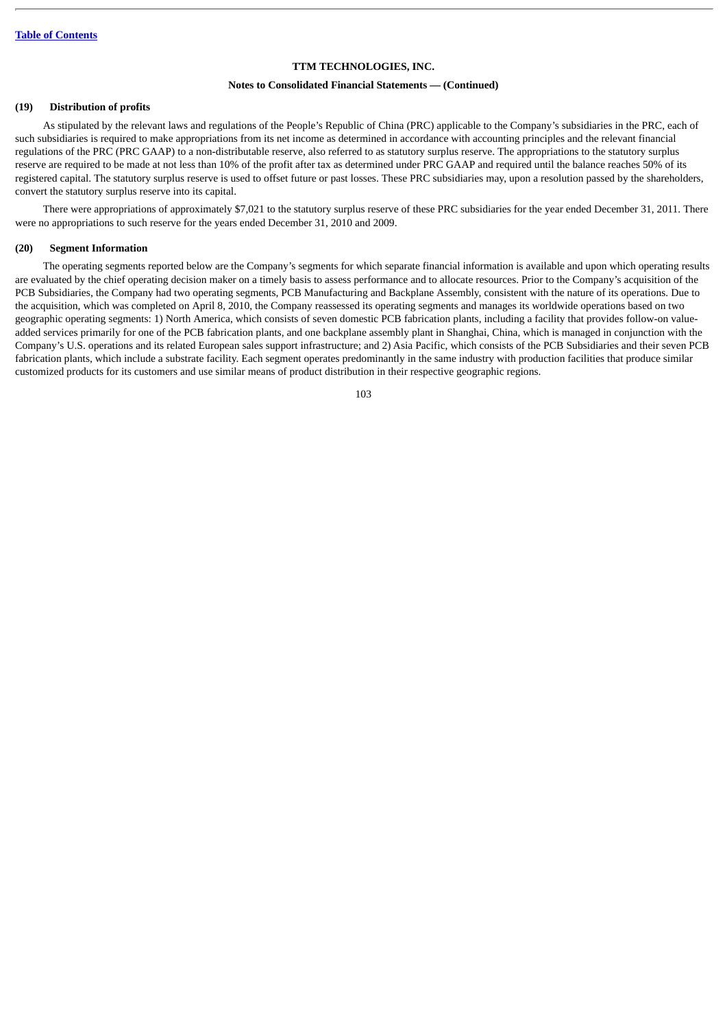**TTM TECHNOLOGIES, INC.**

**Notes to Consolidated Financial Statements — (Continued)**

## (19) Distribution of profits

As stipulated by the relevant laws and regulations of the People's Republic of China (PRC) applicable to the Company's subsidiaries in the PRC, each of such subsidiaries is required to make appropriations from its net income as determined in accordance with accounting principles and the relevant financial regulations of the PRC (PRC GAAP) to a non-distributable reserve, also referred to as statutory surplus reserve. The appropriations to the statutory surplus reserve are required to be made at not less than 10% of the profit after tax as determined under PRC GAAP and required until the balance reaches 50% of its registered capital. The statutory surplus reserve is used to offset future or past losses. These PRC subsidiaries may, upon a resolution passed by the shareholders, convert the statutory surplus reserve into its capital.

There were appropriations of approximately $7,021 to the statutory surplus reserve of these PRC subsidiaries for the year ended December 31, 2011. There were no appropriations to such reserve for the years ended December 31, 2010 and 2009.

## (20) Segment Information

The operating segments reported below are the Company's segments for which separate financial information is available and upon which operating results are evaluated by the chief operating decision maker on a timely basis to assess performance and to allocate resources. Prior to the Company's acquisition of the PCB Subsidiaries, the Company had two operating segments, PCB Manufacturing and Backplane Assembly, consistent with the nature of its operations. Due to the acquisition, which was completed on April 8, 2010, the Company reassessed its operating segments and manages its worldwide operations based on two geographic operating segments: 1) North America, which consists of seven domestic PCB fabrication plants, including a facility that provides follow-on value-added services primarily for one of the PCB fabrication plants, and one backplane assembly plant in Shanghai, China, which is managed in conjunction with the Company's U.S. operations and its related European sales support infrastructure; and 2) Asia Pacific, which consists of the PCB Subsidiaries and their seven PCB fabrication plants, which include a substrate facility. Each segment operates predominantly in the same industry with production facilities that produce similar customized products for its customers and use similar means of product distribution in their respective geographic regions.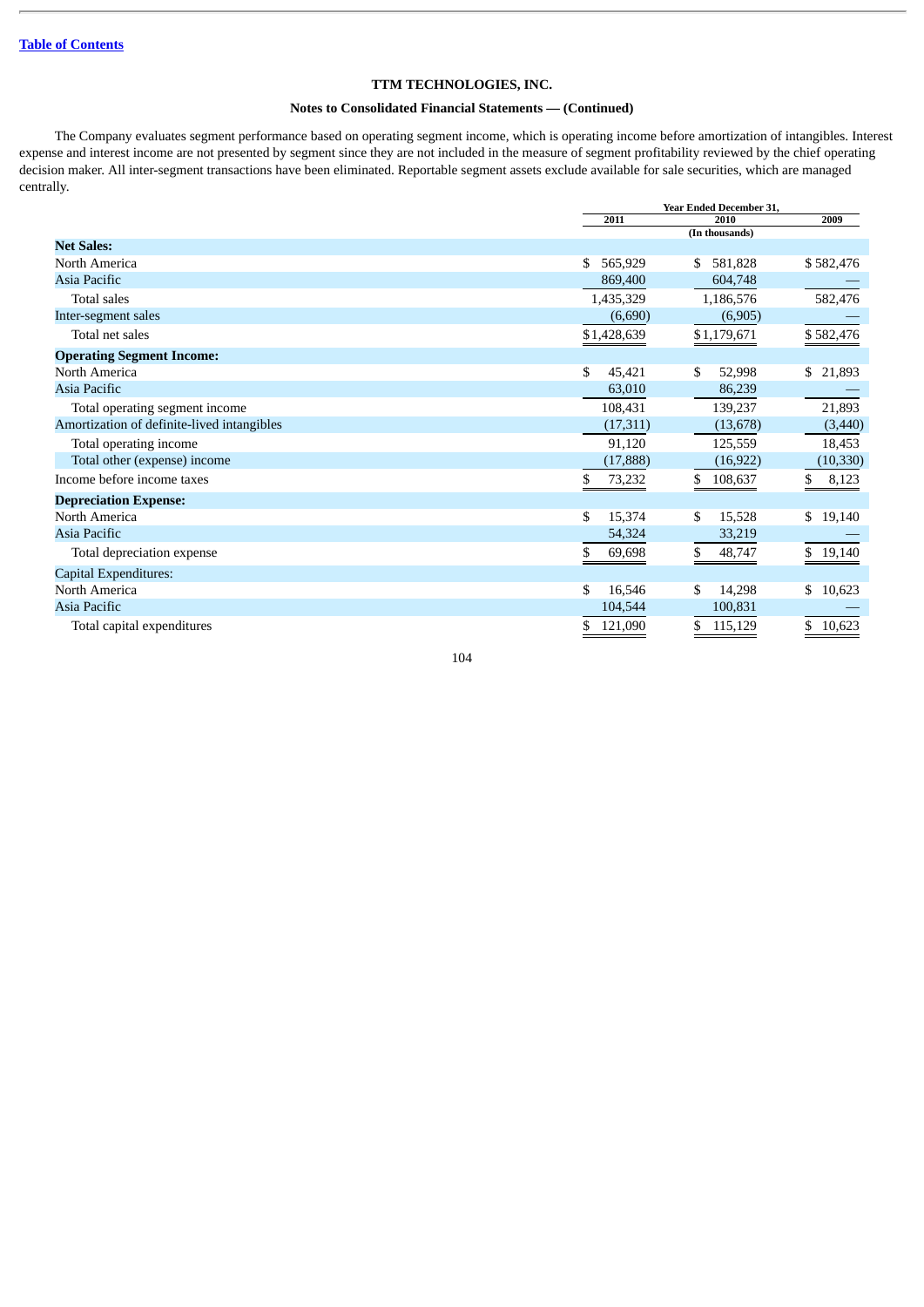**TTM TECHNOLOGIES, INC.**

**Notes to Consolidated Financial Statements — (Continued)**

The Company evaluates segment performance based on operating segment income, which is operating income before amortization of intangibles. Interest expense and interest income are not presented by segment since they are not included in the measure of segment profitability reviewed by the chief operating decision maker. All inter-segment transactions have been eliminated. Reportable segment assets exclude available for sale securities, which are managed centrally.

| | Year Ended December 31, | | |
|---|---|---|---|
| | 2011 | 2010 | 2009 |
| | (In thousands) | | |
| **Net Sales:** | | | |
| North America | $ 565,929 | $ 581,828 | $ 582,476 |
| Asia Pacific | 869,400 | 604,748 | — |
| Total sales | 1,435,329 | 1,186,576 | 582,476 |
| Inter-segment sales | (6,690) | (6,905) | — |
| Total net sales | $ 1,428,639 | $ 1,179,671 | $ 582,476 |
| **Operating Segment Income:** | | | |
| North America | $ 45,421 | $ 52,998 | $ 21,893 |
| Asia Pacific | 63,010 | 86,239 | — |
| Total operating segment income | 108,431 | 139,237 | 21,893 |
| Amortization of definite-lived intangibles | (17,311) | (13,678) | (3,440) |
| Total operating income | 91,120 | 125,559 | 18,453 |
| Total other (expense) income | (17,888) | (16,922) | (10,330) |
| Income before income taxes | $ 73,232 | $ 108,637 | $ 8,123 |
| **Depreciation Expense:** | | | |
| North America | $ 15,374 | $ 15,528 | $ 19,140 |
| Asia Pacific | 54,324 | 33,219 | — |
| Total depreciation expense | $ 69,698 | $ 48,747 | $ 19,140 |
| Capital Expenditures: | | | |
| North America | $ 16,546 | $ 14,298 | $ 10,623 |
| Asia Pacific | 104,544 | 100,831 | — |
| Total capital expenditures | $ 121,090 | $ 115,129 | $ 10,623 |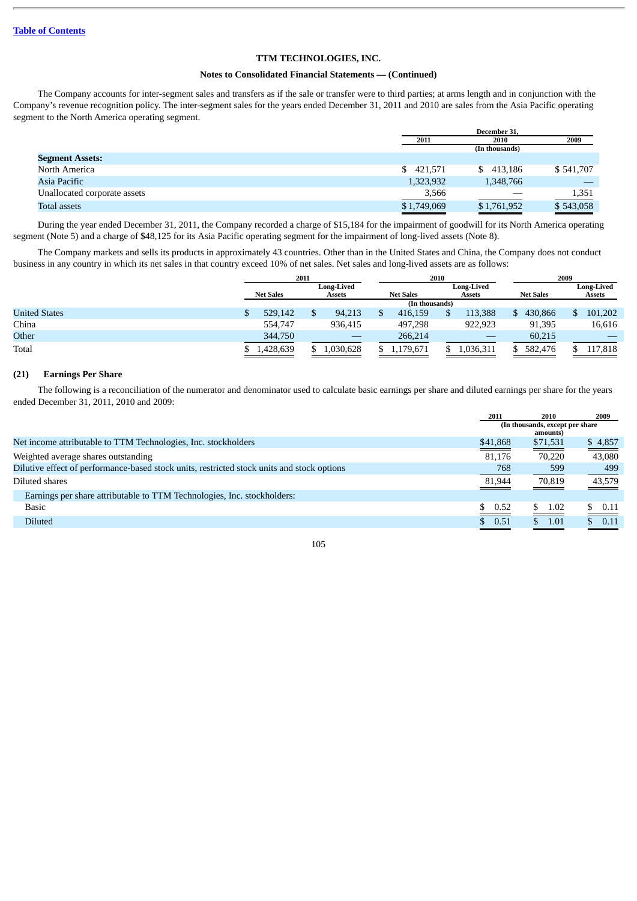Table of Contents

**TTM TECHNOLOGIES, INC.**

**Notes to Consolidated Financial Statements — (Continued)**

The Company accounts for inter-segment sales and transfers as if the sale or transfer were to third parties; at arms length and in conjunction with the Company's revenue recognition policy. The inter-segment sales for the years ended December 31, 2011 and 2010 are sales from the Asia Pacific operating segment to the North America operating segment.

| | December 31, | | |
|---|---|---|---|
| | 2011 | 2010 | 2009 |
| | (In thousands) | | |
| **Segment Assets:** | | | |
| North America | $ 421,571 | $ 413,186 | $ 541,707 |
| Asia Pacific | 1,323,932 | 1,348,766 | — |
| Unallocated corporate assets | 3,566 | — | 1,351 |
| Total assets | $ 1,749,069 | $ 1,761,952 | $ 543,058 |

During the year ended December 31, 2011, the Company recorded a charge of $15,184 for the impairment of goodwill for its North America operating segment (Note 5) and a charge of $48,125 for its Asia Pacific operating segment for the impairment of long-lived assets (Note 8).

The Company markets and sells its products in approximately 43 countries. Other than in the United States and China, the Company does not conduct business in any country in which its net sales in that country exceed 10% of net sales. Net sales and long-lived assets are as follows:

| | 2011 | | 2010 | | 2009 | |
|---|---|---|---|---|---|---|
| | Net Sales | Long-Lived Assets | Net Sales | Long-Lived Assets | Net Sales | Long-Lived Assets |
| | (In thousands) | | | | | |
| United States | $ 529,142 | $ 94,213 | $ 416,159 | $ 113,388 | $ 430,866 | $ 101,202 |
| China | 554,747 | 936,415 | 497,298 | 922,923 | 91,395 | 16,616 |
| Other | 344,750 | — | 266,214 | — | 60,215 | — |
| Total | $ 1,428,639 | $ 1,030,628 | $ 1,179,671 | $ 1,036,311 | $ 582,476 | $ 117,818 |

## (21) Earnings Per Share

The following is a reconciliation of the numerator and denominator used to calculate basic earnings per share and diluted earnings per share for the years ended December 31, 2011, 2010 and 2009:

| | 2011 | 2010 | 2009 |
|---|---|---|---|
| | (In thousands, except per share amounts) | | |
| Net income attributable to TTM Technologies, Inc. stockholders | $41,868 | $71,531 | $ 4,857 |
| Weighted average shares outstanding | 81,176 | 70,220 | 43,080 |
| Dilutive effect of performance-based stock units, restricted stock units and stock options | 768 | 599 | 499 |
| Diluted shares | 81,944 | 70,819 | 43,579 |
| Earnings per share attributable to TTM Technologies, Inc. stockholders: | | | |
| Basic | $ 0.52 | $ 1.02 | $ 0.11 |
| Diluted | $ 0.51 | $ 1.01 | $ 0.11 |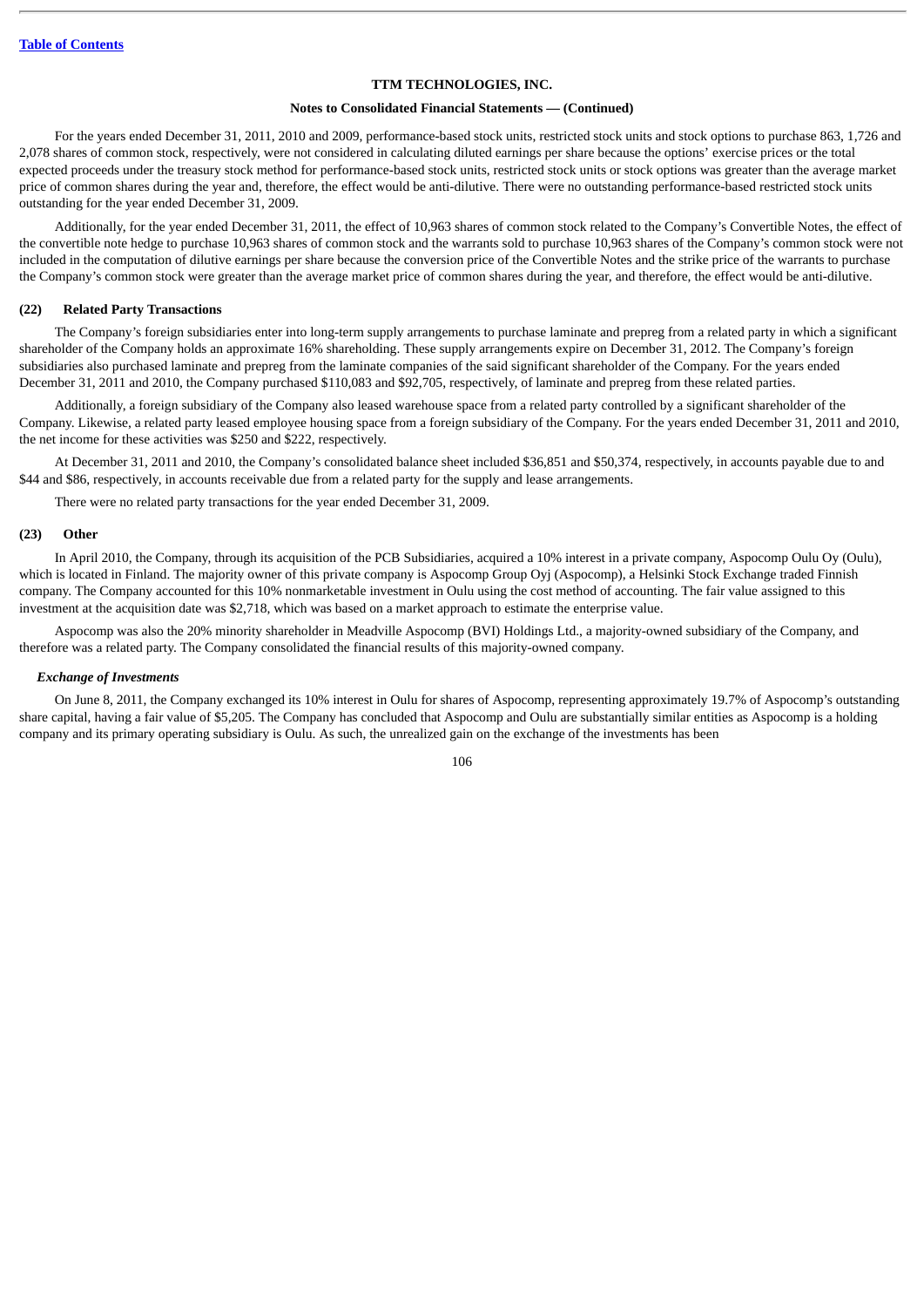For the years ended December 31, 2011, 2010 and 2009, performance-based stock units, restricted stock units and stock options to purchase 863, 1,726 and 2,078 shares of common stock, respectively, were not considered in calculating diluted earnings per share because the options' exercise prices or the total expected proceeds under the treasury stock method for performance-based stock units, restricted stock units or stock options was greater than the average market price of common shares during the year and, therefore, the effect would be anti-dilutive. There were no outstanding performance-based restricted stock units outstanding for the year ended December 31, 2009.

Additionally, for the year ended December 31, 2011, the effect of 10,963 shares of common stock related to the Company's Convertible Notes, the effect of the convertible note hedge to purchase 10,963 shares of common stock and the warrants sold to purchase 10,963 shares of the Company's common stock were not included in the computation of dilutive earnings per share because the conversion price of the Convertible Notes and the strike price of the warrants to purchase the Company's common stock were greater than the average market price of common shares during the year, and therefore, the effect would be anti-dilutive.

## (22) Related Party Transactions

The Company's foreign subsidiaries enter into long-term supply arrangements to purchase laminate and prepreg from a related party in which a significant shareholder of the Company holds an approximate 16% shareholding. These supply arrangements expire on December 31, 2012. The Company's foreign subsidiaries also purchased laminate and prepreg from the laminate companies of the said significant shareholder of the Company. For the years ended December 31, 2011 and 2010, the Company purchased $110,083 and $92,705, respectively, of laminate and prepreg from these related parties.

Additionally, a foreign subsidiary of the Company also leased warehouse space from a related party controlled by a significant shareholder of the Company. Likewise, a related party leased employee housing space from a foreign subsidiary of the Company. For the years ended December 31, 2011 and 2010, the net income for these activities was $250 and $222, respectively.

At December 31, 2011 and 2010, the Company's consolidated balance sheet included $36,851 and $50,374, respectively, in accounts payable due to and $44 and $86, respectively, in accounts receivable due from a related party for the supply and lease arrangements.

There were no related party transactions for the year ended December 31, 2009.

## (23) Other

In April 2010, the Company, through its acquisition of the PCB Subsidiaries, acquired a 10% interest in a private company, Aspocomp Oulu Oy (Oulu), which is located in Finland. The majority owner of this private company is Aspocomp Group Oyj (Aspocomp), a Helsinki Stock Exchange traded Finnish company. The Company accounted for this 10% nonmarketable investment in Oulu using the cost method of accounting. The fair value assigned to this investment at the acquisition date was $2,718, which was based on a market approach to estimate the enterprise value.

Aspocomp was also the 20% minority shareholder in Meadville Aspocomp (BVI) Holdings Ltd., a majority-owned subsidiary of the Company, and therefore was a related party. The Company consolidated the financial results of this majority-owned company.

### *Exchange of Investments*

On June 8, 2011, the Company exchanged its 10% interest in Oulu for shares of Aspocomp, representing approximately 19.7% of Aspocomp's outstanding share capital, having a fair value of $5,205. The Company has concluded that Aspocomp and Oulu are substantially similar entities as Aspocomp is a holding company and its primary operating subsidiary is Oulu. As such, the unrealized gain on the exchange of the investments has been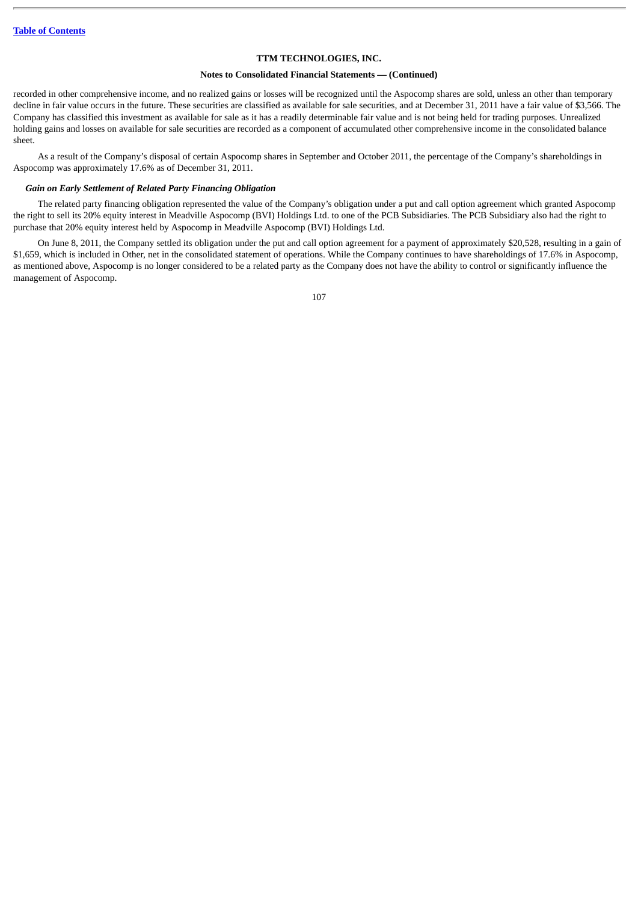recorded in other comprehensive income, and no realized gains or losses will be recognized until the Aspocomp shares are sold, unless an other than temporary decline in fair value occurs in the future. These securities are classified as available for sale securities, and at December 31, 2011 have a fair value of $3,566. The Company has classified this investment as available for sale as it has a readily determinable fair value and is not being held for trading purposes. Unrealized holding gains and losses on available for sale securities are recorded as a component of accumulated other comprehensive income in the consolidated balance sheet.

As a result of the Company's disposal of certain Aspocomp shares in September and October 2011, the percentage of the Company's shareholdings in Aspocomp was approximately 17.6% as of December 31, 2011.

***Gain on Early Settlement of Related Party Financing Obligation***

The related party financing obligation represented the value of the Company's obligation under a put and call option agreement which granted Aspocomp the right to sell its 20% equity interest in Meadville Aspocomp (BVI) Holdings Ltd. to one of the PCB Subsidiaries. The PCB Subsidiary also had the right to purchase that 20% equity interest held by Aspocomp in Meadville Aspocomp (BVI) Holdings Ltd.

On June 8, 2011, the Company settled its obligation under the put and call option agreement for a payment of approximately $20,528, resulting in a gain of $1,659, which is included in Other, net in the consolidated statement of operations. While the Company continues to have shareholdings of 17.6% in Aspocomp, as mentioned above, Aspocomp is no longer considered to be a related party as the Company does not have the ability to control or significantly influence the management of Aspocomp.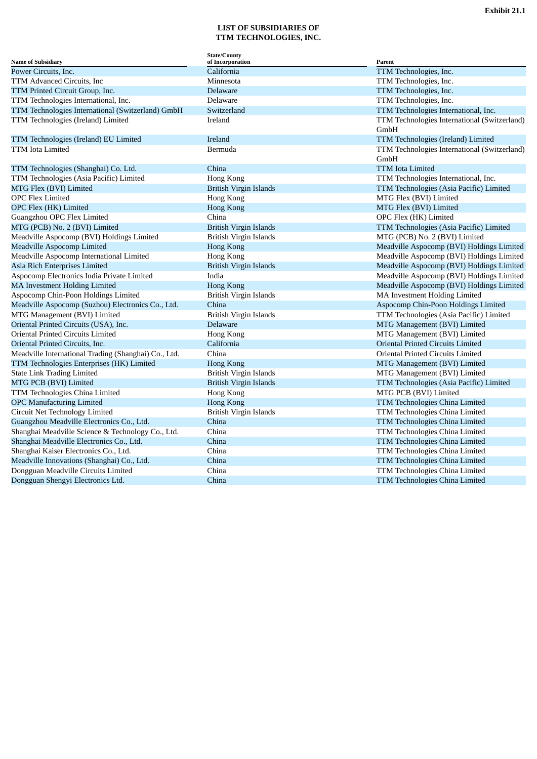**Exhibit 21.1**

**LIST OF SUBSIDIARIES OF**
**TTM TECHNOLOGIES, INC.**

| Name of Subsidiary | State/County of Incorporation | Parent |
|---|---|---|
| Power Circuits, Inc. | California | TTM Technologies, Inc. |
| TTM Advanced Circuits, Inc | Minnesota | TTM Technologies, Inc. |
| TTM Printed Circuit Group, Inc. | Delaware | TTM Technologies, Inc. |
| TTM Technologies International, Inc. | Delaware | TTM Technologies, Inc. |
| TTM Technologies International (Switzerland) GmbH | Switzerland | TTM Technologies International, Inc. |
| TTM Technologies (Ireland) Limited | Ireland | TTM Technologies International (Switzerland) GmbH |
| TTM Technologies (Ireland) EU Limited | Ireland | TTM Technologies (Ireland) Limited |
| TTM Iota Limited | Bermuda | TTM Technologies International (Switzerland) GmbH |
| TTM Technologies (Shanghai) Co. Ltd. | China | TTM Iota Limited |
| TTM Technologies (Asia Pacific) Limited | Hong Kong | TTM Technologies International, Inc. |
| MTG Flex (BVI) Limited | British Virgin Islands | TTM Technologies (Asia Pacific) Limited |
| OPC Flex Limited | Hong Kong | MTG Flex (BVI) Limited |
| OPC Flex (HK) Limited | Hong Kong | MTG Flex (BVI) Limited |
| Guangzhou OPC Flex Limited | China | OPC Flex (HK) Limited |
| MTG (PCB) No. 2 (BVI) Limited | British Virgin Islands | TTM Technologies (Asia Pacific) Limited |
| Meadville Aspocomp (BVI) Holdings Limited | British Virgin Islands | MTG (PCB) No. 2 (BVI) Limited |
| Meadville Aspocomp Limited | Hong Kong | Meadville Aspocomp (BVI) Holdings Limited |
| Meadville Aspocomp International Limited | Hong Kong | Meadville Aspocomp (BVI) Holdings Limited |
| Asia Rich Enterprises Limited | British Virgin Islands | Meadville Aspocomp (BVI) Holdings Limited |
| Aspocomp Electronics India Private Limited | India | Meadville Aspocomp (BVI) Holdings Limited |
| MA Investment Holding Limited | Hong Kong | Meadville Aspocomp (BVI) Holdings Limited |
| Aspocomp Chin-Poon Holdings Limited | British Virgin Islands | MA Investment Holding Limited |
| Meadville Aspocomp (Suzhou) Electronics Co., Ltd. | China | Aspocomp Chin-Poon Holdings Limited |
| MTG Management (BVI) Limited | British Virgin Islands | TTM Technologies (Asia Pacific) Limited |
| Oriental Printed Circuits (USA), Inc. | Delaware | MTG Management (BVI) Limited |
| Oriental Printed Circuits Limited | Hong Kong | MTG Management (BVI) Limited |
| Oriental Printed Circuits, Inc. | California | Oriental Printed Circuits Limited |
| Meadville International Trading (Shanghai) Co., Ltd. | China | Oriental Printed Circuits Limited |
| TTM Technologies Enterprises (HK) Limited | Hong Kong | MTG Management (BVI) Limited |
| State Link Trading Limited | British Virgin Islands | MTG Management (BVI) Limited |
| MTG PCB (BVI) Limited | British Virgin Islands | TTM Technologies (Asia Pacific) Limited |
| TTM Technologies China Limited | Hong Kong | MTG PCB (BVI) Limited |
| OPC Manufacturing Limited | Hong Kong | TTM Technologies China Limited |
| Circuit Net Technology Limited | British Virgin Islands | TTM Technologies China Limited |
| Guangzhou Meadville Electronics Co., Ltd. | China | TTM Technologies China Limited |
| Shanghai Meadville Science & Technology Co., Ltd. | China | TTM Technologies China Limited |
| Shanghai Meadville Electronics Co., Ltd. | China | TTM Technologies China Limited |
| Shanghai Kaiser Electronics Co., Ltd. | China | TTM Technologies China Limited |
| Meadville Innovations (Shanghai) Co., Ltd. | China | TTM Technologies China Limited |
| Dongguan Meadville Circuits Limited | China | TTM Technologies China Limited |
| Dongguan Shengyi Electronics Ltd. | China | TTM Technologies China Limited |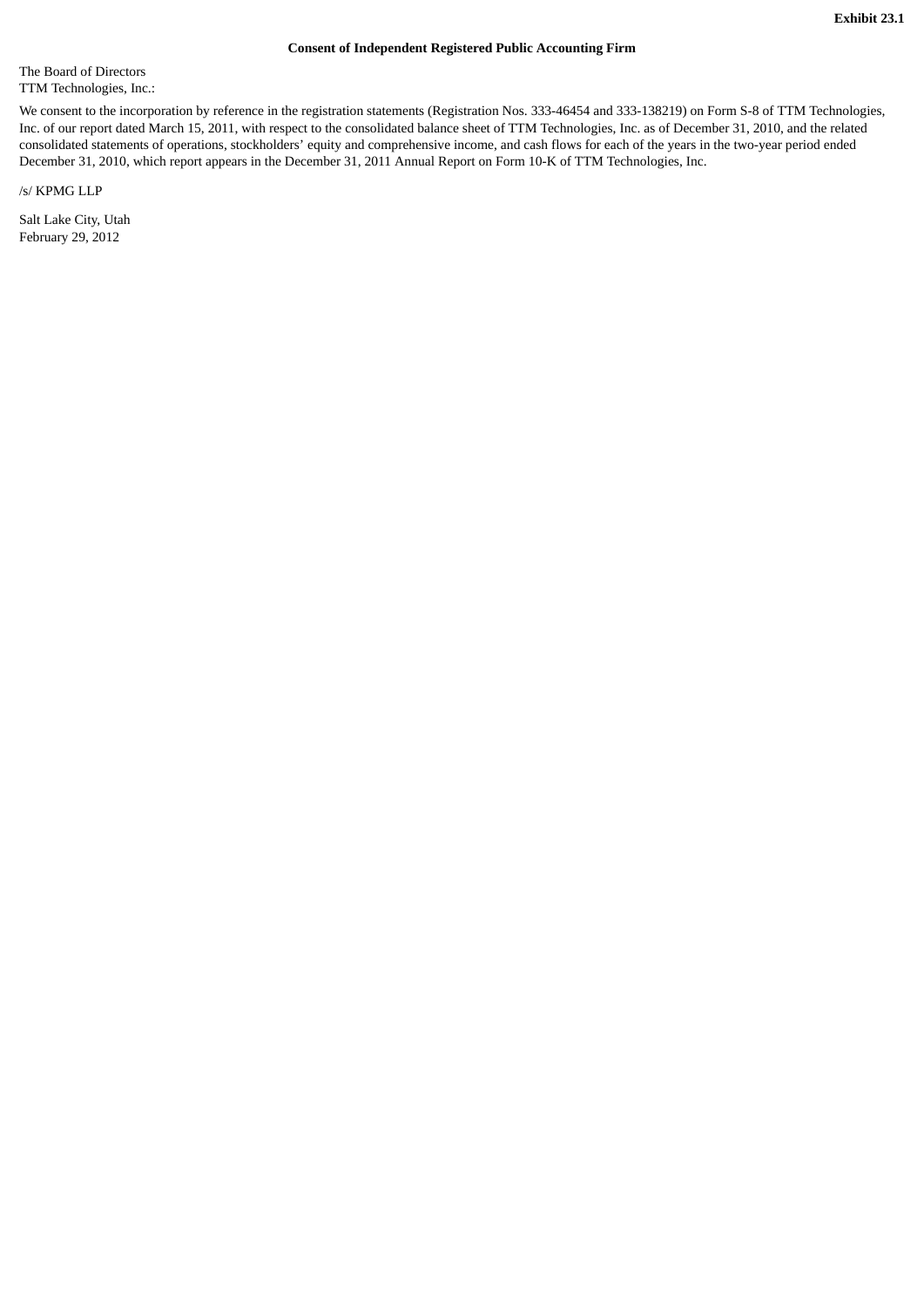**Exhibit 23.1**

**Consent of Independent Registered Public Accounting Firm**

The Board of Directors
TTM Technologies, Inc.:

We consent to the incorporation by reference in the registration statements (Registration Nos. 333-46454 and 333-138219) on Form S-8 of TTM Technologies, Inc. of our report dated March 15, 2011, with respect to the consolidated balance sheet of TTM Technologies, Inc. as of December 31, 2010, and the related consolidated statements of operations, stockholders' equity and comprehensive income, and cash flows for each of the years in the two-year period ended December 31, 2010, which report appears in the December 31, 2011 Annual Report on Form 10-K of TTM Technologies, Inc.

/s/ KPMG LLP

Salt Lake City, Utah
February 29, 2012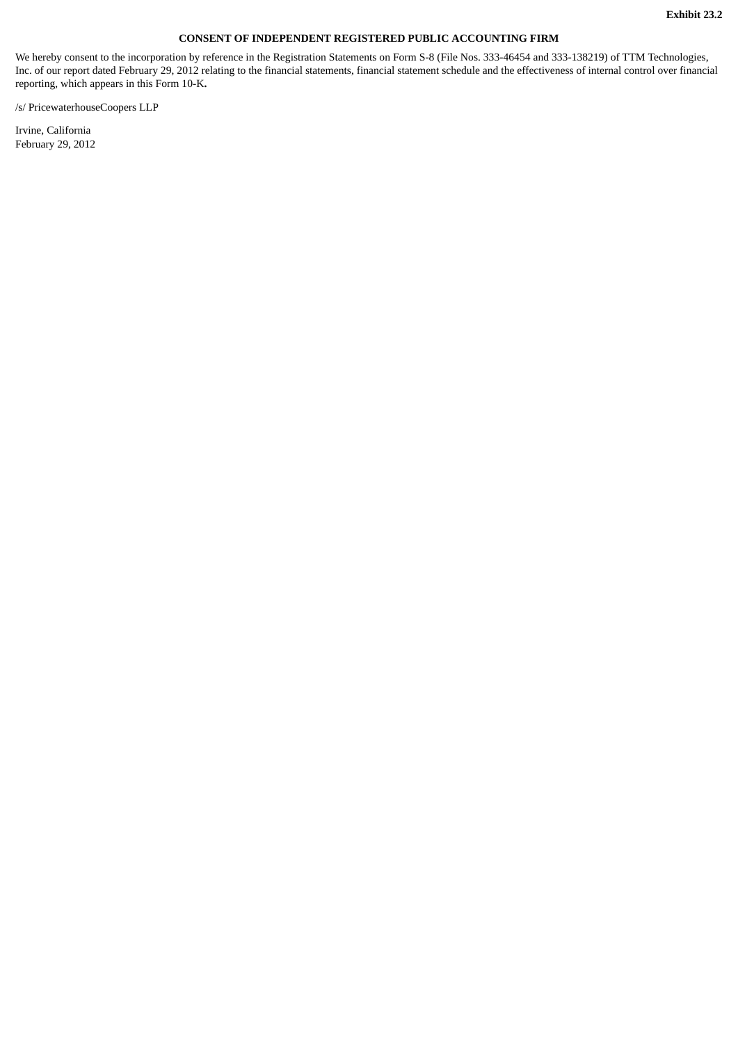**Exhibit 23.2**

# CONSENT OF INDEPENDENT REGISTERED PUBLIC ACCOUNTING FIRM

We hereby consent to the incorporation by reference in the Registration Statements on Form S-8 (File Nos. 333-46454 and 333-138219) of TTM Technologies, Inc. of our report dated February 29, 2012 relating to the financial statements, financial statement schedule and the effectiveness of internal control over financial reporting, which appears in this Form 10-K**.**

/s/ PricewaterhouseCoopers LLP

Irvine, California
February 29, 2012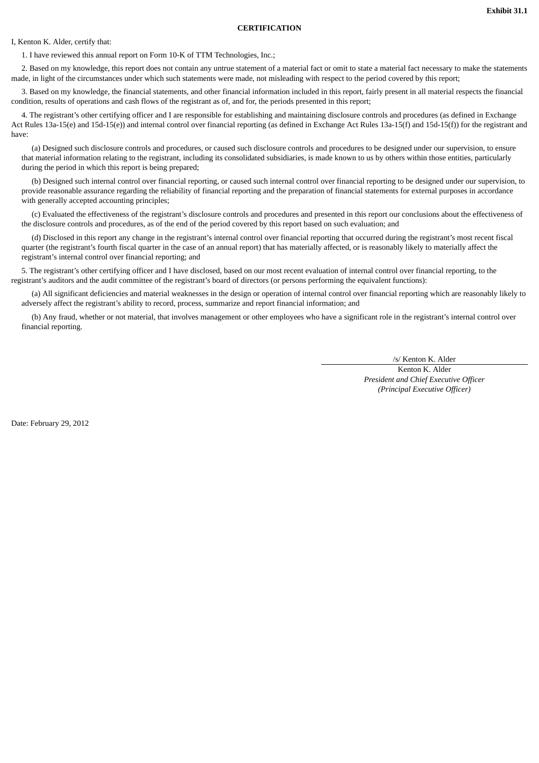**Exhibit 31.1**

**CERTIFICATION**

I, Kenton K. Alder, certify that:

1. I have reviewed this annual report on Form 10-K of TTM Technologies, Inc.;

2. Based on my knowledge, this report does not contain any untrue statement of a material fact or omit to state a material fact necessary to make the statements made, in light of the circumstances under which such statements were made, not misleading with respect to the period covered by this report;

3. Based on my knowledge, the financial statements, and other financial information included in this report, fairly present in all material respects the financial condition, results of operations and cash flows of the registrant as of, and for, the periods presented in this report;

4. The registrant's other certifying officer and I are responsible for establishing and maintaining disclosure controls and procedures (as defined in Exchange Act Rules 13a-15(e) and 15d-15(e)) and internal control over financial reporting (as defined in Exchange Act Rules 13a-15(f) and 15d-15(f)) for the registrant and have:

(a) Designed such disclosure controls and procedures, or caused such disclosure controls and procedures to be designed under our supervision, to ensure that material information relating to the registrant, including its consolidated subsidiaries, is made known to us by others within those entities, particularly during the period in which this report is being prepared;

(b) Designed such internal control over financial reporting, or caused such internal control over financial reporting to be designed under our supervision, to provide reasonable assurance regarding the reliability of financial reporting and the preparation of financial statements for external purposes in accordance with generally accepted accounting principles;

(c) Evaluated the effectiveness of the registrant's disclosure controls and procedures and presented in this report our conclusions about the effectiveness of the disclosure controls and procedures, as of the end of the period covered by this report based on such evaluation; and

(d) Disclosed in this report any change in the registrant's internal control over financial reporting that occurred during the registrant's most recent fiscal quarter (the registrant's fourth fiscal quarter in the case of an annual report) that has materially affected, or is reasonably likely to materially affect the registrant's internal control over financial reporting; and

5. The registrant's other certifying officer and I have disclosed, based on our most recent evaluation of internal control over financial reporting, to the registrant's auditors and the audit committee of the registrant's board of directors (or persons performing the equivalent functions):

(a) All significant deficiencies and material weaknesses in the design or operation of internal control over financial reporting which are reasonably likely to adversely affect the registrant's ability to record, process, summarize and report financial information; and

(b) Any fraud, whether or not material, that involves management or other employees who have a significant role in the registrant's internal control over financial reporting.

/s/ Kenton K. Alder

Kenton K. Alder
*President and Chief Executive Officer*
*(Principal Executive Officer)*

Date: February 29, 2012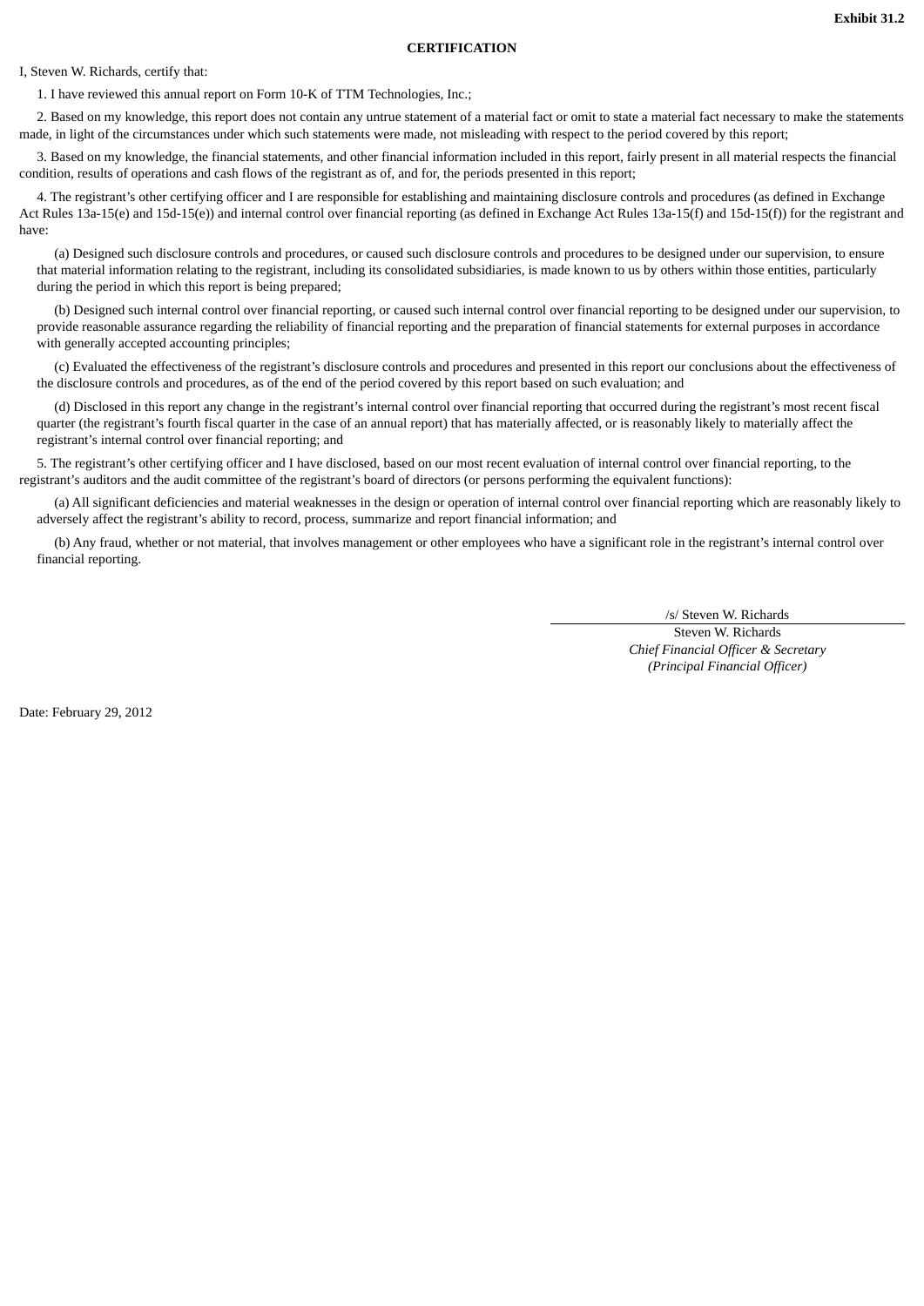**Exhibit 31.2**

**CERTIFICATION**

I, Steven W. Richards, certify that:

1. I have reviewed this annual report on Form 10-K of TTM Technologies, Inc.;

2. Based on my knowledge, this report does not contain any untrue statement of a material fact or omit to state a material fact necessary to make the statements made, in light of the circumstances under which such statements were made, not misleading with respect to the period covered by this report;

3. Based on my knowledge, the financial statements, and other financial information included in this report, fairly present in all material respects the financial condition, results of operations and cash flows of the registrant as of, and for, the periods presented in this report;

4. The registrant's other certifying officer and I are responsible for establishing and maintaining disclosure controls and procedures (as defined in Exchange Act Rules 13a-15(e) and 15d-15(e)) and internal control over financial reporting (as defined in Exchange Act Rules 13a-15(f) and 15d-15(f)) for the registrant and have:

(a) Designed such disclosure controls and procedures, or caused such disclosure controls and procedures to be designed under our supervision, to ensure that material information relating to the registrant, including its consolidated subsidiaries, is made known to us by others within those entities, particularly during the period in which this report is being prepared;

(b) Designed such internal control over financial reporting, or caused such internal control over financial reporting to be designed under our supervision, to provide reasonable assurance regarding the reliability of financial reporting and the preparation of financial statements for external purposes in accordance with generally accepted accounting principles;

(c) Evaluated the effectiveness of the registrant's disclosure controls and procedures and presented in this report our conclusions about the effectiveness of the disclosure controls and procedures, as of the end of the period covered by this report based on such evaluation; and

(d) Disclosed in this report any change in the registrant's internal control over financial reporting that occurred during the registrant's most recent fiscal quarter (the registrant's fourth fiscal quarter in the case of an annual report) that has materially affected, or is reasonably likely to materially affect the registrant's internal control over financial reporting; and

5. The registrant's other certifying officer and I have disclosed, based on our most recent evaluation of internal control over financial reporting, to the registrant's auditors and the audit committee of the registrant's board of directors (or persons performing the equivalent functions):

(a) All significant deficiencies and material weaknesses in the design or operation of internal control over financial reporting which are reasonably likely to adversely affect the registrant's ability to record, process, summarize and report financial information; and

(b) Any fraud, whether or not material, that involves management or other employees who have a significant role in the registrant's internal control over financial reporting.

/s/ Steven W. Richards

Steven W. Richards
*Chief Financial Officer & Secretary*
*(Principal Financial Officer)*

Date: February 29, 2012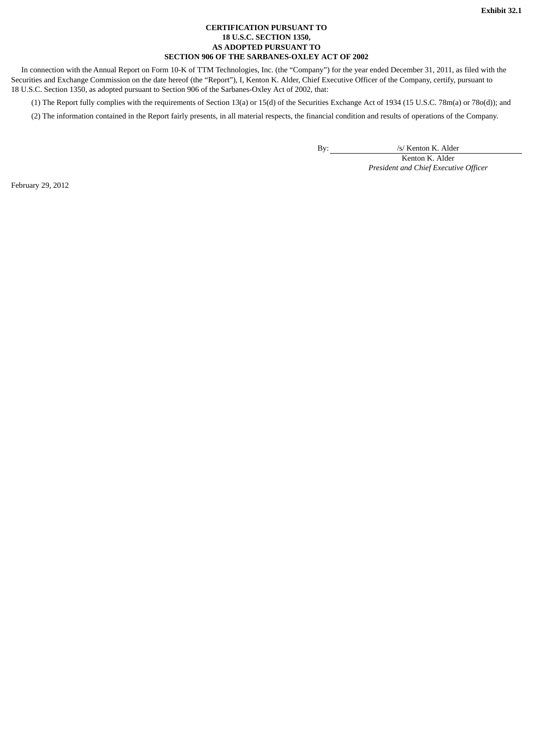**Exhibit 32.1**

**CERTIFICATION PURSUANT TO**
**18 U.S.C. SECTION 1350,**
**AS ADOPTED PURSUANT TO**
**SECTION 906 OF THE SARBANES-OXLEY ACT OF 2002**

In connection with the Annual Report on Form 10-K of TTM Technologies, Inc. (the "Company") for the year ended December 31, 2011, as filed with the Securities and Exchange Commission on the date hereof (the "Report"), I, Kenton K. Alder, Chief Executive Officer of the Company, certify, pursuant to 18 U.S.C. Section 1350, as adopted pursuant to Section 906 of the Sarbanes-Oxley Act of 2002, that:

(1) The Report fully complies with the requirements of Section 13(a) or 15(d) of the Securities Exchange Act of 1934 (15 U.S.C. 78m(a) or 78o(d)); and

(2) The information contained in the Report fairly presents, in all material respects, the financial condition and results of operations of the Company.

By: /s/ Kenton K. Alder
Kenton K. Alder
*President and Chief Executive Officer*

February 29, 2012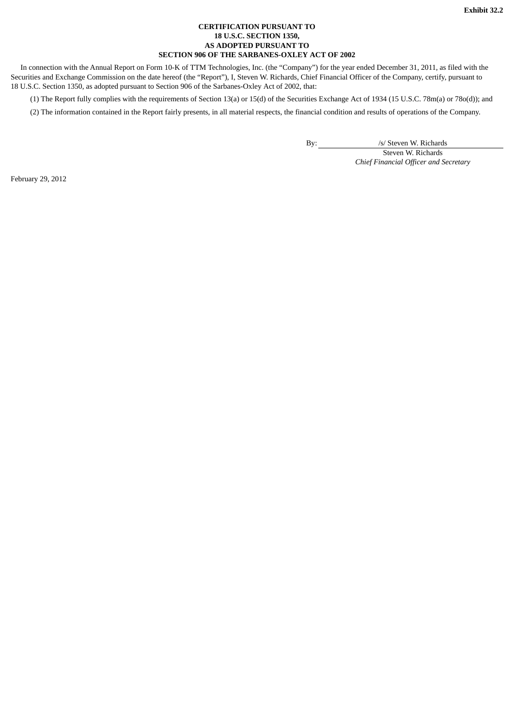**Exhibit 32.2**

**CERTIFICATION PURSUANT TO**
**18 U.S.C. SECTION 1350,**
**AS ADOPTED PURSUANT TO**
**SECTION 906 OF THE SARBANES-OXLEY ACT OF 2002**

In connection with the Annual Report on Form 10-K of TTM Technologies, Inc. (the "Company") for the year ended December 31, 2011, as filed with the Securities and Exchange Commission on the date hereof (the "Report"), I, Steven W. Richards, Chief Financial Officer of the Company, certify, pursuant to 18 U.S.C. Section 1350, as adopted pursuant to Section 906 of the Sarbanes-Oxley Act of 2002, that:

(1) The Report fully complies with the requirements of Section 13(a) or 15(d) of the Securities Exchange Act of 1934 (15 U.S.C. 78m(a) or 78o(d)); and

(2) The information contained in the Report fairly presents, in all material respects, the financial condition and results of operations of the Company.

By: /s/ Steven W. Richards
Steven W. Richards
*Chief Financial Officer and Secretary*

February 29, 2012